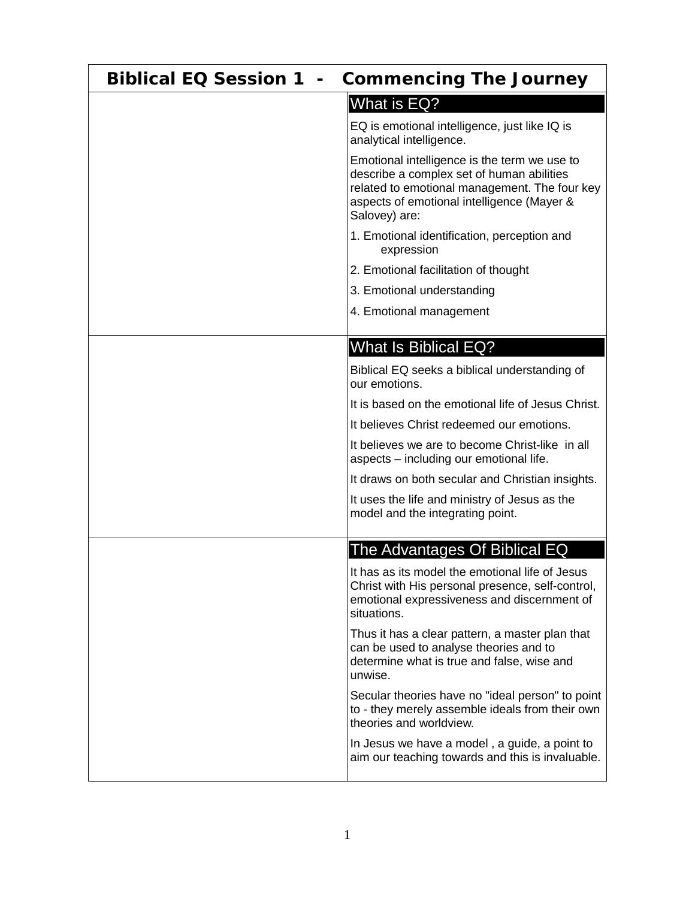# Biblical EQ Session 1 - Commencing The Journey

## What is EQ?

EQ is emotional intelligence, just like IQ is analytical intelligence.

Emotional intelligence is the term we use to describe a complex set of human abilities related to emotional management. The four key aspects of emotional intelligence (Mayer & Salovey) are:

1. Emotional identification, perception and expression
2. Emotional facilitation of thought
3. Emotional understanding
4. Emotional management

## What Is Biblical EQ?

Biblical EQ seeks a biblical understanding of our emotions.

It is based on the emotional life of Jesus Christ.

It believes Christ redeemed our emotions.

It believes we are to become Christ-like in all aspects – including our emotional life.

It draws on both secular and Christian insights.

It uses the life and ministry of Jesus as the model and the integrating point.

## The Advantages Of Biblical EQ

It has as its model the emotional life of Jesus Christ with His personal presence, self-control, emotional expressiveness and discernment of situations.

Thus it has a clear pattern, a master plan that can be used to analyse theories and to determine what is true and false, wise and unwise.

Secular theories have no "ideal person" to point to - they merely assemble ideals from their own theories and worldview.

In Jesus we have a model , a guide, a point to aim our teaching towards and this is invaluable.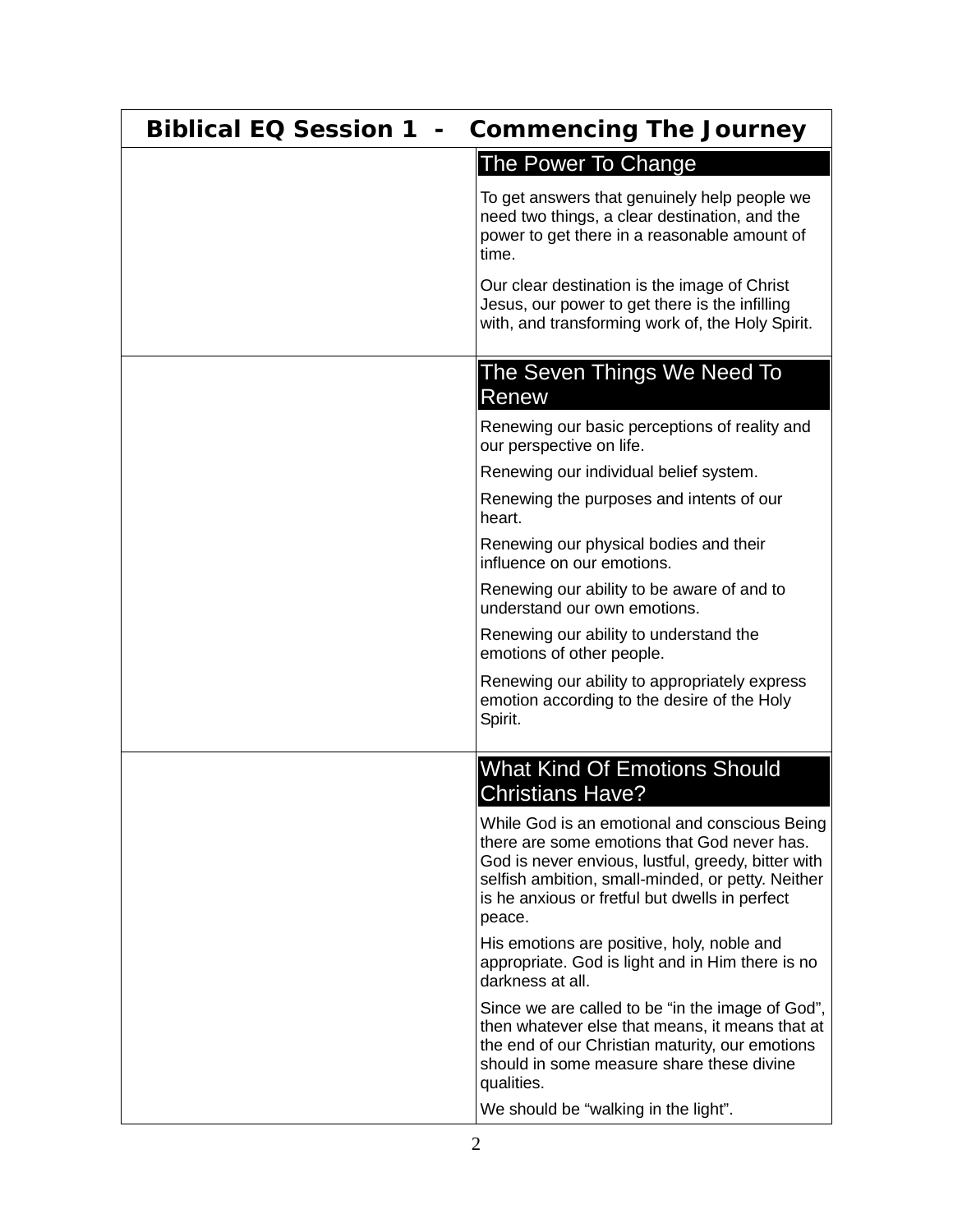# Biblical EQ Session 1 - Commencing The Journey

## The Power To Change

To get answers that genuinely help people we need two things, a clear destination, and the power to get there in a reasonable amount of time.

Our clear destination is the image of Christ Jesus, our power to get there is the infilling with, and transforming work of, the Holy Spirit.

## The Seven Things We Need To Renew

Renewing our basic perceptions of reality and our perspective on life.

Renewing our individual belief system.

Renewing the purposes and intents of our heart.

Renewing our physical bodies and their influence on our emotions.

Renewing our ability to be aware of and to understand our own emotions.

Renewing our ability to understand the emotions of other people.

Renewing our ability to appropriately express emotion according to the desire of the Holy Spirit.

## What Kind Of Emotions Should Christians Have?

While God is an emotional and conscious Being there are some emotions that God never has. God is never envious, lustful, greedy, bitter with selfish ambition, small-minded, or petty. Neither is he anxious or fretful but dwells in perfect peace.

His emotions are positive, holy, noble and appropriate. God is light and in Him there is no darkness at all.

Since we are called to be "in the image of God", then whatever else that means, it means that at the end of our Christian maturity, our emotions should in some measure share these divine qualities.

We should be "walking in the light".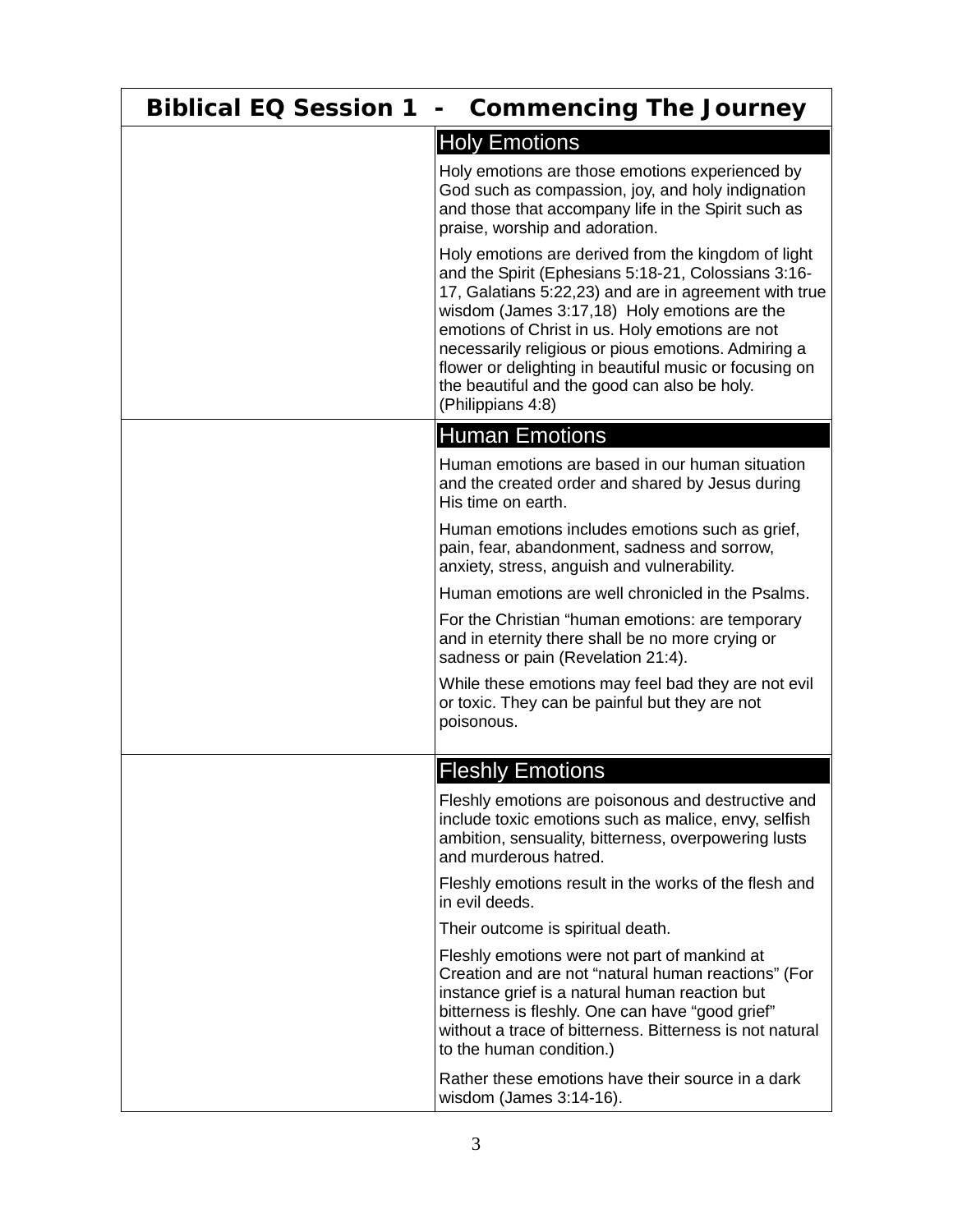# Biblical EQ Session 1 - Commencing The Journey

## Holy Emotions

Holy emotions are those emotions experienced by God such as compassion, joy, and holy indignation and those that accompany life in the Spirit such as praise, worship and adoration.

Holy emotions are derived from the kingdom of light and the Spirit (Ephesians 5:18-21, Colossians 3:16-17, Galatians 5:22,23) and are in agreement with true wisdom (James 3:17,18) Holy emotions are the emotions of Christ in us. Holy emotions are not necessarily religious or pious emotions. Admiring a flower or delighting in beautiful music or focusing on the beautiful and the good can also be holy. (Philippians 4:8)

## Human Emotions

Human emotions are based in our human situation and the created order and shared by Jesus during His time on earth.

Human emotions includes emotions such as grief, pain, fear, abandonment, sadness and sorrow, anxiety, stress, anguish and vulnerability.

Human emotions are well chronicled in the Psalms.

For the Christian “human emotions: are temporary and in eternity there shall be no more crying or sadness or pain (Revelation 21:4).

While these emotions may feel bad they are not evil or toxic. They can be painful but they are not poisonous.

## Fleshly Emotions

Fleshly emotions are poisonous and destructive and include toxic emotions such as malice, envy, selfish ambition, sensuality, bitterness, overpowering lusts and murderous hatred.

Fleshly emotions result in the works of the flesh and in evil deeds.

Their outcome is spiritual death.

Fleshly emotions were not part of mankind at Creation and are not “natural human reactions” (For instance grief is a natural human reaction but bitterness is fleshly. One can have “good grief” without a trace of bitterness. Bitterness is not natural to the human condition.)

Rather these emotions have their source in a dark wisdom (James 3:14-16).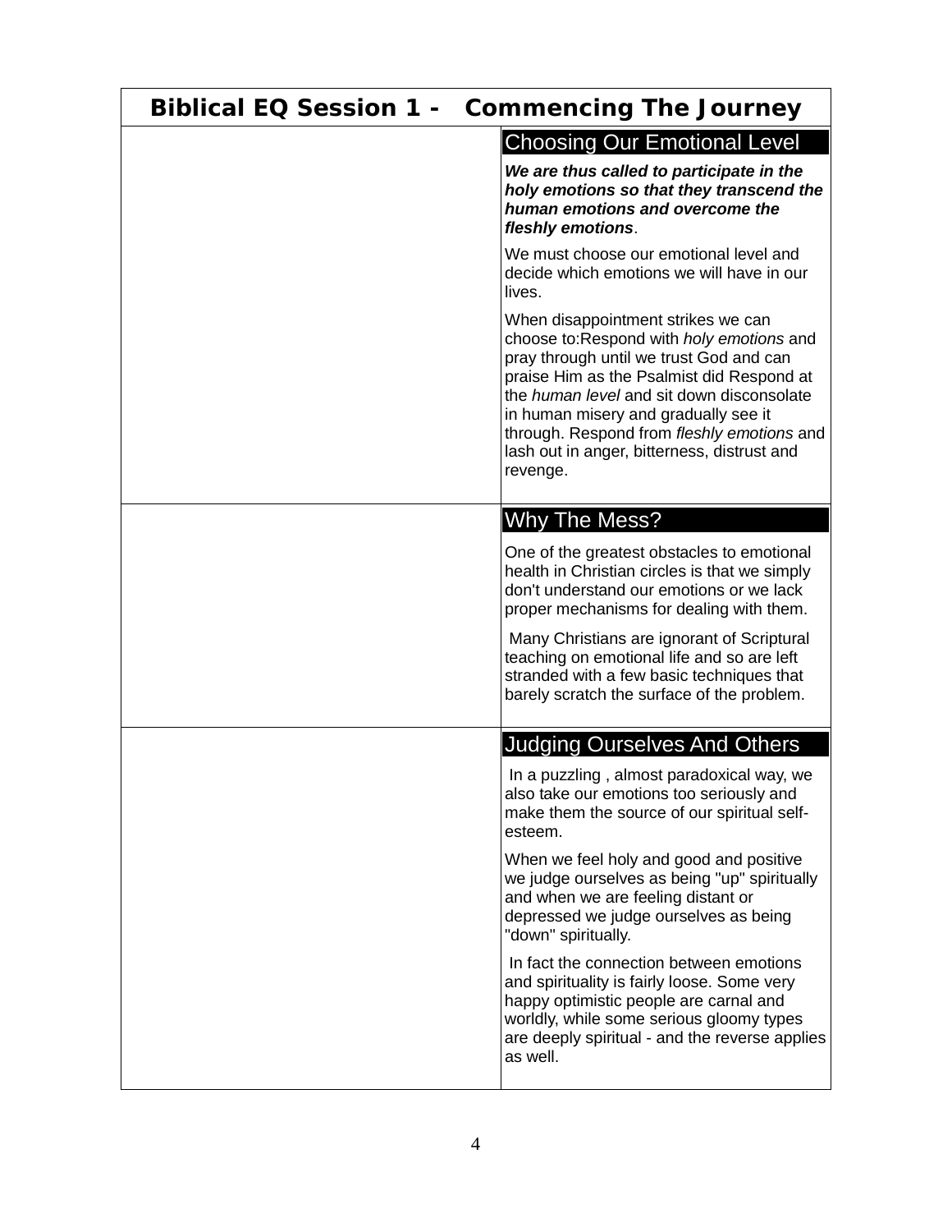# Biblical EQ Session 1 - Commencing The Journey

## Choosing Our Emotional Level

***We are thus called to participate in the holy emotions so that they transcend the human emotions and overcome the fleshly emotions***.

We must choose our emotional level and decide which emotions we will have in our lives.

When disappointment strikes we can choose to:Respond with *holy emotions* and pray through until we trust God and can praise Him as the Psalmist did Respond at the *human level* and sit down disconsolate in human misery and gradually see it through. Respond from *fleshly emotions* and lash out in anger, bitterness, distrust and revenge.

## Why The Mess?

One of the greatest obstacles to emotional health in Christian circles is that we simply don't understand our emotions or we lack proper mechanisms for dealing with them.

Many Christians are ignorant of Scriptural teaching on emotional life and so are left stranded with a few basic techniques that barely scratch the surface of the problem.

## Judging Ourselves And Others

In a puzzling , almost paradoxical way, we also take our emotions too seriously and make them the source of our spiritual self-esteem.

When we feel holy and good and positive we judge ourselves as being "up" spiritually and when we are feeling distant or depressed we judge ourselves as being "down" spiritually.

In fact the connection between emotions and spirituality is fairly loose. Some very happy optimistic people are carnal and worldly, while some serious gloomy types are deeply spiritual - and the reverse applies as well.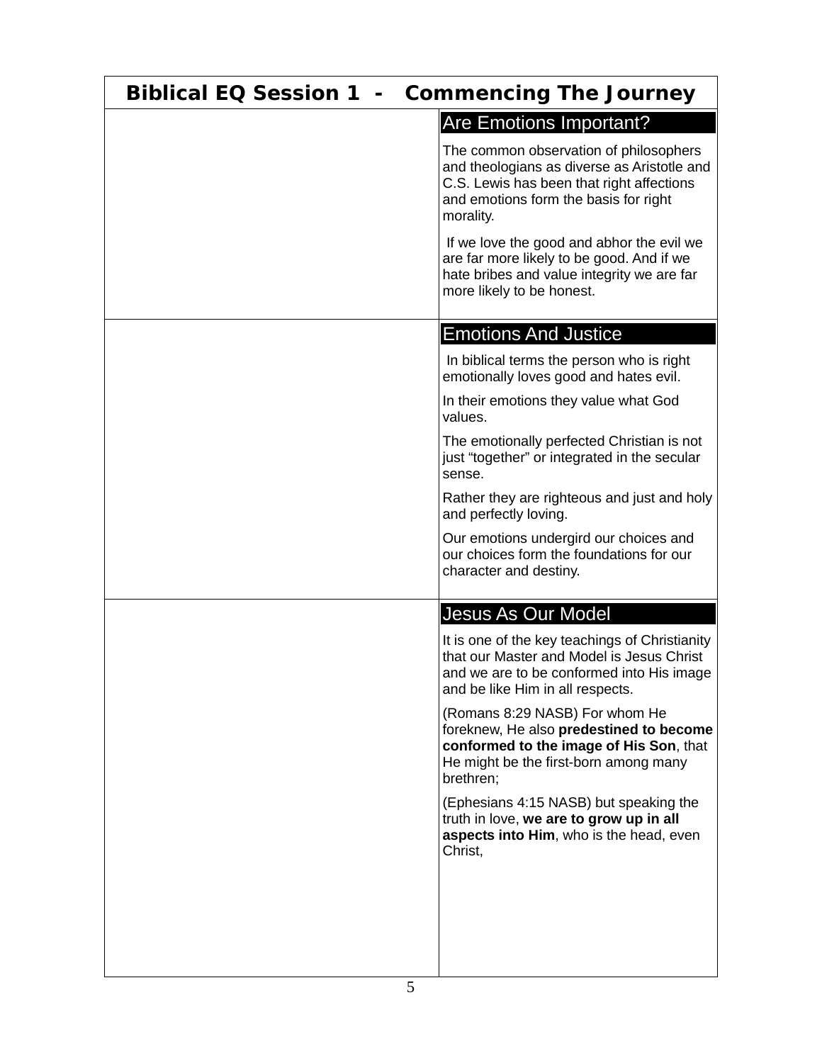# Biblical EQ Session 1 - Commencing The Journey

## Are Emotions Important?

The common observation of philosophers and theologians as diverse as Aristotle and C.S. Lewis has been that right affections and emotions form the basis for right morality.

If we love the good and abhor the evil we are far more likely to be good. And if we hate bribes and value integrity we are far more likely to be honest.

## Emotions And Justice

In biblical terms the person who is right emotionally loves good and hates evil.

In their emotions they value what God values.

The emotionally perfected Christian is not just "together" or integrated in the secular sense.

Rather they are righteous and just and holy and perfectly loving.

Our emotions undergird our choices and our choices form the foundations for our character and destiny.

## Jesus As Our Model

It is one of the key teachings of Christianity that our Master and Model is Jesus Christ and we are to be conformed into His image and be like Him in all respects.

(Romans 8:29 NASB) For whom He foreknew, He also **predestined to become conformed to the image of His Son**, that He might be the first-born among many brethren;

(Ephesians 4:15 NASB) but speaking the truth in love, **we are to grow up in all aspects into Him**, who is the head, even Christ,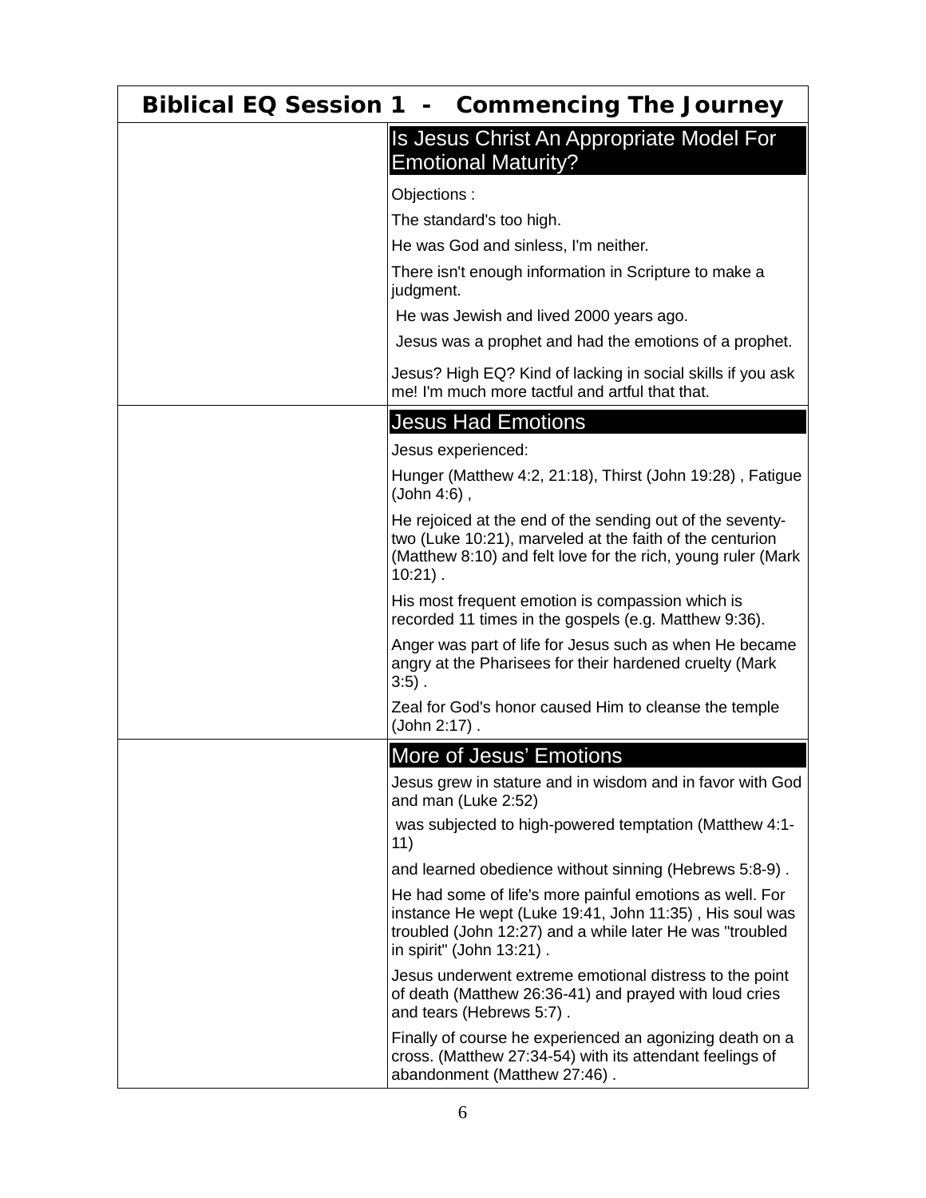# Biblical EQ Session 1 - Commencing The Journey

## Is Jesus Christ An Appropriate Model For Emotional Maturity?

Objections :

The standard's too high.

He was God and sinless, I'm neither.

There isn't enough information in Scripture to make a judgment.

He was Jewish and lived 2000 years ago.

Jesus was a prophet and had the emotions of a prophet.

Jesus? High EQ? Kind of lacking in social skills if you ask me! I'm much more tactful and artful that that.

## Jesus Had Emotions

Jesus experienced:

Hunger (Matthew 4:2, 21:18), Thirst (John 19:28) , Fatigue (John 4:6) ,

He rejoiced at the end of the sending out of the seventy-two (Luke 10:21), marveled at the faith of the centurion (Matthew 8:10) and felt love for the rich, young ruler (Mark 10:21) .

His most frequent emotion is compassion which is recorded 11 times in the gospels (e.g. Matthew 9:36).

Anger was part of life for Jesus such as when He became angry at the Pharisees for their hardened cruelty (Mark 3:5) .

Zeal for God's honor caused Him to cleanse the temple (John 2:17) .

## More of Jesus' Emotions

Jesus grew in stature and in wisdom and in favor with God and man (Luke 2:52)

was subjected to high-powered temptation (Matthew 4:1-11)

and learned obedience without sinning (Hebrews 5:8-9) .

He had some of life's more painful emotions as well. For instance He wept (Luke 19:41, John 11:35) , His soul was troubled (John 12:27) and a while later He was "troubled in spirit" (John 13:21) .

Jesus underwent extreme emotional distress to the point of death (Matthew 26:36-41) and prayed with loud cries and tears (Hebrews 5:7) .

Finally of course he experienced an agonizing death on a cross. (Matthew 27:34-54) with its attendant feelings of abandonment (Matthew 27:46) .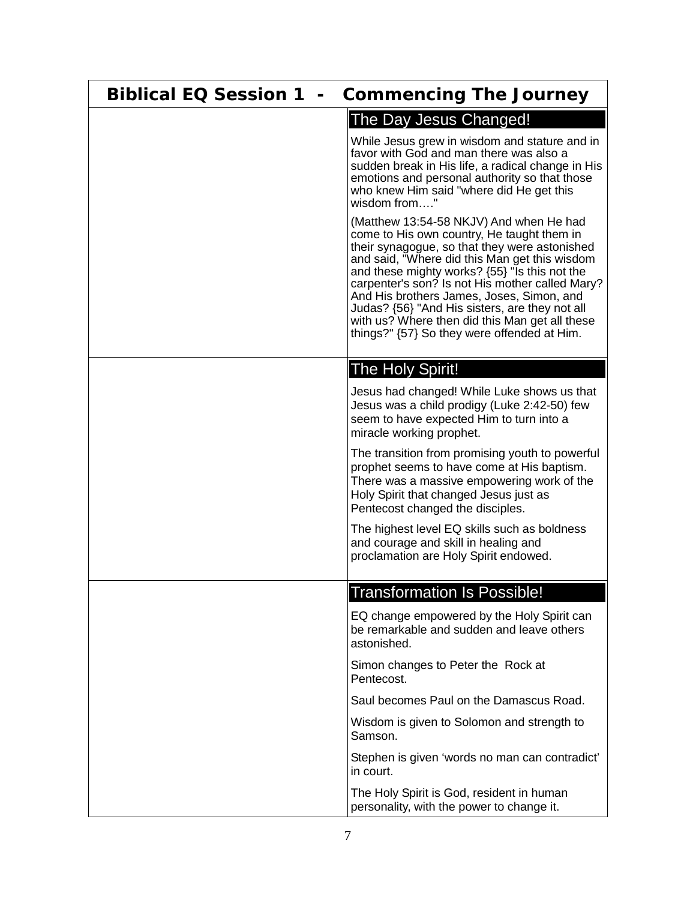# Biblical EQ Session 1 - Commencing The Journey

## The Day Jesus Changed!

While Jesus grew in wisdom and stature and in favor with God and man there was also a sudden break in His life, a radical change in His emotions and personal authority so that those who knew Him said "where did He get this wisdom from…."

(Matthew 13:54-58 NKJV) And when He had come to His own country, He taught them in their synagogue, so that they were astonished and said, "Where did this Man get this wisdom and these mighty works? {55} "Is this not the carpenter's son? Is not His mother called Mary? And His brothers James, Joses, Simon, and Judas? {56} "And His sisters, are they not all with us? Where then did this Man get all these things?" {57} So they were offended at Him.

## The Holy Spirit!

Jesus had changed! While Luke shows us that Jesus was a child prodigy (Luke 2:42-50) few seem to have expected Him to turn into a miracle working prophet.

The transition from promising youth to powerful prophet seems to have come at His baptism. There was a massive empowering work of the Holy Spirit that changed Jesus just as Pentecost changed the disciples.

The highest level EQ skills such as boldness and courage and skill in healing and proclamation are Holy Spirit endowed.

## Transformation Is Possible!

EQ change empowered by the Holy Spirit can be remarkable and sudden and leave others astonished.

Simon changes to Peter the Rock at Pentecost.

Saul becomes Paul on the Damascus Road.

Wisdom is given to Solomon and strength to Samson.

Stephen is given 'words no man can contradict' in court.

The Holy Spirit is God, resident in human personality, with the power to change it.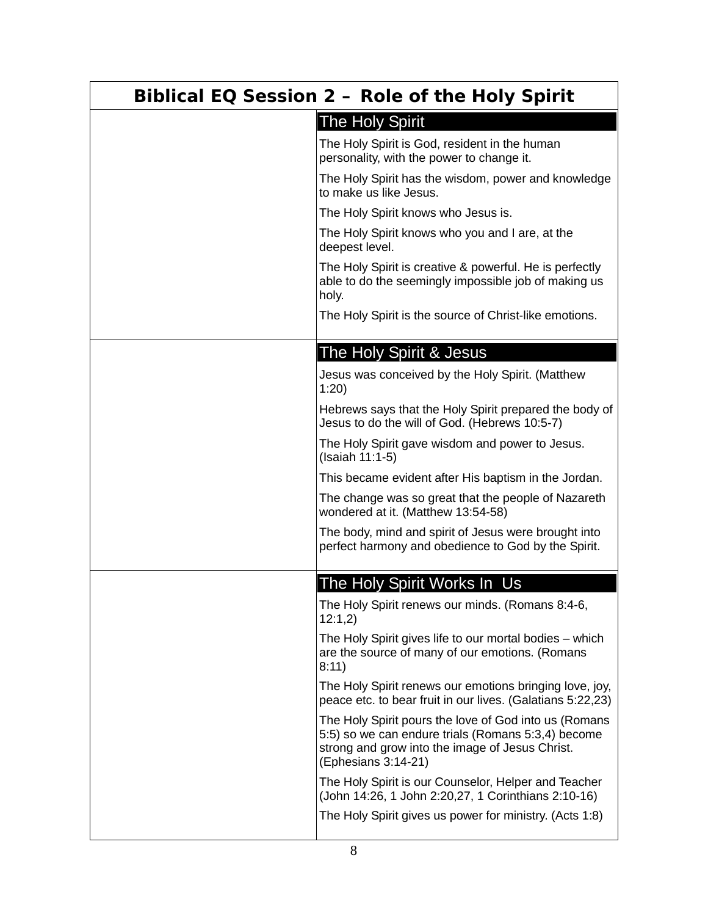# Biblical EQ Session 2 – Role of the Holy Spirit

## The Holy Spirit

The Holy Spirit is God, resident in the human personality, with the power to change it.

The Holy Spirit has the wisdom, power and knowledge to make us like Jesus.

The Holy Spirit knows who Jesus is.

The Holy Spirit knows who you and I are, at the deepest level.

The Holy Spirit is creative & powerful. He is perfectly able to do the seemingly impossible job of making us holy.

The Holy Spirit is the source of Christ-like emotions.

## The Holy Spirit & Jesus

Jesus was conceived by the Holy Spirit. (Matthew 1:20)

Hebrews says that the Holy Spirit prepared the body of Jesus to do the will of God. (Hebrews 10:5-7)

The Holy Spirit gave wisdom and power to Jesus. (Isaiah 11:1-5)

This became evident after His baptism in the Jordan.

The change was so great that the people of Nazareth wondered at it. (Matthew 13:54-58)

The body, mind and spirit of Jesus were brought into perfect harmony and obedience to God by the Spirit.

## The Holy Spirit Works In Us

The Holy Spirit renews our minds. (Romans 8:4-6, 12:1,2)

The Holy Spirit gives life to our mortal bodies – which are the source of many of our emotions. (Romans 8:11)

The Holy Spirit renews our emotions bringing love, joy, peace etc. to bear fruit in our lives. (Galatians 5:22,23)

The Holy Spirit pours the love of God into us (Romans 5:5) so we can endure trials (Romans 5:3,4) become strong and grow into the image of Jesus Christ. (Ephesians 3:14-21)

The Holy Spirit is our Counselor, Helper and Teacher (John 14:26, 1 John 2:20,27, 1 Corinthians 2:10-16)

The Holy Spirit gives us power for ministry. (Acts 1:8)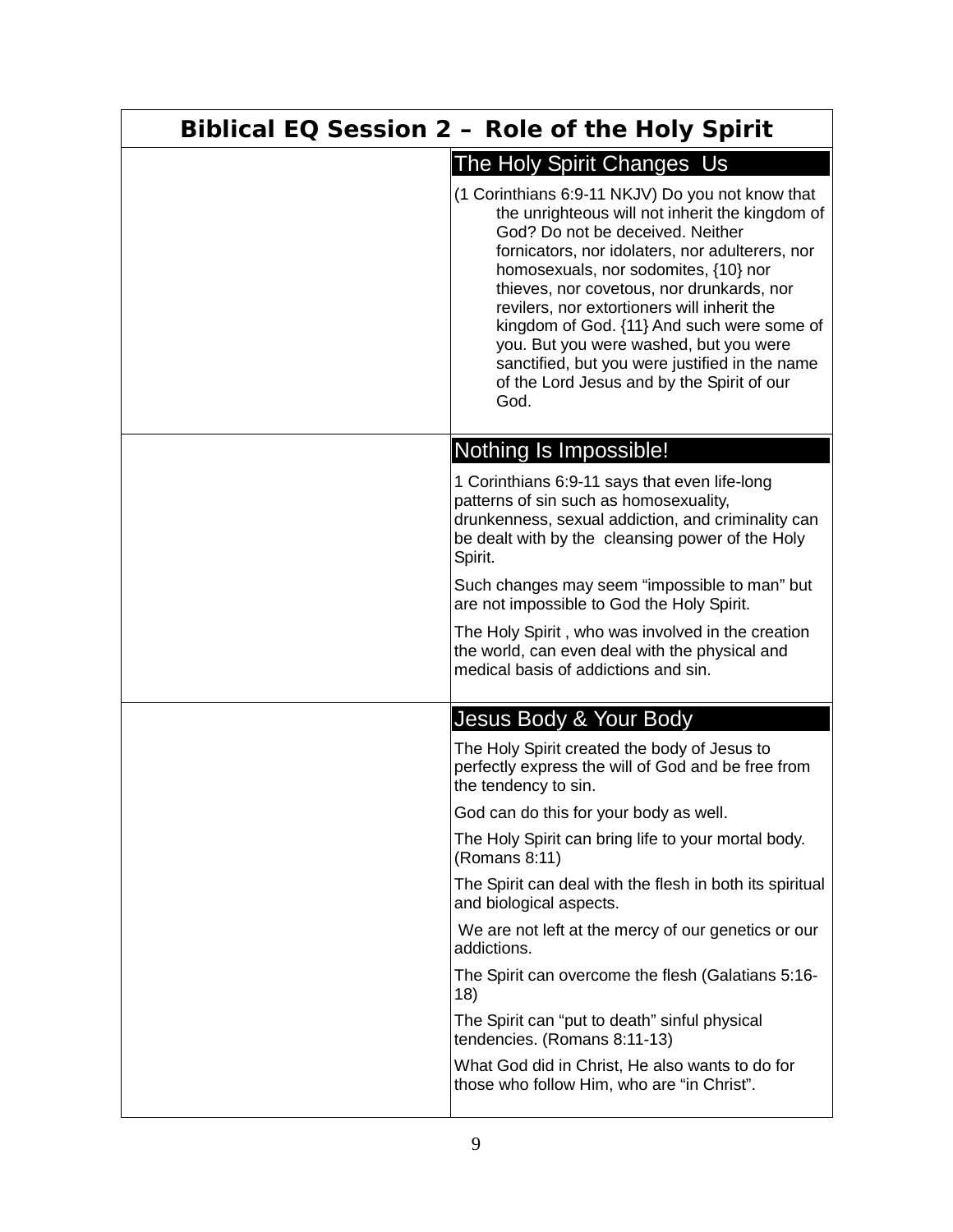# Biblical EQ Session 2 – Role of the Holy Spirit

## The Holy Spirit Changes Us

(1 Corinthians 6:9-11 NKJV) Do you not know that the unrighteous will not inherit the kingdom of God? Do not be deceived. Neither fornicators, nor idolaters, nor adulterers, nor homosexuals, nor sodomites, {10} nor thieves, nor covetous, nor drunkards, nor revilers, nor extortioners will inherit the kingdom of God. {11} And such were some of you. But you were washed, but you were sanctified, but you were justified in the name of the Lord Jesus and by the Spirit of our God.

## Nothing Is Impossible!

1 Corinthians 6:9-11 says that even life-long patterns of sin such as homosexuality, drunkenness, sexual addiction, and criminality can be dealt with by the cleansing power of the Holy Spirit.

Such changes may seem "impossible to man" but are not impossible to God the Holy Spirit.

The Holy Spirit , who was involved in the creation the world, can even deal with the physical and medical basis of addictions and sin.

## Jesus Body & Your Body

The Holy Spirit created the body of Jesus to perfectly express the will of God and be free from the tendency to sin.

God can do this for your body as well.

The Holy Spirit can bring life to your mortal body. (Romans 8:11)

The Spirit can deal with the flesh in both its spiritual and biological aspects.

We are not left at the mercy of our genetics or our addictions.

The Spirit can overcome the flesh (Galatians 5:16-18)

The Spirit can "put to death" sinful physical tendencies. (Romans 8:11-13)

What God did in Christ, He also wants to do for those who follow Him, who are "in Christ".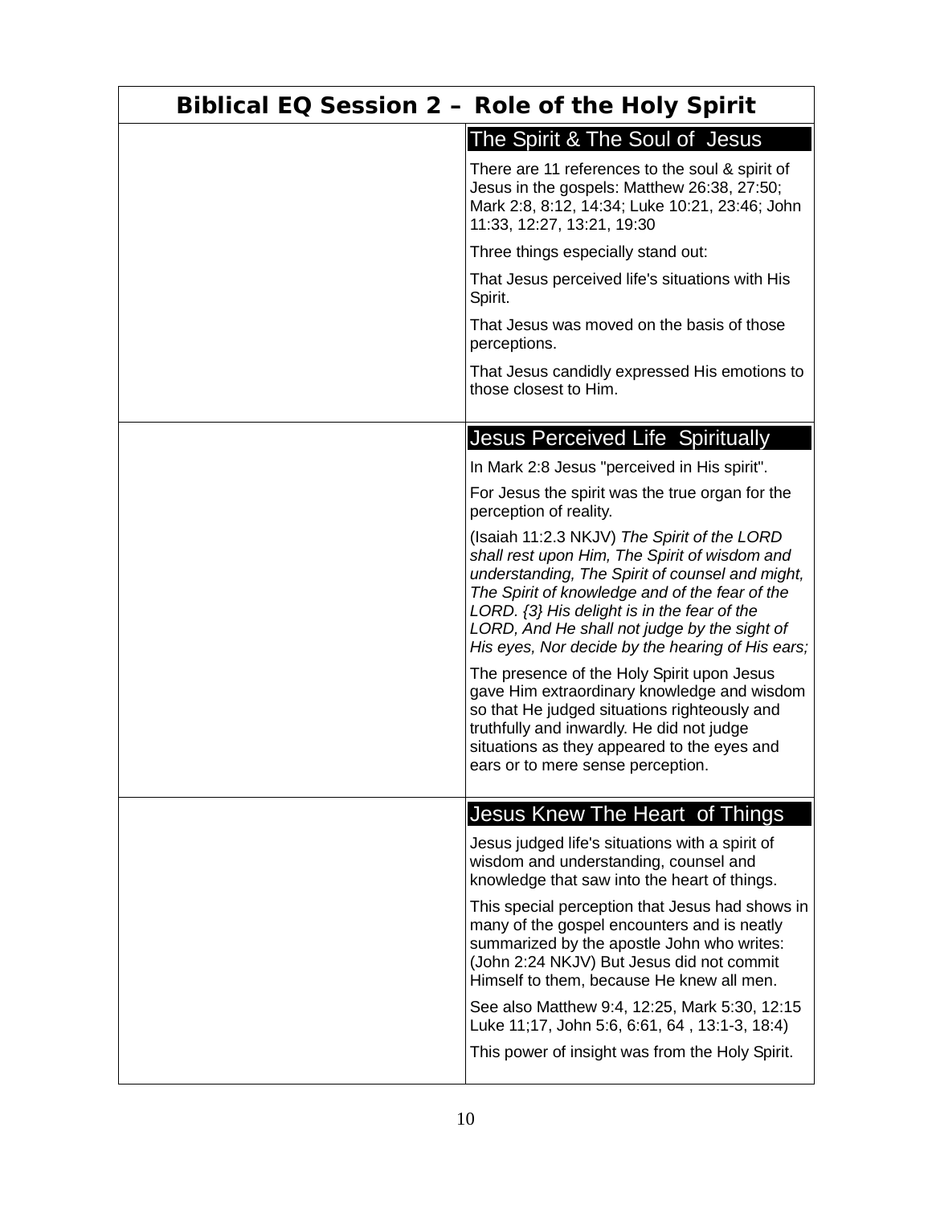# Biblical EQ Session 2 – Role of the Holy Spirit

## The Spirit & The Soul of Jesus

There are 11 references to the soul & spirit of Jesus in the gospels: Matthew 26:38, 27:50; Mark 2:8, 8:12, 14:34; Luke 10:21, 23:46; John 11:33, 12:27, 13:21, 19:30

Three things especially stand out:

That Jesus perceived life's situations with His Spirit.

That Jesus was moved on the basis of those perceptions.

That Jesus candidly expressed His emotions to those closest to Him.

## Jesus Perceived Life Spiritually

In Mark 2:8 Jesus "perceived in His spirit".

For Jesus the spirit was the true organ for the perception of reality.

(Isaiah 11:2.3 NKJV) *The Spirit of the LORD shall rest upon Him, The Spirit of wisdom and understanding, The Spirit of counsel and might, The Spirit of knowledge and of the fear of the LORD. {3} His delight is in the fear of the LORD, And He shall not judge by the sight of His eyes, Nor decide by the hearing of His ears;*

The presence of the Holy Spirit upon Jesus gave Him extraordinary knowledge and wisdom so that He judged situations righteously and truthfully and inwardly. He did not judge situations as they appeared to the eyes and ears or to mere sense perception.

## Jesus Knew The Heart of Things

Jesus judged life's situations with a spirit of wisdom and understanding, counsel and knowledge that saw into the heart of things.

This special perception that Jesus had shows in many of the gospel encounters and is neatly summarized by the apostle John who writes: (John 2:24 NKJV) But Jesus did not commit Himself to them, because He knew all men.

See also Matthew 9:4, 12:25, Mark 5:30, 12:15 Luke 11;17, John 5:6, 6:61, 64 , 13:1-3, 18:4)

This power of insight was from the Holy Spirit.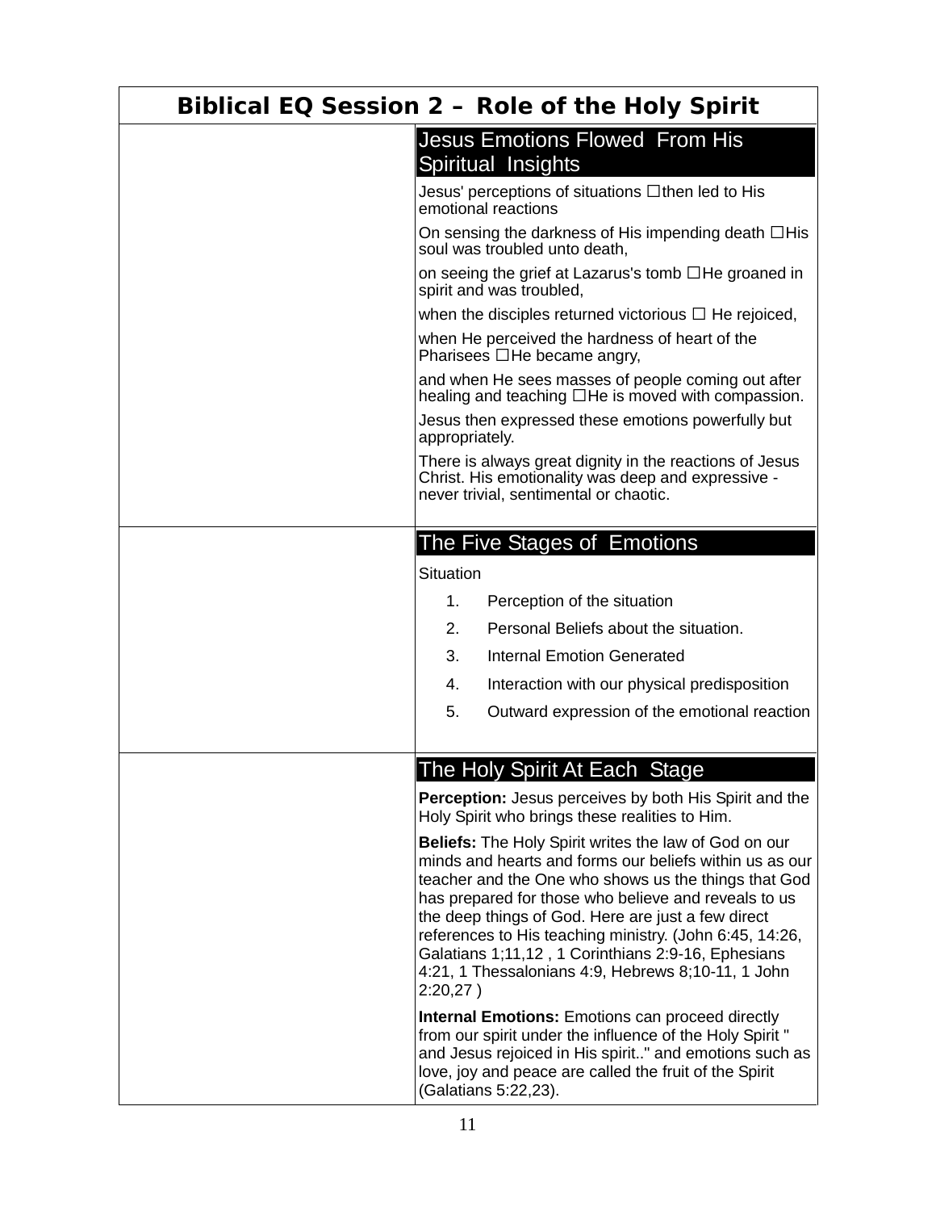# Biblical EQ Session 2 – Role of the Holy Spirit

## Jesus Emotions Flowed From His Spiritual Insights

Jesus' perceptions of situations ☐then led to His emotional reactions

On sensing the darkness of His impending death ☐His soul was troubled unto death,

on seeing the grief at Lazarus's tomb ☐He groaned in spirit and was troubled,

when the disciples returned victorious ☐ He rejoiced,

when He perceived the hardness of heart of the Pharisees ☐He became angry,

and when He sees masses of people coming out after healing and teaching ☐He is moved with compassion.

Jesus then expressed these emotions powerfully but appropriately.

There is always great dignity in the reactions of Jesus Christ. His emotionality was deep and expressive - never trivial, sentimental or chaotic.

## The Five Stages of Emotions

Situation

1. Perception of the situation
2. Personal Beliefs about the situation.
3. Internal Emotion Generated
4. Interaction with our physical predisposition
5. Outward expression of the emotional reaction

## The Holy Spirit At Each Stage

**Perception:** Jesus perceives by both His Spirit and the Holy Spirit who brings these realities to Him.

**Beliefs:** The Holy Spirit writes the law of God on our minds and hearts and forms our beliefs within us as our teacher and the One who shows us the things that God has prepared for those who believe and reveals to us the deep things of God. Here are just a few direct references to His teaching ministry. (John 6:45, 14:26, Galatians 1;11,12 , 1 Corinthians 2:9-16, Ephesians 4:21, 1 Thessalonians 4:9, Hebrews 8;10-11, 1 John 2:20,27 )

**Internal Emotions:** Emotions can proceed directly from our spirit under the influence of the Holy Spirit " and Jesus rejoiced in His spirit.." and emotions such as love, joy and peace are called the fruit of the Spirit (Galatians 5:22,23).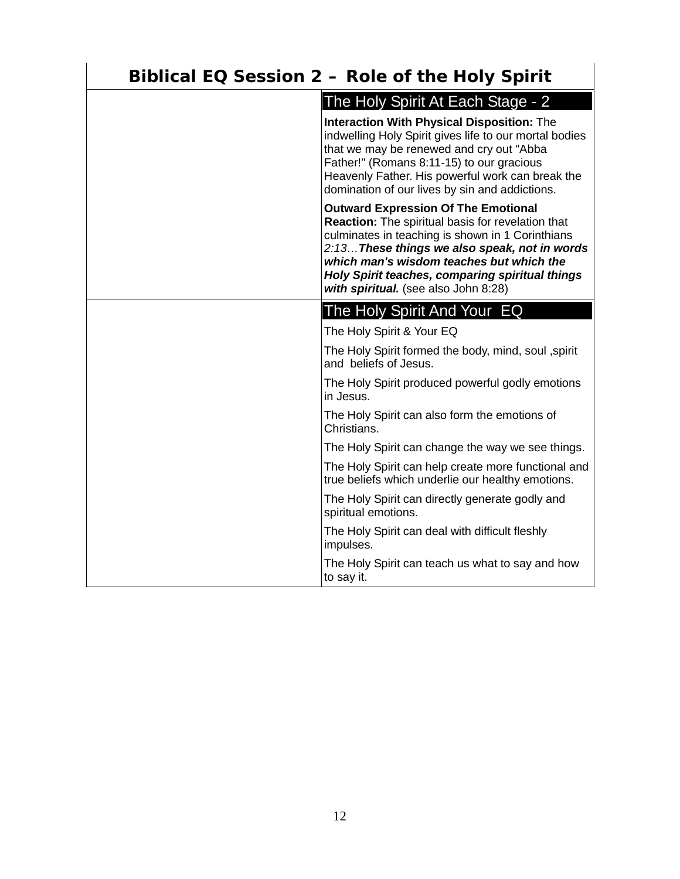# Biblical EQ Session 2 – Role of the Holy Spirit

## The Holy Spirit At Each Stage - 2

**Interaction With Physical Disposition:** The indwelling Holy Spirit gives life to our mortal bodies that we may be renewed and cry out "Abba Father!" (Romans 8:11-15) to our gracious Heavenly Father. His powerful work can break the domination of our lives by sin and addictions.

**Outward Expression Of The Emotional Reaction:** The spiritual basis for revelation that culminates in teaching is shown in 1 Corinthians *2:13…**These things we also speak, not in words which man's wisdom teaches but which the Holy Spirit teaches, comparing spiritual things with spiritual.*** (see also John 8:28)

## The Holy Spirit And Your EQ

The Holy Spirit & Your EQ

The Holy Spirit formed the body, mind, soul ,spirit and beliefs of Jesus.

The Holy Spirit produced powerful godly emotions in Jesus.

The Holy Spirit can also form the emotions of Christians.

The Holy Spirit can change the way we see things.

The Holy Spirit can help create more functional and true beliefs which underlie our healthy emotions.

The Holy Spirit can directly generate godly and spiritual emotions.

The Holy Spirit can deal with difficult fleshly impulses.

The Holy Spirit can teach us what to say and how to say it.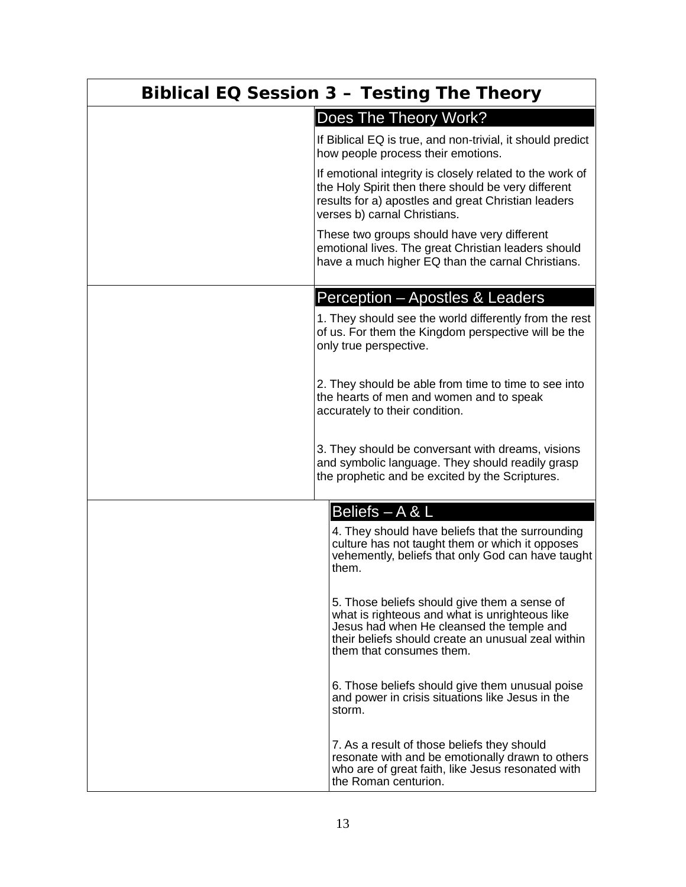# Biblical EQ Session 3 – Testing The Theory

## Does The Theory Work?

If Biblical EQ is true, and non-trivial, it should predict how people process their emotions.

If emotional integrity is closely related to the work of the Holy Spirit then there should be very different results for a) apostles and great Christian leaders verses b) carnal Christians.

These two groups should have very different emotional lives. The great Christian leaders should have a much higher EQ than the carnal Christians.

## Perception – Apostles & Leaders

1. They should see the world differently from the rest of us. For them the Kingdom perspective will be the only true perspective.

2. They should be able from time to time to see into the hearts of men and women and to speak accurately to their condition.

3. They should be conversant with dreams, visions and symbolic language. They should readily grasp the prophetic and be excited by the Scriptures.

## Beliefs – A & L

4. They should have beliefs that the surrounding culture has not taught them or which it opposes vehemently, beliefs that only God can have taught them.

5. Those beliefs should give them a sense of what is righteous and what is unrighteous like Jesus had when He cleansed the temple and their beliefs should create an unusual zeal within them that consumes them.

6. Those beliefs should give them unusual poise and power in crisis situations like Jesus in the storm.

7. As a result of those beliefs they should resonate with and be emotionally drawn to others who are of great faith, like Jesus resonated with the Roman centurion.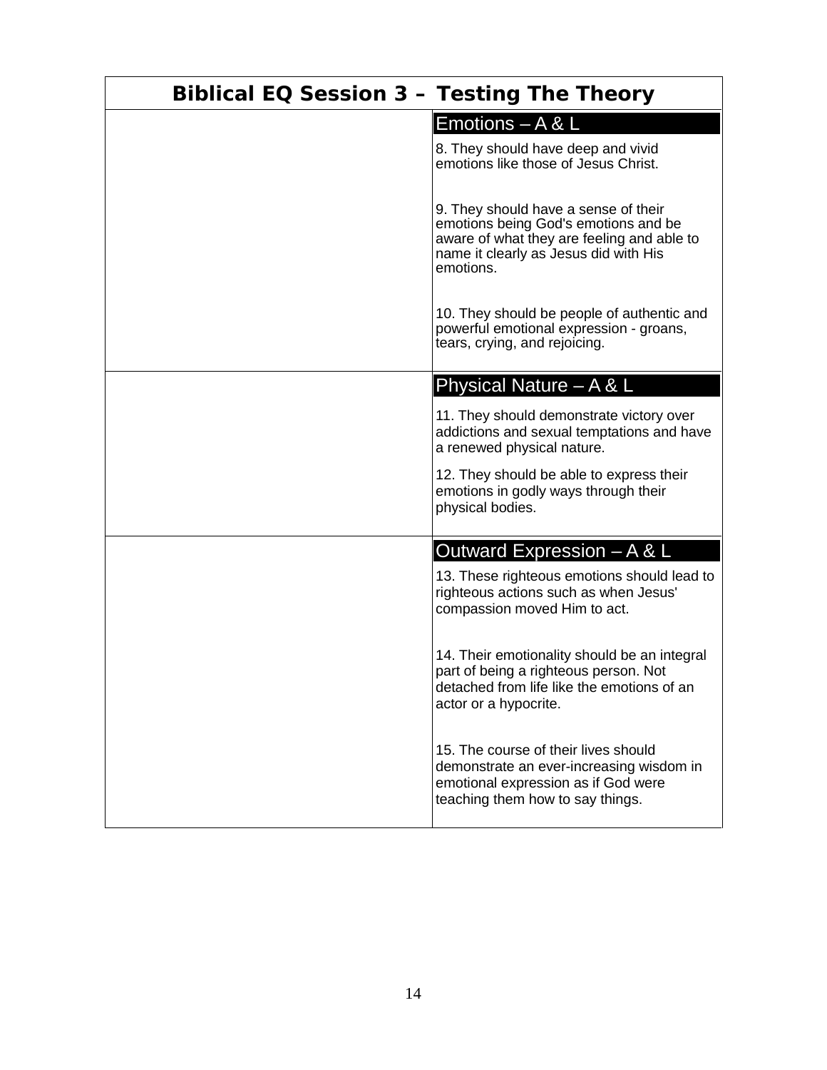| Biblical EQ Session 3 – Testing The Theory | |
|---|---|
| | **Emotions – A & L**<br><br>8. They should have deep and vivid emotions like those of Jesus Christ.<br><br>9. They should have a sense of their emotions being God's emotions and be aware of what they are feeling and able to name it clearly as Jesus did with His emotions.<br><br>10. They should be people of authentic and powerful emotional expression - groans, tears, crying, and rejoicing. |
| | **Physical Nature – A & L**<br><br>11. They should demonstrate victory over addictions and sexual temptations and have a renewed physical nature.<br><br>12. They should be able to express their emotions in godly ways through their physical bodies. |
| | **Outward Expression – A & L**<br><br>13. These righteous emotions should lead to righteous actions such as when Jesus' compassion moved Him to act.<br><br>14. Their emotionality should be an integral part of being a righteous person. Not detached from life like the emotions of an actor or a hypocrite.<br><br>15. The course of their lives should demonstrate an ever-increasing wisdom in emotional expression as if God were teaching them how to say things. |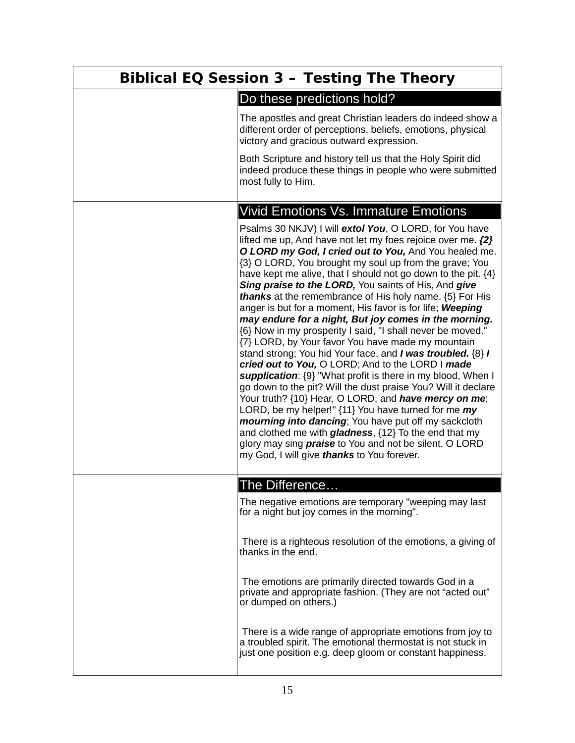# Biblical EQ Session 3 – Testing The Theory

## Do these predictions hold?

The apostles and great Christian leaders do indeed show a different order of perceptions, beliefs, emotions, physical victory and gracious outward expression.

Both Scripture and history tell us that the Holy Spirit did indeed produce these things in people who were submitted most fully to Him.

## Vivid Emotions Vs. Immature Emotions

Psalms 30 NKJV) I will ***extol You***, O LORD, for You have lifted me up, And have not let my foes rejoice over me. ***{2} O LORD my God, I cried out to You,*** And You healed me. {3} O LORD, You brought my soul up from the grave; You have kept me alive, that I should not go down to the pit. {4} ***Sing praise to the LORD,*** You saints of His, And ***give thanks*** at the remembrance of His holy name. {5} For His anger is but for a moment, His favor is for life; ***Weeping may endure for a night, But joy comes in the morning.*** {6} Now in my prosperity I said, "I shall never be moved." {7} LORD, by Your favor You have made my mountain stand strong; You hid Your face, and ***I was troubled.*** {8} ***I cried out to You,*** O LORD; And to the LORD I ***made supplication***: {9} "What profit is there in my blood, When I go down to the pit? Will the dust praise You? Will it declare Your truth? {10} Hear, O LORD, and ***have mercy on me***; LORD, be my helper!" {11} You have turned for me ***my mourning into dancing***; You have put off my sackcloth and clothed me with ***gladness***, {12} To the end that my glory may sing ***praise*** to You and not be silent. O LORD my God, I will give ***thanks*** to You forever.

## The Difference…

The negative emotions are temporary "weeping may last for a night but joy comes in the morning".

There is a righteous resolution of the emotions, a giving of thanks in the end.

The emotions are primarily directed towards God in a private and appropriate fashion. (They are not "acted out" or dumped on others.)

There is a wide range of appropriate emotions from joy to a troubled spirit. The emotional thermostat is not stuck in just one position e.g. deep gloom or constant happiness.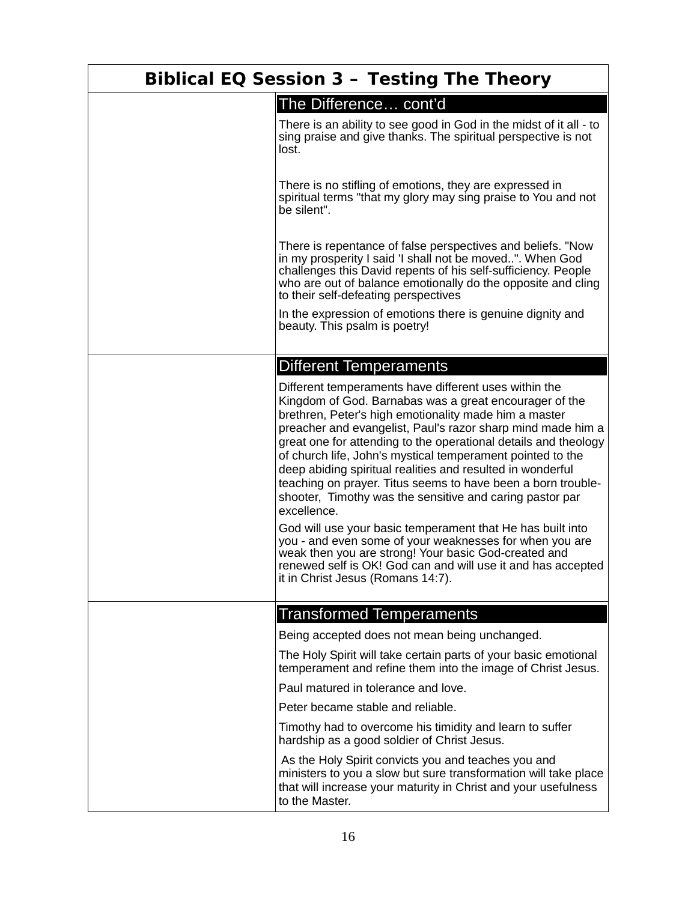# Biblical EQ Session 3 – Testing The Theory

## The Difference… cont'd

There is an ability to see good in God in the midst of it all - to sing praise and give thanks. The spiritual perspective is not lost.

There is no stifling of emotions, they are expressed in spiritual terms "that my glory may sing praise to You and not be silent".

There is repentance of false perspectives and beliefs. "Now in my prosperity I said 'I shall not be moved..". When God challenges this David repents of his self-sufficiency. People who are out of balance emotionally do the opposite and cling to their self-defeating perspectives

In the expression of emotions there is genuine dignity and beauty. This psalm is poetry!

## Different Temperaments

Different temperaments have different uses within the Kingdom of God. Barnabas was a great encourager of the brethren, Peter's high emotionality made him a master preacher and evangelist, Paul's razor sharp mind made him a great one for attending to the operational details and theology of church life, John's mystical temperament pointed to the deep abiding spiritual realities and resulted in wonderful teaching on prayer. Titus seems to have been a born trouble-shooter, Timothy was the sensitive and caring pastor par excellence.

God will use your basic temperament that He has built into you - and even some of your weaknesses for when you are weak then you are strong! Your basic God-created and renewed self is OK! God can and will use it and has accepted it in Christ Jesus (Romans 14:7).

## Transformed Temperaments

Being accepted does not mean being unchanged.

The Holy Spirit will take certain parts of your basic emotional temperament and refine them into the image of Christ Jesus.

Paul matured in tolerance and love.

Peter became stable and reliable.

Timothy had to overcome his timidity and learn to suffer hardship as a good soldier of Christ Jesus.

As the Holy Spirit convicts you and teaches you and ministers to you a slow but sure transformation will take place that will increase your maturity in Christ and your usefulness to the Master.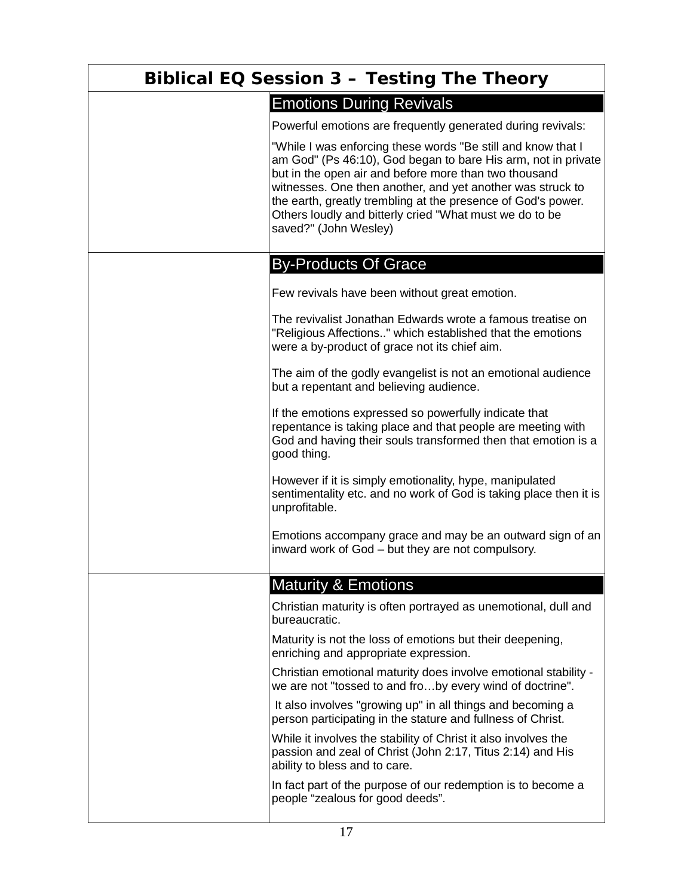# Biblical EQ Session 3 – Testing The Theory

## Emotions During Revivals

Powerful emotions are frequently generated during revivals:

"While I was enforcing these words "Be still and know that I am God" (Ps 46:10), God began to bare His arm, not in private but in the open air and before more than two thousand witnesses. One then another, and yet another was struck to the earth, greatly trembling at the presence of God's power. Others loudly and bitterly cried "What must we do to be saved?" (John Wesley)

## By-Products Of Grace

Few revivals have been without great emotion.

The revivalist Jonathan Edwards wrote a famous treatise on "Religious Affections.." which established that the emotions were a by-product of grace not its chief aim.

The aim of the godly evangelist is not an emotional audience but a repentant and believing audience.

If the emotions expressed so powerfully indicate that repentance is taking place and that people are meeting with God and having their souls transformed then that emotion is a good thing.

However if it is simply emotionality, hype, manipulated sentimentality etc. and no work of God is taking place then it is unprofitable.

Emotions accompany grace and may be an outward sign of an inward work of God – but they are not compulsory.

## Maturity & Emotions

Christian maturity is often portrayed as unemotional, dull and bureaucratic.

Maturity is not the loss of emotions but their deepening, enriching and appropriate expression.

Christian emotional maturity does involve emotional stability - we are not "tossed to and fro…by every wind of doctrine".

It also involves "growing up" in all things and becoming a person participating in the stature and fullness of Christ.

While it involves the stability of Christ it also involves the passion and zeal of Christ (John 2:17, Titus 2:14) and His ability to bless and to care.

In fact part of the purpose of our redemption is to become a people "zealous for good deeds".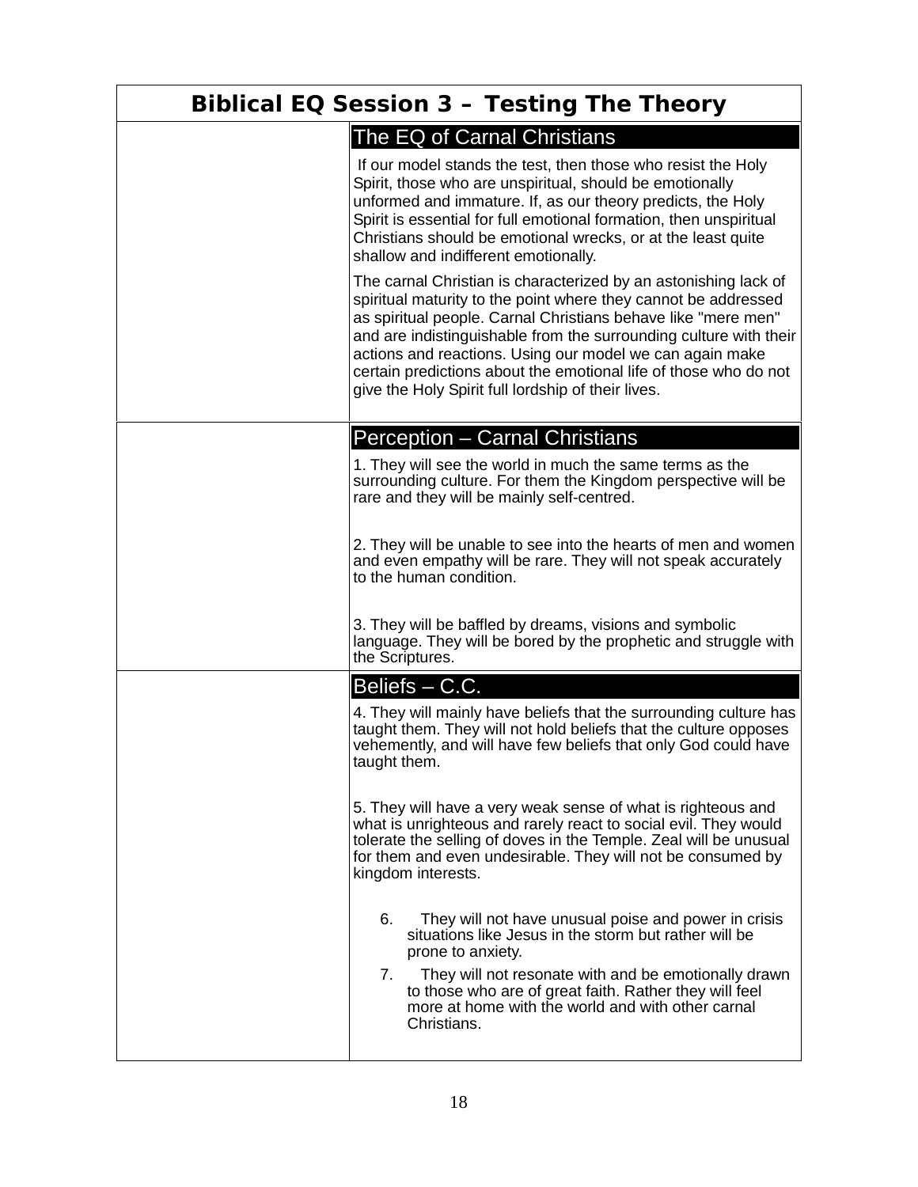# Biblical EQ Session 3 – Testing The Theory

## The EQ of Carnal Christians

If our model stands the test, then those who resist the Holy Spirit, those who are unspiritual, should be emotionally unformed and immature. If, as our theory predicts, the Holy Spirit is essential for full emotional formation, then unspiritual Christians should be emotional wrecks, or at the least quite shallow and indifferent emotionally.

The carnal Christian is characterized by an astonishing lack of spiritual maturity to the point where they cannot be addressed as spiritual people. Carnal Christians behave like "mere men" and are indistinguishable from the surrounding culture with their actions and reactions. Using our model we can again make certain predictions about the emotional life of those who do not give the Holy Spirit full lordship of their lives.

## Perception – Carnal Christians

1. They will see the world in much the same terms as the surrounding culture. For them the Kingdom perspective will be rare and they will be mainly self-centred.

2. They will be unable to see into the hearts of men and women and even empathy will be rare. They will not speak accurately to the human condition.

3. They will be baffled by dreams, visions and symbolic language. They will be bored by the prophetic and struggle with the Scriptures.

## Beliefs – C.C.

4. They will mainly have beliefs that the surrounding culture has taught them. They will not hold beliefs that the culture opposes vehemently, and will have few beliefs that only God could have taught them.

5. They will have a very weak sense of what is righteous and what is unrighteous and rarely react to social evil. They would tolerate the selling of doves in the Temple. Zeal will be unusual for them and even undesirable. They will not be consumed by kingdom interests.

6. They will not have unusual poise and power in crisis situations like Jesus in the storm but rather will be prone to anxiety.
7. They will not resonate with and be emotionally drawn to those who are of great faith. Rather they will feel more at home with the world and with other carnal Christians.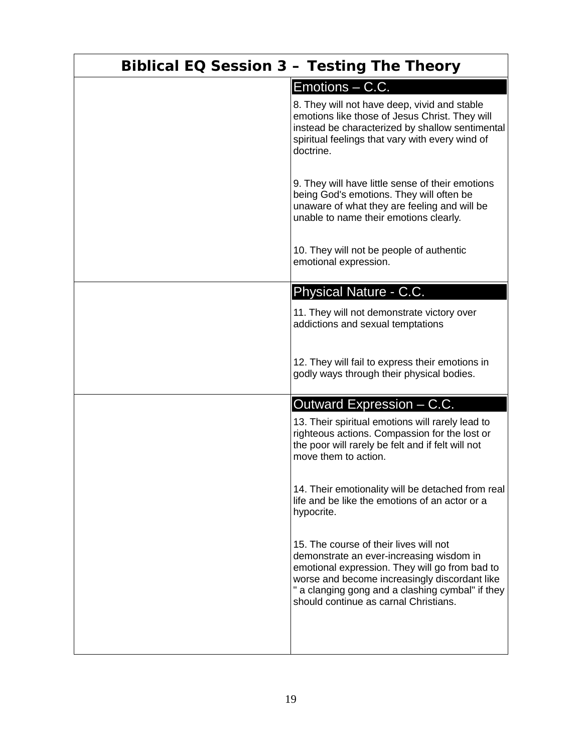# Biblical EQ Session 3 – Testing The Theory

| | Emotions – C.C. |
|---|---|
| | 8. They will not have deep, vivid and stable emotions like those of Jesus Christ. They will instead be characterized by shallow sentimental spiritual feelings that vary with every wind of doctrine.<br><br>9. They will have little sense of their emotions being God's emotions. They will often be unaware of what they are feeling and will be unable to name their emotions clearly.<br><br>10. They will not be people of authentic emotional expression. |
| | **Physical Nature - C.C.** |
| | 11. They will not demonstrate victory over addictions and sexual temptations<br><br>12. They will fail to express their emotions in godly ways through their physical bodies. |
| | **Outward Expression – C.C.** |
| | 13. Their spiritual emotions will rarely lead to righteous actions. Compassion for the lost or the poor will rarely be felt and if felt will not move them to action.<br><br>14. Their emotionality will be detached from real life and be like the emotions of an actor or a hypocrite.<br><br>15. The course of their lives will not demonstrate an ever-increasing wisdom in emotional expression. They will go from bad to worse and become increasingly discordant like " a clanging gong and a clashing cymbal" if they should continue as carnal Christians. |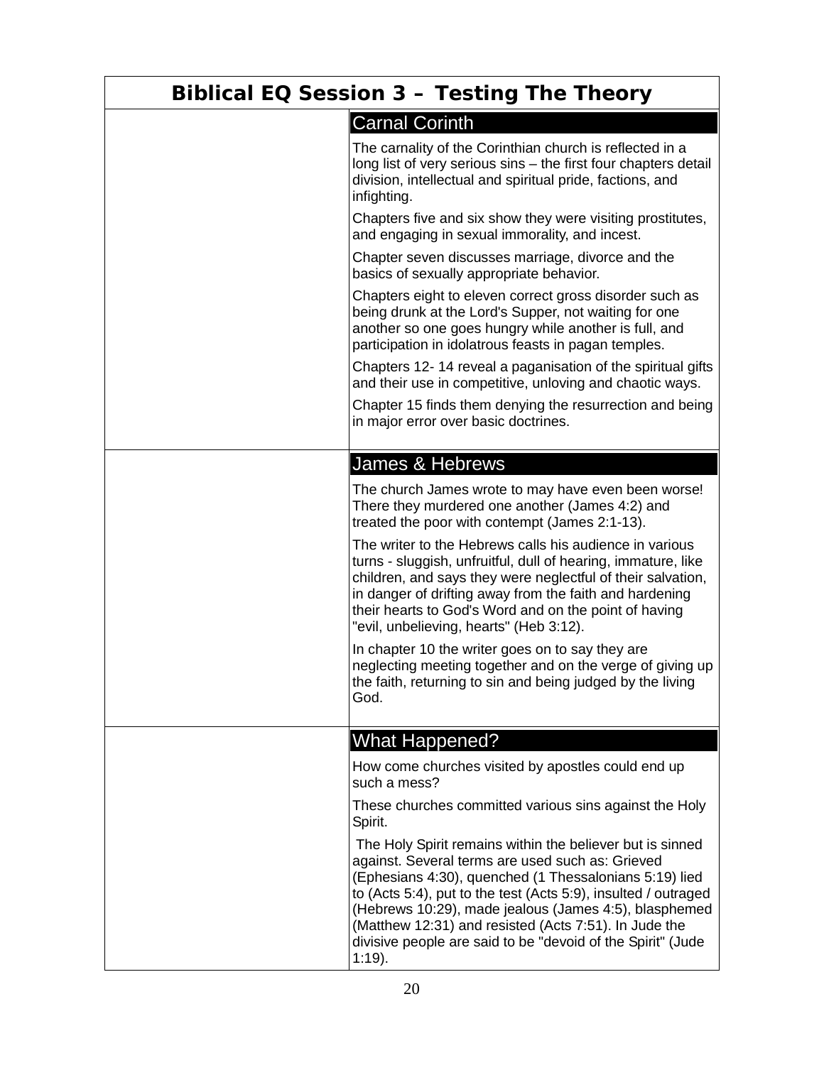# Biblical EQ Session 3 – Testing The Theory

## Carnal Corinth

The carnality of the Corinthian church is reflected in a long list of very serious sins – the first four chapters detail division, intellectual and spiritual pride, factions, and infighting.

Chapters five and six show they were visiting prostitutes, and engaging in sexual immorality, and incest.

Chapter seven discusses marriage, divorce and the basics of sexually appropriate behavior.

Chapters eight to eleven correct gross disorder such as being drunk at the Lord's Supper, not waiting for one another so one goes hungry while another is full, and participation in idolatrous feasts in pagan temples.

Chapters 12- 14 reveal a paganisation of the spiritual gifts and their use in competitive, unloving and chaotic ways.

Chapter 15 finds them denying the resurrection and being in major error over basic doctrines.

## James & Hebrews

The church James wrote to may have even been worse! There they murdered one another (James 4:2) and treated the poor with contempt (James 2:1-13).

The writer to the Hebrews calls his audience in various turns - sluggish, unfruitful, dull of hearing, immature, like children, and says they were neglectful of their salvation, in danger of drifting away from the faith and hardening their hearts to God's Word and on the point of having "evil, unbelieving, hearts" (Heb 3:12).

In chapter 10 the writer goes on to say they are neglecting meeting together and on the verge of giving up the faith, returning to sin and being judged by the living God.

## What Happened?

How come churches visited by apostles could end up such a mess?

These churches committed various sins against the Holy Spirit.

The Holy Spirit remains within the believer but is sinned against. Several terms are used such as: Grieved (Ephesians 4:30), quenched (1 Thessalonians 5:19) lied to (Acts 5:4), put to the test (Acts 5:9), insulted / outraged (Hebrews 10:29), made jealous (James 4:5), blasphemed (Matthew 12:31) and resisted (Acts 7:51). In Jude the divisive people are said to be "devoid of the Spirit" (Jude 1:19).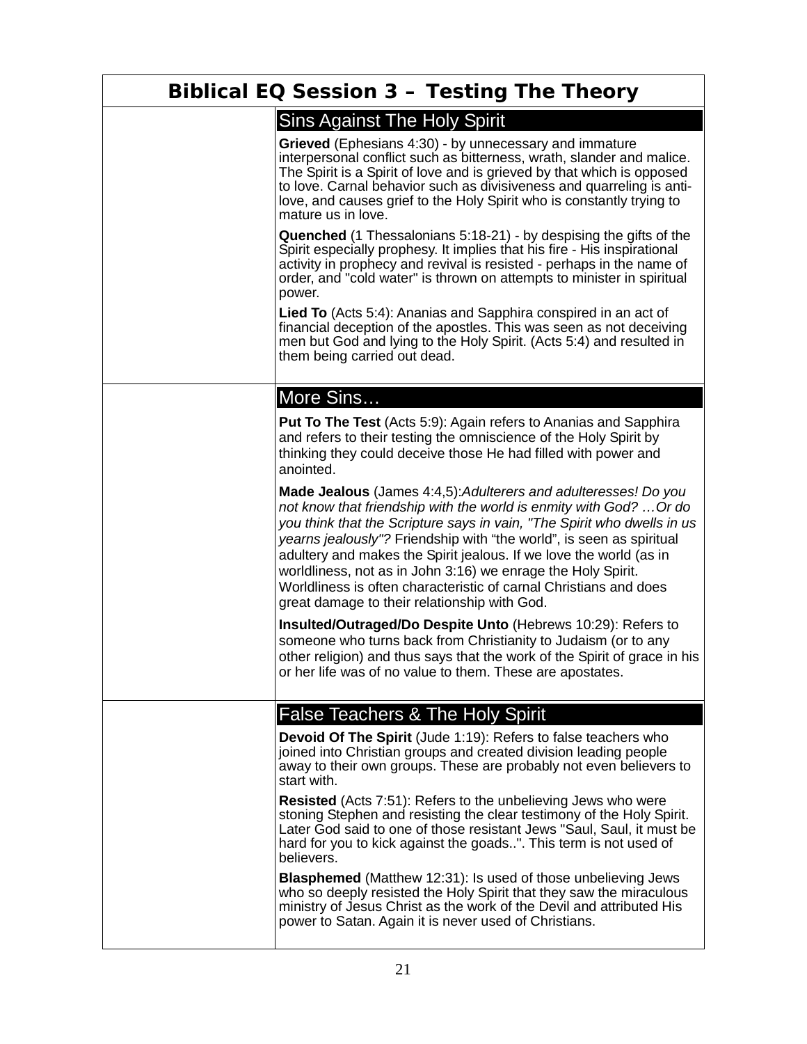# Biblical EQ Session 3 – Testing The Theory

## Sins Against The Holy Spirit

**Grieved** (Ephesians 4:30) - by unnecessary and immature interpersonal conflict such as bitterness, wrath, slander and malice. The Spirit is a Spirit of love and is grieved by that which is opposed to love. Carnal behavior such as divisiveness and quarreling is anti-love, and causes grief to the Holy Spirit who is constantly trying to mature us in love.

**Quenched** (1 Thessalonians 5:18-21) - by despising the gifts of the Spirit especially prophesy. It implies that his fire - His inspirational activity in prophecy and revival is resisted - perhaps in the name of order, and "cold water" is thrown on attempts to minister in spiritual power.

**Lied To** (Acts 5:4): Ananias and Sapphira conspired in an act of financial deception of the apostles. This was seen as not deceiving men but God and lying to the Holy Spirit. (Acts 5:4) and resulted in them being carried out dead.

## More Sins…

**Put To The Test** (Acts 5:9): Again refers to Ananias and Sapphira and refers to their testing the omniscience of the Holy Spirit by thinking they could deceive those He had filled with power and anointed.

**Made Jealous** (James 4:4,5):*Adulterers and adulteresses! Do you not know that friendship with the world is enmity with God? …Or do you think that the Scripture says in vain, "The Spirit who dwells in us yearns jealously"?* Friendship with "the world", is seen as spiritual adultery and makes the Spirit jealous. If we love the world (as in worldliness, not as in John 3:16) we enrage the Holy Spirit. Worldliness is often characteristic of carnal Christians and does great damage to their relationship with God.

**Insulted/Outraged/Do Despite Unto** (Hebrews 10:29): Refers to someone who turns back from Christianity to Judaism (or to any other religion) and thus says that the work of the Spirit of grace in his or her life was of no value to them. These are apostates.

## False Teachers & The Holy Spirit

**Devoid Of The Spirit** (Jude 1:19): Refers to false teachers who joined into Christian groups and created division leading people away to their own groups. These are probably not even believers to start with.

**Resisted** (Acts 7:51): Refers to the unbelieving Jews who were stoning Stephen and resisting the clear testimony of the Holy Spirit. Later God said to one of those resistant Jews "Saul, Saul, it must be hard for you to kick against the goads..". This term is not used of believers.

**Blasphemed** (Matthew 12:31): Is used of those unbelieving Jews who so deeply resisted the Holy Spirit that they saw the miraculous ministry of Jesus Christ as the work of the Devil and attributed His power to Satan. Again it is never used of Christians.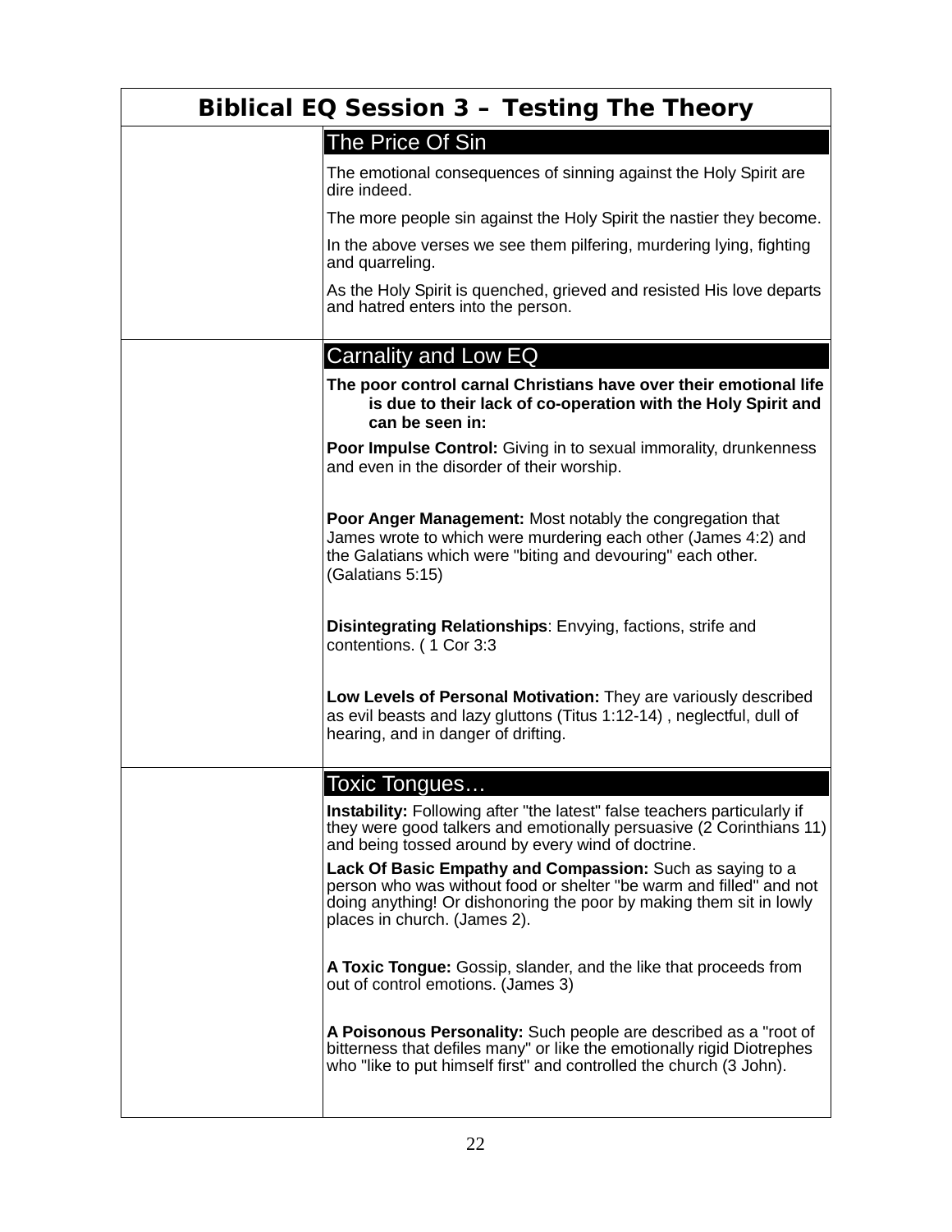# Biblical EQ Session 3 – Testing The Theory

## The Price Of Sin

The emotional consequences of sinning against the Holy Spirit are dire indeed.

The more people sin against the Holy Spirit the nastier they become.

In the above verses we see them pilfering, murdering lying, fighting and quarreling.

As the Holy Spirit is quenched, grieved and resisted His love departs and hatred enters into the person.

## Carnality and Low EQ

**The poor control carnal Christians have over their emotional life is due to their lack of co-operation with the Holy Spirit and can be seen in:**

**Poor Impulse Control:** Giving in to sexual immorality, drunkenness and even in the disorder of their worship.

**Poor Anger Management:** Most notably the congregation that James wrote to which were murdering each other (James 4:2) and the Galatians which were "biting and devouring" each other. (Galatians 5:15)

**Disintegrating Relationships**: Envying, factions, strife and contentions. ( 1 Cor 3:3

**Low Levels of Personal Motivation:** They are variously described as evil beasts and lazy gluttons (Titus 1:12-14) , neglectful, dull of hearing, and in danger of drifting.

## Toxic Tongues…

**Instability:** Following after "the latest" false teachers particularly if they were good talkers and emotionally persuasive (2 Corinthians 11) and being tossed around by every wind of doctrine.

**Lack Of Basic Empathy and Compassion:** Such as saying to a person who was without food or shelter "be warm and filled" and not doing anything! Or dishonoring the poor by making them sit in lowly places in church. (James 2).

**A Toxic Tongue:** Gossip, slander, and the like that proceeds from out of control emotions. (James 3)

**A Poisonous Personality:** Such people are described as a "root of bitterness that defiles many" or like the emotionally rigid Diotrephes who "like to put himself first" and controlled the church (3 John).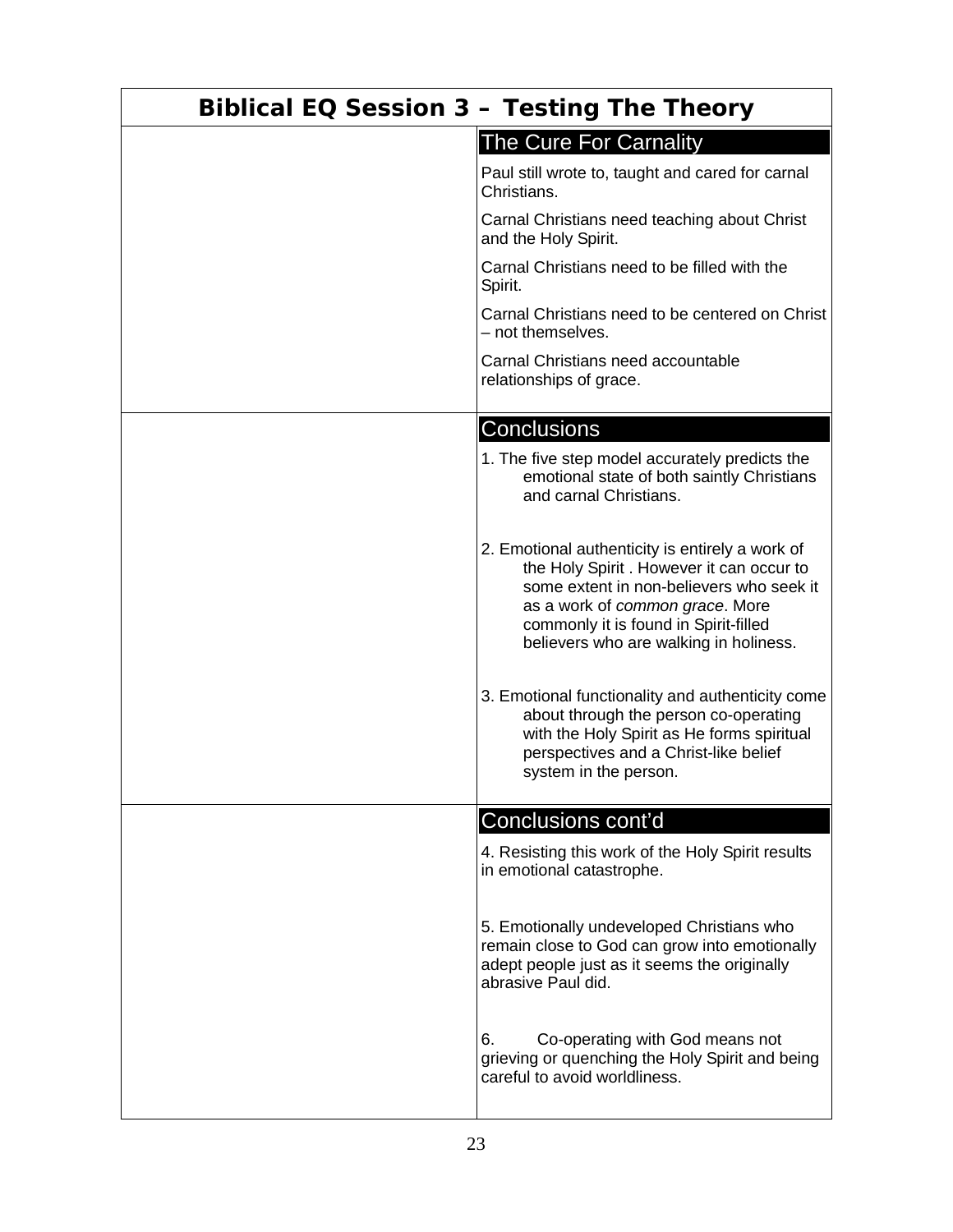# Biblical EQ Session 3 – Testing The Theory

## The Cure For Carnality

Paul still wrote to, taught and cared for carnal Christians.

Carnal Christians need teaching about Christ and the Holy Spirit.

Carnal Christians need to be filled with the Spirit.

Carnal Christians need to be centered on Christ – not themselves.

Carnal Christians need accountable relationships of grace.

## Conclusions

1. The five step model accurately predicts the emotional state of both saintly Christians and carnal Christians.

2. Emotional authenticity is entirely a work of the Holy Spirit . However it can occur to some extent in non-believers who seek it as a work of *common grace*. More commonly it is found in Spirit-filled believers who are walking in holiness.

3. Emotional functionality and authenticity come about through the person co-operating with the Holy Spirit as He forms spiritual perspectives and a Christ-like belief system in the person.

## Conclusions cont'd

4. Resisting this work of the Holy Spirit results in emotional catastrophe.

5. Emotionally undeveloped Christians who remain close to God can grow into emotionally adept people just as it seems the originally abrasive Paul did.

6. Co-operating with God means not grieving or quenching the Holy Spirit and being careful to avoid worldliness.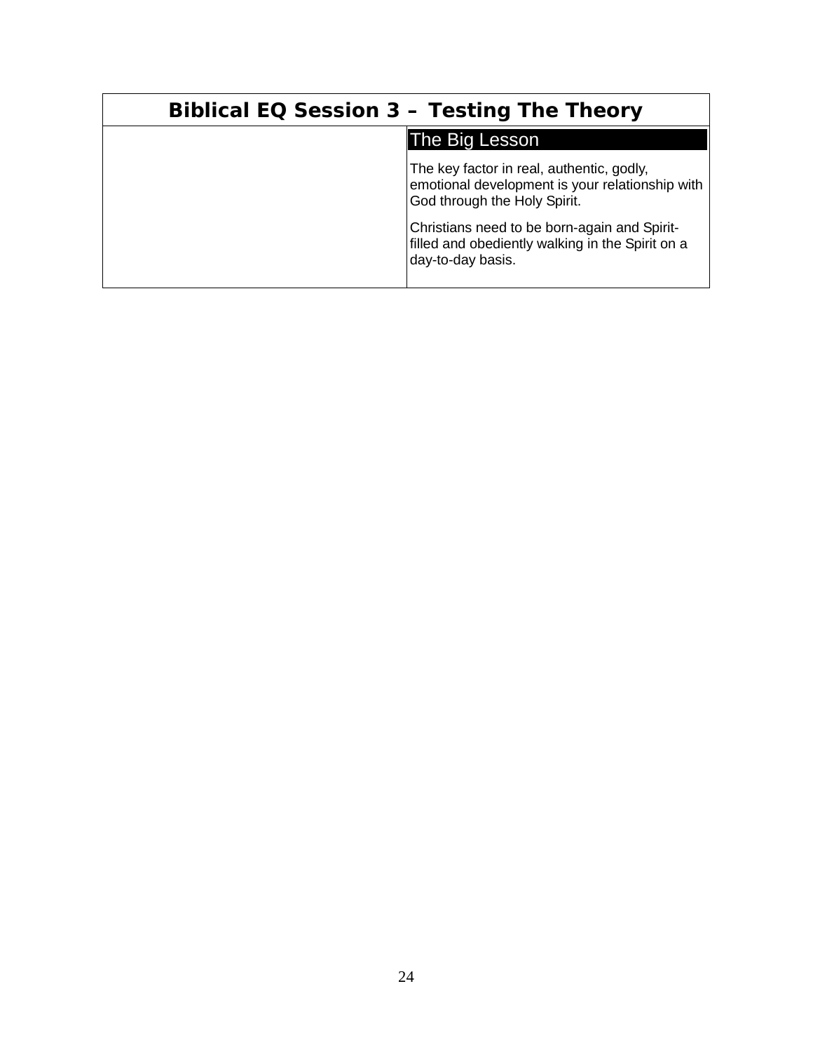| Biblical EQ Session 3 – Testing The Theory | |
|---|---|
| | **The Big Lesson**<br><br>The key factor in real, authentic, godly, emotional development is your relationship with God through the Holy Spirit.<br><br>Christians need to be born-again and Spirit-filled and obediently walking in the Spirit on a day-to-day basis. |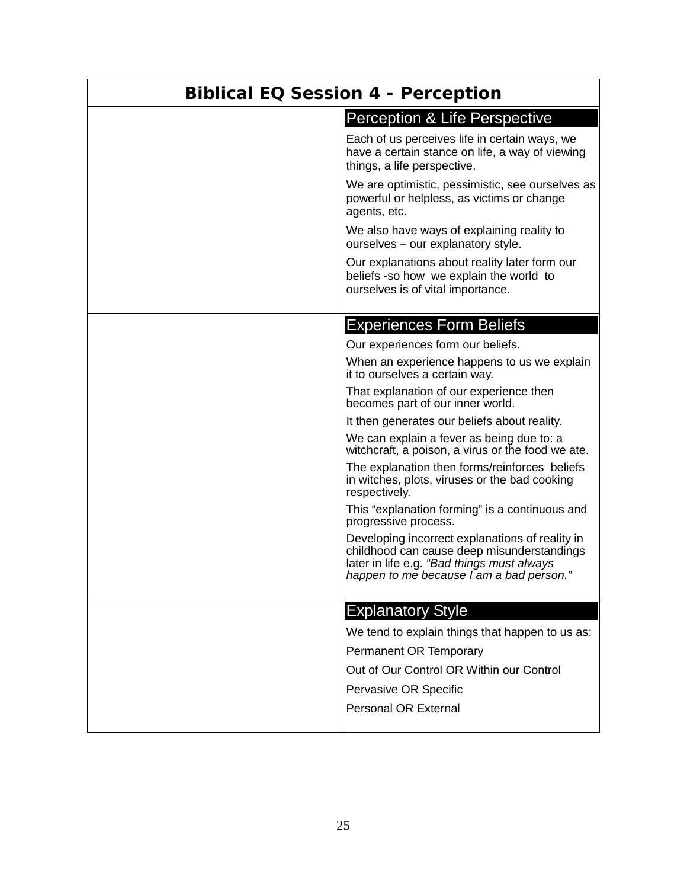# Biblical EQ Session 4 - Perception

### Perception & Life Perspective

Each of us perceives life in certain ways, we have a certain stance on life, a way of viewing things, a life perspective.

We are optimistic, pessimistic, see ourselves as powerful or helpless, as victims or change agents, etc.

We also have ways of explaining reality to ourselves – our explanatory style.

Our explanations about reality later form our beliefs -so how we explain the world to ourselves is of vital importance.

### Experiences Form Beliefs

Our experiences form our beliefs.

When an experience happens to us we explain it to ourselves a certain way.

That explanation of our experience then becomes part of our inner world.

It then generates our beliefs about reality.

We can explain a fever as being due to: a witchcraft, a poison, a virus or the food we ate.

The explanation then forms/reinforces beliefs in witches, plots, viruses or the bad cooking respectively.

This "explanation forming" is a continuous and progressive process.

Developing incorrect explanations of reality in childhood can cause deep misunderstandings later in life e.g. *"Bad things must always happen to me because I am a bad person."*

### Explanatory Style

We tend to explain things that happen to us as:

Permanent OR Temporary

Out of Our Control OR Within our Control

Pervasive OR Specific

Personal OR External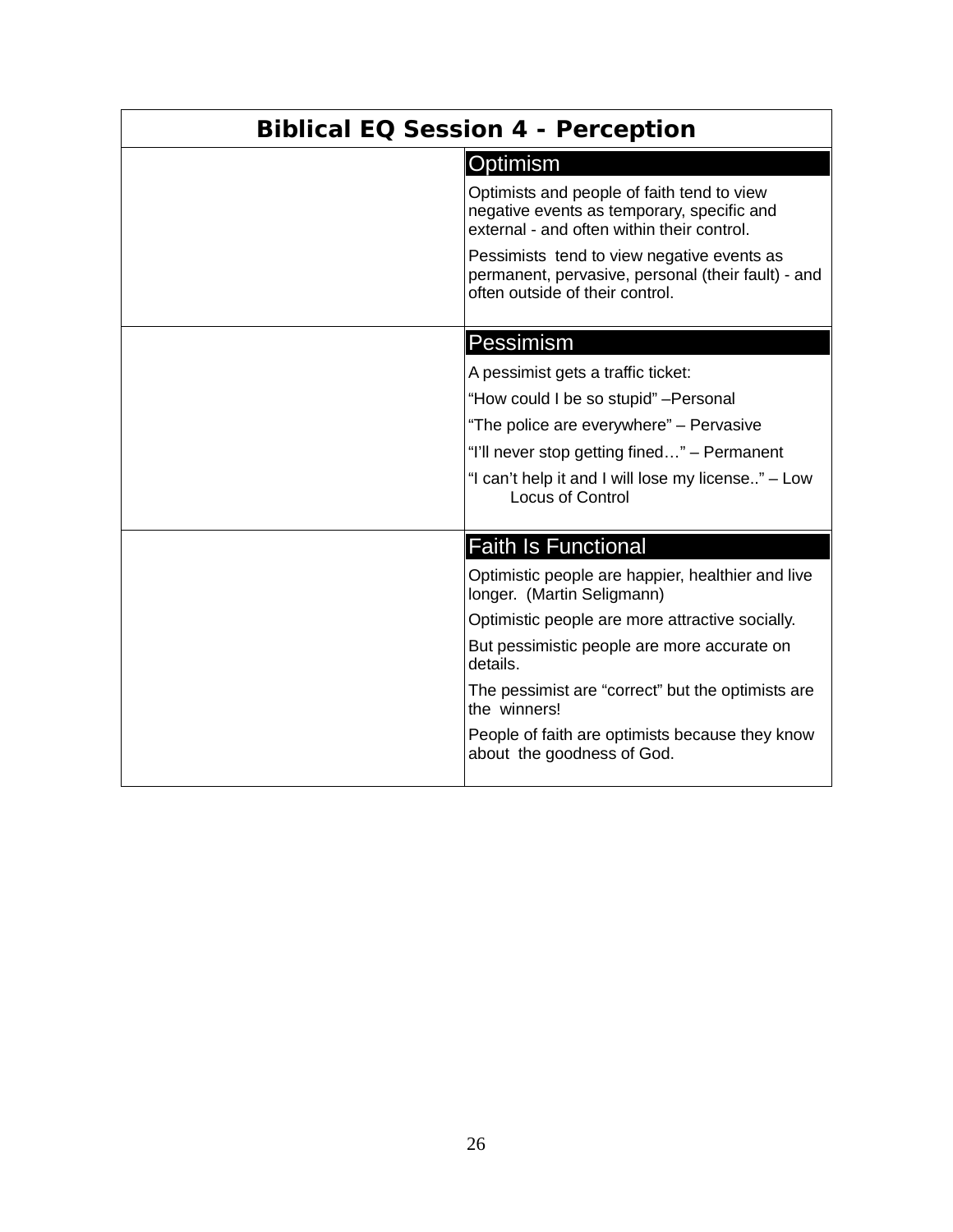| Biblical EQ Session 4 - Perception | |
|---|---|
| | **Optimism**<br><br>Optimists and people of faith tend to view negative events as temporary, specific and external - and often within their control.<br><br>Pessimists tend to view negative events as permanent, pervasive, personal (their fault) - and often outside of their control. |
| | **Pessimism**<br><br>A pessimist gets a traffic ticket:<br><br>"How could I be so stupid" –Personal<br><br>"The police are everywhere" – Pervasive<br><br>"I'll never stop getting fined…" – Permanent<br><br>"I can't help it and I will lose my license.." – Low Locus of Control |
| | **Faith Is Functional**<br><br>Optimistic people are happier, healthier and live longer. (Martin Seligmann)<br><br>Optimistic people are more attractive socially.<br><br>But pessimistic people are more accurate on details.<br><br>The pessimist are "correct" but the optimists are the winners!<br><br>People of faith are optimists because they know about the goodness of God. |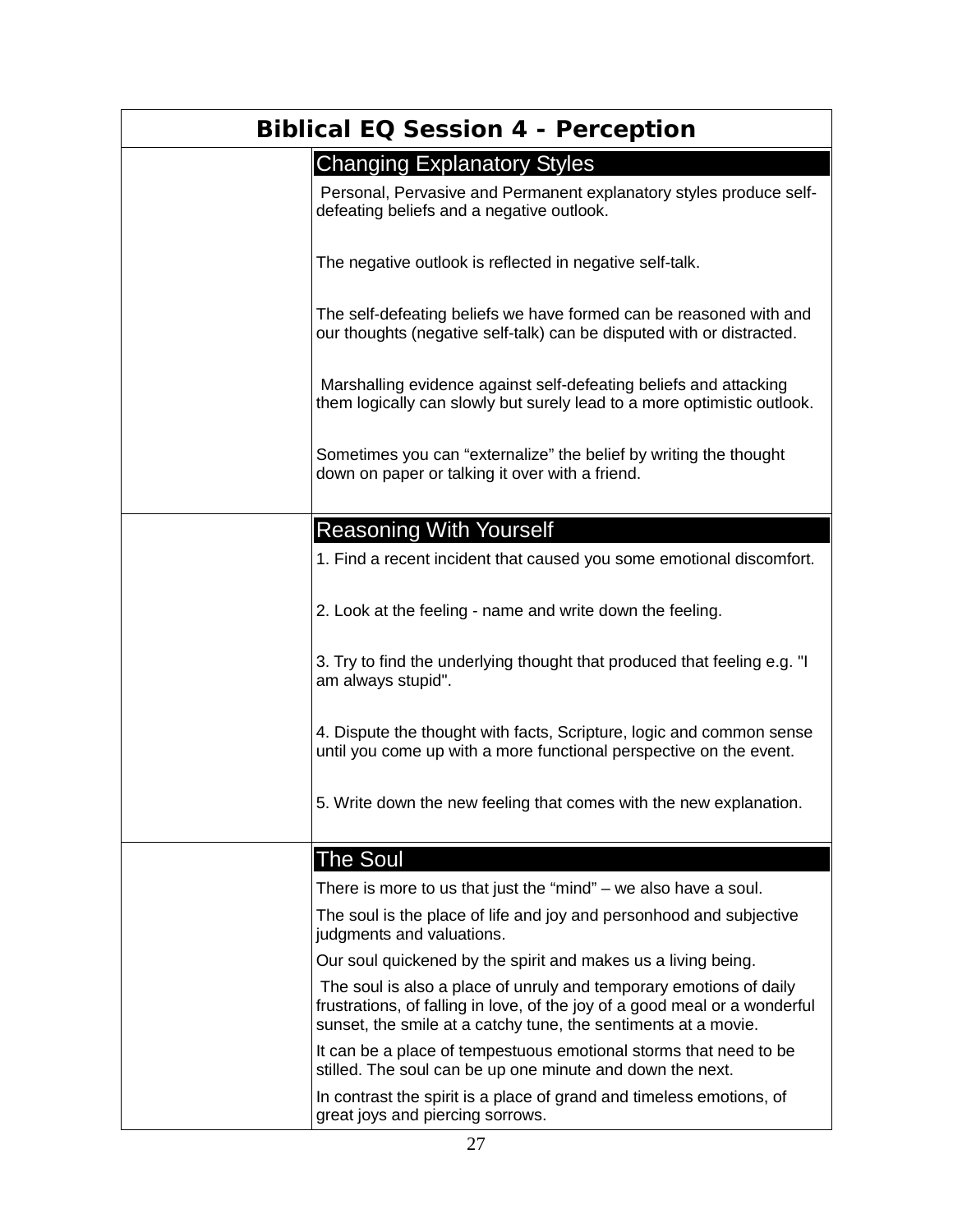# Biblical EQ Session 4 - Perception

## Changing Explanatory Styles

Personal, Pervasive and Permanent explanatory styles produce self-defeating beliefs and a negative outlook.

The negative outlook is reflected in negative self-talk.

The self-defeating beliefs we have formed can be reasoned with and our thoughts (negative self-talk) can be disputed with or distracted.

Marshalling evidence against self-defeating beliefs and attacking them logically can slowly but surely lead to a more optimistic outlook.

Sometimes you can "externalize" the belief by writing the thought down on paper or talking it over with a friend.

## Reasoning With Yourself

1. Find a recent incident that caused you some emotional discomfort.

2. Look at the feeling - name and write down the feeling.

3. Try to find the underlying thought that produced that feeling e.g. "I am always stupid".

4. Dispute the thought with facts, Scripture, logic and common sense until you come up with a more functional perspective on the event.

5. Write down the new feeling that comes with the new explanation.

## The Soul

There is more to us that just the "mind" – we also have a soul.

The soul is the place of life and joy and personhood and subjective judgments and valuations.

Our soul quickened by the spirit and makes us a living being.

The soul is also a place of unruly and temporary emotions of daily frustrations, of falling in love, of the joy of a good meal or a wonderful sunset, the smile at a catchy tune, the sentiments at a movie.

It can be a place of tempestuous emotional storms that need to be stilled. The soul can be up one minute and down the next.

In contrast the spirit is a place of grand and timeless emotions, of great joys and piercing sorrows.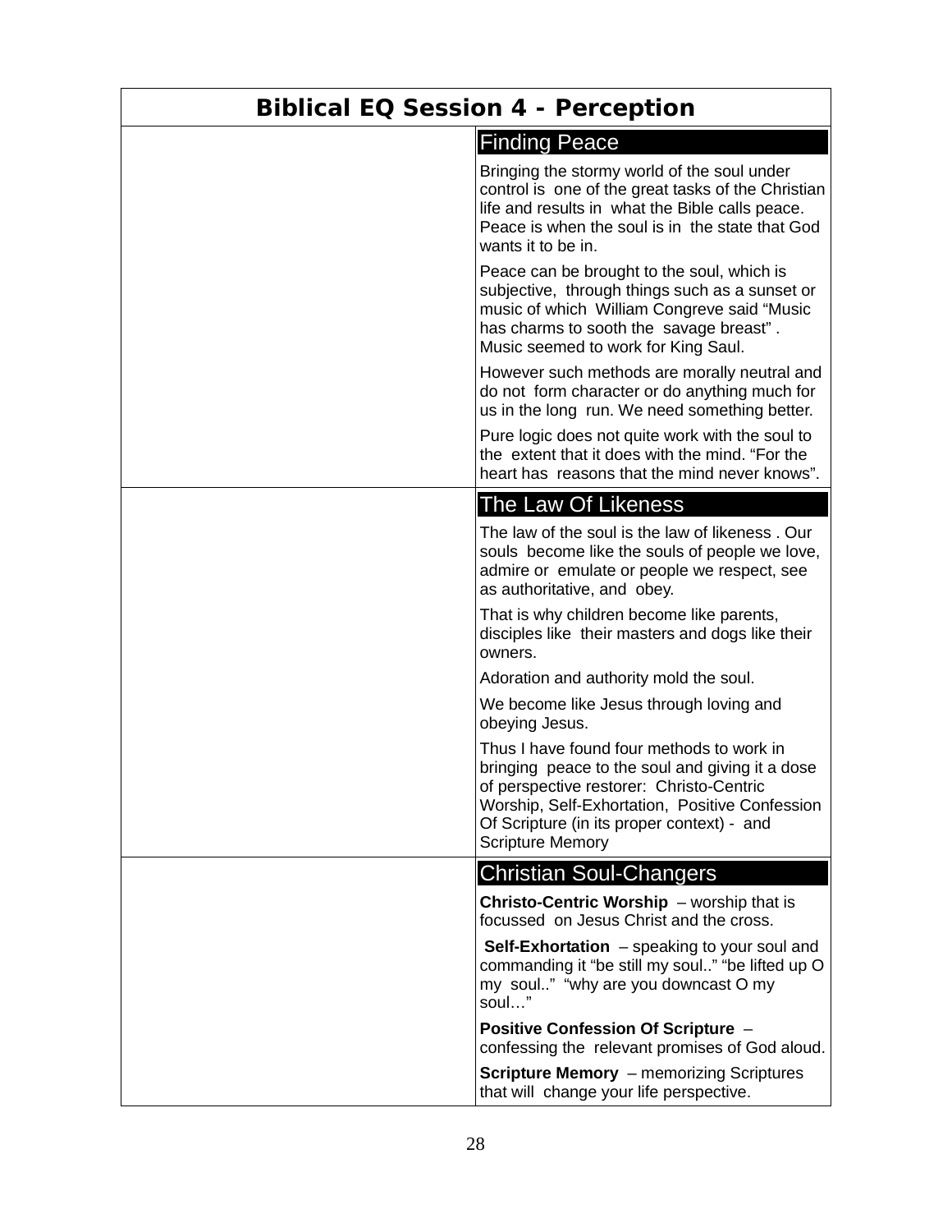# Biblical EQ Session 4 - Perception

## Finding Peace

Bringing the stormy world of the soul under control is one of the great tasks of the Christian life and results in what the Bible calls peace. Peace is when the soul is in the state that God wants it to be in.

Peace can be brought to the soul, which is subjective, through things such as a sunset or music of which William Congreve said "Music has charms to sooth the savage breast" . Music seemed to work for King Saul.

However such methods are morally neutral and do not form character or do anything much for us in the long run. We need something better.

Pure logic does not quite work with the soul to the extent that it does with the mind. "For the heart has reasons that the mind never knows".

## The Law Of Likeness

The law of the soul is the law of likeness . Our souls become like the souls of people we love, admire or emulate or people we respect, see as authoritative, and obey.

That is why children become like parents, disciples like their masters and dogs like their owners.

Adoration and authority mold the soul.

We become like Jesus through loving and obeying Jesus.

Thus I have found four methods to work in bringing peace to the soul and giving it a dose of perspective restorer: Christo-Centric Worship, Self-Exhortation, Positive Confession Of Scripture (in its proper context) - and Scripture Memory

## Christian Soul-Changers

**Christo-Centric Worship** – worship that is focussed on Jesus Christ and the cross.

**Self-Exhortation** – speaking to your soul and commanding it "be still my soul.." "be lifted up O my soul.." "why are you downcast O my soul…"

**Positive Confession Of Scripture** – confessing the relevant promises of God aloud.

**Scripture Memory** – memorizing Scriptures that will change your life perspective.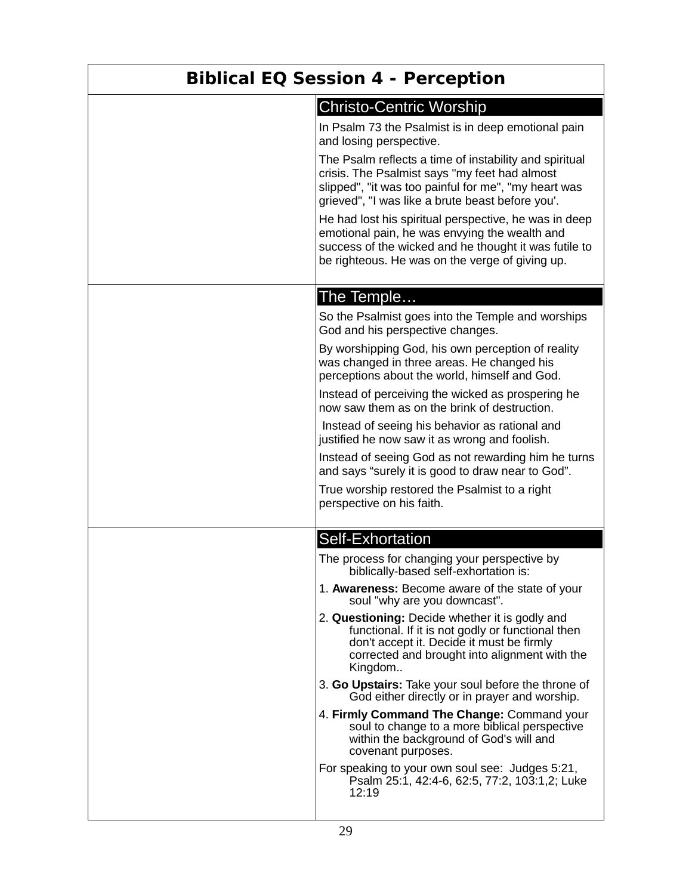# Biblical EQ Session 4 - Perception

## Christo-Centric Worship

In Psalm 73 the Psalmist is in deep emotional pain and losing perspective.

The Psalm reflects a time of instability and spiritual crisis. The Psalmist says "my feet had almost slipped", "it was too painful for me", "my heart was grieved", "I was like a brute beast before you'.

He had lost his spiritual perspective, he was in deep emotional pain, he was envying the wealth and success of the wicked and he thought it was futile to be righteous. He was on the verge of giving up.

## The Temple…

So the Psalmist goes into the Temple and worships God and his perspective changes.

By worshipping God, his own perception of reality was changed in three areas. He changed his perceptions about the world, himself and God.

Instead of perceiving the wicked as prospering he now saw them as on the brink of destruction.

Instead of seeing his behavior as rational and justified he now saw it as wrong and foolish.

Instead of seeing God as not rewarding him he turns and says “surely it is good to draw near to God”.

True worship restored the Psalmist to a right perspective on his faith.

## Self-Exhortation

The process for changing your perspective by biblically-based self-exhortation is:

1. **Awareness:** Become aware of the state of your soul "why are you downcast".
2. **Questioning:** Decide whether it is godly and functional. If it is not godly or functional then don't accept it. Decide it must be firmly corrected and brought into alignment with the Kingdom..
3. **Go Upstairs:** Take your soul before the throne of God either directly or in prayer and worship.
4. **Firmly Command The Change:** Command your soul to change to a more biblical perspective within the background of God's will and covenant purposes.

For speaking to your own soul see: Judges 5:21, Psalm 25:1, 42:4-6, 62:5, 77:2, 103:1,2; Luke 12:19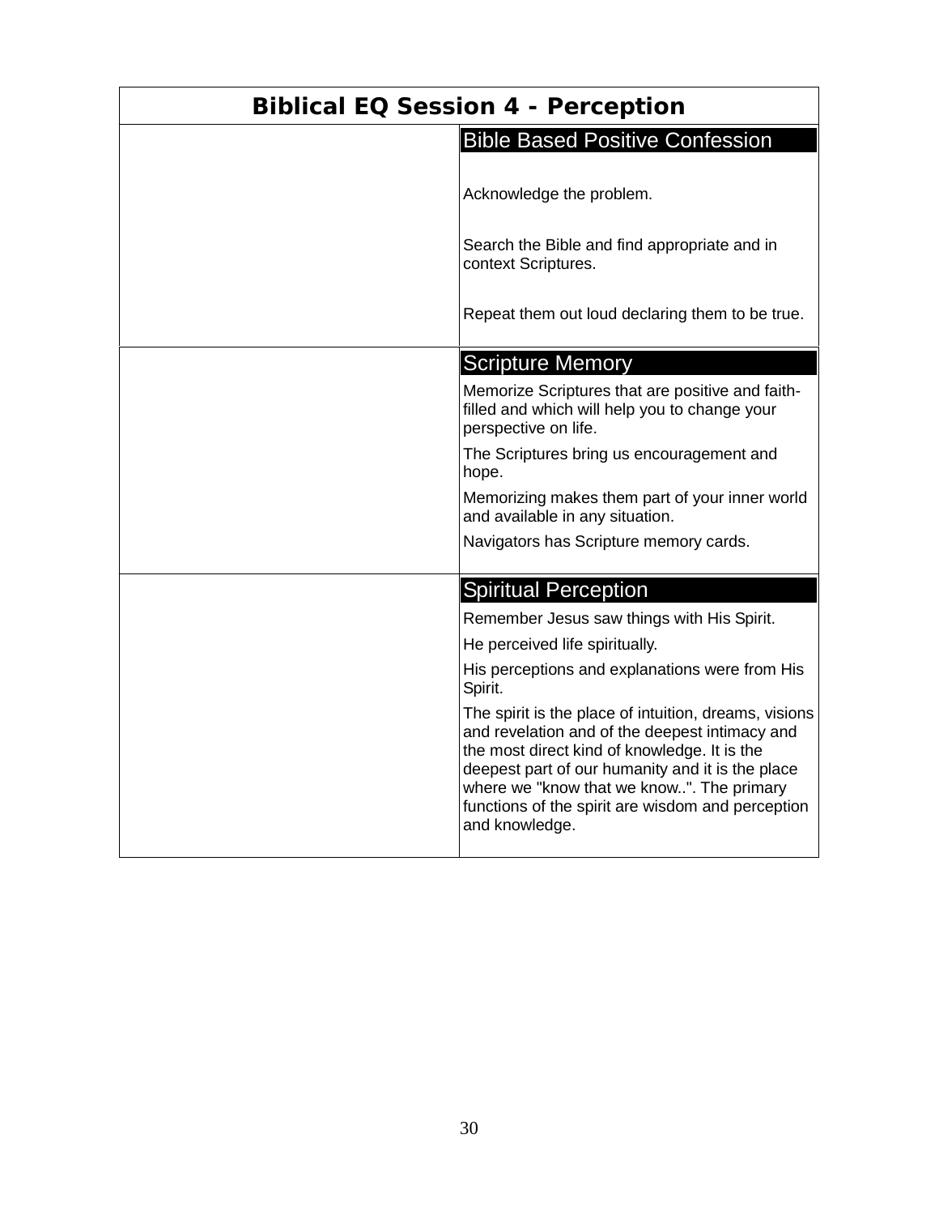| Biblical EQ Session 4 - Perception | |
|---|---|
| | **Bible Based Positive Confession**<br><br>Acknowledge the problem.<br><br>Search the Bible and find appropriate and in context Scriptures.<br><br>Repeat them out loud declaring them to be true. |
| | **Scripture Memory**<br><br>Memorize Scriptures that are positive and faith-filled and which will help you to change your perspective on life.<br><br>The Scriptures bring us encouragement and hope.<br><br>Memorizing makes them part of your inner world and available in any situation.<br><br>Navigators has Scripture memory cards. |
| | **Spiritual Perception**<br><br>Remember Jesus saw things with His Spirit.<br><br>He perceived life spiritually.<br><br>His perceptions and explanations were from His Spirit.<br><br>The spirit is the place of intuition, dreams, visions and revelation and of the deepest intimacy and the most direct kind of knowledge. It is the deepest part of our humanity and it is the place where we "know that we know..". The primary functions of the spirit are wisdom and perception and knowledge. |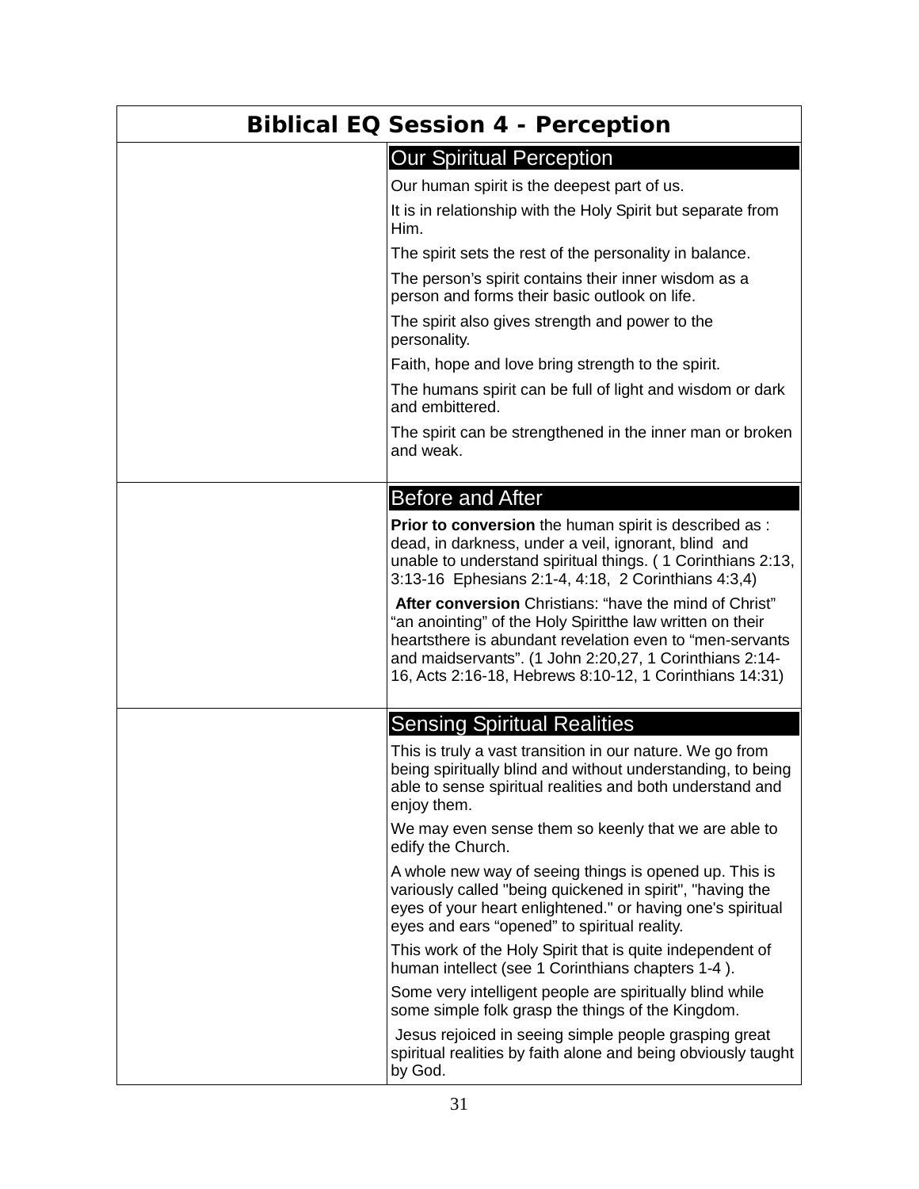# Biblical EQ Session 4 - Perception

## Our Spiritual Perception

Our human spirit is the deepest part of us.

It is in relationship with the Holy Spirit but separate from Him.

The spirit sets the rest of the personality in balance.

The person's spirit contains their inner wisdom as a person and forms their basic outlook on life.

The spirit also gives strength and power to the personality.

Faith, hope and love bring strength to the spirit.

The humans spirit can be full of light and wisdom or dark and embittered.

The spirit can be strengthened in the inner man or broken and weak.

## Before and After

**Prior to conversion** the human spirit is described as : dead, in darkness, under a veil, ignorant, blind and unable to understand spiritual things. ( 1 Corinthians 2:13, 3:13-16 Ephesians 2:1-4, 4:18, 2 Corinthians 4:3,4)

**After conversion** Christians: "have the mind of Christ" "an anointing" of the Holy Spiritthe law written on their heartsthere is abundant revelation even to "men-servants and maidservants". (1 John 2:20,27, 1 Corinthians 2:14-16, Acts 2:16-18, Hebrews 8:10-12, 1 Corinthians 14:31)

## Sensing Spiritual Realities

This is truly a vast transition in our nature. We go from being spiritually blind and without understanding, to being able to sense spiritual realities and both understand and enjoy them.

We may even sense them so keenly that we are able to edify the Church.

A whole new way of seeing things is opened up. This is variously called "being quickened in spirit", "having the eyes of your heart enlightened." or having one's spiritual eyes and ears "opened" to spiritual reality.

This work of the Holy Spirit that is quite independent of human intellect (see 1 Corinthians chapters 1-4 ).

Some very intelligent people are spiritually blind while some simple folk grasp the things of the Kingdom.

Jesus rejoiced in seeing simple people grasping great spiritual realities by faith alone and being obviously taught by God.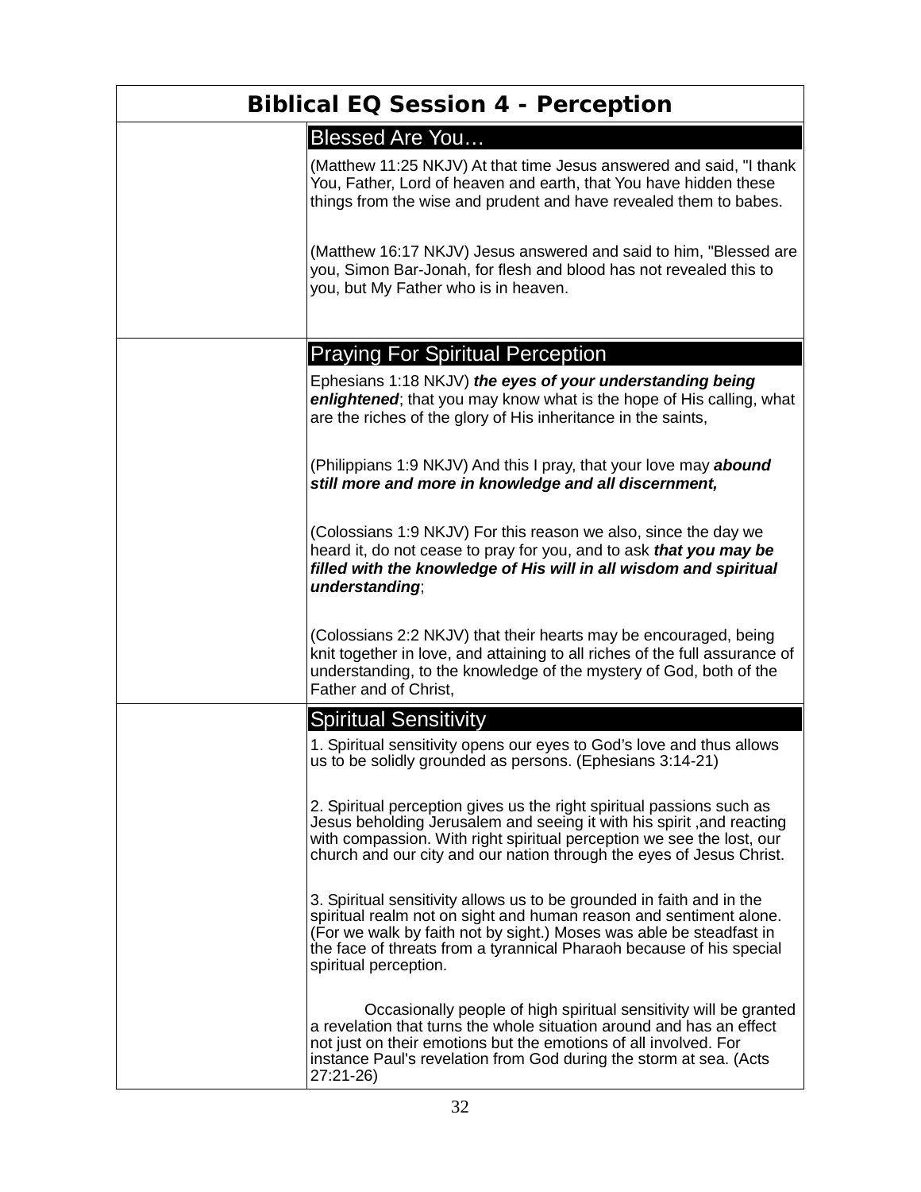# Biblical EQ Session 4 - Perception

## Blessed Are You…

(Matthew 11:25 NKJV) At that time Jesus answered and said, "I thank You, Father, Lord of heaven and earth, that You have hidden these things from the wise and prudent and have revealed them to babes.

(Matthew 16:17 NKJV) Jesus answered and said to him, "Blessed are you, Simon Bar-Jonah, for flesh and blood has not revealed this to you, but My Father who is in heaven.

## Praying For Spiritual Perception

Ephesians 1:18 NKJV) ***the eyes of your understanding being enlightened***; that you may know what is the hope of His calling, what are the riches of the glory of His inheritance in the saints,

(Philippians 1:9 NKJV) And this I pray, that your love may ***abound still more and more in knowledge and all discernment,***

(Colossians 1:9 NKJV) For this reason we also, since the day we heard it, do not cease to pray for you, and to ask ***that you may be filled with the knowledge of His will in all wisdom and spiritual understanding***;

(Colossians 2:2 NKJV) that their hearts may be encouraged, being knit together in love, and attaining to all riches of the full assurance of understanding, to the knowledge of the mystery of God, both of the Father and of Christ,

## Spiritual Sensitivity

1. Spiritual sensitivity opens our eyes to God's love and thus allows us to be solidly grounded as persons. (Ephesians 3:14-21)

2. Spiritual perception gives us the right spiritual passions such as Jesus beholding Jerusalem and seeing it with his spirit ,and reacting with compassion. With right spiritual perception we see the lost, our church and our city and our nation through the eyes of Jesus Christ.

3. Spiritual sensitivity allows us to be grounded in faith and in the spiritual realm not on sight and human reason and sentiment alone. (For we walk by faith not by sight.) Moses was able be steadfast in the face of threats from a tyrannical Pharaoh because of his special spiritual perception.

Occasionally people of high spiritual sensitivity will be granted a revelation that turns the whole situation around and has an effect not just on their emotions but the emotions of all involved. For instance Paul's revelation from God during the storm at sea. (Acts 27:21-26)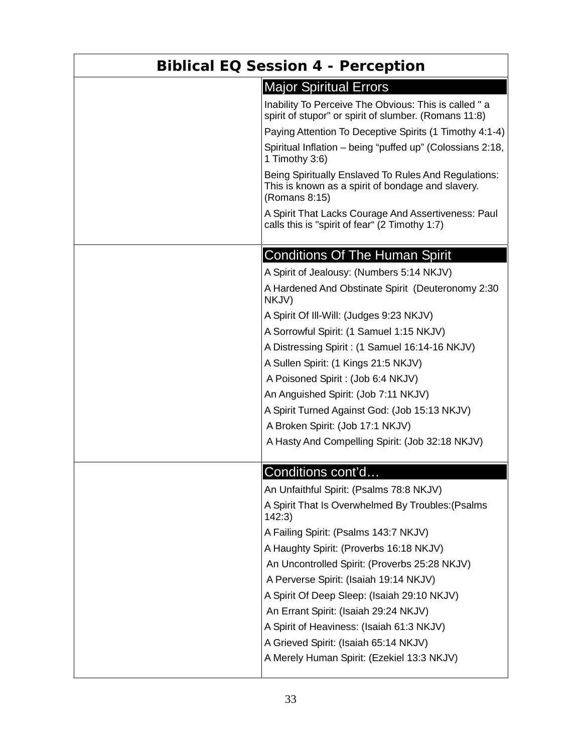# Biblical EQ Session 4 - Perception

## Major Spiritual Errors

Inability To Perceive The Obvious: This is called " a spirit of stupor" or spirit of slumber. (Romans 11:8)

Paying Attention To Deceptive Spirits (1 Timothy 4:1-4)

Spiritual Inflation – being “puffed up” (Colossians 2:18, 1 Timothy 3:6)

Being Spiritually Enslaved To Rules And Regulations: This is known as a spirit of bondage and slavery. (Romans 8:15)

A Spirit That Lacks Courage And Assertiveness: Paul calls this is "spirit of fear“ (2 Timothy 1:7)

## Conditions Of The Human Spirit

A Spirit of Jealousy: (Numbers 5:14 NKJV)

A Hardened And Obstinate Spirit (Deuteronomy 2:30 NKJV)

A Spirit Of Ill-Will: (Judges 9:23 NKJV)

A Sorrowful Spirit: (1 Samuel 1:15 NKJV)

A Distressing Spirit : (1 Samuel 16:14-16 NKJV)

A Sullen Spirit: (1 Kings 21:5 NKJV)

A Poisoned Spirit : (Job 6:4 NKJV)

An Anguished Spirit: (Job 7:11 NKJV)

A Spirit Turned Against God: (Job 15:13 NKJV)

A Broken Spirit: (Job 17:1 NKJV)

A Hasty And Compelling Spirit: (Job 32:18 NKJV)

## Conditions cont’d…

An Unfaithful Spirit: (Psalms 78:8 NKJV)

A Spirit That Is Overwhelmed By Troubles:(Psalms 142:3)

A Failing Spirit: (Psalms 143:7 NKJV)

A Haughty Spirit: (Proverbs 16:18 NKJV)

An Uncontrolled Spirit: (Proverbs 25:28 NKJV)

A Perverse Spirit: (Isaiah 19:14 NKJV)

A Spirit Of Deep Sleep: (Isaiah 29:10 NKJV)

An Errant Spirit: (Isaiah 29:24 NKJV)

A Spirit of Heaviness: (Isaiah 61:3 NKJV)

A Grieved Spirit: (Isaiah 65:14 NKJV)

A Merely Human Spirit: (Ezekiel 13:3 NKJV)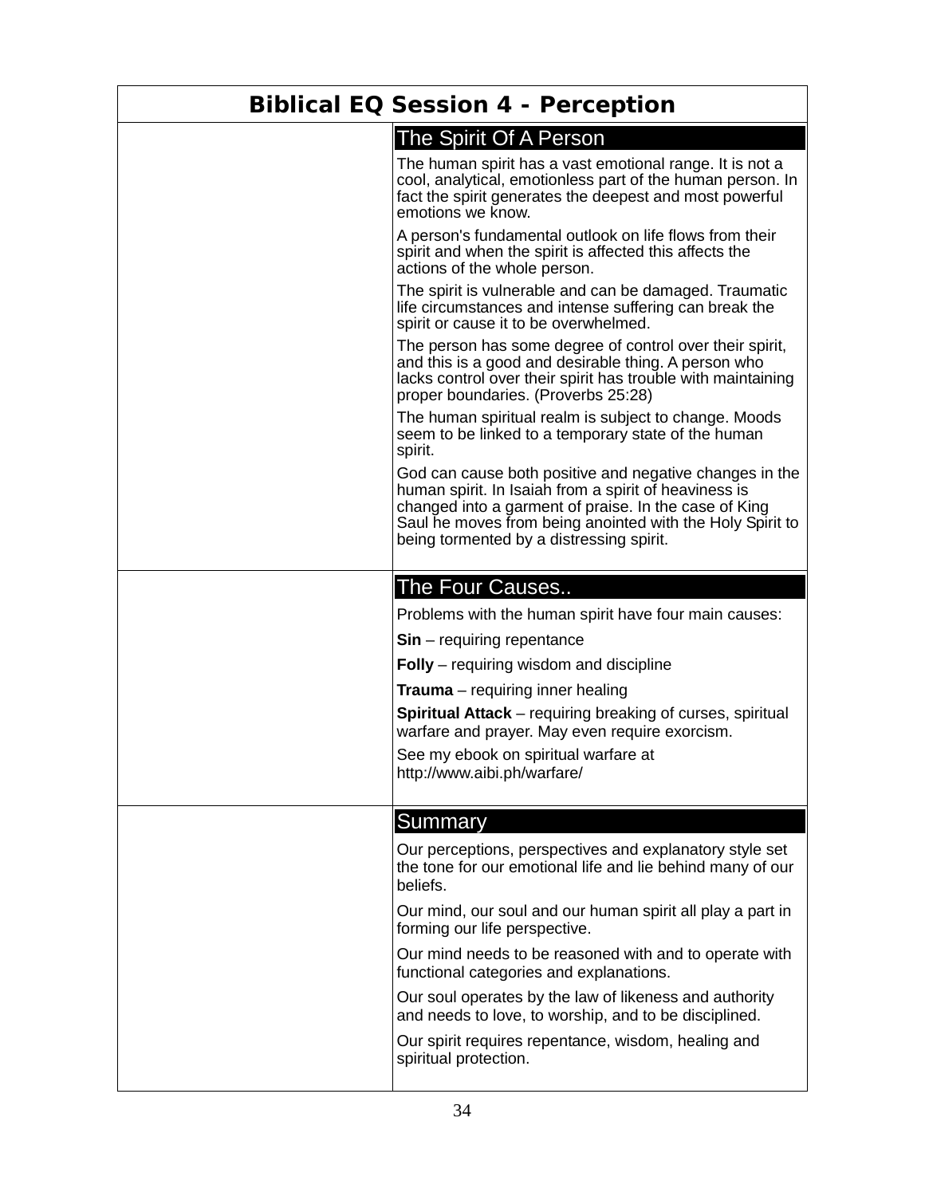# Biblical EQ Session 4 - Perception

## The Spirit Of A Person

The human spirit has a vast emotional range. It is not a cool, analytical, emotionless part of the human person. In fact the spirit generates the deepest and most powerful emotions we know.

A person's fundamental outlook on life flows from their spirit and when the spirit is affected this affects the actions of the whole person.

The spirit is vulnerable and can be damaged. Traumatic life circumstances and intense suffering can break the spirit or cause it to be overwhelmed.

The person has some degree of control over their spirit, and this is a good and desirable thing. A person who lacks control over their spirit has trouble with maintaining proper boundaries. (Proverbs 25:28)

The human spiritual realm is subject to change. Moods seem to be linked to a temporary state of the human spirit.

God can cause both positive and negative changes in the human spirit. In Isaiah from a spirit of heaviness is changed into a garment of praise. In the case of King Saul he moves from being anointed with the Holy Spirit to being tormented by a distressing spirit.

## The Four Causes..

Problems with the human spirit have four main causes:

**Sin** – requiring repentance

**Folly** – requiring wisdom and discipline

**Trauma** – requiring inner healing

**Spiritual Attack** – requiring breaking of curses, spiritual warfare and prayer. May even require exorcism.

See my ebook on spiritual warfare at http://www.aibi.ph/warfare/

## Summary

Our perceptions, perspectives and explanatory style set the tone for our emotional life and lie behind many of our beliefs.

Our mind, our soul and our human spirit all play a part in forming our life perspective.

Our mind needs to be reasoned with and to operate with functional categories and explanations.

Our soul operates by the law of likeness and authority and needs to love, to worship, and to be disciplined.

Our spirit requires repentance, wisdom, healing and spiritual protection.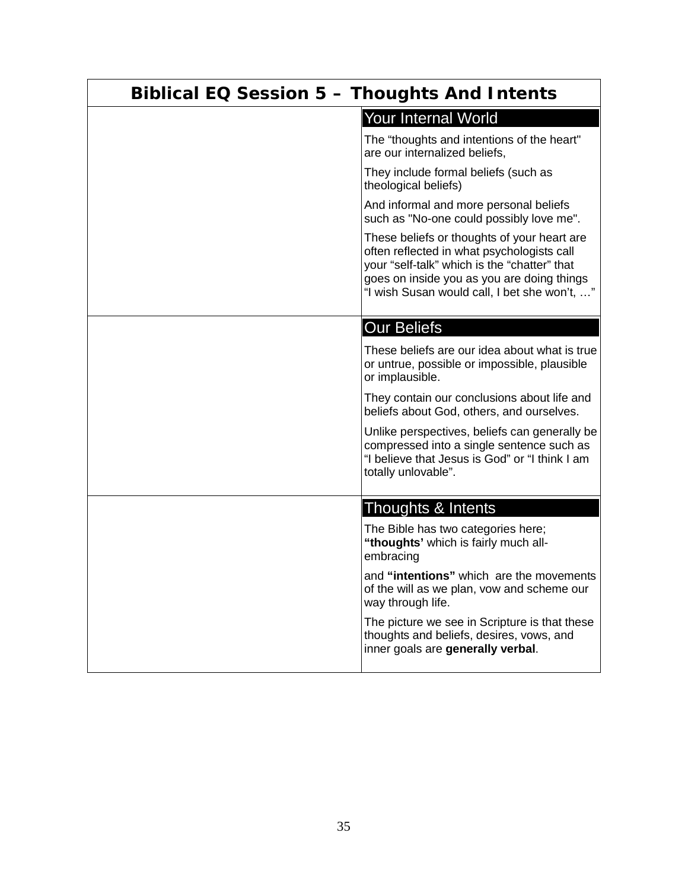# Biblical EQ Session 5 – Thoughts And Intents

### Your Internal World

The “thoughts and intentions of the heart" are our internalized beliefs,

They include formal beliefs (such as theological beliefs)

And informal and more personal beliefs such as "No-one could possibly love me".

These beliefs or thoughts of your heart are often reflected in what psychologists call your “self-talk” which is the “chatter” that goes on inside you as you are doing things “I wish Susan would call, I bet she won’t, …”

### Our Beliefs

These beliefs are our idea about what is true or untrue, possible or impossible, plausible or implausible.

They contain our conclusions about life and beliefs about God, others, and ourselves.

Unlike perspectives, beliefs can generally be compressed into a single sentence such as “I believe that Jesus is God” or “I think I am totally unlovable”.

### Thoughts & Intents

The Bible has two categories here; **“thoughts’** which is fairly much all-embracing

and **“intentions”** which are the movements of the will as we plan, vow and scheme our way through life.

The picture we see in Scripture is that these thoughts and beliefs, desires, vows, and inner goals are **generally verbal**.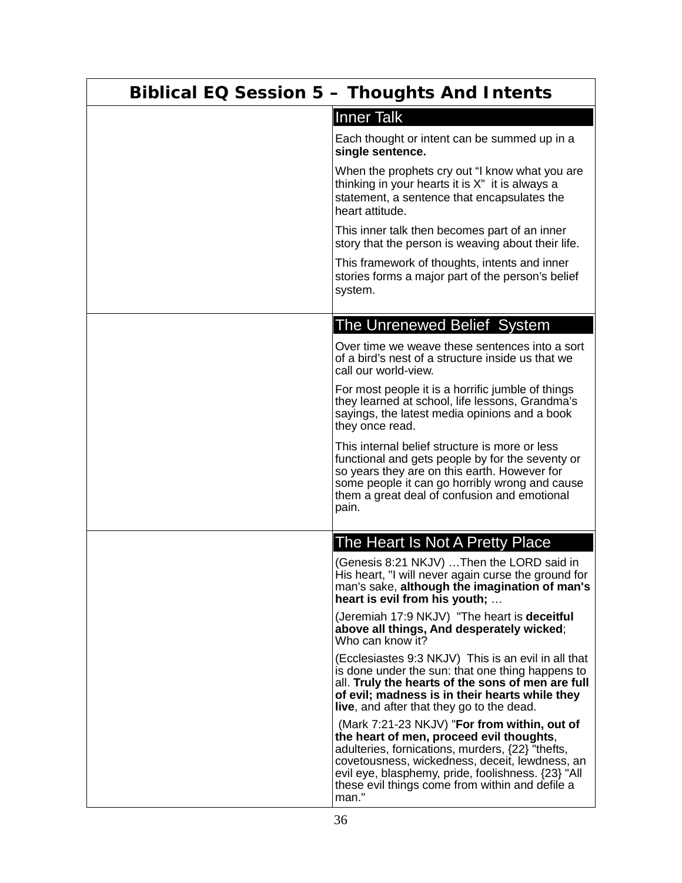# Biblical EQ Session 5 – Thoughts And Intents

## Inner Talk

Each thought or intent can be summed up in a **single sentence.**

When the prophets cry out "I know what you are thinking in your hearts it is X" it is always a statement, a sentence that encapsulates the heart attitude.

This inner talk then becomes part of an inner story that the person is weaving about their life.

This framework of thoughts, intents and inner stories forms a major part of the person's belief system.

## The Unrenewed Belief System

Over time we weave these sentences into a sort of a bird's nest of a structure inside us that we call our world-view.

For most people it is a horrific jumble of things they learned at school, life lessons, Grandma's sayings, the latest media opinions and a book they once read.

This internal belief structure is more or less functional and gets people by for the seventy or so years they are on this earth. However for some people it can go horribly wrong and cause them a great deal of confusion and emotional pain.

## The Heart Is Not A Pretty Place

(Genesis 8:21 NKJV) …Then the LORD said in His heart, "I will never again curse the ground for man's sake, **although the imagination of man's heart is evil from his youth;** …

(Jeremiah 17:9 NKJV) "The heart is **deceitful above all things, And desperately wicked**; Who can know it?

(Ecclesiastes 9:3 NKJV) This is an evil in all that is done under the sun: that one thing happens to all. **Truly the hearts of the sons of men are full of evil; madness is in their hearts while they live**, and after that they go to the dead.

(Mark 7:21-23 NKJV) "**For from within, out of the heart of men, proceed evil thoughts**, adulteries, fornications, murders, {22} "thefts, covetousness, wickedness, deceit, lewdness, an evil eye, blasphemy, pride, foolishness. {23} "All these evil things come from within and defile a man."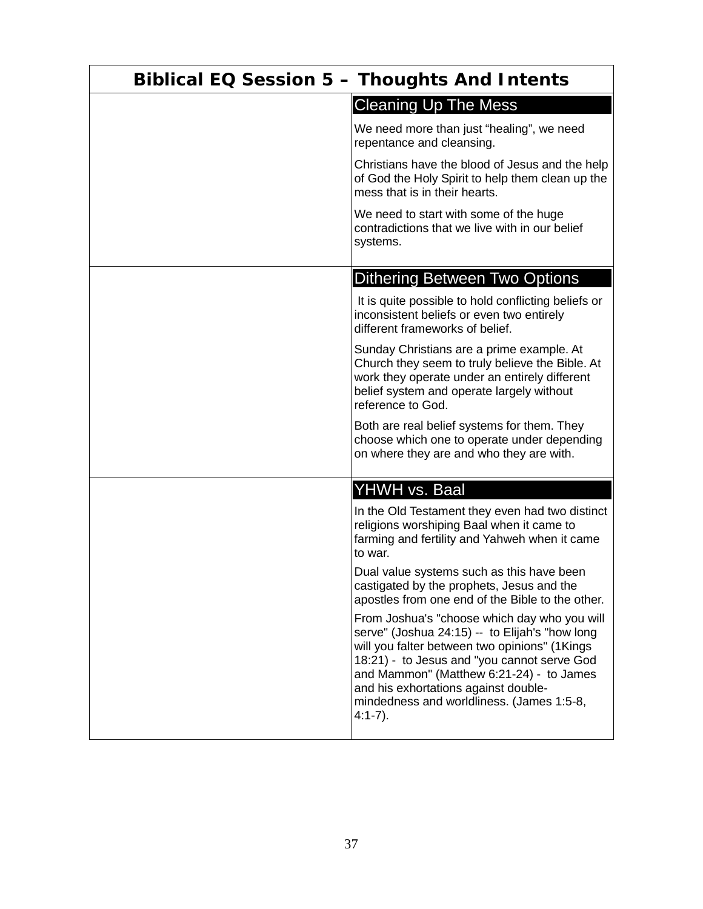# Biblical EQ Session 5 – Thoughts And Intents

## Cleaning Up The Mess

We need more than just “healing”, we need repentance and cleansing.

Christians have the blood of Jesus and the help of God the Holy Spirit to help them clean up the mess that is in their hearts.

We need to start with some of the huge contradictions that we live with in our belief systems.

## Dithering Between Two Options

It is quite possible to hold conflicting beliefs or inconsistent beliefs or even two entirely different frameworks of belief.

Sunday Christians are a prime example. At Church they seem to truly believe the Bible. At work they operate under an entirely different belief system and operate largely without reference to God.

Both are real belief systems for them. They choose which one to operate under depending on where they are and who they are with.

## YHWH vs. Baal

In the Old Testament they even had two distinct religions worshiping Baal when it came to farming and fertility and Yahweh when it came to war.

Dual value systems such as this have been castigated by the prophets, Jesus and the apostles from one end of the Bible to the other.

From Joshua's "choose which day who you will serve" (Joshua 24:15) -- to Elijah's "how long will you falter between two opinions" (1Kings 18:21) - to Jesus and "you cannot serve God and Mammon" (Matthew 6:21-24) - to James and his exhortations against double-mindedness and worldliness. (James 1:5-8, 4:1-7).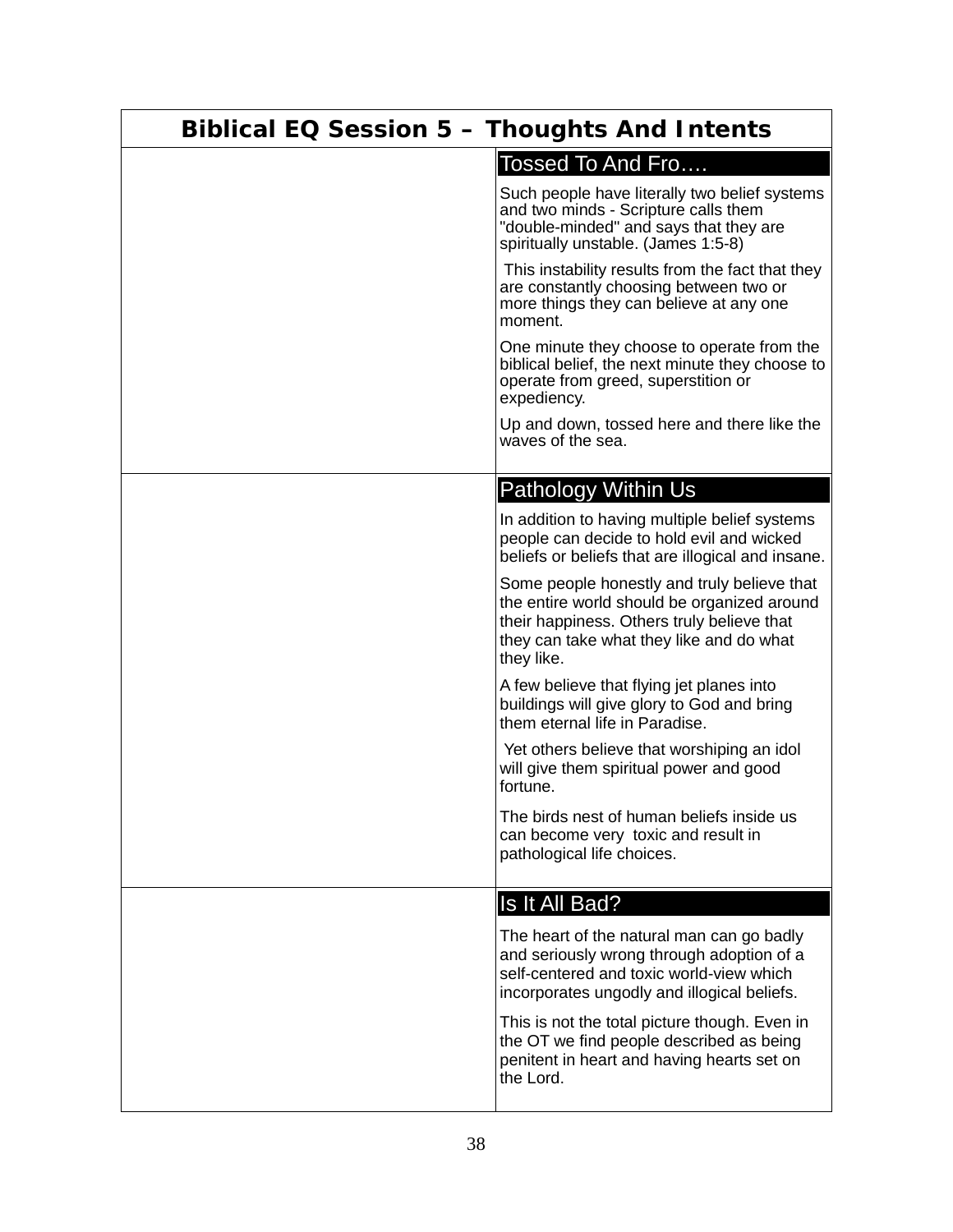# Biblical EQ Session 5 – Thoughts And Intents

## Tossed To And Fro….

Such people have literally two belief systems and two minds - Scripture calls them "double-minded" and says that they are spiritually unstable. (James 1:5-8)

This instability results from the fact that they are constantly choosing between two or more things they can believe at any one moment.

One minute they choose to operate from the biblical belief, the next minute they choose to operate from greed, superstition or expediency.

Up and down, tossed here and there like the waves of the sea.

## Pathology Within Us

In addition to having multiple belief systems people can decide to hold evil and wicked beliefs or beliefs that are illogical and insane.

Some people honestly and truly believe that the entire world should be organized around their happiness. Others truly believe that they can take what they like and do what they like.

A few believe that flying jet planes into buildings will give glory to God and bring them eternal life in Paradise.

Yet others believe that worshiping an idol will give them spiritual power and good fortune.

The birds nest of human beliefs inside us can become very toxic and result in pathological life choices.

## Is It All Bad?

The heart of the natural man can go badly and seriously wrong through adoption of a self-centered and toxic world-view which incorporates ungodly and illogical beliefs.

This is not the total picture though. Even in the OT we find people described as being penitent in heart and having hearts set on the Lord.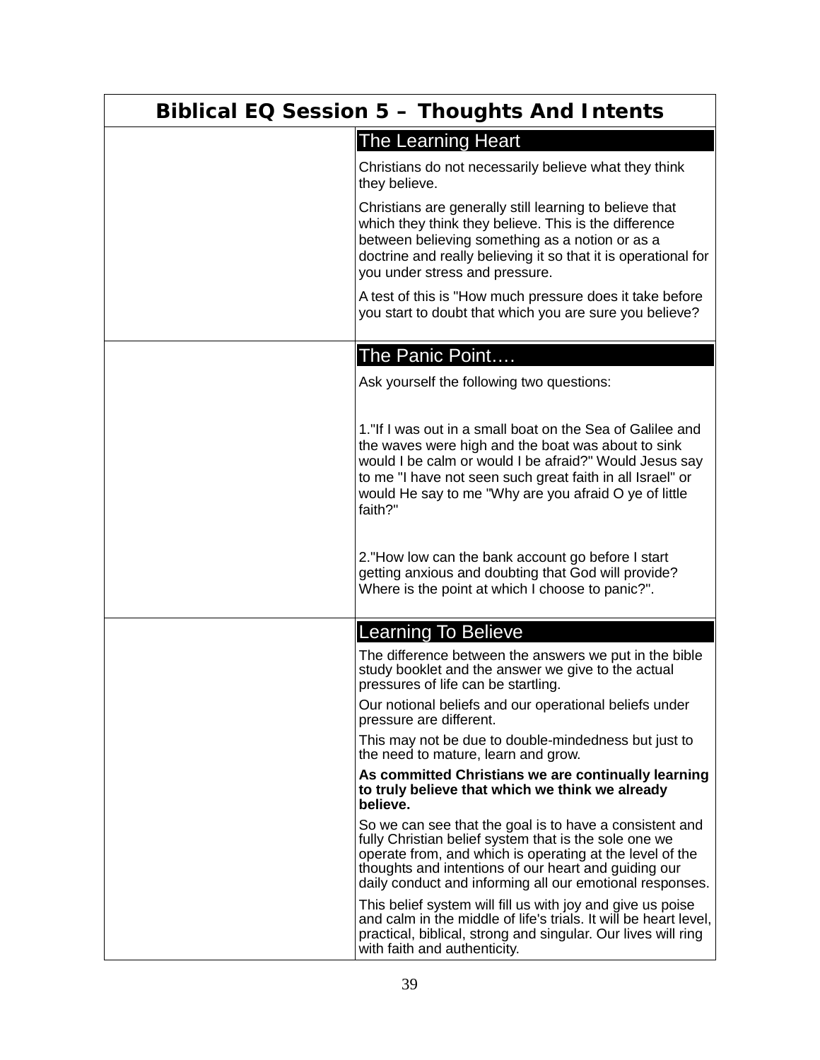# Biblical EQ Session 5 – Thoughts And Intents

## The Learning Heart

Christians do not necessarily believe what they think they believe.

Christians are generally still learning to believe that which they think they believe. This is the difference between believing something as a notion or as a doctrine and really believing it so that it is operational for you under stress and pressure.

A test of this is "How much pressure does it take before you start to doubt that which you are sure you believe?

## The Panic Point….

Ask yourself the following two questions:

1."If I was out in a small boat on the Sea of Galilee and the waves were high and the boat was about to sink would I be calm or would I be afraid?" Would Jesus say to me "I have not seen such great faith in all Israel" or would He say to me "Why are you afraid O ye of little faith?"

2."How low can the bank account go before I start getting anxious and doubting that God will provide? Where is the point at which I choose to panic?".

## Learning To Believe

The difference between the answers we put in the bible study booklet and the answer we give to the actual pressures of life can be startling.

Our notional beliefs and our operational beliefs under pressure are different.

This may not be due to double-mindedness but just to the need to mature, learn and grow.

**As committed Christians we are continually learning to truly believe that which we think we already believe.**

So we can see that the goal is to have a consistent and fully Christian belief system that is the sole one we operate from, and which is operating at the level of the thoughts and intentions of our heart and guiding our daily conduct and informing all our emotional responses.

This belief system will fill us with joy and give us poise and calm in the middle of life's trials. It will be heart level, practical, biblical, strong and singular. Our lives will ring with faith and authenticity.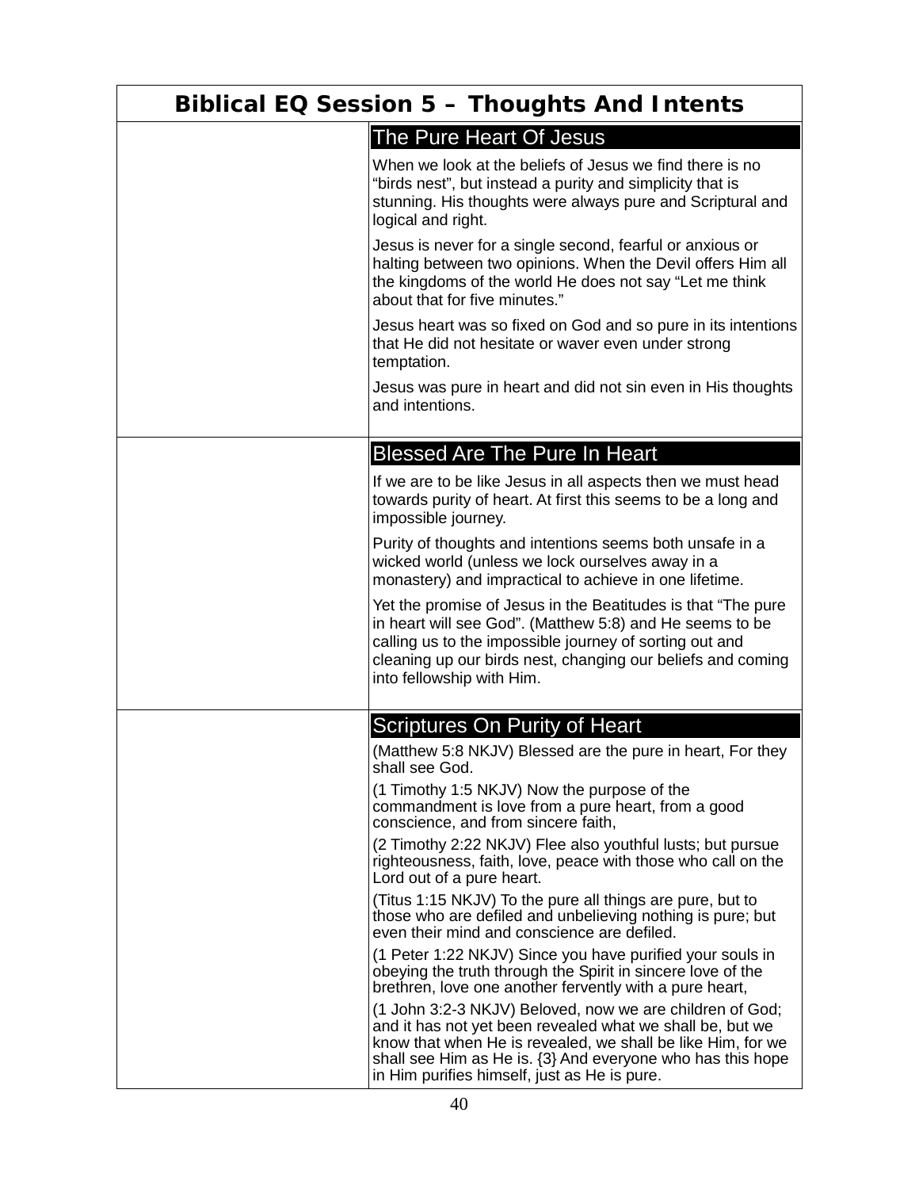# Biblical EQ Session 5 – Thoughts And Intents

## The Pure Heart Of Jesus

When we look at the beliefs of Jesus we find there is no "birds nest", but instead a purity and simplicity that is stunning. His thoughts were always pure and Scriptural and logical and right.

Jesus is never for a single second, fearful or anxious or halting between two opinions. When the Devil offers Him all the kingdoms of the world He does not say "Let me think about that for five minutes."

Jesus heart was so fixed on God and so pure in its intentions that He did not hesitate or waver even under strong temptation.

Jesus was pure in heart and did not sin even in His thoughts and intentions.

## Blessed Are The Pure In Heart

If we are to be like Jesus in all aspects then we must head towards purity of heart. At first this seems to be a long and impossible journey.

Purity of thoughts and intentions seems both unsafe in a wicked world (unless we lock ourselves away in a monastery) and impractical to achieve in one lifetime.

Yet the promise of Jesus in the Beatitudes is that "The pure in heart will see God". (Matthew 5:8) and He seems to be calling us to the impossible journey of sorting out and cleaning up our birds nest, changing our beliefs and coming into fellowship with Him.

## Scriptures On Purity of Heart

(Matthew 5:8 NKJV) Blessed are the pure in heart, For they shall see God.

(1 Timothy 1:5 NKJV) Now the purpose of the commandment is love from a pure heart, from a good conscience, and from sincere faith,

(2 Timothy 2:22 NKJV) Flee also youthful lusts; but pursue righteousness, faith, love, peace with those who call on the Lord out of a pure heart.

(Titus 1:15 NKJV) To the pure all things are pure, but to those who are defiled and unbelieving nothing is pure; but even their mind and conscience are defiled.

(1 Peter 1:22 NKJV) Since you have purified your souls in obeying the truth through the Spirit in sincere love of the brethren, love one another fervently with a pure heart,

(1 John 3:2-3 NKJV) Beloved, now we are children of God; and it has not yet been revealed what we shall be, but we know that when He is revealed, we shall be like Him, for we shall see Him as He is. {3} And everyone who has this hope in Him purifies himself, just as He is pure.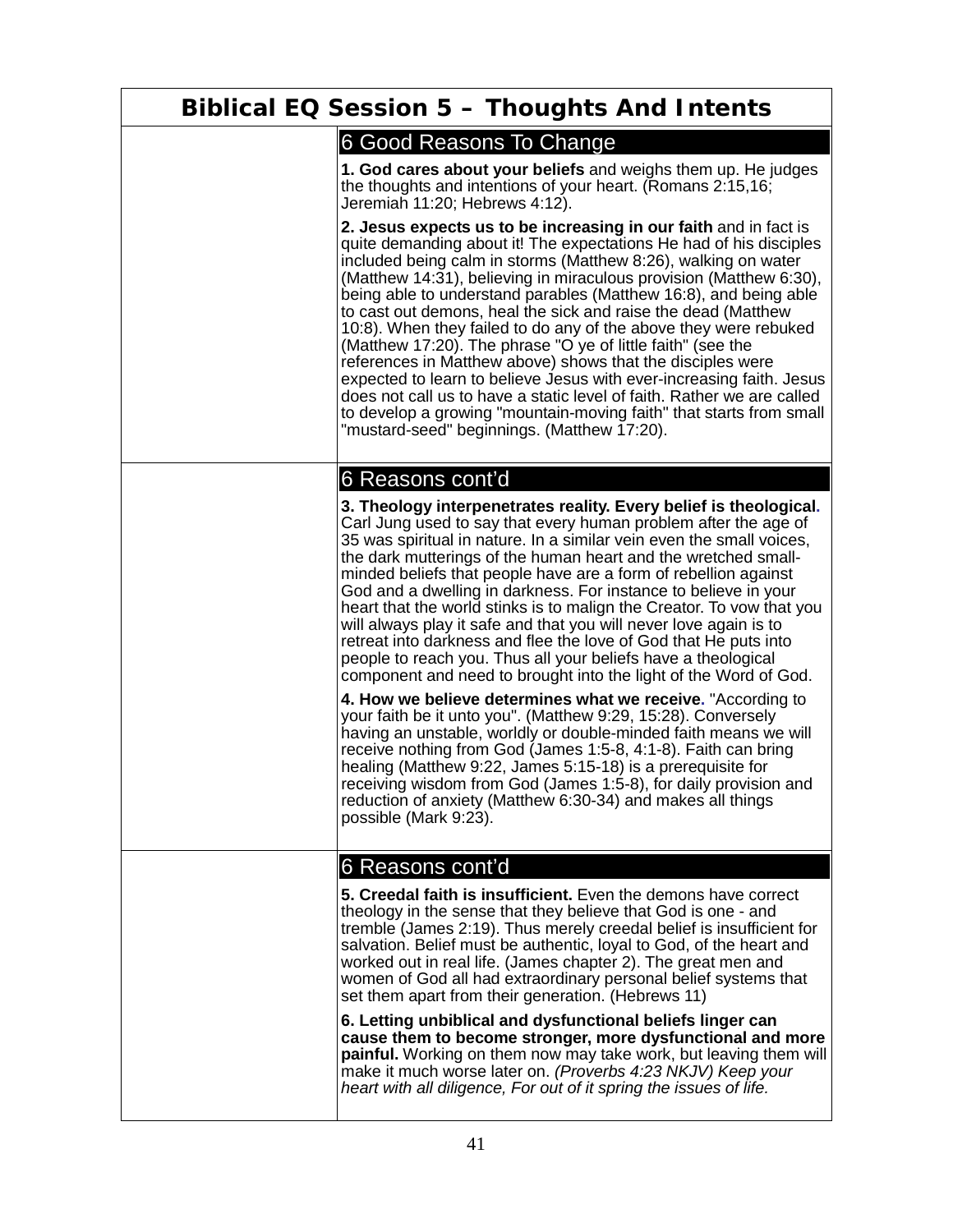# Biblical EQ Session 5 – Thoughts And Intents

## 6 Good Reasons To Change

**1. God cares about your beliefs** and weighs them up. He judges the thoughts and intentions of your heart. (Romans 2:15,16; Jeremiah 11:20; Hebrews 4:12).

**2. Jesus expects us to be increasing in our faith** and in fact is quite demanding about it! The expectations He had of his disciples included being calm in storms (Matthew 8:26), walking on water (Matthew 14:31), believing in miraculous provision (Matthew 6:30), being able to understand parables (Matthew 16:8), and being able to cast out demons, heal the sick and raise the dead (Matthew 10:8). When they failed to do any of the above they were rebuked (Matthew 17:20). The phrase "O ye of little faith" (see the references in Matthew above) shows that the disciples were expected to learn to believe Jesus with ever-increasing faith. Jesus does not call us to have a static level of faith. Rather we are called to develop a growing "mountain-moving faith" that starts from small "mustard-seed" beginnings. (Matthew 17:20).

## 6 Reasons cont'd

**3. Theology interpenetrates reality. Every belief is theological.** Carl Jung used to say that every human problem after the age of 35 was spiritual in nature. In a similar vein even the small voices, the dark mutterings of the human heart and the wretched small-minded beliefs that people have are a form of rebellion against God and a dwelling in darkness. For instance to believe in your heart that the world stinks is to malign the Creator. To vow that you will always play it safe and that you will never love again is to retreat into darkness and flee the love of God that He puts into people to reach you. Thus all your beliefs have a theological component and need to brought into the light of the Word of God.

**4. How we believe determines what we receive.** "According to your faith be it unto you". (Matthew 9:29, 15:28). Conversely having an unstable, worldly or double-minded faith means we will receive nothing from God (James 1:5-8, 4:1-8). Faith can bring healing (Matthew 9:22, James 5:15-18) is a prerequisite for receiving wisdom from God (James 1:5-8), for daily provision and reduction of anxiety (Matthew 6:30-34) and makes all things possible (Mark 9:23).

## 6 Reasons cont'd

**5. Creedal faith is insufficient.** Even the demons have correct theology in the sense that they believe that God is one - and tremble (James 2:19). Thus merely creedal belief is insufficient for salvation. Belief must be authentic, loyal to God, of the heart and worked out in real life. (James chapter 2). The great men and women of God all had extraordinary personal belief systems that set them apart from their generation. (Hebrews 11)

**6. Letting unbiblical and dysfunctional beliefs linger can cause them to become stronger, more dysfunctional and more painful.** Working on them now may take work, but leaving them will make it much worse later on. *(Proverbs 4:23 NKJV) Keep your heart with all diligence, For out of it spring the issues of life.*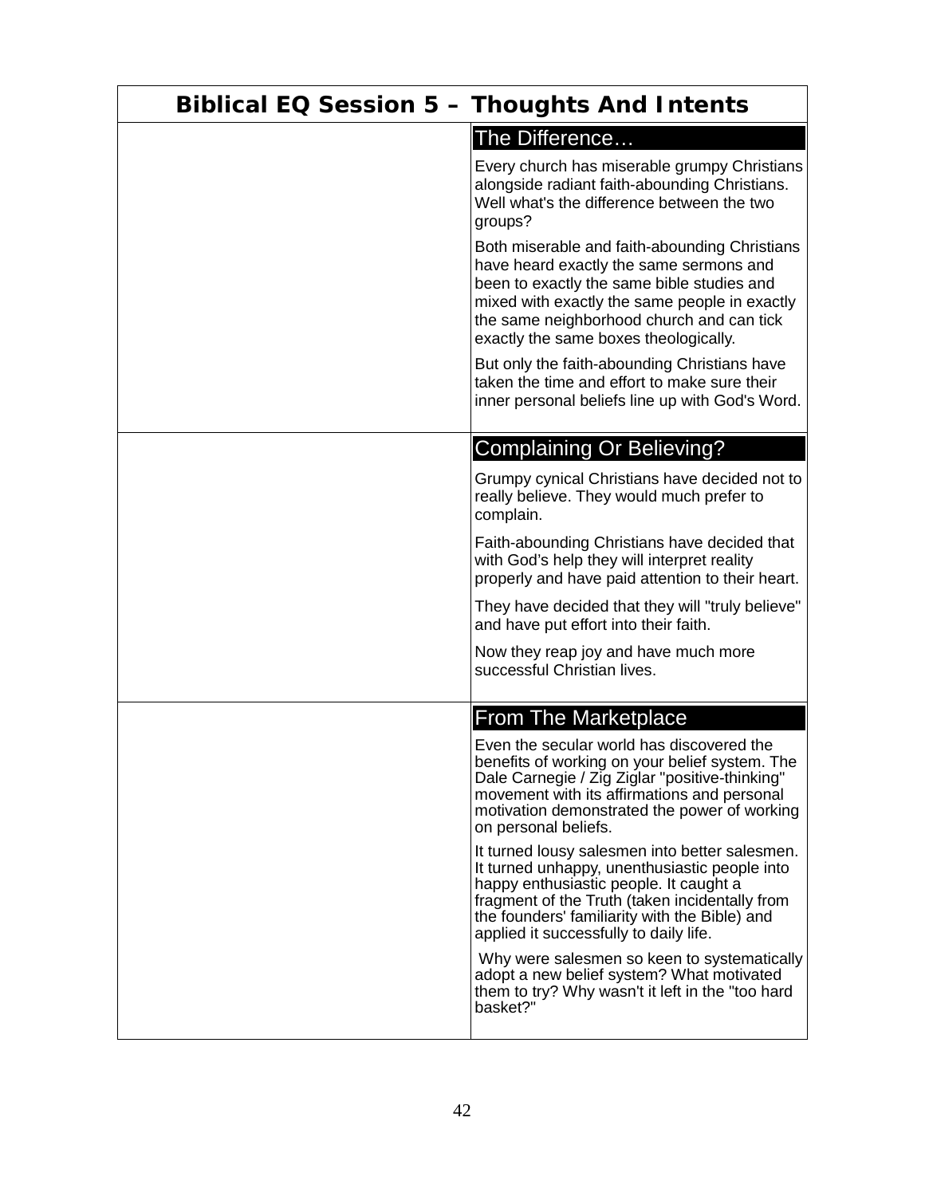# Biblical EQ Session 5 – Thoughts And Intents

## The Difference…

Every church has miserable grumpy Christians alongside radiant faith-abounding Christians. Well what's the difference between the two groups?

Both miserable and faith-abounding Christians have heard exactly the same sermons and been to exactly the same bible studies and mixed with exactly the same people in exactly the same neighborhood church and can tick exactly the same boxes theologically.

But only the faith-abounding Christians have taken the time and effort to make sure their inner personal beliefs line up with God's Word.

## Complaining Or Believing?

Grumpy cynical Christians have decided not to really believe. They would much prefer to complain.

Faith-abounding Christians have decided that with God's help they will interpret reality properly and have paid attention to their heart.

They have decided that they will "truly believe" and have put effort into their faith.

Now they reap joy and have much more successful Christian lives.

## From The Marketplace

Even the secular world has discovered the benefits of working on your belief system. The Dale Carnegie / Zig Ziglar "positive-thinking" movement with its affirmations and personal motivation demonstrated the power of working on personal beliefs.

It turned lousy salesmen into better salesmen. It turned unhappy, unenthusiastic people into happy enthusiastic people. It caught a fragment of the Truth (taken incidentally from the founders' familiarity with the Bible) and applied it successfully to daily life.

Why were salesmen so keen to systematically adopt a new belief system? What motivated them to try? Why wasn't it left in the "too hard basket?"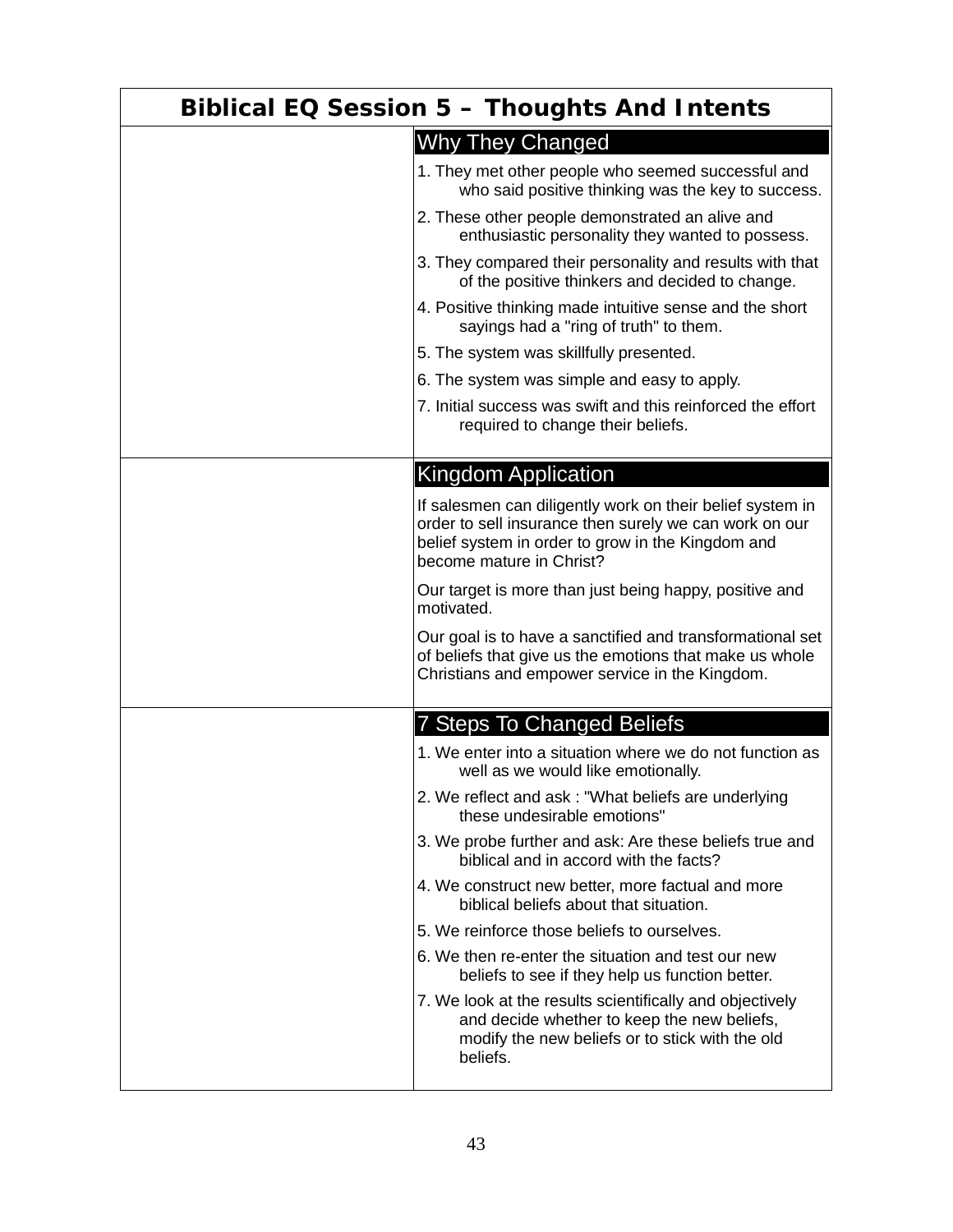# Biblical EQ Session 5 – Thoughts And Intents

### Why They Changed

1. They met other people who seemed successful and who said positive thinking was the key to success.
2. These other people demonstrated an alive and enthusiastic personality they wanted to possess.
3. They compared their personality and results with that of the positive thinkers and decided to change.
4. Positive thinking made intuitive sense and the short sayings had a "ring of truth" to them.
5. The system was skillfully presented.
6. The system was simple and easy to apply.
7. Initial success was swift and this reinforced the effort required to change their beliefs.

### Kingdom Application

If salesmen can diligently work on their belief system in order to sell insurance then surely we can work on our belief system in order to grow in the Kingdom and become mature in Christ?

Our target is more than just being happy, positive and motivated.

Our goal is to have a sanctified and transformational set of beliefs that give us the emotions that make us whole Christians and empower service in the Kingdom.

### 7 Steps To Changed Beliefs

1. We enter into a situation where we do not function as well as we would like emotionally.
2. We reflect and ask : "What beliefs are underlying these undesirable emotions"
3. We probe further and ask: Are these beliefs true and biblical and in accord with the facts?
4. We construct new better, more factual and more biblical beliefs about that situation.
5. We reinforce those beliefs to ourselves.
6. We then re-enter the situation and test our new beliefs to see if they help us function better.
7. We look at the results scientifically and objectively and decide whether to keep the new beliefs, modify the new beliefs or to stick with the old beliefs.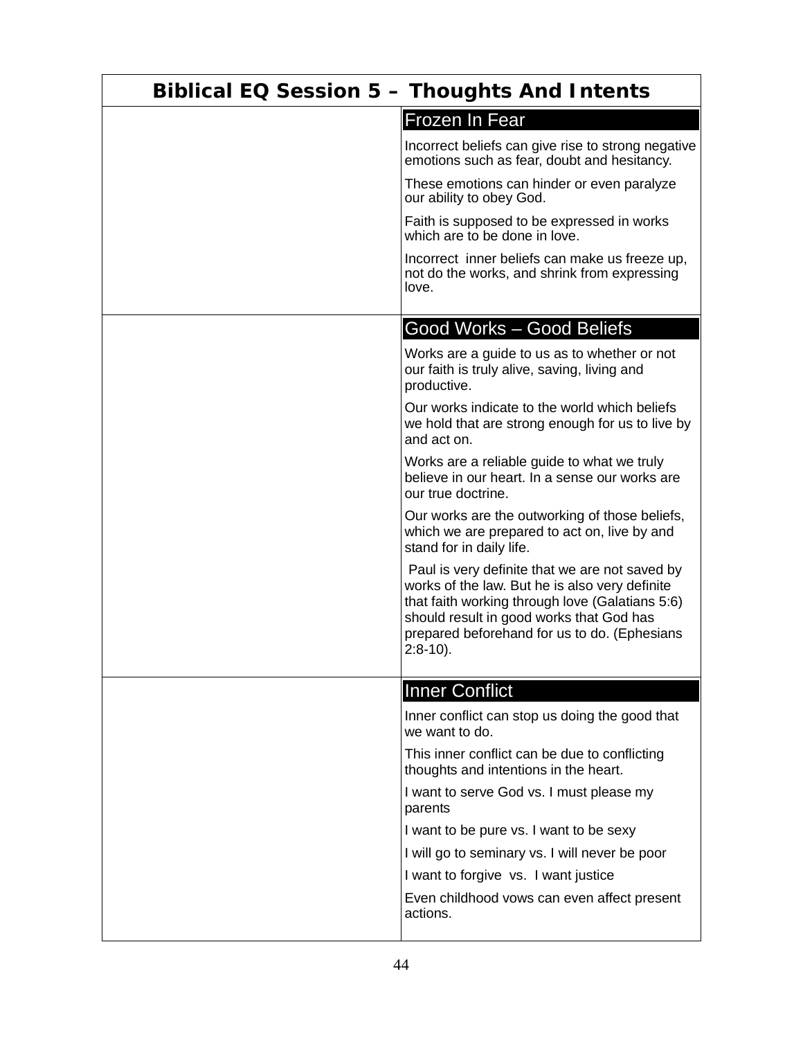# Biblical EQ Session 5 – Thoughts And Intents

### Frozen In Fear

Incorrect beliefs can give rise to strong negative emotions such as fear, doubt and hesitancy.

These emotions can hinder or even paralyze our ability to obey God.

Faith is supposed to be expressed in works which are to be done in love.

Incorrect inner beliefs can make us freeze up, not do the works, and shrink from expressing love.

### Good Works – Good Beliefs

Works are a guide to us as to whether or not our faith is truly alive, saving, living and productive.

Our works indicate to the world which beliefs we hold that are strong enough for us to live by and act on.

Works are a reliable guide to what we truly believe in our heart. In a sense our works are our true doctrine.

Our works are the outworking of those beliefs, which we are prepared to act on, live by and stand for in daily life.

Paul is very definite that we are not saved by works of the law. But he is also very definite that faith working through love (Galatians 5:6) should result in good works that God has prepared beforehand for us to do. (Ephesians 2:8-10).

### Inner Conflict

Inner conflict can stop us doing the good that we want to do.

This inner conflict can be due to conflicting thoughts and intentions in the heart.

I want to serve God vs. I must please my parents

I want to be pure vs. I want to be sexy

I will go to seminary vs. I will never be poor

I want to forgive vs. I want justice

Even childhood vows can even affect present actions.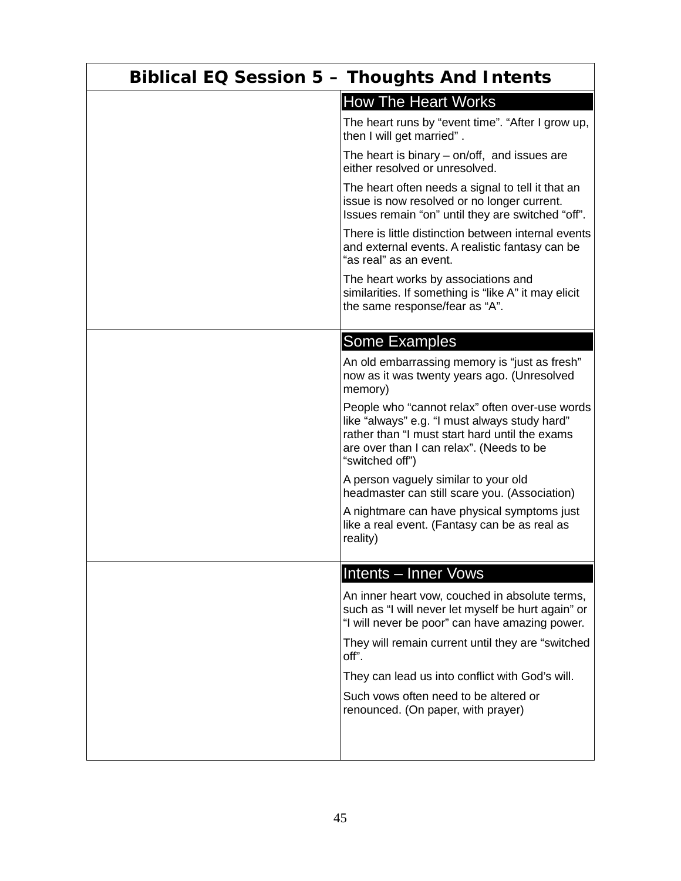# Biblical EQ Session 5 – Thoughts And Intents

## How The Heart Works

The heart runs by "event time". "After I grow up, then I will get married" .

The heart is binary – on/off, and issues are either resolved or unresolved.

The heart often needs a signal to tell it that an issue is now resolved or no longer current. Issues remain "on" until they are switched "off".

There is little distinction between internal events and external events. A realistic fantasy can be "as real" as an event.

The heart works by associations and similarities. If something is "like A" it may elicit the same response/fear as "A".

## Some Examples

An old embarrassing memory is "just as fresh" now as it was twenty years ago. (Unresolved memory)

People who "cannot relax" often over-use words like "always" e.g. "I must always study hard" rather than "I must start hard until the exams are over than I can relax". (Needs to be "switched off")

A person vaguely similar to your old headmaster can still scare you. (Association)

A nightmare can have physical symptoms just like a real event. (Fantasy can be as real as reality)

## Intents – Inner Vows

An inner heart vow, couched in absolute terms, such as "I will never let myself be hurt again" or "I will never be poor" can have amazing power.

They will remain current until they are "switched off".

They can lead us into conflict with God's will.

Such vows often need to be altered or renounced. (On paper, with prayer)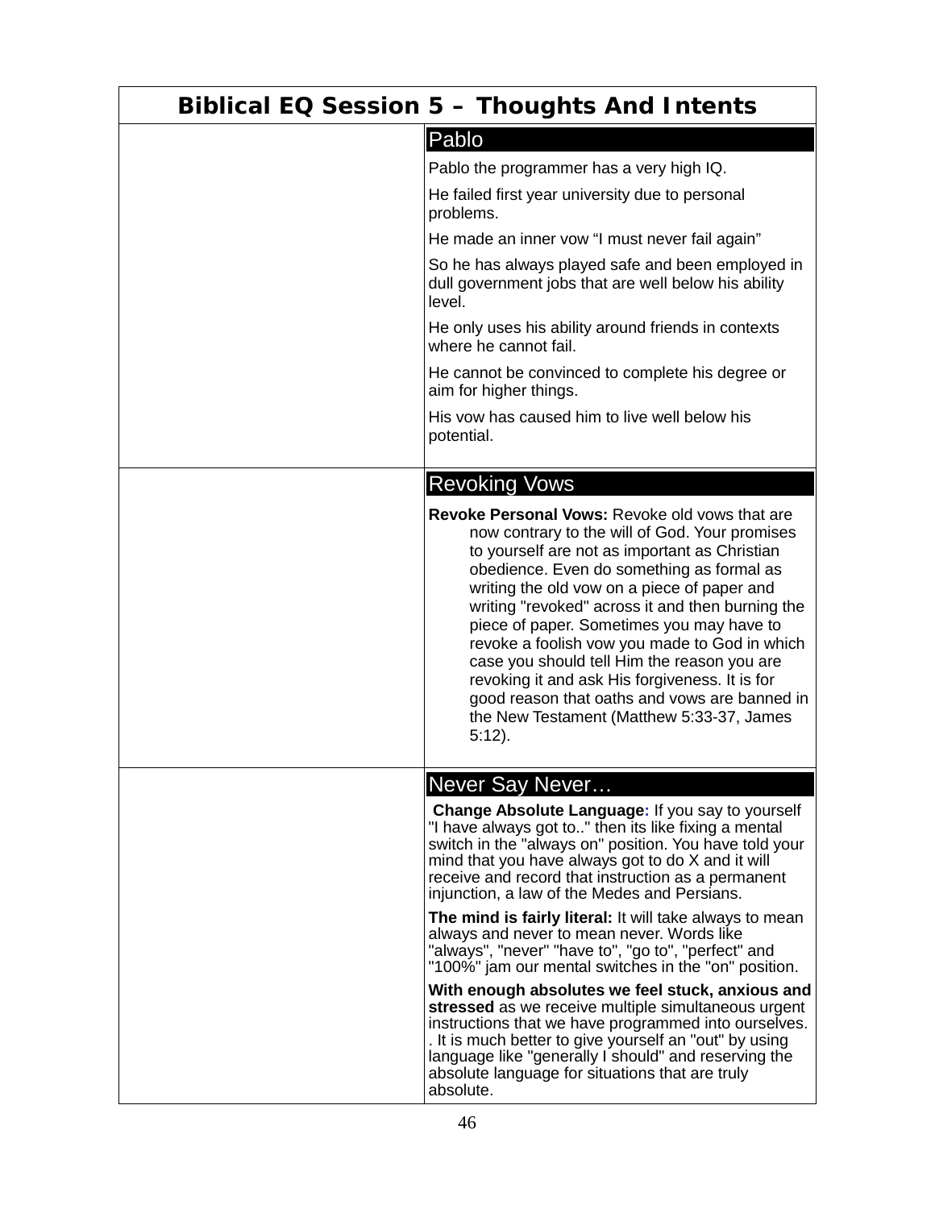# Biblical EQ Session 5 – Thoughts And Intents

## Pablo

Pablo the programmer has a very high IQ.

He failed first year university due to personal problems.

He made an inner vow “I must never fail again”

So he has always played safe and been employed in dull government jobs that are well below his ability level.

He only uses his ability around friends in contexts where he cannot fail.

He cannot be convinced to complete his degree or aim for higher things.

His vow has caused him to live well below his potential.

## Revoking Vows

**Revoke Personal Vows:** Revoke old vows that are now contrary to the will of God. Your promises to yourself are not as important as Christian obedience. Even do something as formal as writing the old vow on a piece of paper and writing "revoked" across it and then burning the piece of paper. Sometimes you may have to revoke a foolish vow you made to God in which case you should tell Him the reason you are revoking it and ask His forgiveness. It is for good reason that oaths and vows are banned in the New Testament (Matthew 5:33-37, James 5:12).

## Never Say Never…

**Change Absolute Language:** If you say to yourself "I have always got to.." then its like fixing a mental switch in the "always on" position. You have told your mind that you have always got to do X and it will receive and record that instruction as a permanent injunction, a law of the Medes and Persians.

**The mind is fairly literal:** It will take always to mean always and never to mean never. Words like "always", "never" "have to", "go to", "perfect" and "100%" jam our mental switches in the "on" position.

**With enough absolutes we feel stuck, anxious and stressed** as we receive multiple simultaneous urgent instructions that we have programmed into ourselves. . It is much better to give yourself an "out" by using language like "generally I should" and reserving the absolute language for situations that are truly absolute.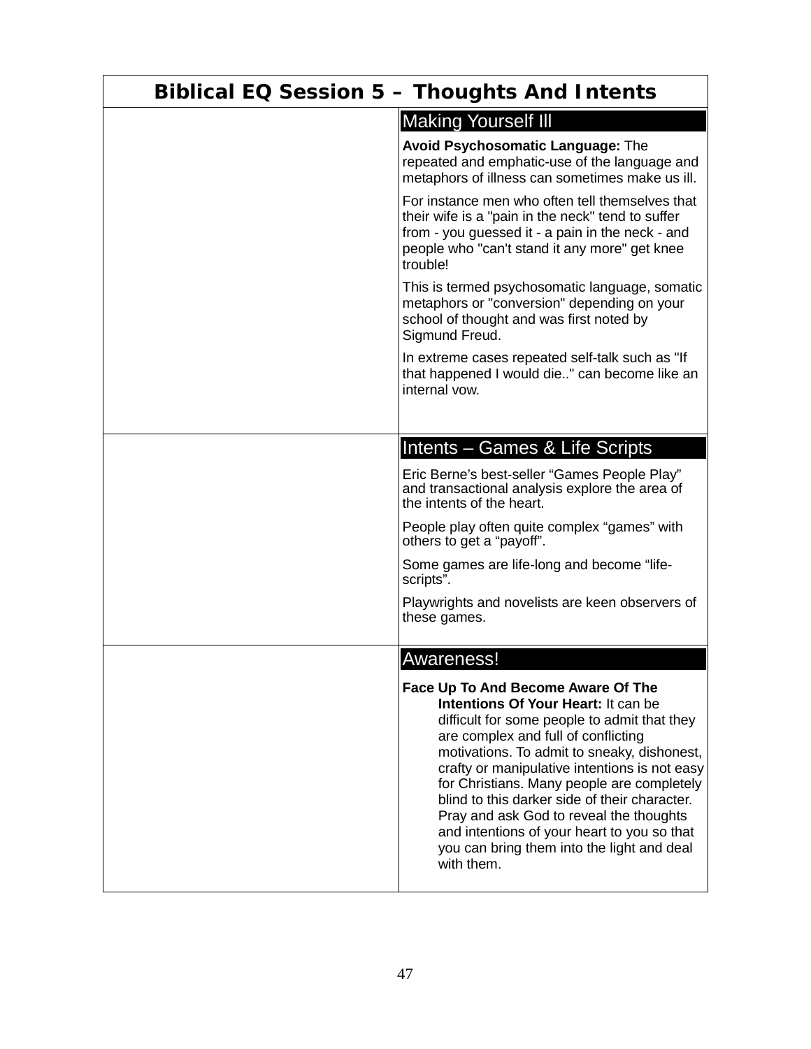# Biblical EQ Session 5 – Thoughts And Intents

## Making Yourself Ill

**Avoid Psychosomatic Language:** The repeated and emphatic-use of the language and metaphors of illness can sometimes make us ill.

For instance men who often tell themselves that their wife is a "pain in the neck" tend to suffer from - you guessed it - a pain in the neck - and people who "can't stand it any more" get knee trouble!

This is termed psychosomatic language, somatic metaphors or "conversion" depending on your school of thought and was first noted by Sigmund Freud.

In extreme cases repeated self-talk such as "If that happened I would die.." can become like an internal vow.

## Intents – Games & Life Scripts

Eric Berne's best-seller "Games People Play" and transactional analysis explore the area of the intents of the heart.

People play often quite complex "games" with others to get a "payoff".

Some games are life-long and become "life-scripts".

Playwrights and novelists are keen observers of these games.

## Awareness!

**Face Up To And Become Aware Of The Intentions Of Your Heart:** It can be difficult for some people to admit that they are complex and full of conflicting motivations. To admit to sneaky, dishonest, crafty or manipulative intentions is not easy for Christians. Many people are completely blind to this darker side of their character. Pray and ask God to reveal the thoughts and intentions of your heart to you so that you can bring them into the light and deal with them.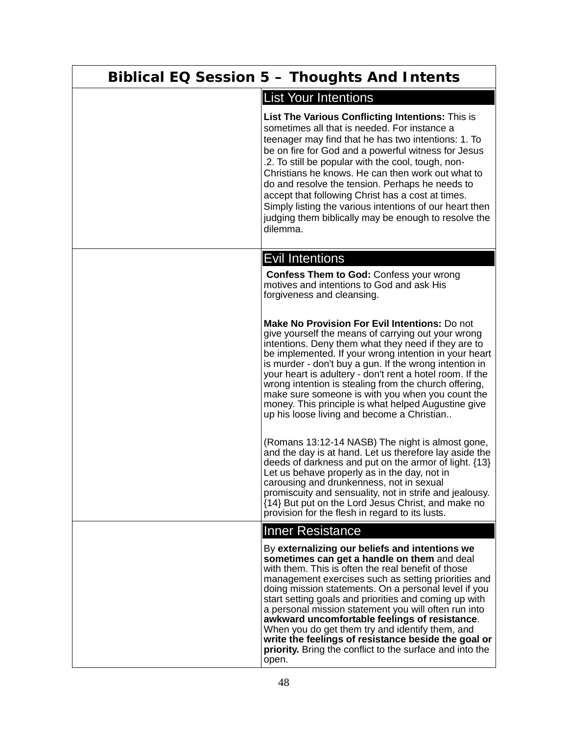# Biblical EQ Session 5 – Thoughts And Intents

## List Your Intentions

**List The Various Conflicting Intentions:** This is sometimes all that is needed. For instance a teenager may find that he has two intentions: 1. To be on fire for God and a powerful witness for Jesus .2. To still be popular with the cool, tough, non-Christians he knows. He can then work out what to do and resolve the tension. Perhaps he needs to accept that following Christ has a cost at times. Simply listing the various intentions of our heart then judging them biblically may be enough to resolve the dilemma.

## Evil Intentions

**Confess Them to God:** Confess your wrong motives and intentions to God and ask His forgiveness and cleansing.

**Make No Provision For Evil Intentions:** Do not give yourself the means of carrying out your wrong intentions. Deny them what they need if they are to be implemented. If your wrong intention in your heart is murder - don't buy a gun. If the wrong intention in your heart is adultery - don't rent a hotel room. If the wrong intention is stealing from the church offering, make sure someone is with you when you count the money. This principle is what helped Augustine give up his loose living and become a Christian..

(Romans 13:12-14 NASB) The night is almost gone, and the day is at hand. Let us therefore lay aside the deeds of darkness and put on the armor of light. {13} Let us behave properly as in the day, not in carousing and drunkenness, not in sexual promiscuity and sensuality, not in strife and jealousy. {14} But put on the Lord Jesus Christ, and make no provision for the flesh in regard to its lusts.

## Inner Resistance

By **externalizing our beliefs and intentions we sometimes can get a handle on them** and deal with them. This is often the real benefit of those management exercises such as setting priorities and doing mission statements. On a personal level if you start setting goals and priorities and coming up with a personal mission statement you will often run into **awkward uncomfortable feelings of resistance**. When you do get them try and identify them, and **write the feelings of resistance beside the goal or priority.** Bring the conflict to the surface and into the open.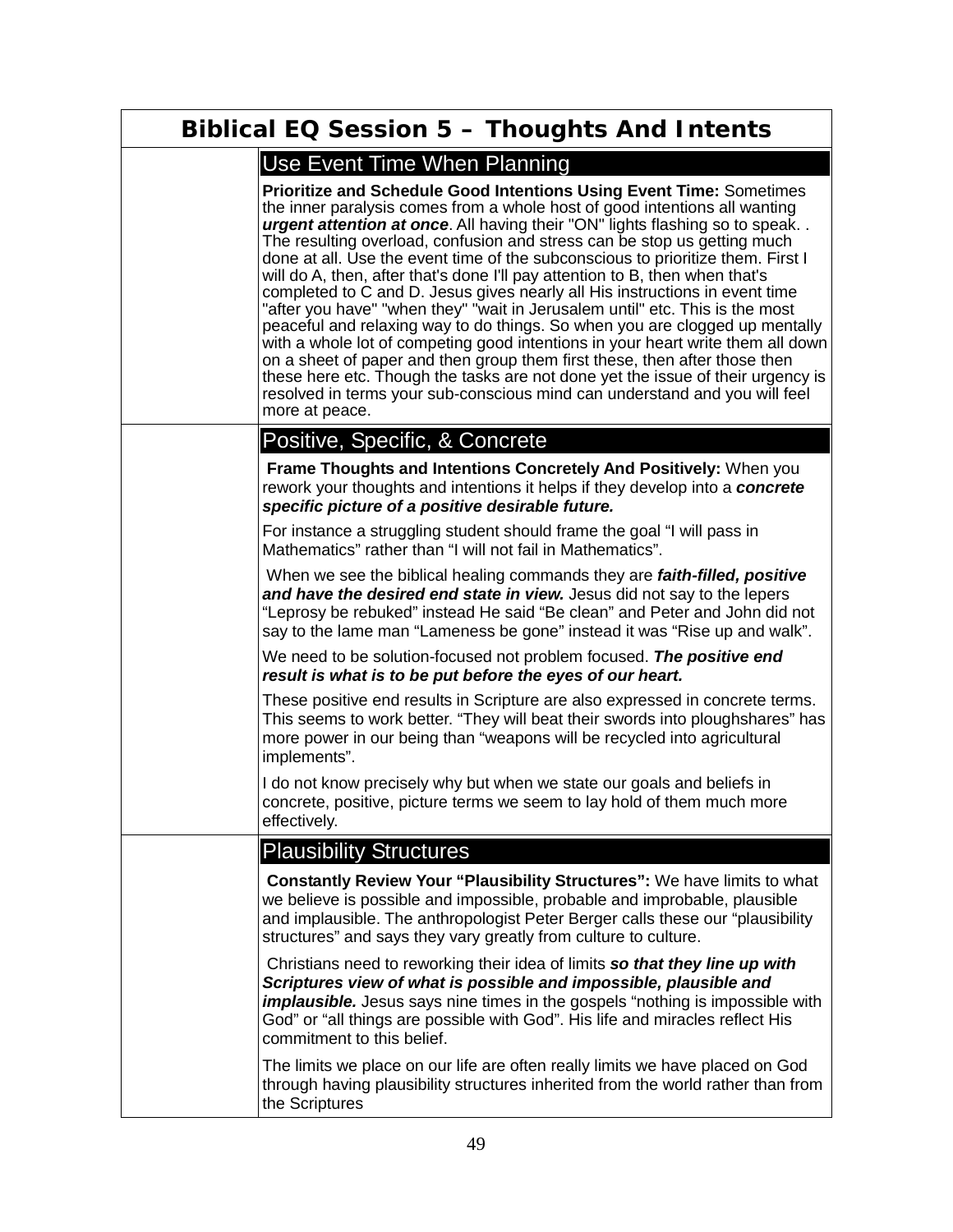# Biblical EQ Session 5 – Thoughts And Intents

## Use Event Time When Planning

**Prioritize and Schedule Good Intentions Using Event Time:** Sometimes the inner paralysis comes from a whole host of good intentions all wanting ***urgent attention at once***. All having their "ON" lights flashing so to speak. . The resulting overload, confusion and stress can be stop us getting much done at all. Use the event time of the subconscious to prioritize them. First I will do A, then, after that's done I'll pay attention to B, then when that's completed to C and D. Jesus gives nearly all His instructions in event time "after you have" "when they" "wait in Jerusalem until" etc. This is the most peaceful and relaxing way to do things. So when you are clogged up mentally with a whole lot of competing good intentions in your heart write them all down on a sheet of paper and then group them first these, then after those then these here etc. Though the tasks are not done yet the issue of their urgency is resolved in terms your sub-conscious mind can understand and you will feel more at peace.

## Positive, Specific, & Concrete

**Frame Thoughts and Intentions Concretely And Positively:** When you rework your thoughts and intentions it helps if they develop into a ***concrete specific picture of a positive desirable future.***

For instance a struggling student should frame the goal “I will pass in Mathematics” rather than “I will not fail in Mathematics”.

When we see the biblical healing commands they are ***faith-filled, positive and have the desired end state in view.*** Jesus did not say to the lepers “Leprosy be rebuked” instead He said “Be clean” and Peter and John did not say to the lame man “Lameness be gone” instead it was “Rise up and walk”.

We need to be solution-focused not problem focused. ***The positive end result is what is to be put before the eyes of our heart.***

These positive end results in Scripture are also expressed in concrete terms. This seems to work better. “They will beat their swords into ploughshares” has more power in our being than “weapons will be recycled into agricultural implements”.

I do not know precisely why but when we state our goals and beliefs in concrete, positive, picture terms we seem to lay hold of them much more effectively.

## Plausibility Structures

**Constantly Review Your “Plausibility Structures”:** We have limits to what we believe is possible and impossible, probable and improbable, plausible and implausible. The anthropologist Peter Berger calls these our “plausibility structures” and says they vary greatly from culture to culture.

Christians need to reworking their idea of limits ***so that they line up with Scriptures view of what is possible and impossible, plausible and implausible.*** Jesus says nine times in the gospels “nothing is impossible with God” or “all things are possible with God”. His life and miracles reflect His commitment to this belief.

The limits we place on our life are often really limits we have placed on God through having plausibility structures inherited from the world rather than from the Scriptures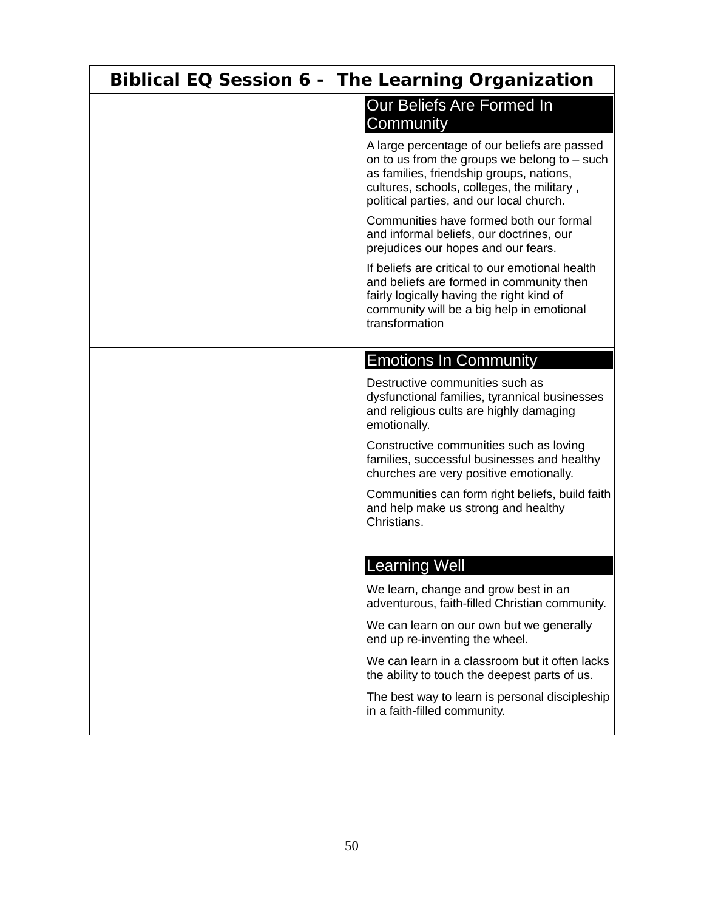# Biblical EQ Session 6 - The Learning Organization

## Our Beliefs Are Formed In Community

A large percentage of our beliefs are passed on to us from the groups we belong to – such as families, friendship groups, nations, cultures, schools, colleges, the military , political parties, and our local church.

Communities have formed both our formal and informal beliefs, our doctrines, our prejudices our hopes and our fears.

If beliefs are critical to our emotional health and beliefs are formed in community then fairly logically having the right kind of community will be a big help in emotional transformation

## Emotions In Community

Destructive communities such as dysfunctional families, tyrannical businesses and religious cults are highly damaging emotionally.

Constructive communities such as loving families, successful businesses and healthy churches are very positive emotionally.

Communities can form right beliefs, build faith and help make us strong and healthy Christians.

## Learning Well

We learn, change and grow best in an adventurous, faith-filled Christian community.

We can learn on our own but we generally end up re-inventing the wheel.

We can learn in a classroom but it often lacks the ability to touch the deepest parts of us.

The best way to learn is personal discipleship in a faith-filled community.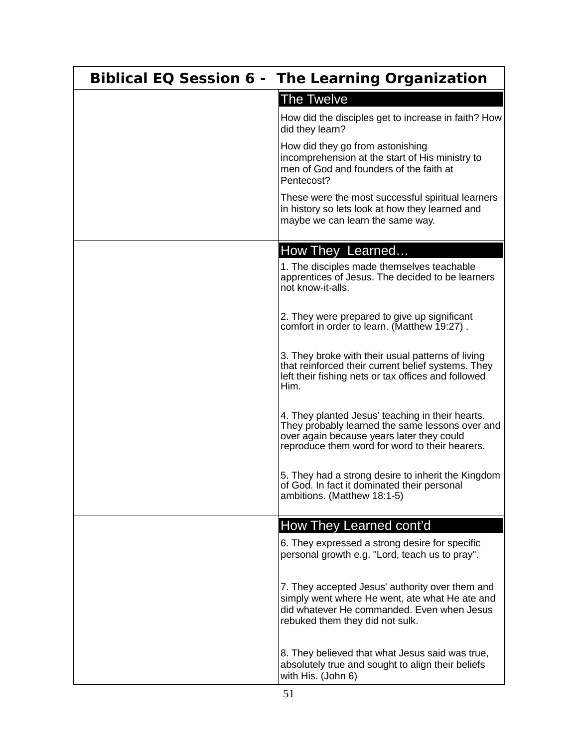# Biblical EQ Session 6 - The Learning Organization

## The Twelve

How did the disciples get to increase in faith? How did they learn?

How did they go from astonishing incomprehension at the start of His ministry to men of God and founders of the faith at Pentecost?

These were the most successful spiritual learners in history so lets look at how they learned and maybe we can learn the same way.

## How They Learned…

1. The disciples made themselves teachable apprentices of Jesus. The decided to be learners not know-it-alls.

2. They were prepared to give up significant comfort in order to learn. (Matthew 19:27) .

3. They broke with their usual patterns of living that reinforced their current belief systems. They left their fishing nets or tax offices and followed Him.

4. They planted Jesus' teaching in their hearts. They probably learned the same lessons over and over again because years later they could reproduce them word for word to their hearers.

5. They had a strong desire to inherit the Kingdom of God. In fact it dominated their personal ambitions. (Matthew 18:1-5)

## How They Learned cont'd

6. They expressed a strong desire for specific personal growth e.g. "Lord, teach us to pray".

7. They accepted Jesus' authority over them and simply went where He went, ate what He ate and did whatever He commanded. Even when Jesus rebuked them they did not sulk.

8. They believed that what Jesus said was true, absolutely true and sought to align their beliefs with His. (John 6)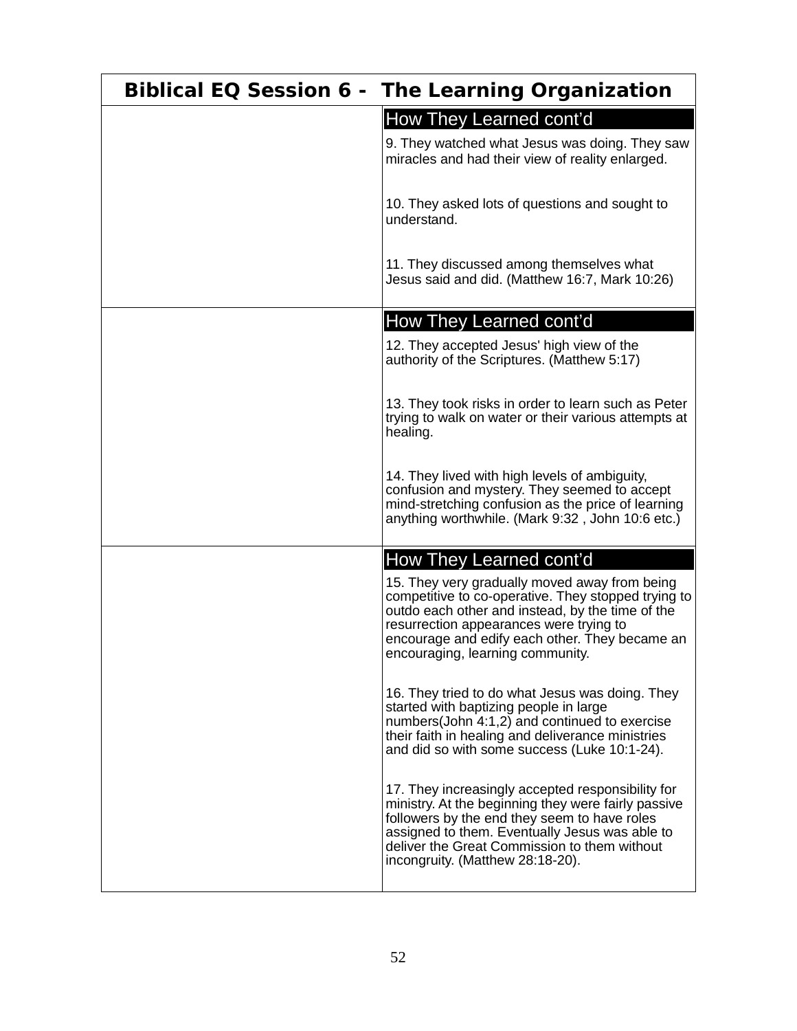# Biblical EQ Session 6 - The Learning Organization

| | How They Learned cont'd |
|---|---|
| | 9. They watched what Jesus was doing. They saw miracles and had their view of reality enlarged.<br><br>10. They asked lots of questions and sought to understand.<br><br>11. They discussed among themselves what Jesus said and did. (Matthew 16:7, Mark 10:26) |
| | **How They Learned cont'd** |
| | 12. They accepted Jesus' high view of the authority of the Scriptures. (Matthew 5:17)<br><br>13. They took risks in order to learn such as Peter trying to walk on water or their various attempts at healing.<br><br>14. They lived with high levels of ambiguity, confusion and mystery. They seemed to accept mind-stretching confusion as the price of learning anything worthwhile. (Mark 9:32 , John 10:6 etc.) |
| | **How They Learned cont'd** |
| | 15. They very gradually moved away from being competitive to co-operative. They stopped trying to outdo each other and instead, by the time of the resurrection appearances were trying to encourage and edify each other. They became an encouraging, learning community.<br><br>16. They tried to do what Jesus was doing. They started with baptizing people in large numbers(John 4:1,2) and continued to exercise their faith in healing and deliverance ministries and did so with some success (Luke 10:1-24).<br><br>17. They increasingly accepted responsibility for ministry. At the beginning they were fairly passive followers by the end they seem to have roles assigned to them. Eventually Jesus was able to deliver the Great Commission to them without incongruity. (Matthew 28:18-20). |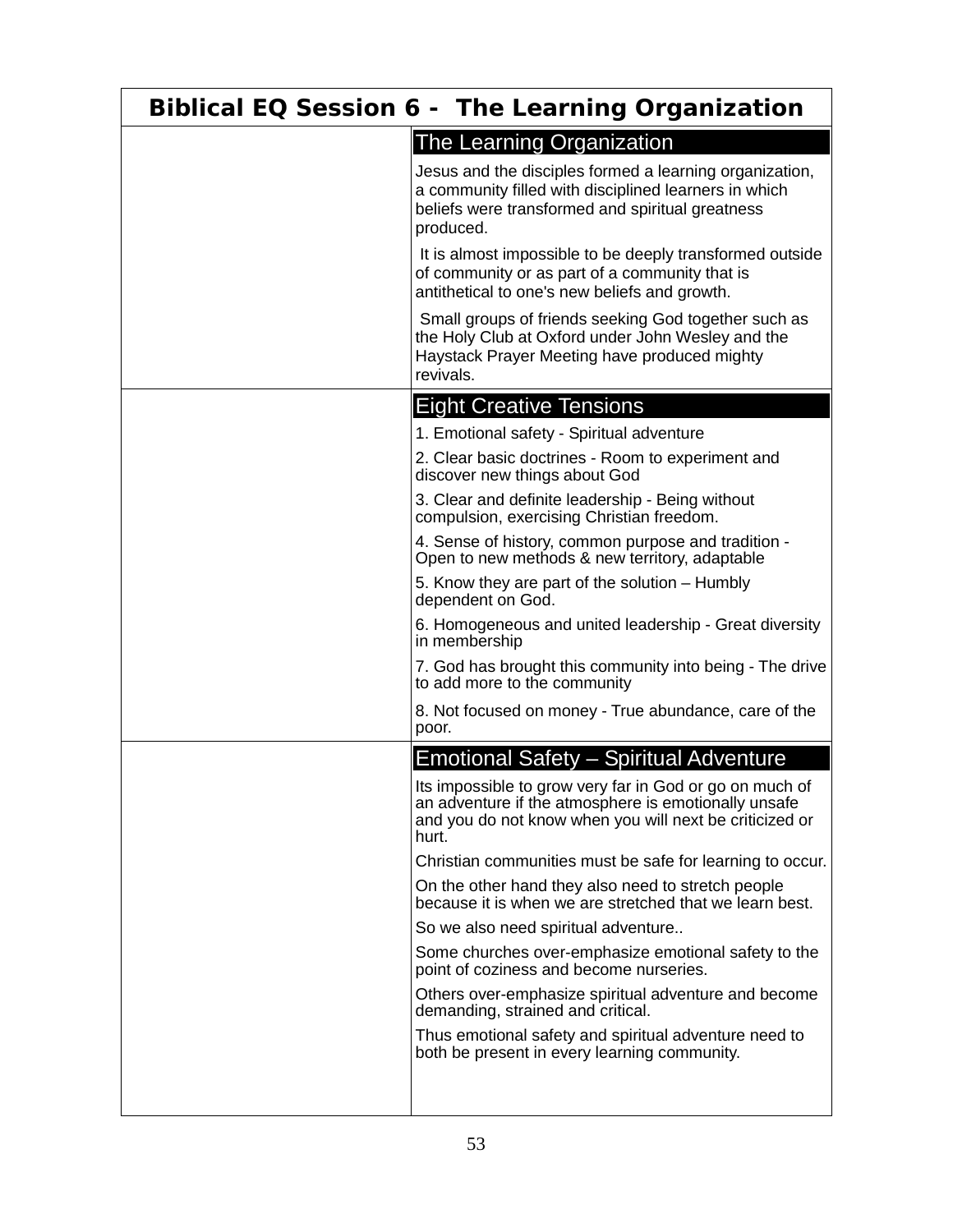# Biblical EQ Session 6 - The Learning Organization

## The Learning Organization

Jesus and the disciples formed a learning organization, a community filled with disciplined learners in which beliefs were transformed and spiritual greatness produced.

It is almost impossible to be deeply transformed outside of community or as part of a community that is antithetical to one's new beliefs and growth.

Small groups of friends seeking God together such as the Holy Club at Oxford under John Wesley and the Haystack Prayer Meeting have produced mighty revivals.

## Eight Creative Tensions

1. Emotional safety - Spiritual adventure
2. Clear basic doctrines - Room to experiment and discover new things about God
3. Clear and definite leadership - Being without compulsion, exercising Christian freedom.
4. Sense of history, common purpose and tradition - Open to new methods & new territory, adaptable
5. Know they are part of the solution – Humbly dependent on God.
6. Homogeneous and united leadership - Great diversity in membership
7. God has brought this community into being - The drive to add more to the community
8. Not focused on money - True abundance, care of the poor.

## Emotional Safety – Spiritual Adventure

Its impossible to grow very far in God or go on much of an adventure if the atmosphere is emotionally unsafe and you do not know when you will next be criticized or hurt.

Christian communities must be safe for learning to occur.

On the other hand they also need to stretch people because it is when we are stretched that we learn best.

So we also need spiritual adventure..

Some churches over-emphasize emotional safety to the point of coziness and become nurseries.

Others over-emphasize spiritual adventure and become demanding, strained and critical.

Thus emotional safety and spiritual adventure need to both be present in every learning community.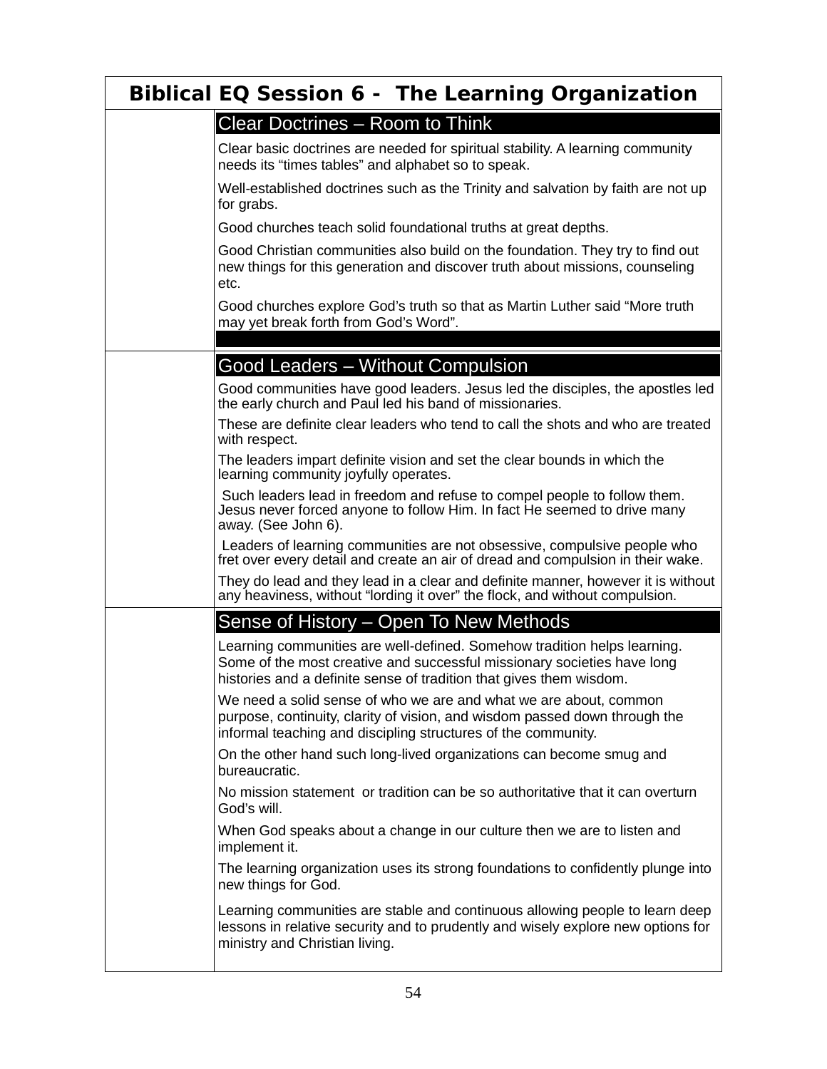# Biblical EQ Session 6 - The Learning Organization

## Clear Doctrines – Room to Think

Clear basic doctrines are needed for spiritual stability. A learning community needs its “times tables” and alphabet so to speak.

Well-established doctrines such as the Trinity and salvation by faith are not up for grabs.

Good churches teach solid foundational truths at great depths.

Good Christian communities also build on the foundation. They try to find out new things for this generation and discover truth about missions, counseling etc.

Good churches explore God’s truth so that as Martin Luther said “More truth may yet break forth from God’s Word”.

## Good Leaders – Without Compulsion

Good communities have good leaders. Jesus led the disciples, the apostles led the early church and Paul led his band of missionaries.

These are definite clear leaders who tend to call the shots and who are treated with respect.

The leaders impart definite vision and set the clear bounds in which the learning community joyfully operates.

Such leaders lead in freedom and refuse to compel people to follow them. Jesus never forced anyone to follow Him. In fact He seemed to drive many away. (See John 6).

Leaders of learning communities are not obsessive, compulsive people who fret over every detail and create an air of dread and compulsion in their wake.

They do lead and they lead in a clear and definite manner, however it is without any heaviness, without “lording it over” the flock, and without compulsion.

## Sense of History – Open To New Methods

Learning communities are well-defined. Somehow tradition helps learning. Some of the most creative and successful missionary societies have long histories and a definite sense of tradition that gives them wisdom.

We need a solid sense of who we are and what we are about, common purpose, continuity, clarity of vision, and wisdom passed down through the informal teaching and discipling structures of the community.

On the other hand such long-lived organizations can become smug and bureaucratic.

No mission statement or tradition can be so authoritative that it can overturn God’s will.

When God speaks about a change in our culture then we are to listen and implement it.

The learning organization uses its strong foundations to confidently plunge into new things for God.

Learning communities are stable and continuous allowing people to learn deep lessons in relative security and to prudently and wisely explore new options for ministry and Christian living.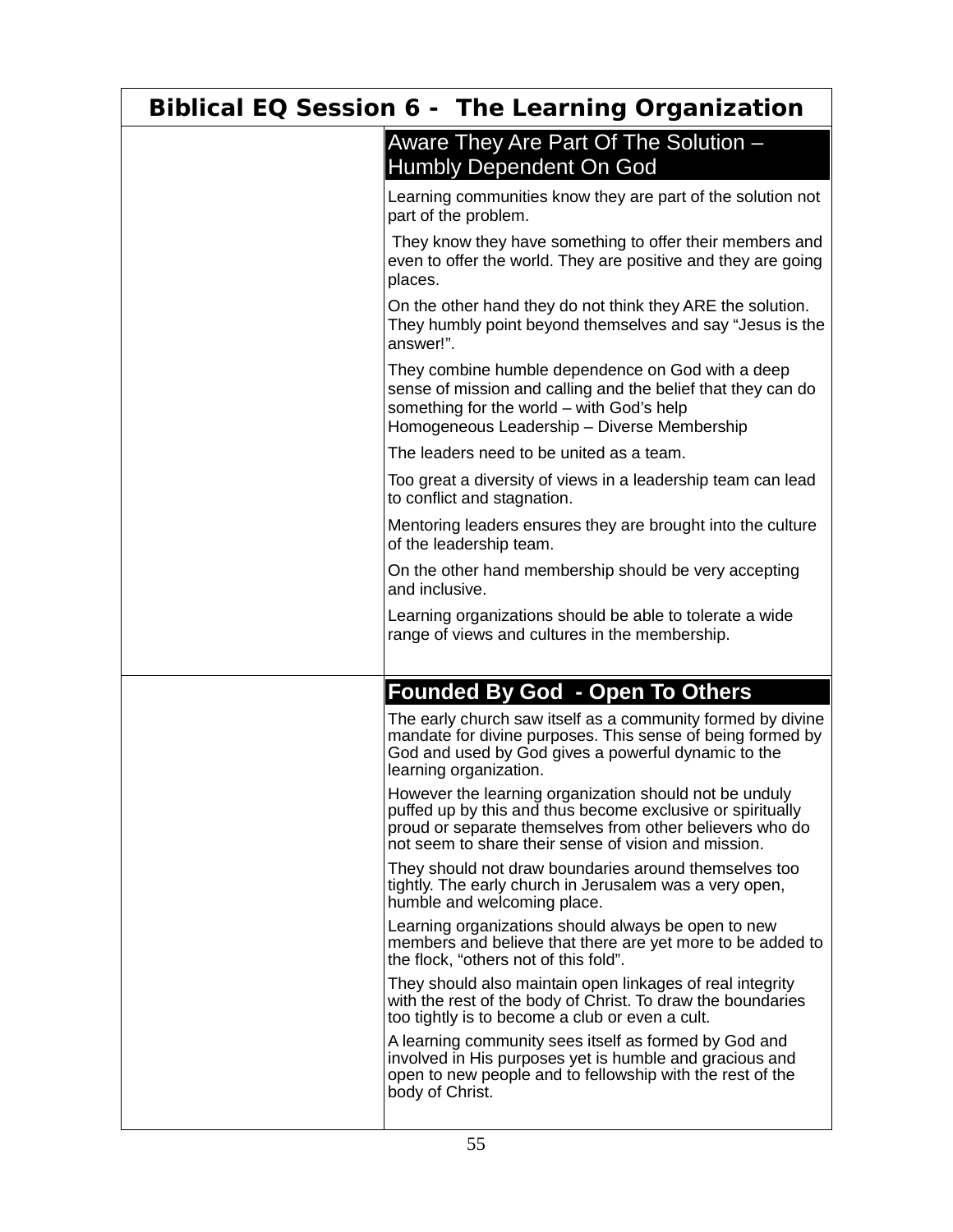# Biblical EQ Session 6 - The Learning Organization

## Aware They Are Part Of The Solution – Humbly Dependent On God

Learning communities know they are part of the solution not part of the problem.

They know they have something to offer their members and even to offer the world. They are positive and they are going places.

On the other hand they do not think they ARE the solution. They humbly point beyond themselves and say “Jesus is the answer!”.

They combine humble dependence on God with a deep sense of mission and calling and the belief that they can do something for the world – with God’s help
Homogeneous Leadership – Diverse Membership

The leaders need to be united as a team.

Too great a diversity of views in a leadership team can lead to conflict and stagnation.

Mentoring leaders ensures they are brought into the culture of the leadership team.

On the other hand membership should be very accepting and inclusive.

Learning organizations should be able to tolerate a wide range of views and cultures in the membership.

## Founded By God - Open To Others

The early church saw itself as a community formed by divine mandate for divine purposes. This sense of being formed by God and used by God gives a powerful dynamic to the learning organization.

However the learning organization should not be unduly puffed up by this and thus become exclusive or spiritually proud or separate themselves from other believers who do not seem to share their sense of vision and mission.

They should not draw boundaries around themselves too tightly. The early church in Jerusalem was a very open, humble and welcoming place.

Learning organizations should always be open to new members and believe that there are yet more to be added to the flock, “others not of this fold”.

They should also maintain open linkages of real integrity with the rest of the body of Christ. To draw the boundaries too tightly is to become a club or even a cult.

A learning community sees itself as formed by God and involved in His purposes yet is humble and gracious and open to new people and to fellowship with the rest of the body of Christ.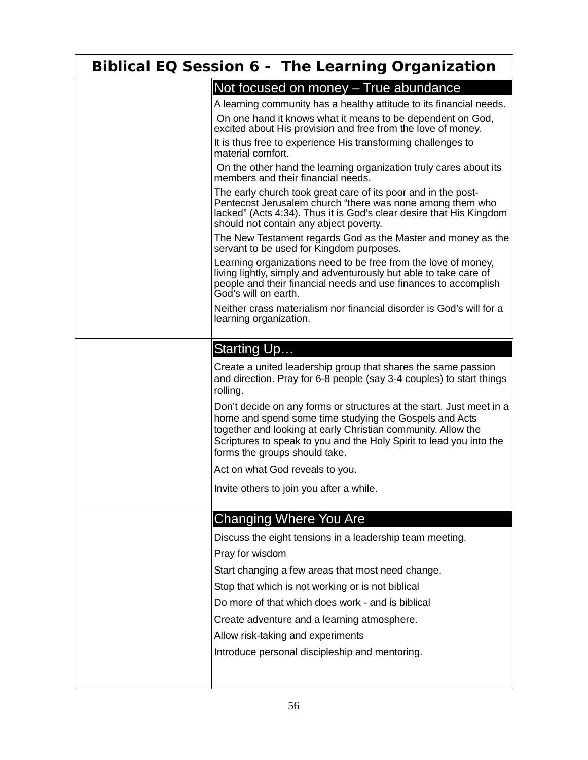# Biblical EQ Session 6 - The Learning Organization

## Not focused on money – True abundance

A learning community has a healthy attitude to its financial needs.

On one hand it knows what it means to be dependent on God, excited about His provision and free from the love of money.

It is thus free to experience His transforming challenges to material comfort.

On the other hand the learning organization truly cares about its members and their financial needs.

The early church took great care of its poor and in the post-Pentecost Jerusalem church "there was none among them who lacked" (Acts 4:34). Thus it is God's clear desire that His Kingdom should not contain any abject poverty.

The New Testament regards God as the Master and money as the servant to be used for Kingdom purposes.

Learning organizations need to be free from the love of money, living lightly, simply and adventurously but able to take care of people and their financial needs and use finances to accomplish God's will on earth.

Neither crass materialism nor financial disorder is God's will for a learning organization.

## Starting Up…

Create a united leadership group that shares the same passion and direction. Pray for 6-8 people (say 3-4 couples) to start things rolling.

Don't decide on any forms or structures at the start. Just meet in a home and spend some time studying the Gospels and Acts together and looking at early Christian community. Allow the Scriptures to speak to you and the Holy Spirit to lead you into the forms the groups should take.

Act on what God reveals to you.

Invite others to join you after a while.

## Changing Where You Are

Discuss the eight tensions in a leadership team meeting.

Pray for wisdom

Start changing a few areas that most need change.

Stop that which is not working or is not biblical

Do more of that which does work - and is biblical

Create adventure and a learning atmosphere.

Allow risk-taking and experiments

Introduce personal discipleship and mentoring.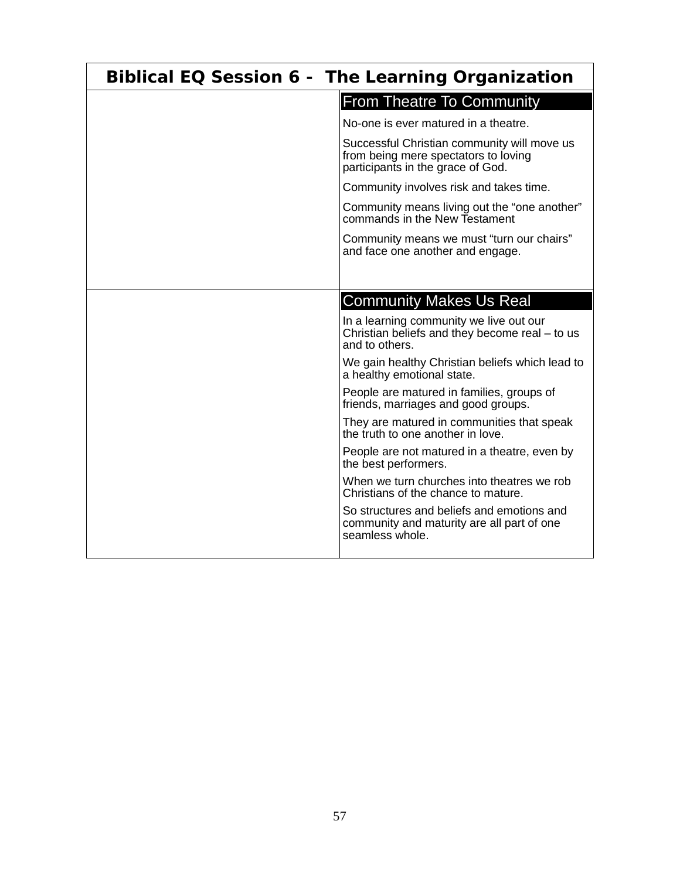# Biblical EQ Session 6 - The Learning Organization

## From Theatre To Community

No-one is ever matured in a theatre.

Successful Christian community will move us from being mere spectators to loving participants in the grace of God.

Community involves risk and takes time.

Community means living out the “one another” commands in the New Testament

Community means we must “turn our chairs” and face one another and engage.

## Community Makes Us Real

In a learning community we live out our Christian beliefs and they become real – to us and to others.

We gain healthy Christian beliefs which lead to a healthy emotional state.

People are matured in families, groups of friends, marriages and good groups.

They are matured in communities that speak the truth to one another in love.

People are not matured in a theatre, even by the best performers.

When we turn churches into theatres we rob Christians of the chance to mature.

So structures and beliefs and emotions and community and maturity are all part of one seamless whole.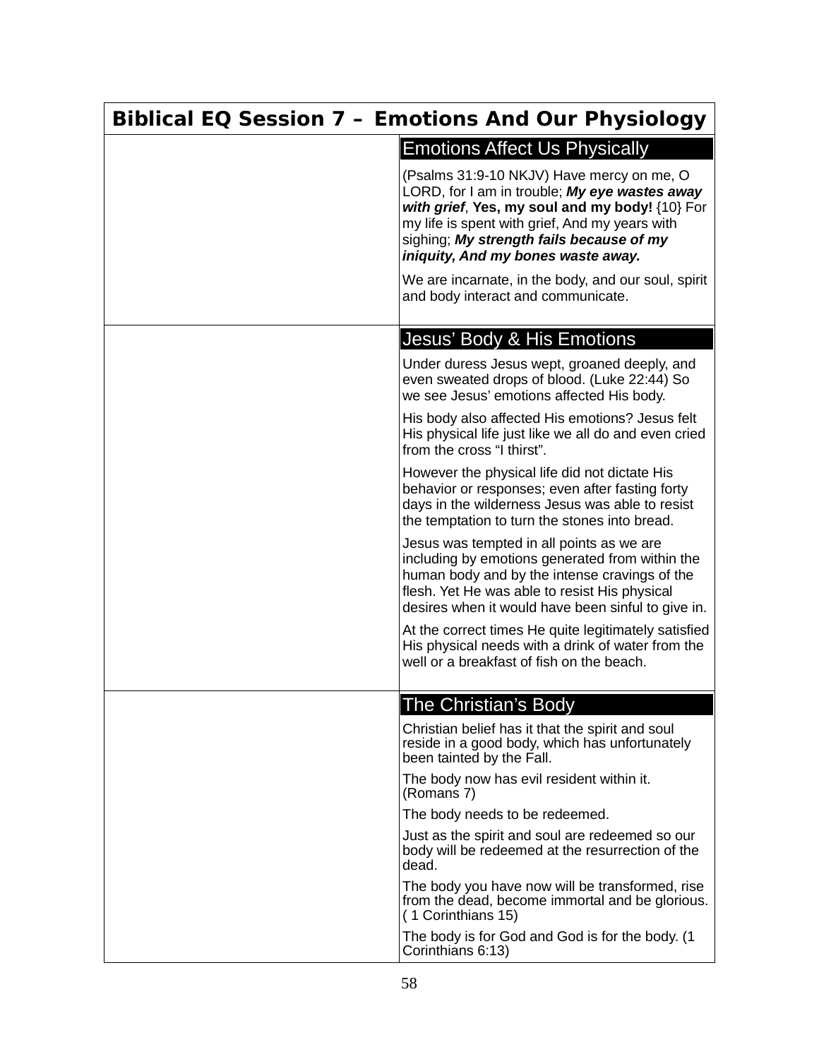# Biblical EQ Session 7 – Emotions And Our Physiology

## Emotions Affect Us Physically

(Psalms 31:9-10 NKJV) Have mercy on me, O LORD, for I am in trouble; ***My eye wastes away with grief***, **Yes, my soul and my body!** {10} For my life is spent with grief, And my years with sighing; ***My strength fails because of my iniquity, And my bones waste away.***

We are incarnate, in the body, and our soul, spirit and body interact and communicate.

## Jesus' Body & His Emotions

Under duress Jesus wept, groaned deeply, and even sweated drops of blood. (Luke 22:44) So we see Jesus' emotions affected His body.

His body also affected His emotions? Jesus felt His physical life just like we all do and even cried from the cross "I thirst".

However the physical life did not dictate His behavior or responses; even after fasting forty days in the wilderness Jesus was able to resist the temptation to turn the stones into bread.

Jesus was tempted in all points as we are including by emotions generated from within the human body and by the intense cravings of the flesh. Yet He was able to resist His physical desires when it would have been sinful to give in.

At the correct times He quite legitimately satisfied His physical needs with a drink of water from the well or a breakfast of fish on the beach.

## The Christian's Body

Christian belief has it that the spirit and soul reside in a good body, which has unfortunately been tainted by the Fall.

The body now has evil resident within it. (Romans 7)

The body needs to be redeemed.

Just as the spirit and soul are redeemed so our body will be redeemed at the resurrection of the dead.

The body you have now will be transformed, rise from the dead, become immortal and be glorious. ( 1 Corinthians 15)

The body is for God and God is for the body. (1 Corinthians 6:13)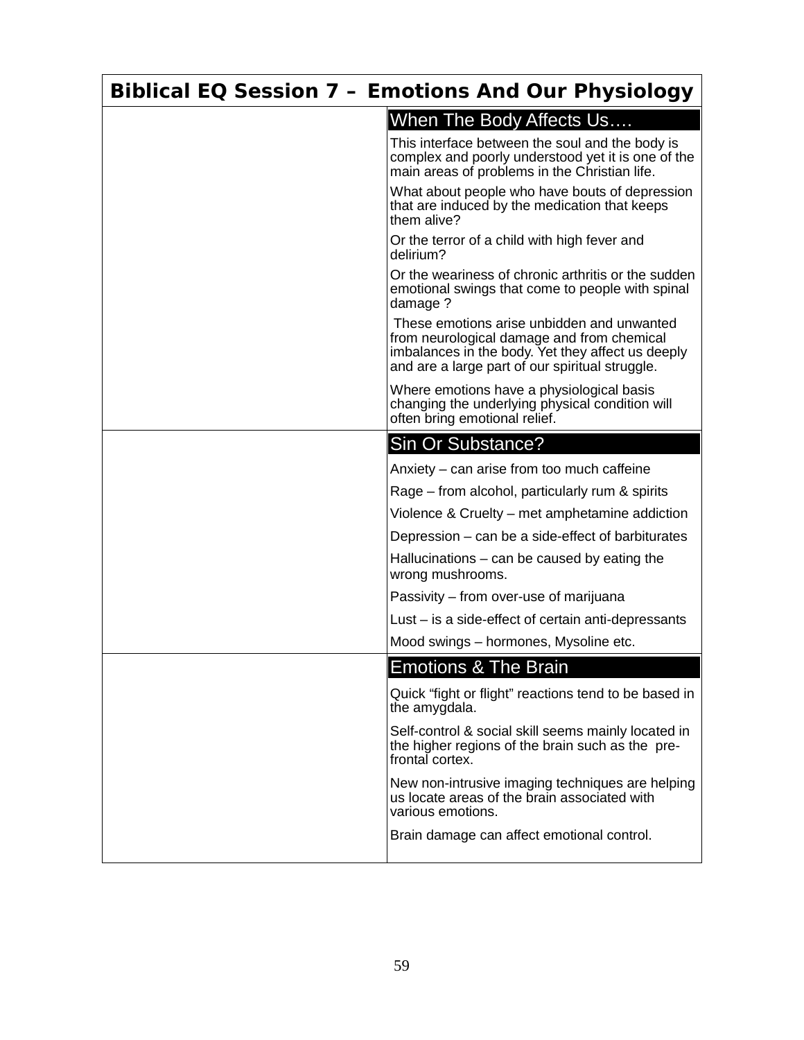# Biblical EQ Session 7 – Emotions And Our Physiology

## When The Body Affects Us….

This interface between the soul and the body is complex and poorly understood yet it is one of the main areas of problems in the Christian life.

What about people who have bouts of depression that are induced by the medication that keeps them alive?

Or the terror of a child with high fever and delirium?

Or the weariness of chronic arthritis or the sudden emotional swings that come to people with spinal damage ?

These emotions arise unbidden and unwanted from neurological damage and from chemical imbalances in the body. Yet they affect us deeply and are a large part of our spiritual struggle.

Where emotions have a physiological basis changing the underlying physical condition will often bring emotional relief.

## Sin Or Substance?

Anxiety – can arise from too much caffeine

Rage – from alcohol, particularly rum & spirits

Violence & Cruelty – met amphetamine addiction

Depression – can be a side-effect of barbiturates

Hallucinations – can be caused by eating the wrong mushrooms.

Passivity – from over-use of marijuana

Lust – is a side-effect of certain anti-depressants

Mood swings – hormones, Mysoline etc.

## Emotions & The Brain

Quick "fight or flight" reactions tend to be based in the amygdala.

Self-control & social skill seems mainly located in the higher regions of the brain such as the pre-frontal cortex.

New non-intrusive imaging techniques are helping us locate areas of the brain associated with various emotions.

Brain damage can affect emotional control.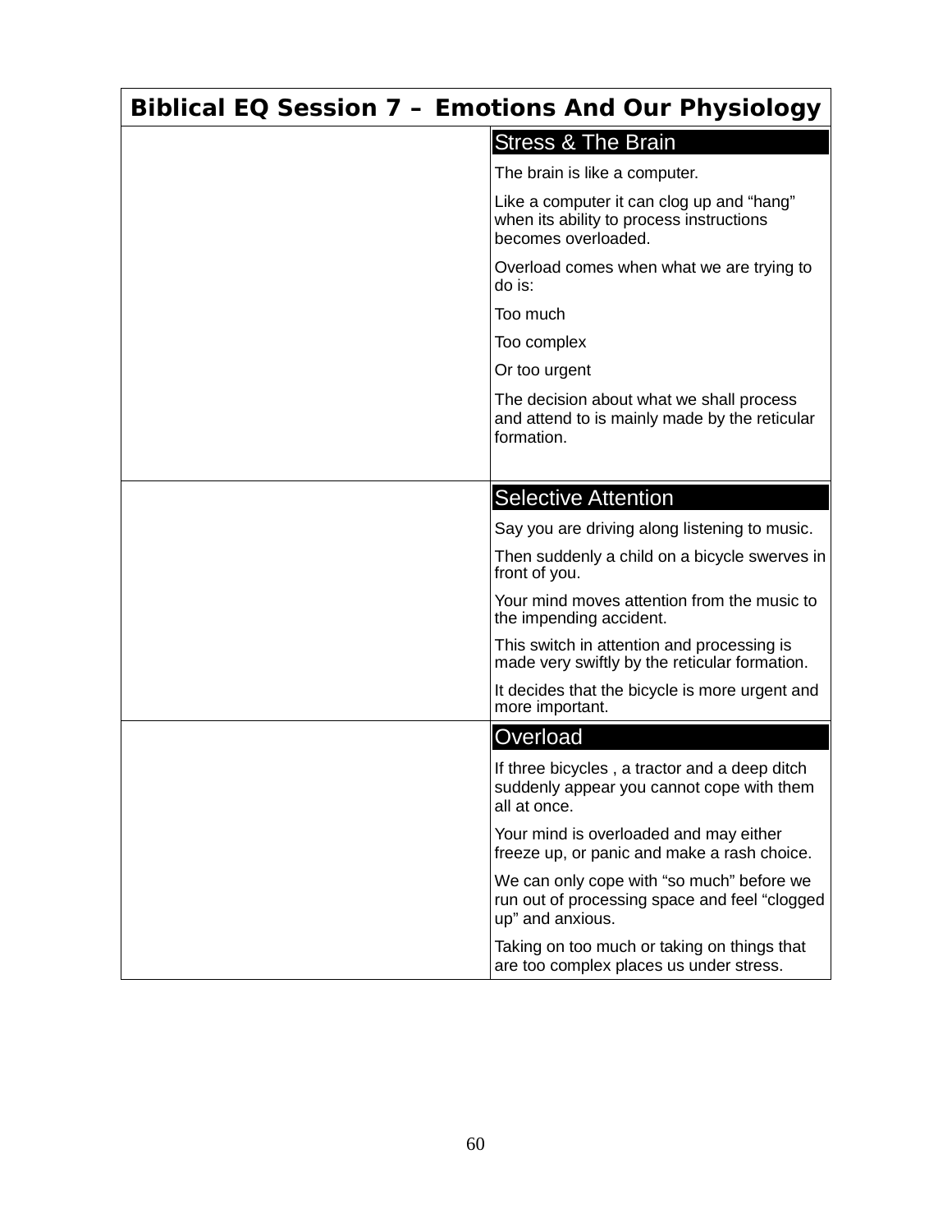# Biblical EQ Session 7 – Emotions And Our Physiology

### Stress & The Brain

The brain is like a computer.

Like a computer it can clog up and "hang" when its ability to process instructions becomes overloaded.

Overload comes when what we are trying to do is:

Too much

Too complex

Or too urgent

The decision about what we shall process and attend to is mainly made by the reticular formation.

### Selective Attention

Say you are driving along listening to music.

Then suddenly a child on a bicycle swerves in front of you.

Your mind moves attention from the music to the impending accident.

This switch in attention and processing is made very swiftly by the reticular formation.

It decides that the bicycle is more urgent and more important.

### Overload

If three bicycles , a tractor and a deep ditch suddenly appear you cannot cope with them all at once.

Your mind is overloaded and may either freeze up, or panic and make a rash choice.

We can only cope with "so much" before we run out of processing space and feel "clogged up" and anxious.

Taking on too much or taking on things that are too complex places us under stress.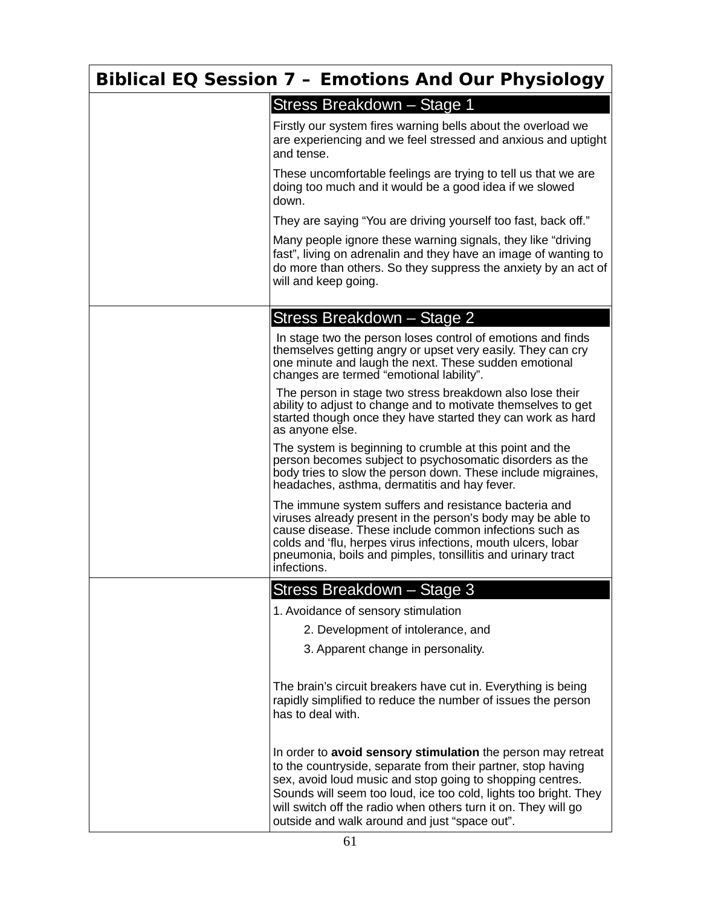# Biblical EQ Session 7 – Emotions And Our Physiology

## Stress Breakdown – Stage 1

Firstly our system fires warning bells about the overload we are experiencing and we feel stressed and anxious and uptight and tense.

These uncomfortable feelings are trying to tell us that we are doing too much and it would be a good idea if we slowed down.

They are saying "You are driving yourself too fast, back off."

Many people ignore these warning signals, they like "driving fast", living on adrenalin and they have an image of wanting to do more than others. So they suppress the anxiety by an act of will and keep going.

## Stress Breakdown – Stage 2

In stage two the person loses control of emotions and finds themselves getting angry or upset very easily. They can cry one minute and laugh the next. These sudden emotional changes are termed "emotional lability".

The person in stage two stress breakdown also lose their ability to adjust to change and to motivate themselves to get started though once they have started they can work as hard as anyone else.

The system is beginning to crumble at this point and the person becomes subject to psychosomatic disorders as the body tries to slow the person down. These include migraines, headaches, asthma, dermatitis and hay fever.

The immune system suffers and resistance bacteria and viruses already present in the person's body may be able to cause disease. These include common infections such as colds and 'flu, herpes virus infections, mouth ulcers, lobar pneumonia, boils and pimples, tonsillitis and urinary tract infections.

## Stress Breakdown – Stage 3

1. Avoidance of sensory stimulation
2. Development of intolerance, and
3. Apparent change in personality.

The brain's circuit breakers have cut in. Everything is being rapidly simplified to reduce the number of issues the person has to deal with.

In order to **avoid sensory stimulation** the person may retreat to the countryside, separate from their partner, stop having sex, avoid loud music and stop going to shopping centres. Sounds will seem too loud, ice too cold, lights too bright. They will switch off the radio when others turn it on. They will go outside and walk around and just "space out".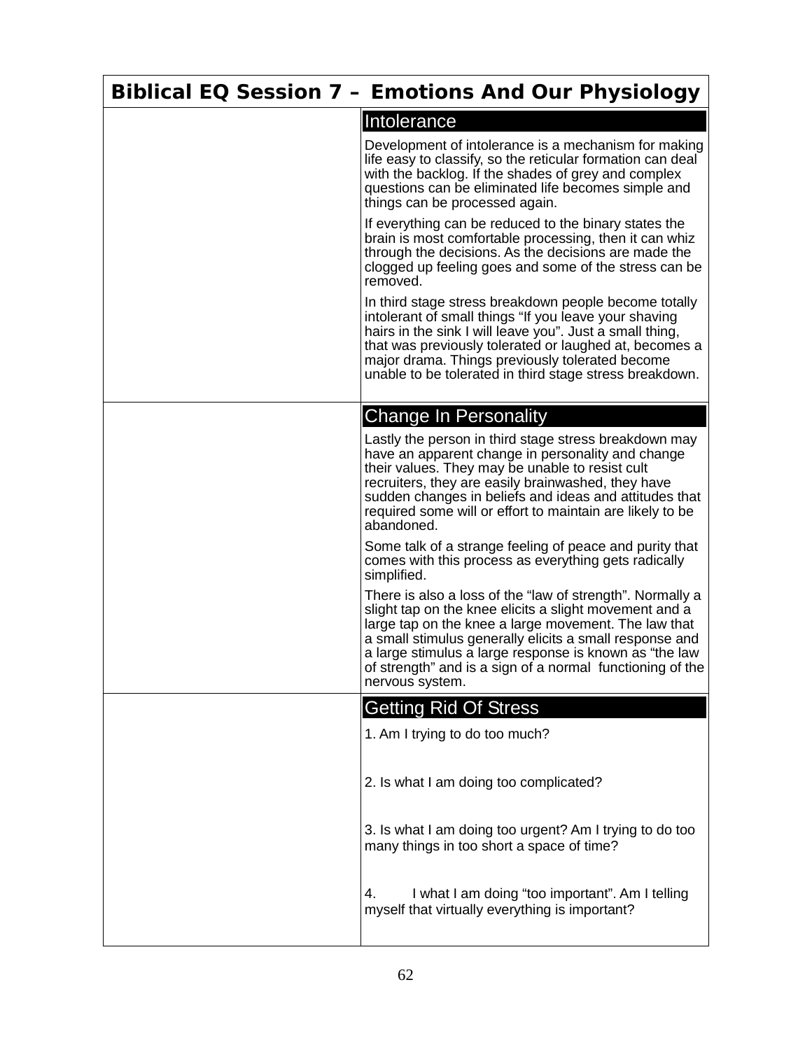# Biblical EQ Session 7 – Emotions And Our Physiology

## Intolerance

Development of intolerance is a mechanism for making life easy to classify, so the reticular formation can deal with the backlog. If the shades of grey and complex questions can be eliminated life becomes simple and things can be processed again.

If everything can be reduced to the binary states the brain is most comfortable processing, then it can whiz through the decisions. As the decisions are made the clogged up feeling goes and some of the stress can be removed.

In third stage stress breakdown people become totally intolerant of small things "If you leave your shaving hairs in the sink I will leave you". Just a small thing, that was previously tolerated or laughed at, becomes a major drama. Things previously tolerated become unable to be tolerated in third stage stress breakdown.

## Change In Personality

Lastly the person in third stage stress breakdown may have an apparent change in personality and change their values. They may be unable to resist cult recruiters, they are easily brainwashed, they have sudden changes in beliefs and ideas and attitudes that required some will or effort to maintain are likely to be abandoned.

Some talk of a strange feeling of peace and purity that comes with this process as everything gets radically simplified.

There is also a loss of the "law of strength". Normally a slight tap on the knee elicits a slight movement and a large tap on the knee a large movement. The law that a small stimulus generally elicits a small response and a large stimulus a large response is known as "the law of strength" and is a sign of a normal functioning of the nervous system.

## Getting Rid Of Stress

1. Am I trying to do too much?

2. Is what I am doing too complicated?

3. Is what I am doing too urgent? Am I trying to do too many things in too short a space of time?

4. I what I am doing "too important". Am I telling myself that virtually everything is important?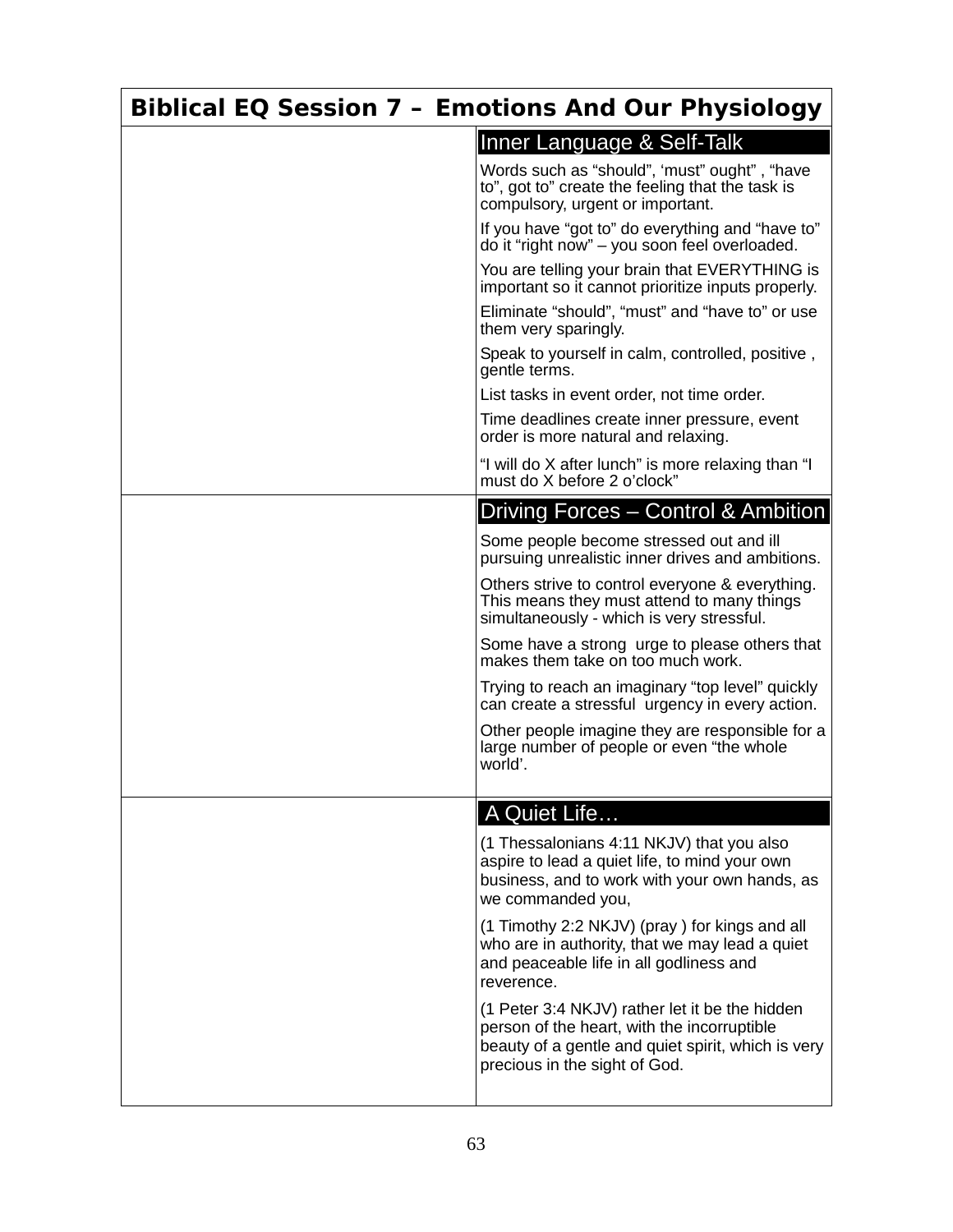# Biblical EQ Session 7 – Emotions And Our Physiology

## Inner Language & Self-Talk

Words such as "should", 'must" ought" , "have to", got to" create the feeling that the task is compulsory, urgent or important.

If you have "got to" do everything and "have to" do it "right now" – you soon feel overloaded.

You are telling your brain that EVERYTHING is important so it cannot prioritize inputs properly.

Eliminate "should", "must" and "have to" or use them very sparingly.

Speak to yourself in calm, controlled, positive , gentle terms.

List tasks in event order, not time order.

Time deadlines create inner pressure, event order is more natural and relaxing.

"I will do X after lunch" is more relaxing than "I must do X before 2 o'clock"

## Driving Forces – Control & Ambition

Some people become stressed out and ill pursuing unrealistic inner drives and ambitions.

Others strive to control everyone & everything. This means they must attend to many things simultaneously - which is very stressful.

Some have a strong urge to please others that makes them take on too much work.

Trying to reach an imaginary "top level" quickly can create a stressful urgency in every action.

Other people imagine they are responsible for a large number of people or even "the whole world'.

## A Quiet Life…

(1 Thessalonians 4:11 NKJV) that you also aspire to lead a quiet life, to mind your own business, and to work with your own hands, as we commanded you,

(1 Timothy 2:2 NKJV) (pray ) for kings and all who are in authority, that we may lead a quiet and peaceable life in all godliness and reverence.

(1 Peter 3:4 NKJV) rather let it be the hidden person of the heart, with the incorruptible beauty of a gentle and quiet spirit, which is very precious in the sight of God.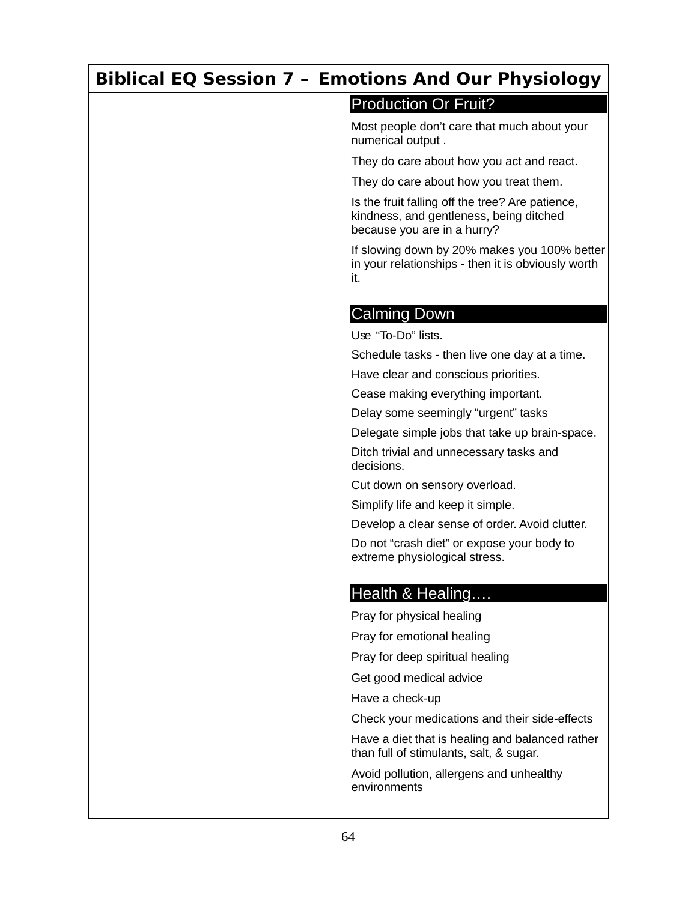# Biblical EQ Session 7 – Emotions And Our Physiology

### Production Or Fruit?

Most people don't care that much about your numerical output .

They do care about how you act and react.

They do care about how you treat them.

Is the fruit falling off the tree? Are patience, kindness, and gentleness, being ditched because you are in a hurry?

If slowing down by 20% makes you 100% better in your relationships - then it is obviously worth it.

### Calming Down

Use "To-Do" lists.

Schedule tasks - then live one day at a time.

Have clear and conscious priorities.

Cease making everything important.

Delay some seemingly "urgent" tasks

Delegate simple jobs that take up brain-space.

Ditch trivial and unnecessary tasks and decisions.

Cut down on sensory overload.

Simplify life and keep it simple.

Develop a clear sense of order. Avoid clutter.

Do not "crash diet" or expose your body to extreme physiological stress.

### Health & Healing….

Pray for physical healing

Pray for emotional healing

Pray for deep spiritual healing

Get good medical advice

Have a check-up

Check your medications and their side-effects

Have a diet that is healing and balanced rather than full of stimulants, salt, & sugar.

Avoid pollution, allergens and unhealthy environments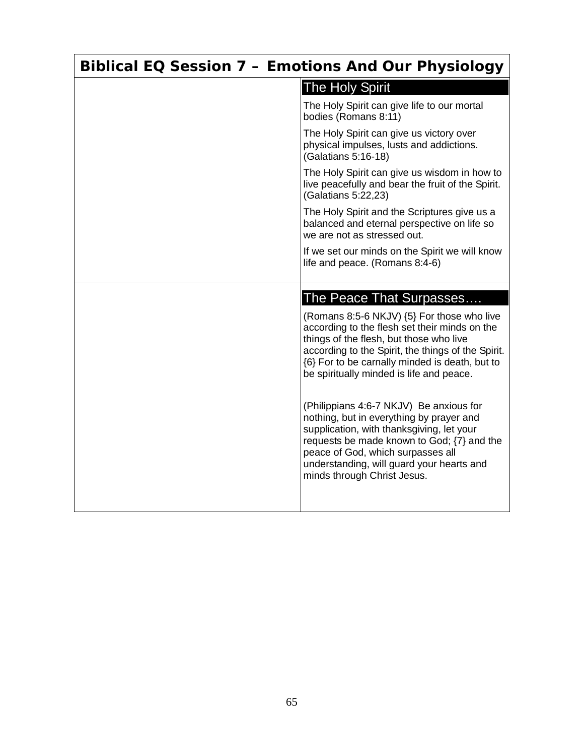# Biblical EQ Session 7 – Emotions And Our Physiology

## The Holy Spirit

The Holy Spirit can give life to our mortal bodies (Romans 8:11)

The Holy Spirit can give us victory over physical impulses, lusts and addictions. (Galatians 5:16-18)

The Holy Spirit can give us wisdom in how to live peacefully and bear the fruit of the Spirit. (Galatians 5:22,23)

The Holy Spirit and the Scriptures give us a balanced and eternal perspective on life so we are not as stressed out.

If we set our minds on the Spirit we will know life and peace. (Romans 8:4-6)

## The Peace That Surpasses….

(Romans 8:5-6 NKJV) {5} For those who live according to the flesh set their minds on the things of the flesh, but those who live according to the Spirit, the things of the Spirit. {6} For to be carnally minded is death, but to be spiritually minded is life and peace.

(Philippians 4:6-7 NKJV) Be anxious for nothing, but in everything by prayer and supplication, with thanksgiving, let your requests be made known to God; {7} and the peace of God, which surpasses all understanding, will guard your hearts and minds through Christ Jesus.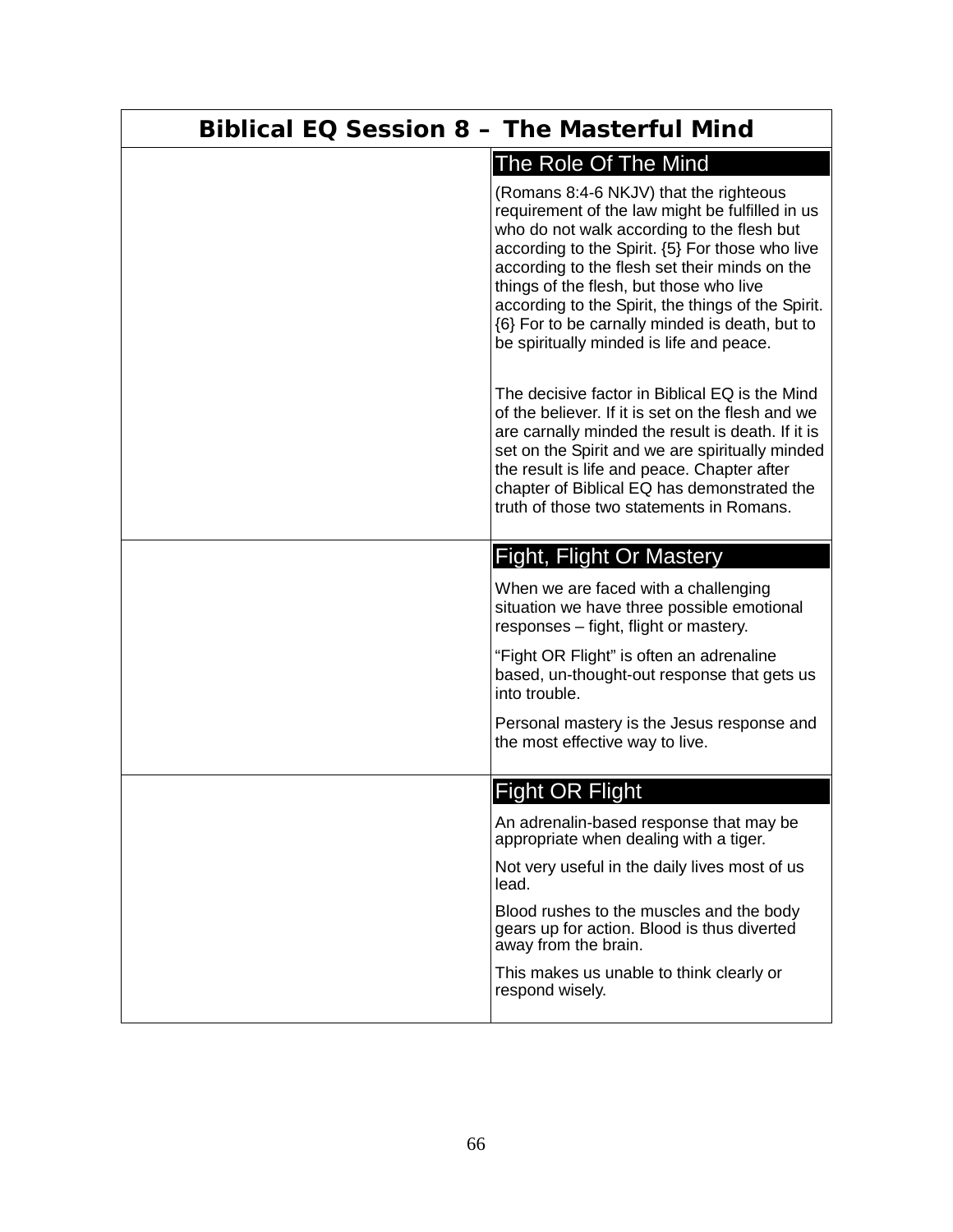# Biblical EQ Session 8 – The Masterful Mind

## The Role Of The Mind

(Romans 8:4-6 NKJV) that the righteous requirement of the law might be fulfilled in us who do not walk according to the flesh but according to the Spirit. {5} For those who live according to the flesh set their minds on the things of the flesh, but those who live according to the Spirit, the things of the Spirit. {6} For to be carnally minded is death, but to be spiritually minded is life and peace.

The decisive factor in Biblical EQ is the Mind of the believer. If it is set on the flesh and we are carnally minded the result is death. If it is set on the Spirit and we are spiritually minded the result is life and peace. Chapter after chapter of Biblical EQ has demonstrated the truth of those two statements in Romans.

## Fight, Flight Or Mastery

When we are faced with a challenging situation we have three possible emotional responses – fight, flight or mastery.

“Fight OR Flight” is often an adrenaline based, un-thought-out response that gets us into trouble.

Personal mastery is the Jesus response and the most effective way to live.

## Fight OR Flight

An adrenalin-based response that may be appropriate when dealing with a tiger.

Not very useful in the daily lives most of us lead.

Blood rushes to the muscles and the body gears up for action. Blood is thus diverted away from the brain.

This makes us unable to think clearly or respond wisely.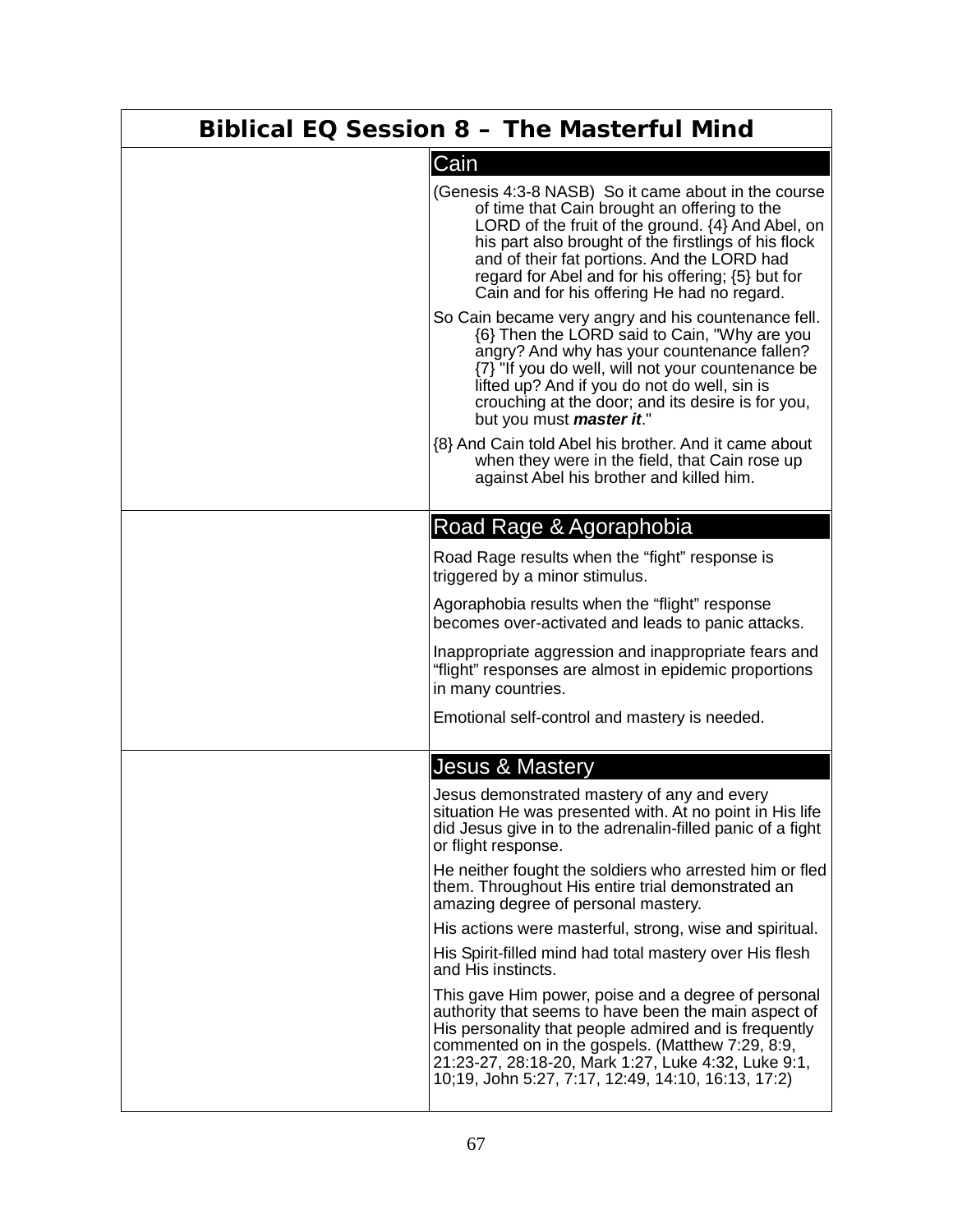# Biblical EQ Session 8 – The Masterful Mind

## Cain

(Genesis 4:3-8 NASB) So it came about in the course of time that Cain brought an offering to the LORD of the fruit of the ground. {4} And Abel, on his part also brought of the firstlings of his flock and of their fat portions. And the LORD had regard for Abel and for his offering; {5} but for Cain and for his offering He had no regard.

So Cain became very angry and his countenance fell. {6} Then the LORD said to Cain, "Why are you angry? And why has your countenance fallen? {7} "If you do well, will not your countenance be lifted up? And if you do not do well, sin is crouching at the door; and its desire is for you, but you must ***master it***."

{8} And Cain told Abel his brother. And it came about when they were in the field, that Cain rose up against Abel his brother and killed him.

## Road Rage & Agoraphobia

Road Rage results when the “fight” response is triggered by a minor stimulus.

Agoraphobia results when the “flight” response becomes over-activated and leads to panic attacks.

Inappropriate aggression and inappropriate fears and “flight” responses are almost in epidemic proportions in many countries.

Emotional self-control and mastery is needed.

## Jesus & Mastery

Jesus demonstrated mastery of any and every situation He was presented with. At no point in His life did Jesus give in to the adrenalin-filled panic of a fight or flight response.

He neither fought the soldiers who arrested him or fled them. Throughout His entire trial demonstrated an amazing degree of personal mastery.

His actions were masterful, strong, wise and spiritual.

His Spirit-filled mind had total mastery over His flesh and His instincts.

This gave Him power, poise and a degree of personal authority that seems to have been the main aspect of His personality that people admired and is frequently commented on in the gospels. (Matthew 7:29, 8:9, 21:23-27, 28:18-20, Mark 1:27, Luke 4:32, Luke 9:1, 10;19, John 5:27, 7:17, 12:49, 14:10, 16:13, 17:2)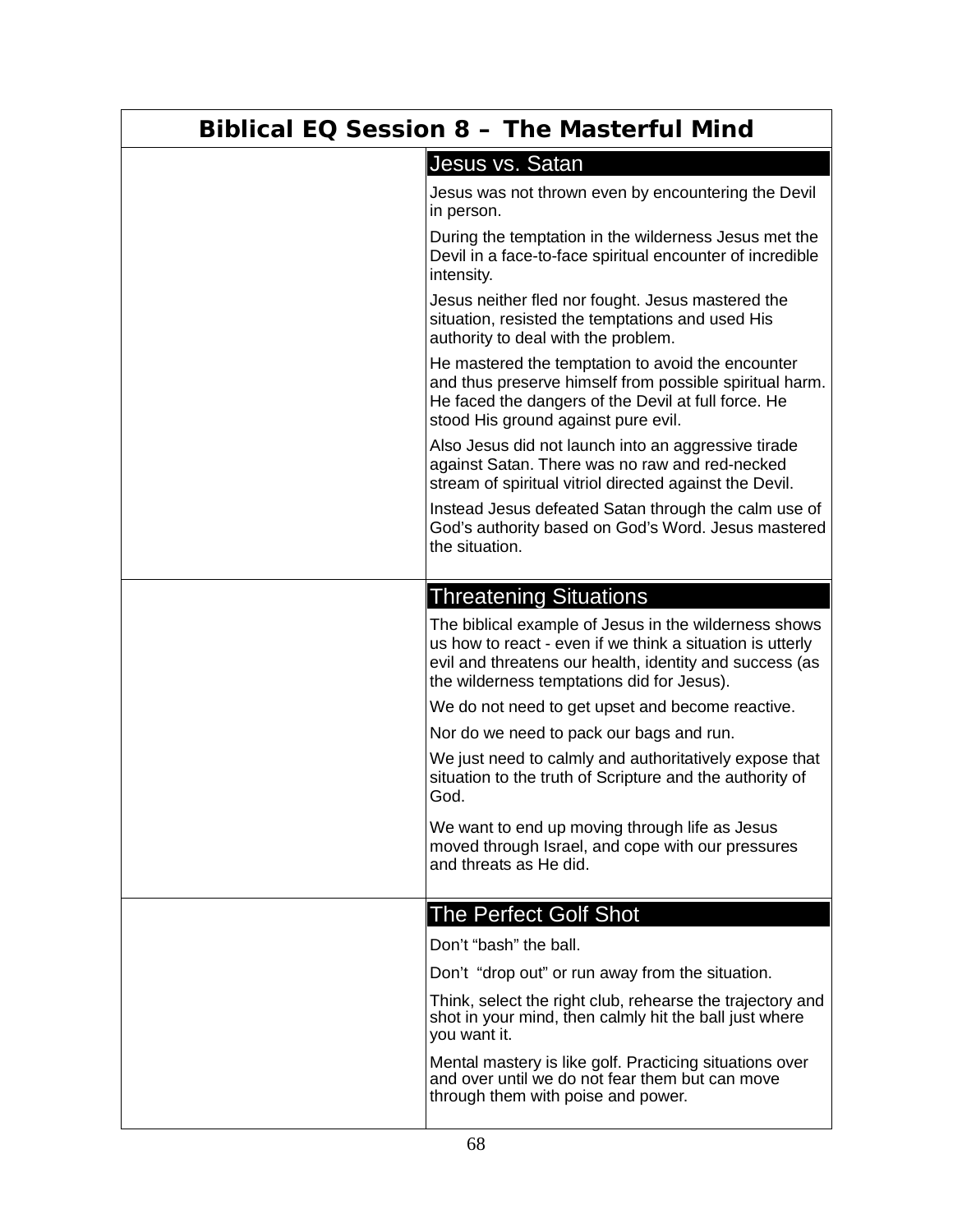# Biblical EQ Session 8 – The Masterful Mind

## Jesus vs. Satan

Jesus was not thrown even by encountering the Devil in person.

During the temptation in the wilderness Jesus met the Devil in a face-to-face spiritual encounter of incredible intensity.

Jesus neither fled nor fought. Jesus mastered the situation, resisted the temptations and used His authority to deal with the problem.

He mastered the temptation to avoid the encounter and thus preserve himself from possible spiritual harm. He faced the dangers of the Devil at full force. He stood His ground against pure evil.

Also Jesus did not launch into an aggressive tirade against Satan. There was no raw and red-necked stream of spiritual vitriol directed against the Devil.

Instead Jesus defeated Satan through the calm use of God's authority based on God's Word. Jesus mastered the situation.

## Threatening Situations

The biblical example of Jesus in the wilderness shows us how to react - even if we think a situation is utterly evil and threatens our health, identity and success (as the wilderness temptations did for Jesus).

We do not need to get upset and become reactive.

Nor do we need to pack our bags and run.

We just need to calmly and authoritatively expose that situation to the truth of Scripture and the authority of God.

We want to end up moving through life as Jesus moved through Israel, and cope with our pressures and threats as He did.

## The Perfect Golf Shot

Don't "bash" the ball.

Don't "drop out" or run away from the situation.

Think, select the right club, rehearse the trajectory and shot in your mind, then calmly hit the ball just where you want it.

Mental mastery is like golf. Practicing situations over and over until we do not fear them but can move through them with poise and power.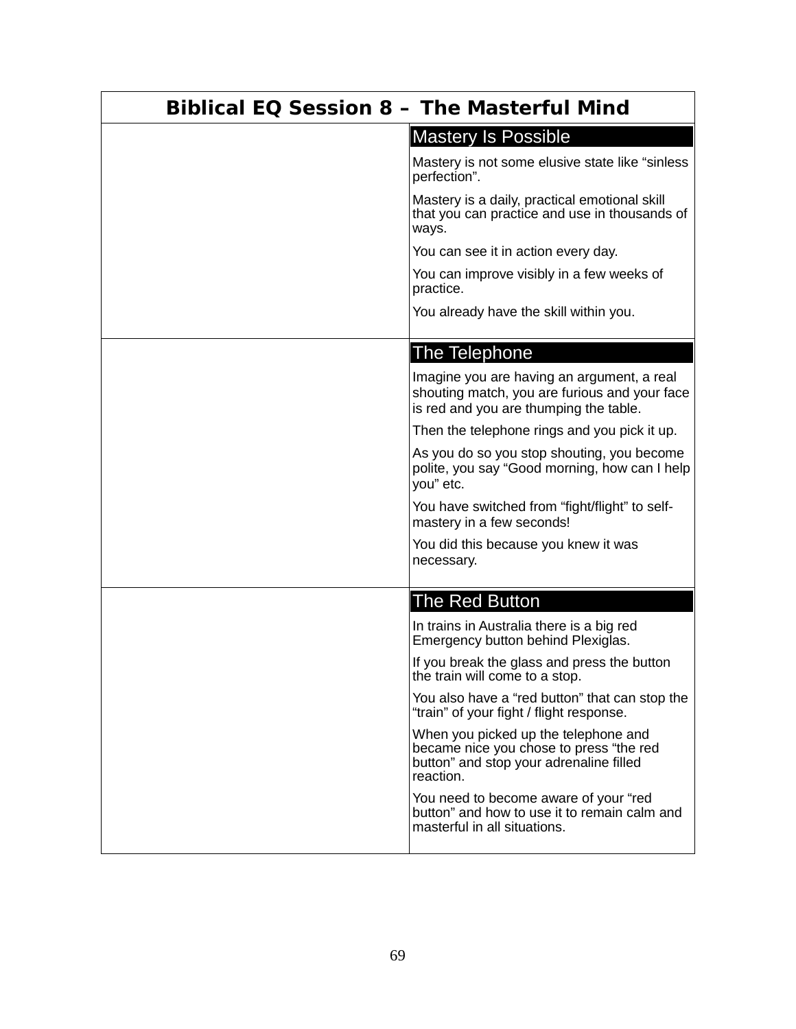# Biblical EQ Session 8 – The Masterful Mind

## Mastery Is Possible

Mastery is not some elusive state like "sinless perfection".

Mastery is a daily, practical emotional skill that you can practice and use in thousands of ways.

You can see it in action every day.

You can improve visibly in a few weeks of practice.

You already have the skill within you.

## The Telephone

Imagine you are having an argument, a real shouting match, you are furious and your face is red and you are thumping the table.

Then the telephone rings and you pick it up.

As you do so you stop shouting, you become polite, you say "Good morning, how can I help you" etc.

You have switched from "fight/flight" to self-mastery in a few seconds!

You did this because you knew it was necessary.

## The Red Button

In trains in Australia there is a big red Emergency button behind Plexiglas.

If you break the glass and press the button the train will come to a stop.

You also have a "red button" that can stop the "train" of your fight / flight response.

When you picked up the telephone and became nice you chose to press "the red button" and stop your adrenaline filled reaction.

You need to become aware of your "red button" and how to use it to remain calm and masterful in all situations.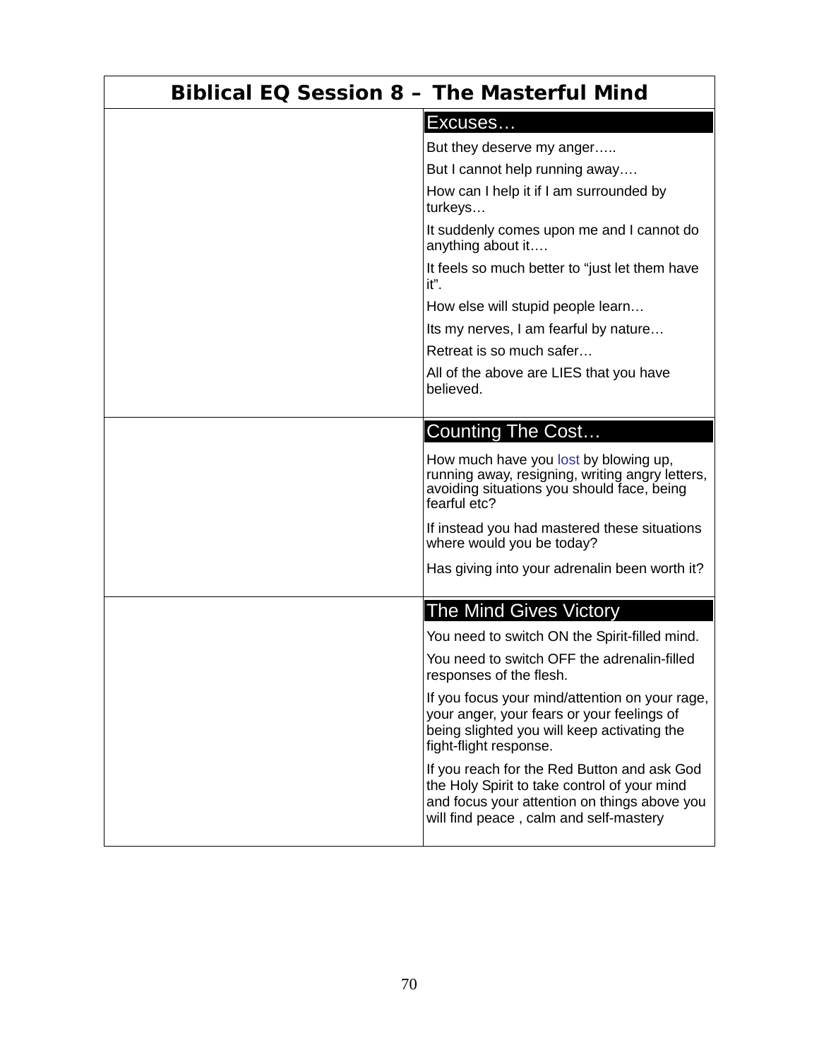# Biblical EQ Session 8 – The Masterful Mind

## Excuses…

But they deserve my anger…..

But I cannot help running away….

How can I help it if I am surrounded by turkeys…

It suddenly comes upon me and I cannot do anything about it….

It feels so much better to "just let them have it".

How else will stupid people learn…

Its my nerves, I am fearful by nature…

Retreat is so much safer…

All of the above are LIES that you have believed.

## Counting The Cost…

How much have you lost by blowing up, running away, resigning, writing angry letters, avoiding situations you should face, being fearful etc?

If instead you had mastered these situations where would you be today?

Has giving into your adrenalin been worth it?

## The Mind Gives Victory

You need to switch ON the Spirit-filled mind.

You need to switch OFF the adrenalin-filled responses of the flesh.

If you focus your mind/attention on your rage, your anger, your fears or your feelings of being slighted you will keep activating the fight-flight response.

If you reach for the Red Button and ask God the Holy Spirit to take control of your mind and focus your attention on things above you will find peace , calm and self-mastery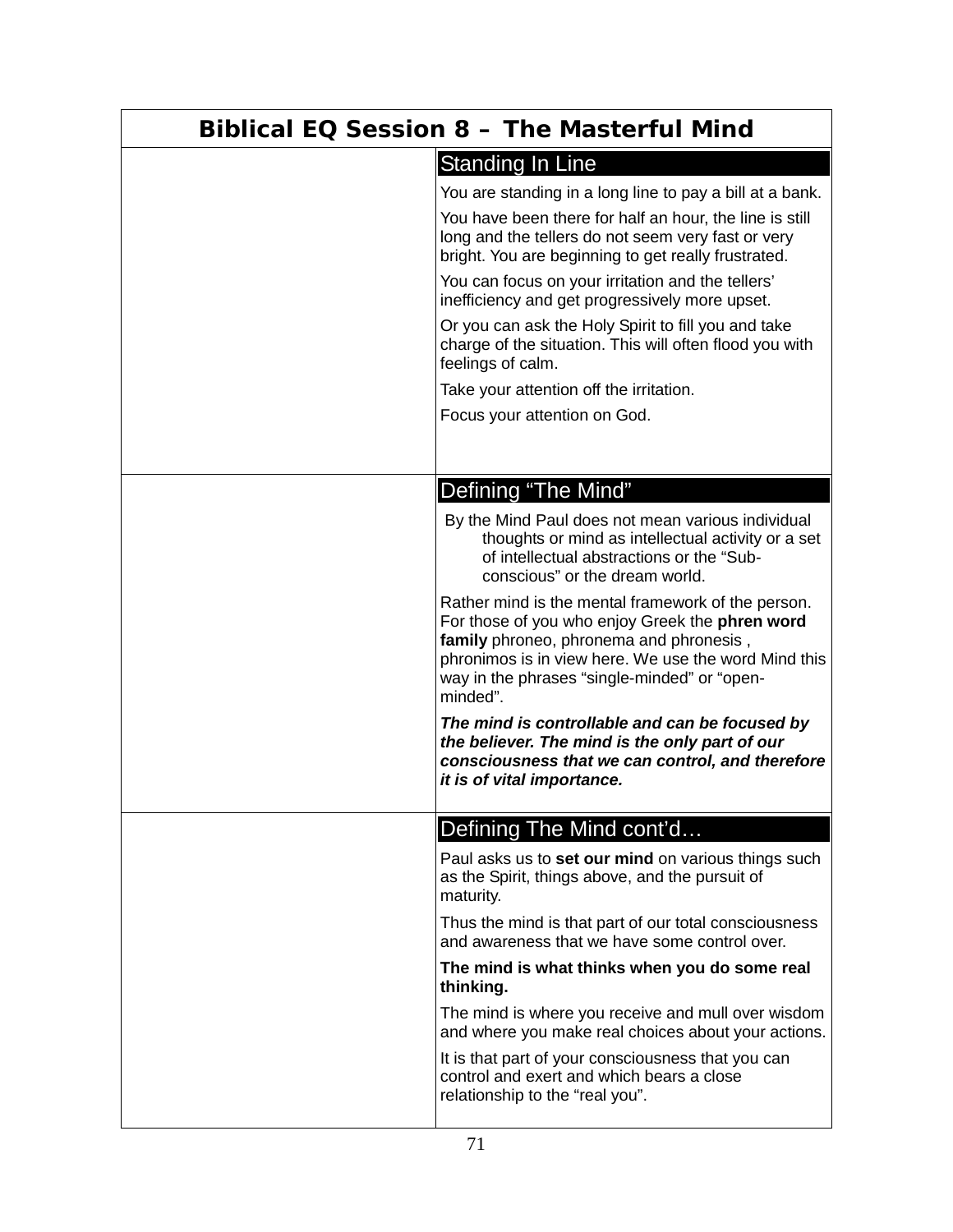# Biblical EQ Session 8 – The Masterful Mind

## Standing In Line

You are standing in a long line to pay a bill at a bank.

You have been there for half an hour, the line is still long and the tellers do not seem very fast or very bright. You are beginning to get really frustrated.

You can focus on your irritation and the tellers' inefficiency and get progressively more upset.

Or you can ask the Holy Spirit to fill you and take charge of the situation. This will often flood you with feelings of calm.

Take your attention off the irritation.

Focus your attention on God.

## Defining "The Mind"

By the Mind Paul does not mean various individual thoughts or mind as intellectual activity or a set of intellectual abstractions or the "Sub-conscious" or the dream world.

Rather mind is the mental framework of the person. For those of you who enjoy Greek the **phren word family** phroneo, phronema and phronesis , phronimos is in view here. We use the word Mind this way in the phrases "single-minded" or "open-minded".

***The mind is controllable and can be focused by the believer. The mind is the only part of our consciousness that we can control, and therefore it is of vital importance.***

## Defining The Mind cont'd…

Paul asks us to **set our mind** on various things such as the Spirit, things above, and the pursuit of maturity.

Thus the mind is that part of our total consciousness and awareness that we have some control over.

**The mind is what thinks when you do some real thinking.**

The mind is where you receive and mull over wisdom and where you make real choices about your actions.

It is that part of your consciousness that you can control and exert and which bears a close relationship to the "real you".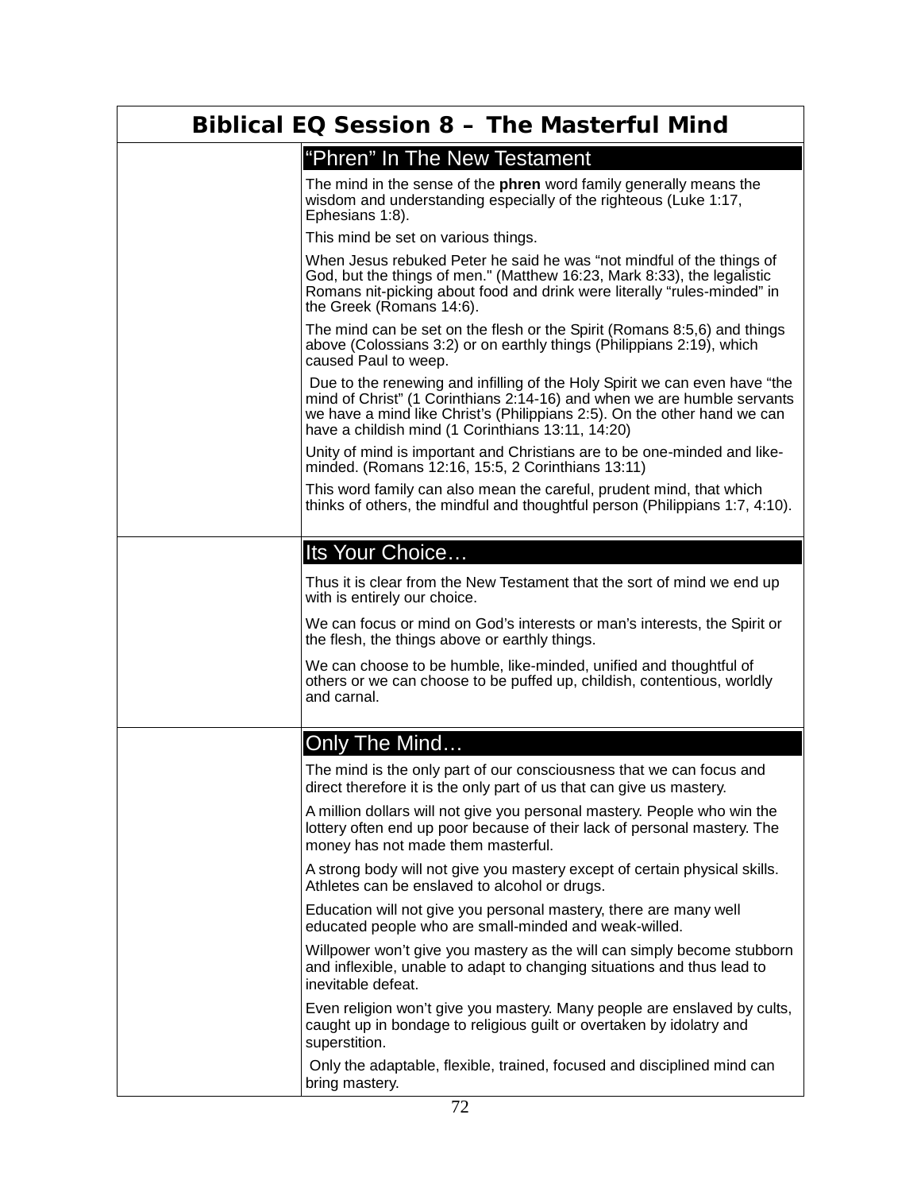# Biblical EQ Session 8 – The Masterful Mind

## "Phren" In The New Testament

The mind in the sense of the **phren** word family generally means the wisdom and understanding especially of the righteous (Luke 1:17, Ephesians 1:8).

This mind be set on various things.

When Jesus rebuked Peter he said he was "not mindful of the things of God, but the things of men." (Matthew 16:23, Mark 8:33), the legalistic Romans nit-picking about food and drink were literally "rules-minded" in the Greek (Romans 14:6).

The mind can be set on the flesh or the Spirit (Romans 8:5,6) and things above (Colossians 3:2) or on earthly things (Philippians 2:19), which caused Paul to weep.

Due to the renewing and infilling of the Holy Spirit we can even have "the mind of Christ" (1 Corinthians 2:14-16) and when we are humble servants we have a mind like Christ's (Philippians 2:5). On the other hand we can have a childish mind (1 Corinthians 13:11, 14:20)

Unity of mind is important and Christians are to be one-minded and like-minded. (Romans 12:16, 15:5, 2 Corinthians 13:11)

This word family can also mean the careful, prudent mind, that which thinks of others, the mindful and thoughtful person (Philippians 1:7, 4:10).

## Its Your Choice…

Thus it is clear from the New Testament that the sort of mind we end up with is entirely our choice.

We can focus or mind on God's interests or man's interests, the Spirit or the flesh, the things above or earthly things.

We can choose to be humble, like-minded, unified and thoughtful of others or we can choose to be puffed up, childish, contentious, worldly and carnal.

## Only The Mind…

The mind is the only part of our consciousness that we can focus and direct therefore it is the only part of us that can give us mastery.

A million dollars will not give you personal mastery. People who win the lottery often end up poor because of their lack of personal mastery. The money has not made them masterful.

A strong body will not give you mastery except of certain physical skills. Athletes can be enslaved to alcohol or drugs.

Education will not give you personal mastery, there are many well educated people who are small-minded and weak-willed.

Willpower won't give you mastery as the will can simply become stubborn and inflexible, unable to adapt to changing situations and thus lead to inevitable defeat.

Even religion won't give you mastery. Many people are enslaved by cults, caught up in bondage to religious guilt or overtaken by idolatry and superstition.

Only the adaptable, flexible, trained, focused and disciplined mind can bring mastery.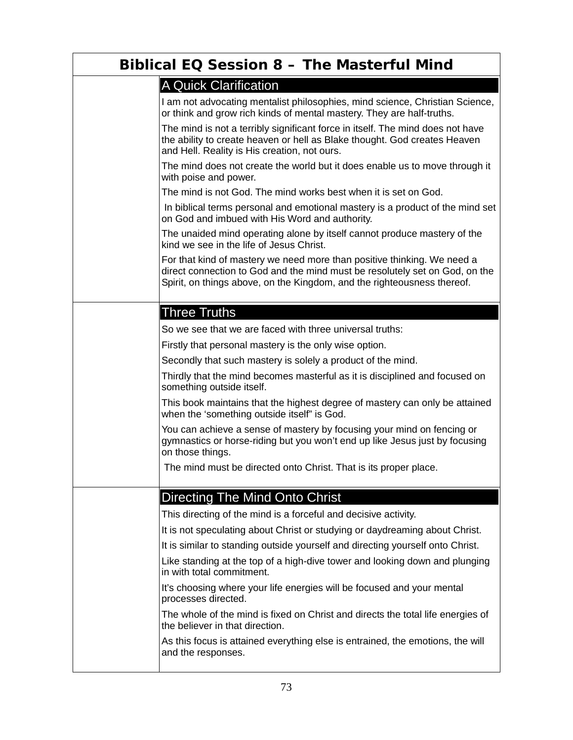# Biblical EQ Session 8 – The Masterful Mind

## A Quick Clarification

I am not advocating mentalist philosophies, mind science, Christian Science, or think and grow rich kinds of mental mastery. They are half-truths.

The mind is not a terribly significant force in itself. The mind does not have the ability to create heaven or hell as Blake thought. God creates Heaven and Hell. Reality is His creation, not ours.

The mind does not create the world but it does enable us to move through it with poise and power.

The mind is not God. The mind works best when it is set on God.

In biblical terms personal and emotional mastery is a product of the mind set on God and imbued with His Word and authority.

The unaided mind operating alone by itself cannot produce mastery of the kind we see in the life of Jesus Christ.

For that kind of mastery we need more than positive thinking. We need a direct connection to God and the mind must be resolutely set on God, on the Spirit, on things above, on the Kingdom, and the righteousness thereof.

## Three Truths

So we see that we are faced with three universal truths:

Firstly that personal mastery is the only wise option.

Secondly that such mastery is solely a product of the mind.

Thirdly that the mind becomes masterful as it is disciplined and focused on something outside itself.

This book maintains that the highest degree of mastery can only be attained when the 'something outside itself" is God.

You can achieve a sense of mastery by focusing your mind on fencing or gymnastics or horse-riding but you won't end up like Jesus just by focusing on those things.

The mind must be directed onto Christ. That is its proper place.

## Directing The Mind Onto Christ

This directing of the mind is a forceful and decisive activity.

It is not speculating about Christ or studying or daydreaming about Christ.

It is similar to standing outside yourself and directing yourself onto Christ.

Like standing at the top of a high-dive tower and looking down and plunging in with total commitment.

It's choosing where your life energies will be focused and your mental processes directed.

The whole of the mind is fixed on Christ and directs the total life energies of the believer in that direction.

As this focus is attained everything else is entrained, the emotions, the will and the responses.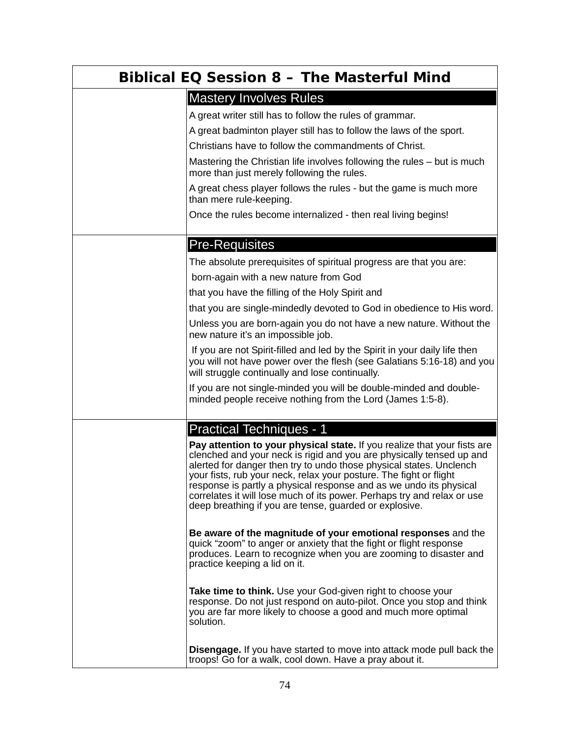# Biblical EQ Session 8 – The Masterful Mind

## Mastery Involves Rules

A great writer still has to follow the rules of grammar.

A great badminton player still has to follow the laws of the sport.

Christians have to follow the commandments of Christ.

Mastering the Christian life involves following the rules – but is much more than just merely following the rules.

A great chess player follows the rules - but the game is much more than mere rule-keeping.

Once the rules become internalized - then real living begins!

## Pre-Requisites

The absolute prerequisites of spiritual progress are that you are:

born-again with a new nature from God

that you have the filling of the Holy Spirit and

that you are single-mindedly devoted to God in obedience to His word.

Unless you are born-again you do not have a new nature. Without the new nature it's an impossible job.

If you are not Spirit-filled and led by the Spirit in your daily life then you will not have power over the flesh (see Galatians 5:16-18) and you will struggle continually and lose continually.

If you are not single-minded you will be double-minded and double-minded people receive nothing from the Lord (James 1:5-8).

## Practical Techniques - 1

**Pay attention to your physical state.** If you realize that your fists are clenched and your neck is rigid and you are physically tensed up and alerted for danger then try to undo those physical states. Unclench your fists, rub your neck, relax your posture. The fight or flight response is partly a physical response and as we undo its physical correlates it will lose much of its power. Perhaps try and relax or use deep breathing if you are tense, guarded or explosive.

**Be aware of the magnitude of your emotional responses** and the quick "zoom" to anger or anxiety that the fight or flight response produces. Learn to recognize when you are zooming to disaster and practice keeping a lid on it.

**Take time to think.** Use your God-given right to choose your response. Do not just respond on auto-pilot. Once you stop and think you are far more likely to choose a good and much more optimal solution.

**Disengage.** If you have started to move into attack mode pull back the troops! Go for a walk, cool down. Have a pray about it.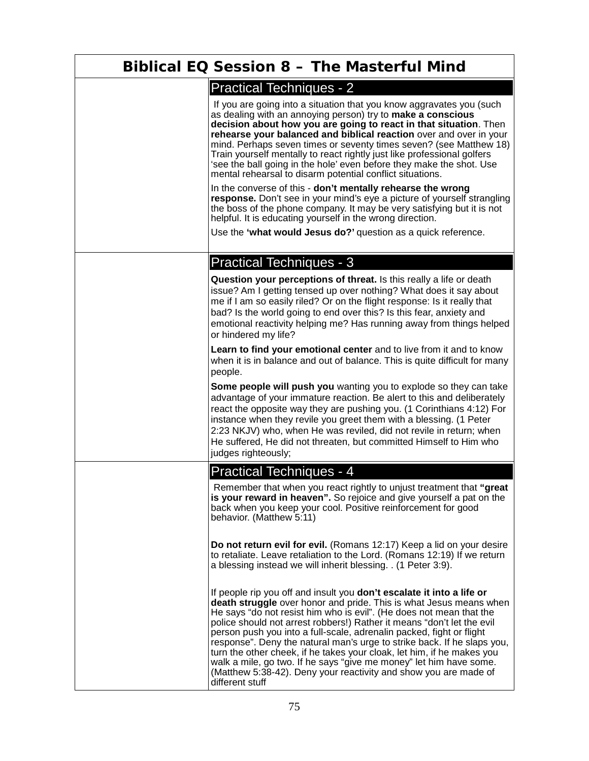# Biblical EQ Session 8 – The Masterful Mind

## Practical Techniques - 2

If you are going into a situation that you know aggravates you (such as dealing with an annoying person) try to **make a conscious decision about how you are going to react in that situation**. Then **rehearse your balanced and biblical reaction** over and over in your mind. Perhaps seven times or seventy times seven? (see Matthew 18) Train yourself mentally to react rightly just like professional golfers 'see the ball going in the hole' even before they make the shot. Use mental rehearsal to disarm potential conflict situations.

In the converse of this - **don't mentally rehearse the wrong response.** Don't see in your mind's eye a picture of yourself strangling the boss of the phone company. It may be very satisfying but it is not helpful. It is educating yourself in the wrong direction.

Use the **'what would Jesus do?'** question as a quick reference.

## Practical Techniques - 3

**Question your perceptions of threat.** Is this really a life or death issue? Am I getting tensed up over nothing? What does it say about me if I am so easily riled? Or on the flight response: Is it really that bad? Is the world going to end over this? Is this fear, anxiety and emotional reactivity helping me? Has running away from things helped or hindered my life?

**Learn to find your emotional center** and to live from it and to know when it is in balance and out of balance. This is quite difficult for many people.

**Some people will push you** wanting you to explode so they can take advantage of your immature reaction. Be alert to this and deliberately react the opposite way they are pushing you. (1 Corinthians 4:12) For instance when they revile you greet them with a blessing. (1 Peter 2:23 NKJV) who, when He was reviled, did not revile in return; when He suffered, He did not threaten, but committed Himself to Him who judges righteously;

## Practical Techniques - 4

Remember that when you react rightly to unjust treatment that **"great is your reward in heaven".** So rejoice and give yourself a pat on the back when you keep your cool. Positive reinforcement for good behavior. (Matthew 5:11)

**Do not return evil for evil.** (Romans 12:17) Keep a lid on your desire to retaliate. Leave retaliation to the Lord. (Romans 12:19) If we return a blessing instead we will inherit blessing. . (1 Peter 3:9).

If people rip you off and insult you **don't escalate it into a life or death struggle** over honor and pride. This is what Jesus means when He says "do not resist him who is evil". (He does not mean that the police should not arrest robbers!) Rather it means "don't let the evil person push you into a full-scale, adrenalin packed, fight or flight response". Deny the natural man's urge to strike back. If he slaps you, turn the other cheek, if he takes your cloak, let him, if he makes you walk a mile, go two. If he says "give me money" let him have some. (Matthew 5:38-42). Deny your reactivity and show you are made of different stuff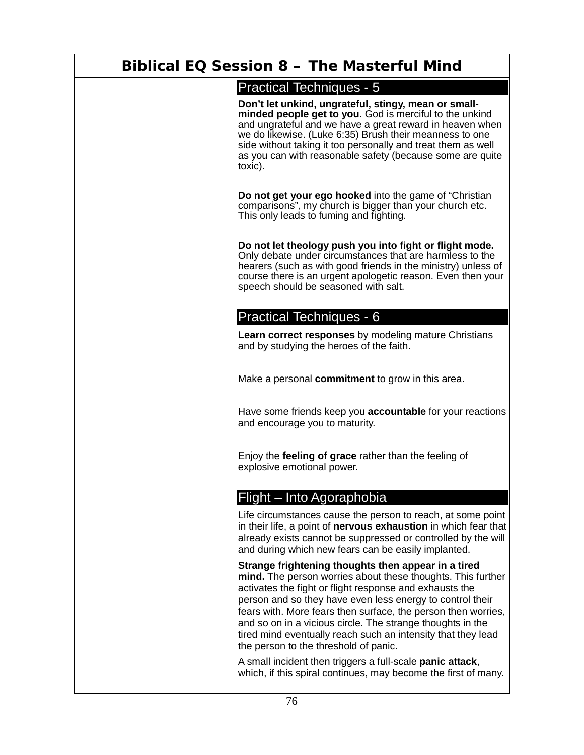# Biblical EQ Session 8 – The Masterful Mind

## Practical Techniques - 5

**Don't let unkind, ungrateful, stingy, mean or small-minded people get to you.** God is merciful to the unkind and ungrateful and we have a great reward in heaven when we do likewise. (Luke 6:35) Brush their meanness to one side without taking it too personally and treat them as well as you can with reasonable safety (because some are quite toxic).

**Do not get your ego hooked** into the game of "Christian comparisons", my church is bigger than your church etc. This only leads to fuming and fighting.

**Do not let theology push you into fight or flight mode.** Only debate under circumstances that are harmless to the hearers (such as with good friends in the ministry) unless of course there is an urgent apologetic reason. Even then your speech should be seasoned with salt.

## Practical Techniques - 6

**Learn correct responses** by modeling mature Christians and by studying the heroes of the faith.

Make a personal **commitment** to grow in this area.

Have some friends keep you **accountable** for your reactions and encourage you to maturity.

Enjoy the **feeling of grace** rather than the feeling of explosive emotional power.

## Flight – Into Agoraphobia

Life circumstances cause the person to reach, at some point in their life, a point of **nervous exhaustion** in which fear that already exists cannot be suppressed or controlled by the will and during which new fears can be easily implanted.

**Strange frightening thoughts then appear in a tired mind.** The person worries about these thoughts. This further activates the fight or flight response and exhausts the person and so they have even less energy to control their fears with. More fears then surface, the person then worries, and so on in a vicious circle. The strange thoughts in the tired mind eventually reach such an intensity that they lead the person to the threshold of panic.

A small incident then triggers a full-scale **panic attack**, which, if this spiral continues, may become the first of many.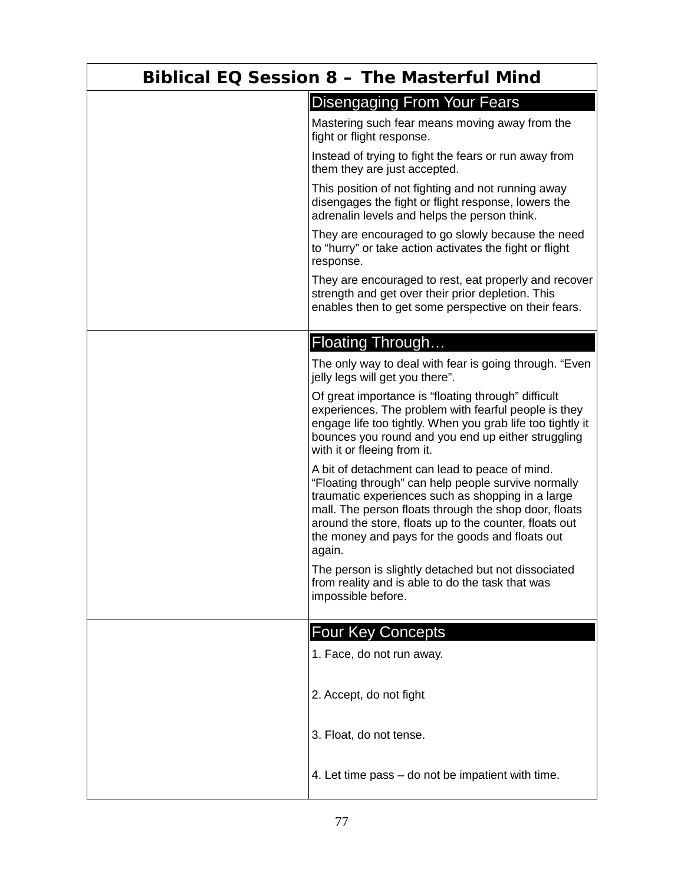# Biblical EQ Session 8 – The Masterful Mind

## Disengaging From Your Fears

Mastering such fear means moving away from the fight or flight response.

Instead of trying to fight the fears or run away from them they are just accepted.

This position of not fighting and not running away disengages the fight or flight response, lowers the adrenalin levels and helps the person think.

They are encouraged to go slowly because the need to "hurry" or take action activates the fight or flight response.

They are encouraged to rest, eat properly and recover strength and get over their prior depletion. This enables then to get some perspective on their fears.

## Floating Through…

The only way to deal with fear is going through. "Even jelly legs will get you there".

Of great importance is "floating through" difficult experiences. The problem with fearful people is they engage life too tightly. When you grab life too tightly it bounces you round and you end up either struggling with it or fleeing from it.

A bit of detachment can lead to peace of mind. "Floating through" can help people survive normally traumatic experiences such as shopping in a large mall. The person floats through the shop door, floats around the store, floats up to the counter, floats out the money and pays for the goods and floats out again.

The person is slightly detached but not dissociated from reality and is able to do the task that was impossible before.

## Four Key Concepts

1. Face, do not run away.

2. Accept, do not fight

3. Float, do not tense.

4. Let time pass – do not be impatient with time.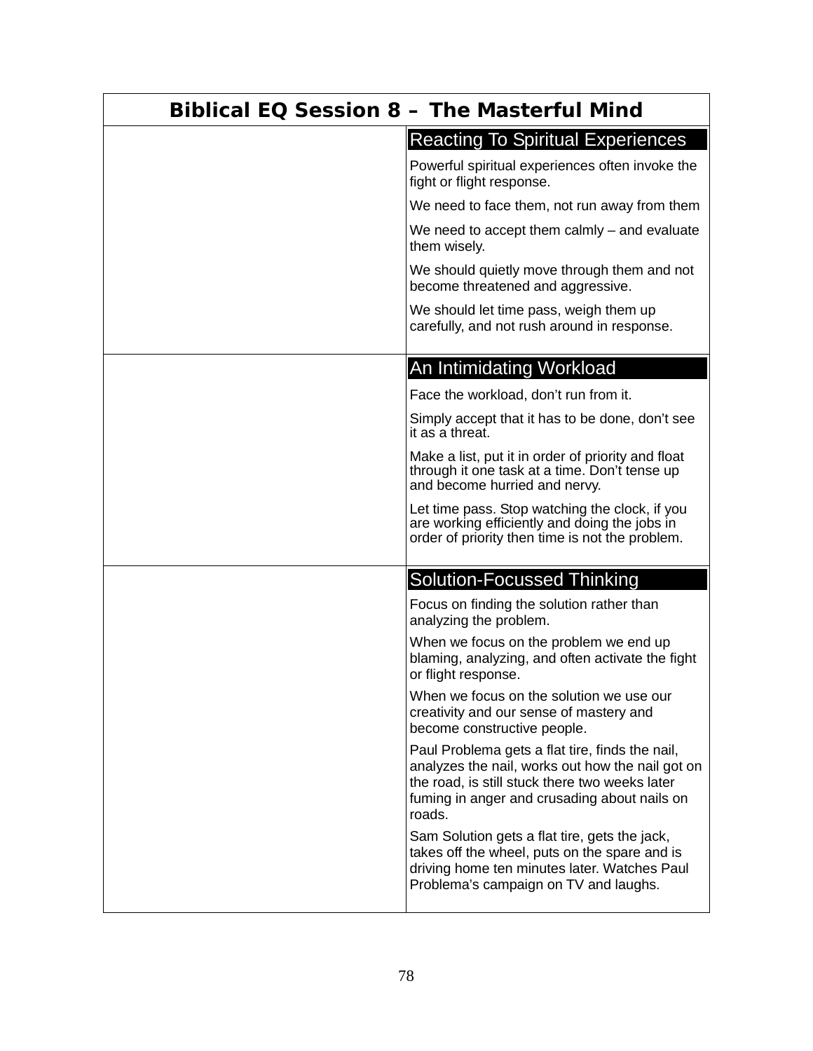# Biblical EQ Session 8 – The Masterful Mind

### Reacting To Spiritual Experiences

Powerful spiritual experiences often invoke the fight or flight response.

We need to face them, not run away from them

We need to accept them calmly – and evaluate them wisely.

We should quietly move through them and not become threatened and aggressive.

We should let time pass, weigh them up carefully, and not rush around in response.

### An Intimidating Workload

Face the workload, don't run from it.

Simply accept that it has to be done, don't see it as a threat.

Make a list, put it in order of priority and float through it one task at a time. Don't tense up and become hurried and nervy.

Let time pass. Stop watching the clock, if you are working efficiently and doing the jobs in order of priority then time is not the problem.

### Solution-Focussed Thinking

Focus on finding the solution rather than analyzing the problem.

When we focus on the problem we end up blaming, analyzing, and often activate the fight or flight response.

When we focus on the solution we use our creativity and our sense of mastery and become constructive people.

Paul Problema gets a flat tire, finds the nail, analyzes the nail, works out how the nail got on the road, is still stuck there two weeks later fuming in anger and crusading about nails on roads.

Sam Solution gets a flat tire, gets the jack, takes off the wheel, puts on the spare and is driving home ten minutes later. Watches Paul Problema's campaign on TV and laughs.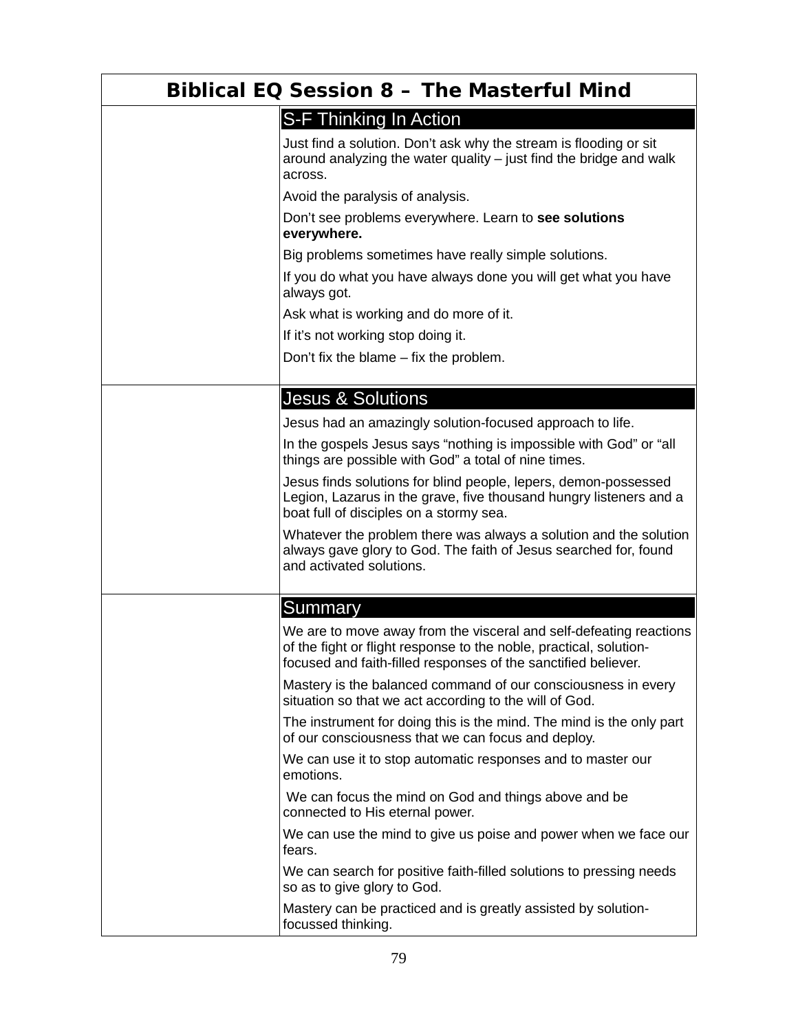# Biblical EQ Session 8 – The Masterful Mind

## S-F Thinking In Action

Just find a solution. Don't ask why the stream is flooding or sit around analyzing the water quality – just find the bridge and walk across.

Avoid the paralysis of analysis.

Don't see problems everywhere. Learn to **see solutions everywhere.**

Big problems sometimes have really simple solutions.

If you do what you have always done you will get what you have always got.

Ask what is working and do more of it.

If it's not working stop doing it.

Don't fix the blame – fix the problem.

## Jesus & Solutions

Jesus had an amazingly solution-focused approach to life.

In the gospels Jesus says "nothing is impossible with God" or "all things are possible with God" a total of nine times.

Jesus finds solutions for blind people, lepers, demon-possessed Legion, Lazarus in the grave, five thousand hungry listeners and a boat full of disciples on a stormy sea.

Whatever the problem there was always a solution and the solution always gave glory to God. The faith of Jesus searched for, found and activated solutions.

## Summary

We are to move away from the visceral and self-defeating reactions of the fight or flight response to the noble, practical, solution-focused and faith-filled responses of the sanctified believer.

Mastery is the balanced command of our consciousness in every situation so that we act according to the will of God.

The instrument for doing this is the mind. The mind is the only part of our consciousness that we can focus and deploy.

We can use it to stop automatic responses and to master our emotions.

We can focus the mind on God and things above and be connected to His eternal power.

We can use the mind to give us poise and power when we face our fears.

We can search for positive faith-filled solutions to pressing needs so as to give glory to God.

Mastery can be practiced and is greatly assisted by solution-focussed thinking.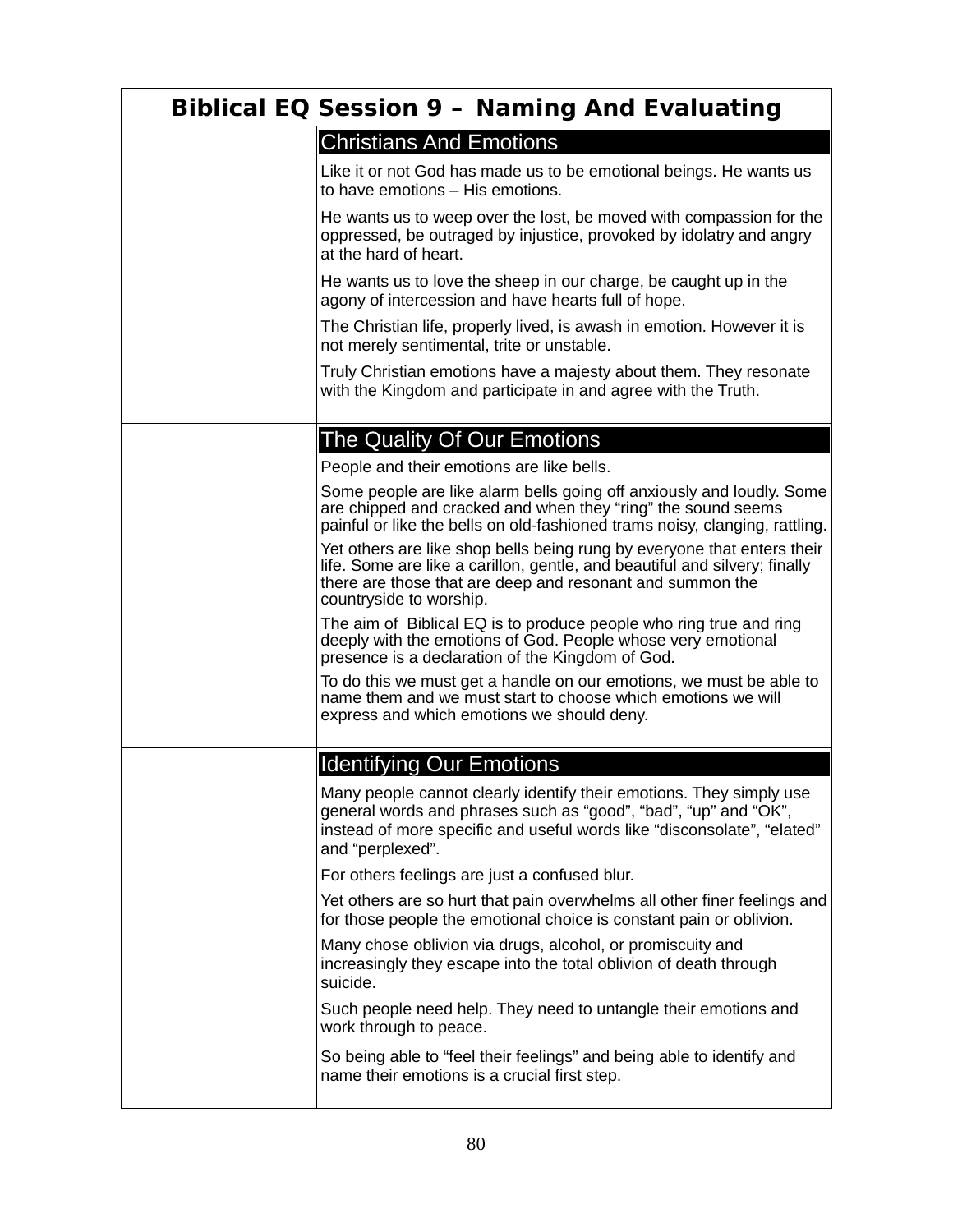# Biblical EQ Session 9 – Naming And Evaluating

## Christians And Emotions

Like it or not God has made us to be emotional beings. He wants us to have emotions – His emotions.

He wants us to weep over the lost, be moved with compassion for the oppressed, be outraged by injustice, provoked by idolatry and angry at the hard of heart.

He wants us to love the sheep in our charge, be caught up in the agony of intercession and have hearts full of hope.

The Christian life, properly lived, is awash in emotion. However it is not merely sentimental, trite or unstable.

Truly Christian emotions have a majesty about them. They resonate with the Kingdom and participate in and agree with the Truth.

## The Quality Of Our Emotions

People and their emotions are like bells.

Some people are like alarm bells going off anxiously and loudly. Some are chipped and cracked and when they "ring" the sound seems painful or like the bells on old-fashioned trams noisy, clanging, rattling.

Yet others are like shop bells being rung by everyone that enters their life. Some are like a carillon, gentle, and beautiful and silvery; finally there are those that are deep and resonant and summon the countryside to worship.

The aim of Biblical EQ is to produce people who ring true and ring deeply with the emotions of God. People whose very emotional presence is a declaration of the Kingdom of God.

To do this we must get a handle on our emotions, we must be able to name them and we must start to choose which emotions we will express and which emotions we should deny.

## Identifying Our Emotions

Many people cannot clearly identify their emotions. They simply use general words and phrases such as "good", "bad", "up" and "OK", instead of more specific and useful words like "disconsolate", "elated" and "perplexed".

For others feelings are just a confused blur.

Yet others are so hurt that pain overwhelms all other finer feelings and for those people the emotional choice is constant pain or oblivion.

Many chose oblivion via drugs, alcohol, or promiscuity and increasingly they escape into the total oblivion of death through suicide.

Such people need help. They need to untangle their emotions and work through to peace.

So being able to "feel their feelings" and being able to identify and name their emotions is a crucial first step.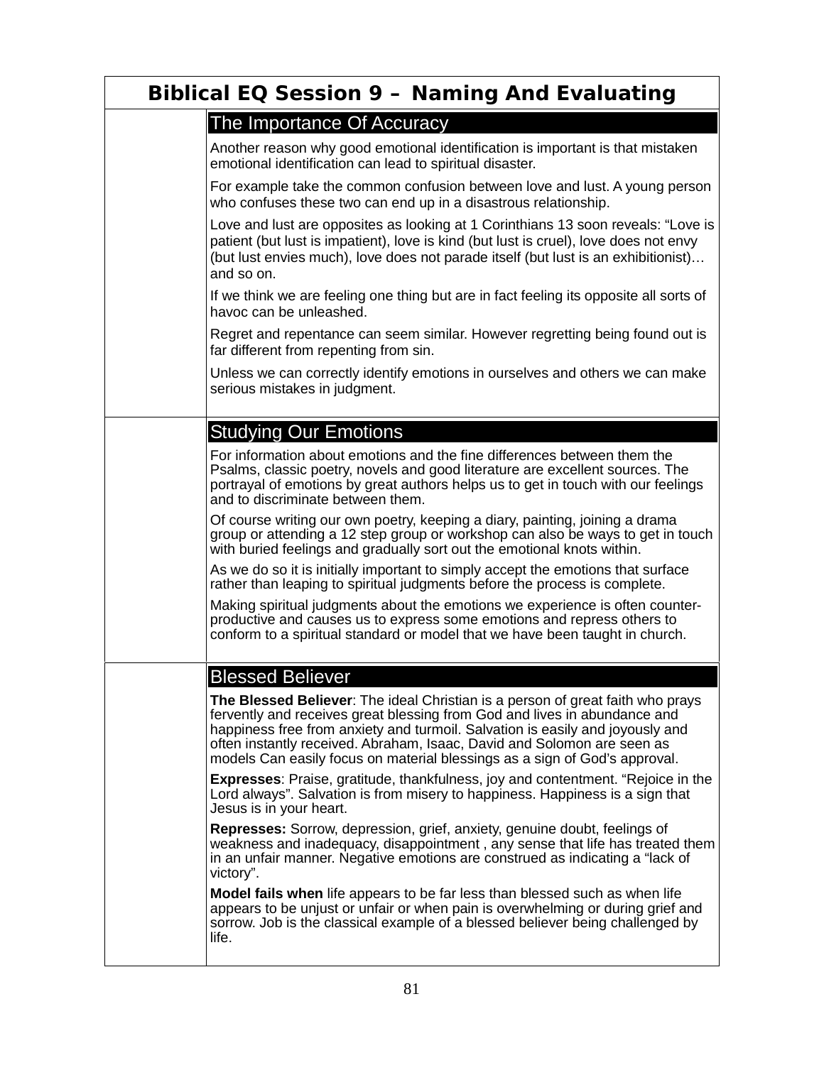# Biblical EQ Session 9 – Naming And Evaluating

## The Importance Of Accuracy

Another reason why good emotional identification is important is that mistaken emotional identification can lead to spiritual disaster.

For example take the common confusion between love and lust. A young person who confuses these two can end up in a disastrous relationship.

Love and lust are opposites as looking at 1 Corinthians 13 soon reveals: “Love is patient (but lust is impatient), love is kind (but lust is cruel), love does not envy (but lust envies much), love does not parade itself (but lust is an exhibitionist)… and so on.

If we think we are feeling one thing but are in fact feeling its opposite all sorts of havoc can be unleashed.

Regret and repentance can seem similar. However regretting being found out is far different from repenting from sin.

Unless we can correctly identify emotions in ourselves and others we can make serious mistakes in judgment.

## Studying Our Emotions

For information about emotions and the fine differences between them the Psalms, classic poetry, novels and good literature are excellent sources. The portrayal of emotions by great authors helps us to get in touch with our feelings and to discriminate between them.

Of course writing our own poetry, keeping a diary, painting, joining a drama group or attending a 12 step group or workshop can also be ways to get in touch with buried feelings and gradually sort out the emotional knots within.

As we do so it is initially important to simply accept the emotions that surface rather than leaping to spiritual judgments before the process is complete.

Making spiritual judgments about the emotions we experience is often counter-productive and causes us to express some emotions and repress others to conform to a spiritual standard or model that we have been taught in church.

## Blessed Believer

**The Blessed Believer**: The ideal Christian is a person of great faith who prays fervently and receives great blessing from God and lives in abundance and happiness free from anxiety and turmoil. Salvation is easily and joyously and often instantly received. Abraham, Isaac, David and Solomon are seen as models Can easily focus on material blessings as a sign of God’s approval.

**Expresses**: Praise, gratitude, thankfulness, joy and contentment. “Rejoice in the Lord always”. Salvation is from misery to happiness. Happiness is a sign that Jesus is in your heart.

**Represses:** Sorrow, depression, grief, anxiety, genuine doubt, feelings of weakness and inadequacy, disappointment , any sense that life has treated them in an unfair manner. Negative emotions are construed as indicating a “lack of victory”.

**Model fails when** life appears to be far less than blessed such as when life appears to be unjust or unfair or when pain is overwhelming or during grief and sorrow. Job is the classical example of a blessed believer being challenged by life.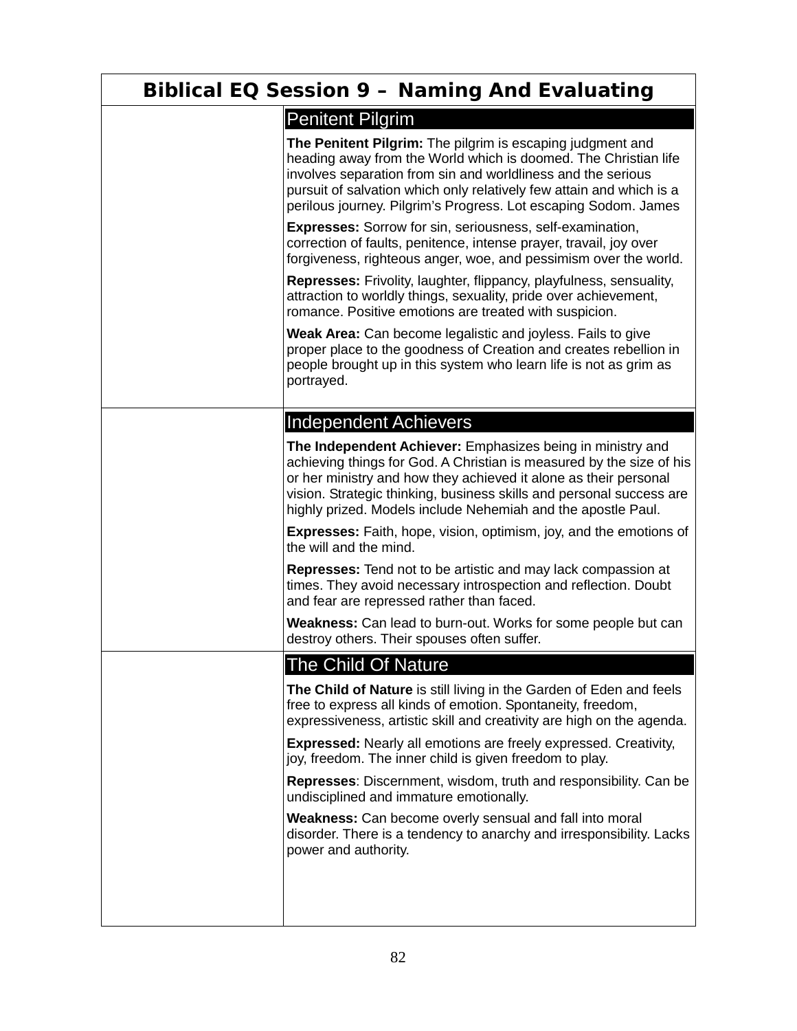# Biblical EQ Session 9 – Naming And Evaluating

| | |
|---|---|
| | **Penitent Pilgrim**<br><br>**The Penitent Pilgrim:** The pilgrim is escaping judgment and heading away from the World which is doomed. The Christian life involves separation from sin and worldliness and the serious pursuit of salvation which only relatively few attain and which is a perilous journey. Pilgrim's Progress. Lot escaping Sodom. James<br><br>**Expresses:** Sorrow for sin, seriousness, self-examination, correction of faults, penitence, intense prayer, travail, joy over forgiveness, righteous anger, woe, and pessimism over the world.<br><br>**Represses:** Frivolity, laughter, flippancy, playfulness, sensuality, attraction to worldly things, sexuality, pride over achievement, romance. Positive emotions are treated with suspicion.<br><br>**Weak Area:** Can become legalistic and joyless. Fails to give proper place to the goodness of Creation and creates rebellion in people brought up in this system who learn life is not as grim as portrayed. |
| | **Independent Achievers**<br><br>**The Independent Achiever:** Emphasizes being in ministry and achieving things for God. A Christian is measured by the size of his or her ministry and how they achieved it alone as their personal vision. Strategic thinking, business skills and personal success are highly prized. Models include Nehemiah and the apostle Paul.<br><br>**Expresses:** Faith, hope, vision, optimism, joy, and the emotions of the will and the mind.<br><br>**Represses:** Tend not to be artistic and may lack compassion at times. They avoid necessary introspection and reflection. Doubt and fear are repressed rather than faced.<br><br>**Weakness:** Can lead to burn-out. Works for some people but can destroy others. Their spouses often suffer. |
| | **The Child Of Nature**<br><br>**The Child of Nature** is still living in the Garden of Eden and feels free to express all kinds of emotion. Spontaneity, freedom, expressiveness, artistic skill and creativity are high on the agenda.<br><br>**Expressed:** Nearly all emotions are freely expressed. Creativity, joy, freedom. The inner child is given freedom to play.<br><br>**Represses**: Discernment, wisdom, truth and responsibility. Can be undisciplined and immature emotionally.<br><br>**Weakness:** Can become overly sensual and fall into moral disorder. There is a tendency to anarchy and irresponsibility. Lacks power and authority. |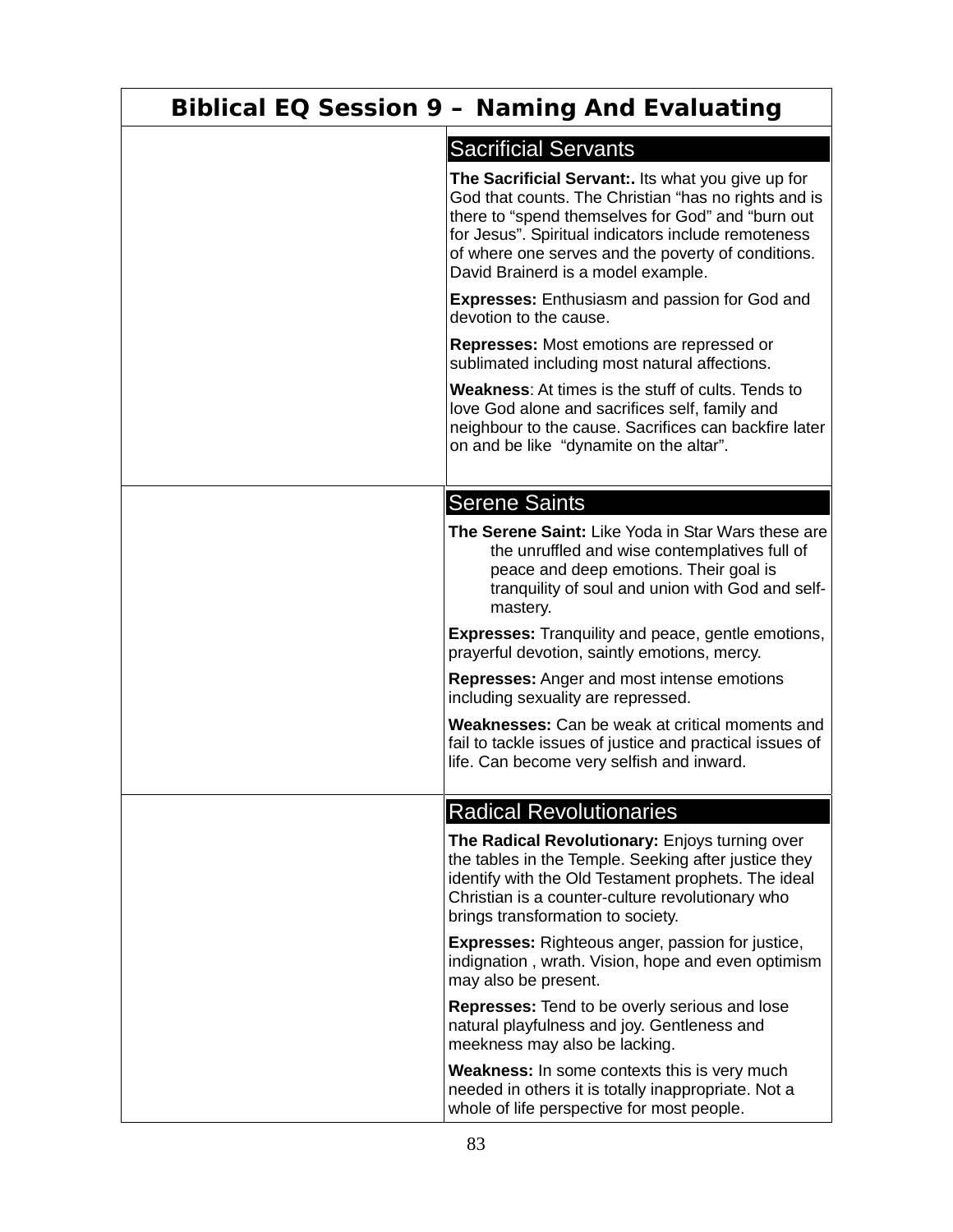# Biblical EQ Session 9 – Naming And Evaluating

## Sacrificial Servants

**The Sacrificial Servant:.** Its what you give up for God that counts. The Christian "has no rights and is there to "spend themselves for God" and "burn out for Jesus". Spiritual indicators include remoteness of where one serves and the poverty of conditions. David Brainerd is a model example.

**Expresses:** Enthusiasm and passion for God and devotion to the cause.

**Represses:** Most emotions are repressed or sublimated including most natural affections.

**Weakness**: At times is the stuff of cults. Tends to love God alone and sacrifices self, family and neighbour to the cause. Sacrifices can backfire later on and be like "dynamite on the altar".

## Serene Saints

**The Serene Saint:** Like Yoda in Star Wars these are the unruffled and wise contemplatives full of peace and deep emotions. Their goal is tranquility of soul and union with God and self-mastery.

**Expresses:** Tranquility and peace, gentle emotions, prayerful devotion, saintly emotions, mercy.

**Represses:** Anger and most intense emotions including sexuality are repressed.

**Weaknesses:** Can be weak at critical moments and fail to tackle issues of justice and practical issues of life. Can become very selfish and inward.

## Radical Revolutionaries

**The Radical Revolutionary:** Enjoys turning over the tables in the Temple. Seeking after justice they identify with the Old Testament prophets. The ideal Christian is a counter-culture revolutionary who brings transformation to society.

**Expresses:** Righteous anger, passion for justice, indignation , wrath. Vision, hope and even optimism may also be present.

**Represses:** Tend to be overly serious and lose natural playfulness and joy. Gentleness and meekness may also be lacking.

**Weakness:** In some contexts this is very much needed in others it is totally inappropriate. Not a whole of life perspective for most people.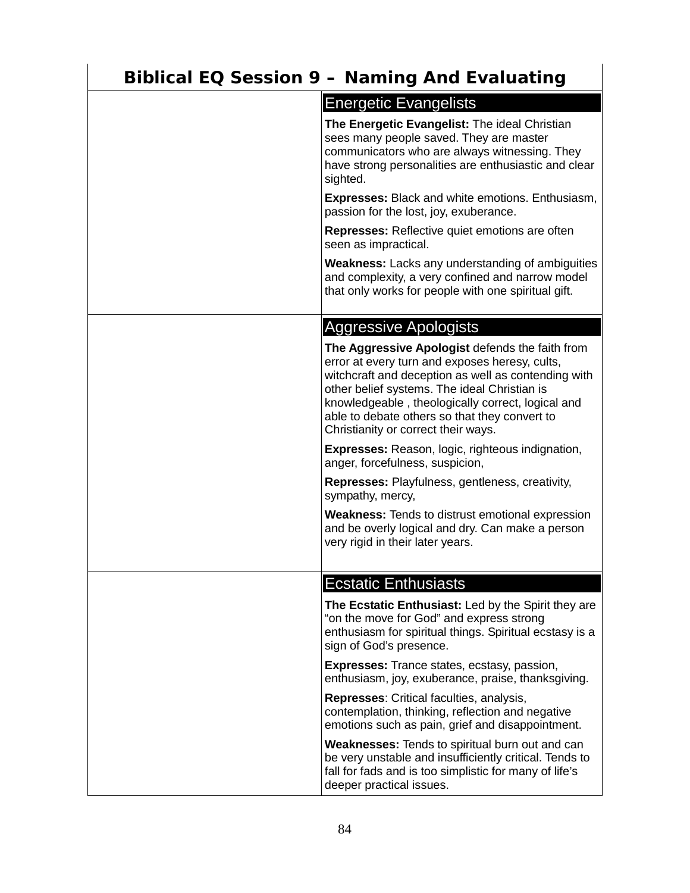# Biblical EQ Session 9 – Naming And Evaluating

| | |
|---|---|
| | **Energetic Evangelists**<br><br>**The Energetic Evangelist:** The ideal Christian sees many people saved. They are master communicators who are always witnessing. They have strong personalities are enthusiastic and clear sighted.<br><br>**Expresses:** Black and white emotions. Enthusiasm, passion for the lost, joy, exuberance.<br><br>**Represses:** Reflective quiet emotions are often seen as impractical.<br><br>**Weakness:** Lacks any understanding of ambiguities and complexity, a very confined and narrow model that only works for people with one spiritual gift. |
| | **Aggressive Apologists**<br><br>**The Aggressive Apologist** defends the faith from error at every turn and exposes heresy, cults, witchcraft and deception as well as contending with other belief systems. The ideal Christian is knowledgeable , theologically correct, logical and able to debate others so that they convert to Christianity or correct their ways.<br><br>**Expresses:** Reason, logic, righteous indignation, anger, forcefulness, suspicion,<br><br>**Represses:** Playfulness, gentleness, creativity, sympathy, mercy,<br><br>**Weakness:** Tends to distrust emotional expression and be overly logical and dry. Can make a person very rigid in their later years. |
| | **Ecstatic Enthusiasts**<br><br>**The Ecstatic Enthusiast:** Led by the Spirit they are "on the move for God" and express strong enthusiasm for spiritual things. Spiritual ecstasy is a sign of God's presence.<br><br>**Expresses:** Trance states, ecstasy, passion, enthusiasm, joy, exuberance, praise, thanksgiving.<br><br>**Represses**: Critical faculties, analysis, contemplation, thinking, reflection and negative emotions such as pain, grief and disappointment.<br><br>**Weaknesses:** Tends to spiritual burn out and can be very unstable and insufficiently critical. Tends to fall for fads and is too simplistic for many of life's deeper practical issues. |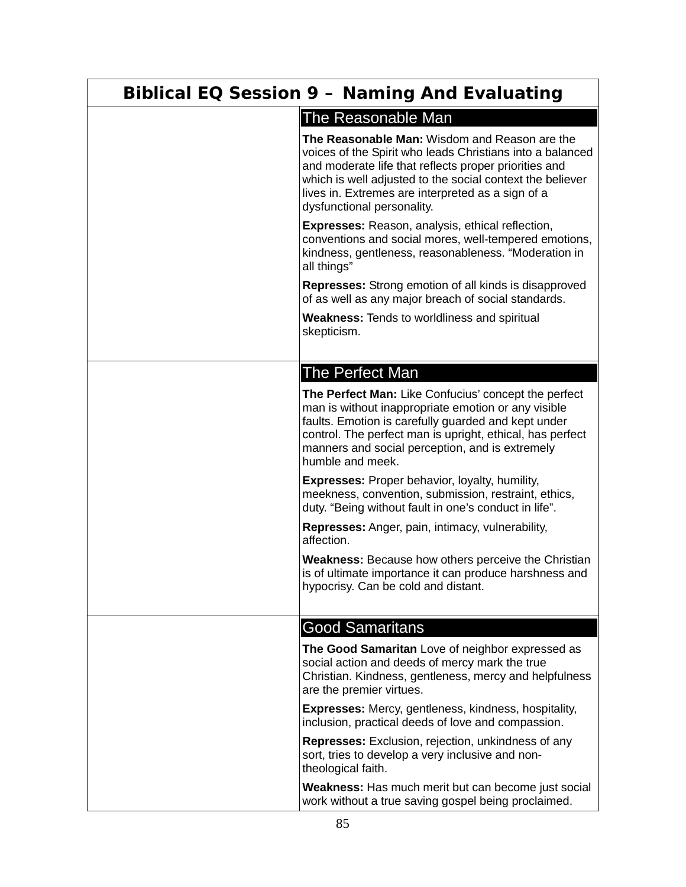# Biblical EQ Session 9 – Naming And Evaluating

| | |
|---|---|
| | **The Reasonable Man**<br><br>**The Reasonable Man:** Wisdom and Reason are the voices of the Spirit who leads Christians into a balanced and moderate life that reflects proper priorities and which is well adjusted to the social context the believer lives in. Extremes are interpreted as a sign of a dysfunctional personality.<br><br>**Expresses:** Reason, analysis, ethical reflection, conventions and social mores, well-tempered emotions, kindness, gentleness, reasonableness. “Moderation in all things”<br><br>**Represses:** Strong emotion of all kinds is disapproved of as well as any major breach of social standards.<br><br>**Weakness:** Tends to worldliness and spiritual skepticism. |
| | **The Perfect Man**<br><br>**The Perfect Man:** Like Confucius’ concept the perfect man is without inappropriate emotion or any visible faults. Emotion is carefully guarded and kept under control. The perfect man is upright, ethical, has perfect manners and social perception, and is extremely humble and meek.<br><br>**Expresses:** Proper behavior, loyalty, humility, meekness, convention, submission, restraint, ethics, duty. “Being without fault in one’s conduct in life”.<br><br>**Represses:** Anger, pain, intimacy, vulnerability, affection.<br><br>**Weakness:** Because how others perceive the Christian is of ultimate importance it can produce harshness and hypocrisy. Can be cold and distant. |
| | **Good Samaritans**<br><br>**The Good Samaritan** Love of neighbor expressed as social action and deeds of mercy mark the true Christian. Kindness, gentleness, mercy and helpfulness are the premier virtues.<br><br>**Expresses:** Mercy, gentleness, kindness, hospitality, inclusion, practical deeds of love and compassion.<br><br>**Represses:** Exclusion, rejection, unkindness of any sort, tries to develop a very inclusive and non-theological faith.<br><br>**Weakness:** Has much merit but can become just social work without a true saving gospel being proclaimed. |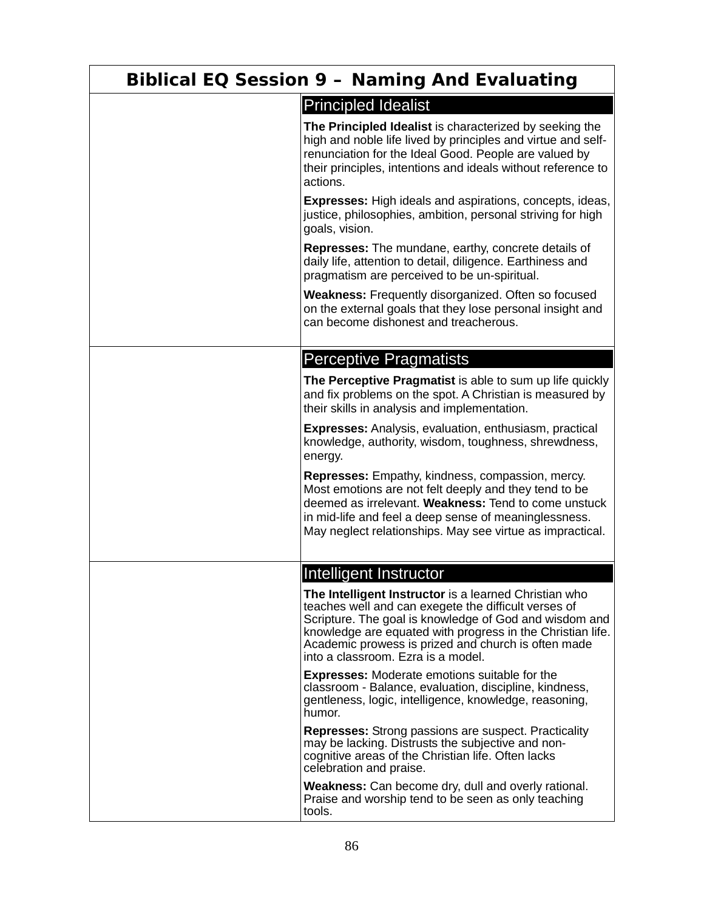# Biblical EQ Session 9 – Naming And Evaluating

| | |
|---|---|
| | **Principled Idealist**<br><br>**The Principled Idealist** is characterized by seeking the high and noble life lived by principles and virtue and self-renunciation for the Ideal Good. People are valued by their principles, intentions and ideals without reference to actions.<br><br>**Expresses:** High ideals and aspirations, concepts, ideas, justice, philosophies, ambition, personal striving for high goals, vision.<br><br>**Represses:** The mundane, earthy, concrete details of daily life, attention to detail, diligence. Earthiness and pragmatism are perceived to be un-spiritual.<br><br>**Weakness:** Frequently disorganized. Often so focused on the external goals that they lose personal insight and can become dishonest and treacherous. |
| | **Perceptive Pragmatists**<br><br>**The Perceptive Pragmatist** is able to sum up life quickly and fix problems on the spot. A Christian is measured by their skills in analysis and implementation.<br><br>**Expresses:** Analysis, evaluation, enthusiasm, practical knowledge, authority, wisdom, toughness, shrewdness, energy.<br><br>**Represses:** Empathy, kindness, compassion, mercy. Most emotions are not felt deeply and they tend to be deemed as irrelevant. **Weakness:** Tend to come unstuck in mid-life and feel a deep sense of meaninglessness. May neglect relationships. May see virtue as impractical. |
| | **Intelligent Instructor**<br><br>**The Intelligent Instructor** is a learned Christian who teaches well and can exegete the difficult verses of Scripture. The goal is knowledge of God and wisdom and knowledge are equated with progress in the Christian life. Academic prowess is prized and church is often made into a classroom. Ezra is a model.<br><br>**Expresses:** Moderate emotions suitable for the classroom - Balance, evaluation, discipline, kindness, gentleness, logic, intelligence, knowledge, reasoning, humor.<br><br>**Represses:** Strong passions are suspect. Practicality may be lacking. Distrusts the subjective and non-cognitive areas of the Christian life. Often lacks celebration and praise.<br><br>**Weakness:** Can become dry, dull and overly rational. Praise and worship tend to be seen as only teaching tools. |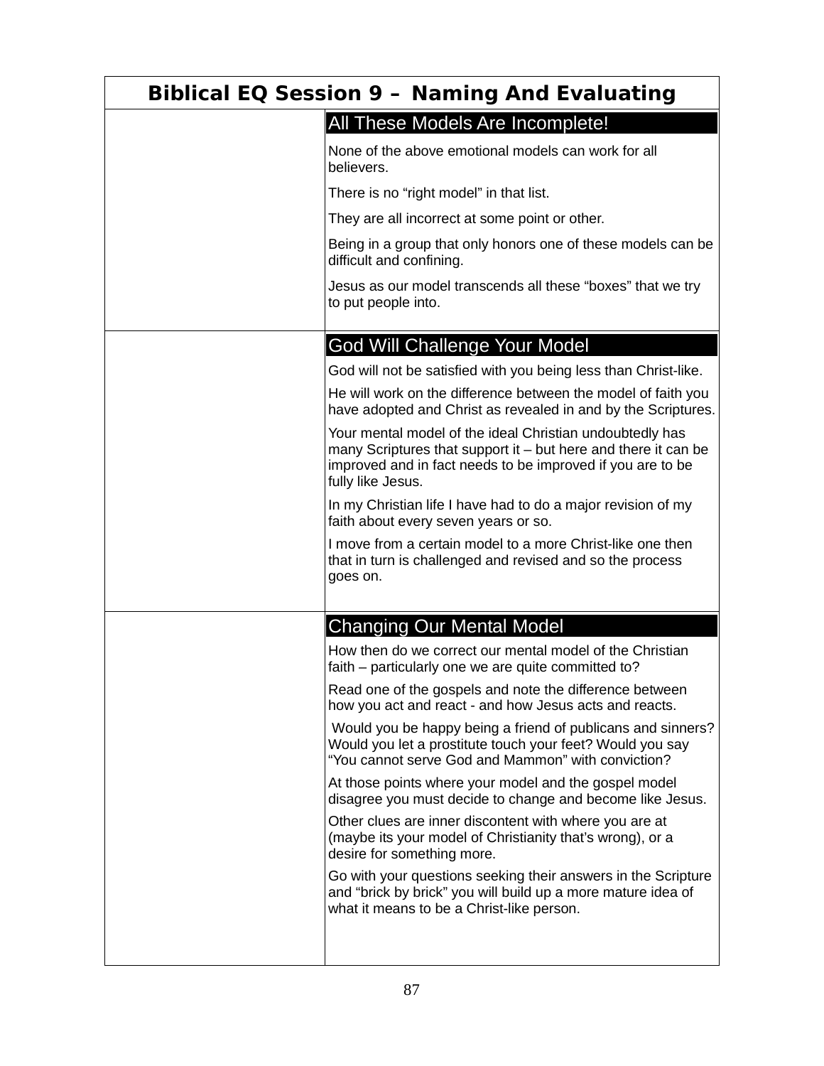# Biblical EQ Session 9 – Naming And Evaluating

## All These Models Are Incomplete!

None of the above emotional models can work for all believers.

There is no “right model” in that list.

They are all incorrect at some point or other.

Being in a group that only honors one of these models can be difficult and confining.

Jesus as our model transcends all these “boxes” that we try to put people into.

## God Will Challenge Your Model

God will not be satisfied with you being less than Christ-like.

He will work on the difference between the model of faith you have adopted and Christ as revealed in and by the Scriptures.

Your mental model of the ideal Christian undoubtedly has many Scriptures that support it – but here and there it can be improved and in fact needs to be improved if you are to be fully like Jesus.

In my Christian life I have had to do a major revision of my faith about every seven years or so.

I move from a certain model to a more Christ-like one then that in turn is challenged and revised and so the process goes on.

## Changing Our Mental Model

How then do we correct our mental model of the Christian faith – particularly one we are quite committed to?

Read one of the gospels and note the difference between how you act and react - and how Jesus acts and reacts.

Would you be happy being a friend of publicans and sinners? Would you let a prostitute touch your feet? Would you say “You cannot serve God and Mammon” with conviction?

At those points where your model and the gospel model disagree you must decide to change and become like Jesus.

Other clues are inner discontent with where you are at (maybe its your model of Christianity that’s wrong), or a desire for something more.

Go with your questions seeking their answers in the Scripture and “brick by brick” you will build up a more mature idea of what it means to be a Christ-like person.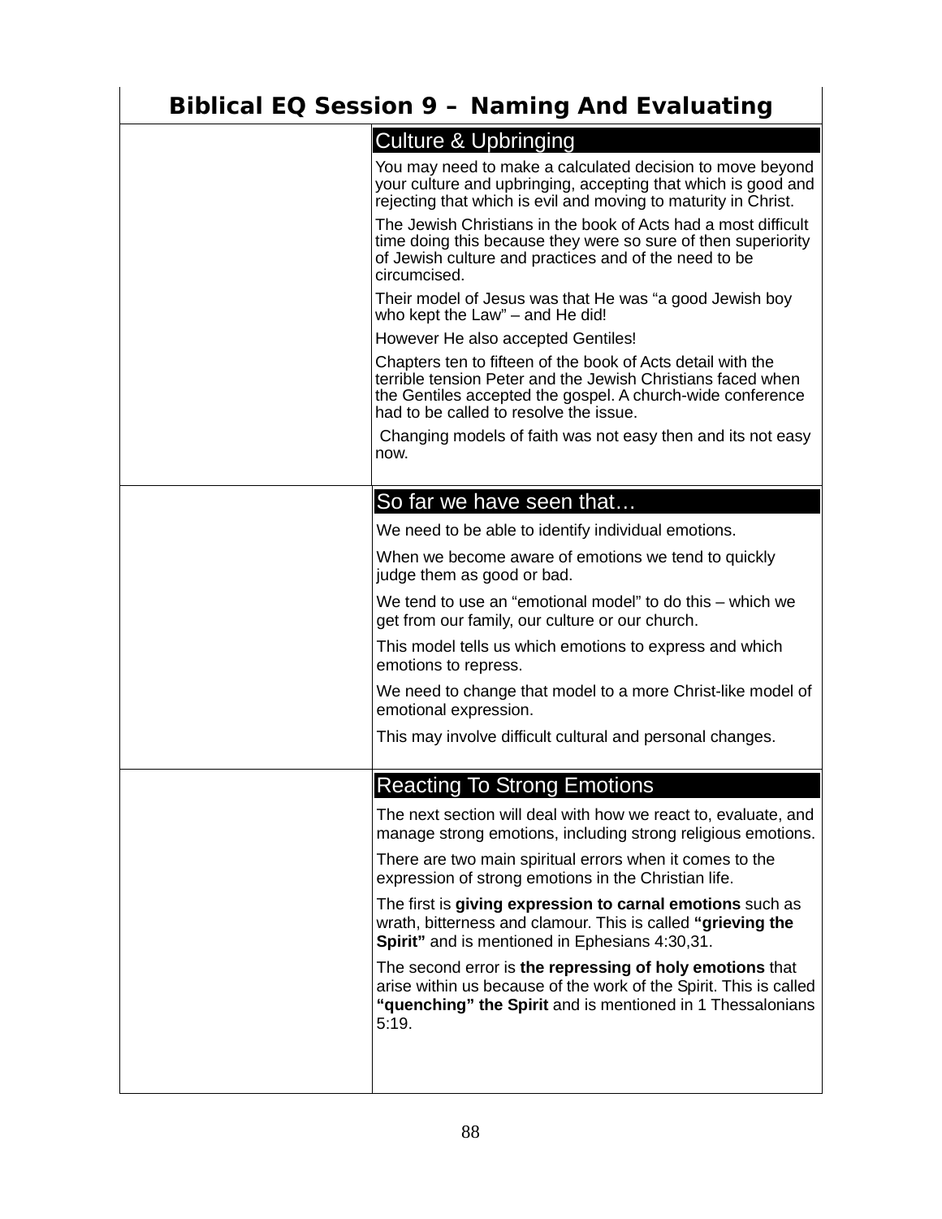# Biblical EQ Session 9 – Naming And Evaluating

## Culture & Upbringing

You may need to make a calculated decision to move beyond your culture and upbringing, accepting that which is good and rejecting that which is evil and moving to maturity in Christ.

The Jewish Christians in the book of Acts had a most difficult time doing this because they were so sure of then superiority of Jewish culture and practices and of the need to be circumcised.

Their model of Jesus was that He was "a good Jewish boy who kept the Law" – and He did!

However He also accepted Gentiles!

Chapters ten to fifteen of the book of Acts detail with the terrible tension Peter and the Jewish Christians faced when the Gentiles accepted the gospel. A church-wide conference had to be called to resolve the issue.

Changing models of faith was not easy then and its not easy now.

## So far we have seen that…

We need to be able to identify individual emotions.

When we become aware of emotions we tend to quickly judge them as good or bad.

We tend to use an "emotional model" to do this – which we get from our family, our culture or our church.

This model tells us which emotions to express and which emotions to repress.

We need to change that model to a more Christ-like model of emotional expression.

This may involve difficult cultural and personal changes.

## Reacting To Strong Emotions

The next section will deal with how we react to, evaluate, and manage strong emotions, including strong religious emotions.

There are two main spiritual errors when it comes to the expression of strong emotions in the Christian life.

The first is **giving expression to carnal emotions** such as wrath, bitterness and clamour. This is called **"grieving the Spirit"** and is mentioned in Ephesians 4:30,31.

The second error is **the repressing of holy emotions** that arise within us because of the work of the Spirit. This is called **"quenching" the Spirit** and is mentioned in 1 Thessalonians 5:19.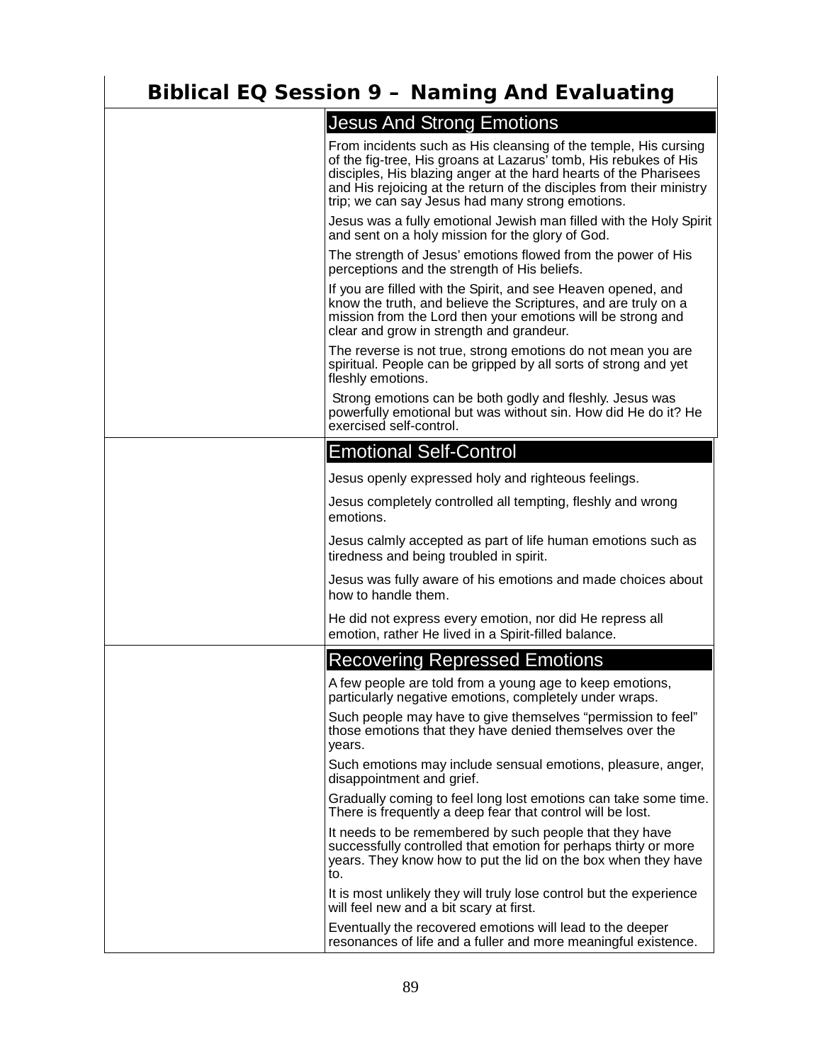# Biblical EQ Session 9 – Naming And Evaluating

## Jesus And Strong Emotions

From incidents such as His cleansing of the temple, His cursing of the fig-tree, His groans at Lazarus' tomb, His rebukes of His disciples, His blazing anger at the hard hearts of the Pharisees and His rejoicing at the return of the disciples from their ministry trip; we can say Jesus had many strong emotions.

Jesus was a fully emotional Jewish man filled with the Holy Spirit and sent on a holy mission for the glory of God.

The strength of Jesus' emotions flowed from the power of His perceptions and the strength of His beliefs.

If you are filled with the Spirit, and see Heaven opened, and know the truth, and believe the Scriptures, and are truly on a mission from the Lord then your emotions will be strong and clear and grow in strength and grandeur.

The reverse is not true, strong emotions do not mean you are spiritual. People can be gripped by all sorts of strong and yet fleshly emotions.

Strong emotions can be both godly and fleshly. Jesus was powerfully emotional but was without sin. How did He do it? He exercised self-control.

## Emotional Self-Control

Jesus openly expressed holy and righteous feelings.

Jesus completely controlled all tempting, fleshly and wrong emotions.

Jesus calmly accepted as part of life human emotions such as tiredness and being troubled in spirit.

Jesus was fully aware of his emotions and made choices about how to handle them.

He did not express every emotion, nor did He repress all emotion, rather He lived in a Spirit-filled balance.

## Recovering Repressed Emotions

A few people are told from a young age to keep emotions, particularly negative emotions, completely under wraps.

Such people may have to give themselves "permission to feel" those emotions that they have denied themselves over the years.

Such emotions may include sensual emotions, pleasure, anger, disappointment and grief.

Gradually coming to feel long lost emotions can take some time. There is frequently a deep fear that control will be lost.

It needs to be remembered by such people that they have successfully controlled that emotion for perhaps thirty or more years. They know how to put the lid on the box when they have to.

It is most unlikely they will truly lose control but the experience will feel new and a bit scary at first.

Eventually the recovered emotions will lead to the deeper resonances of life and a fuller and more meaningful existence.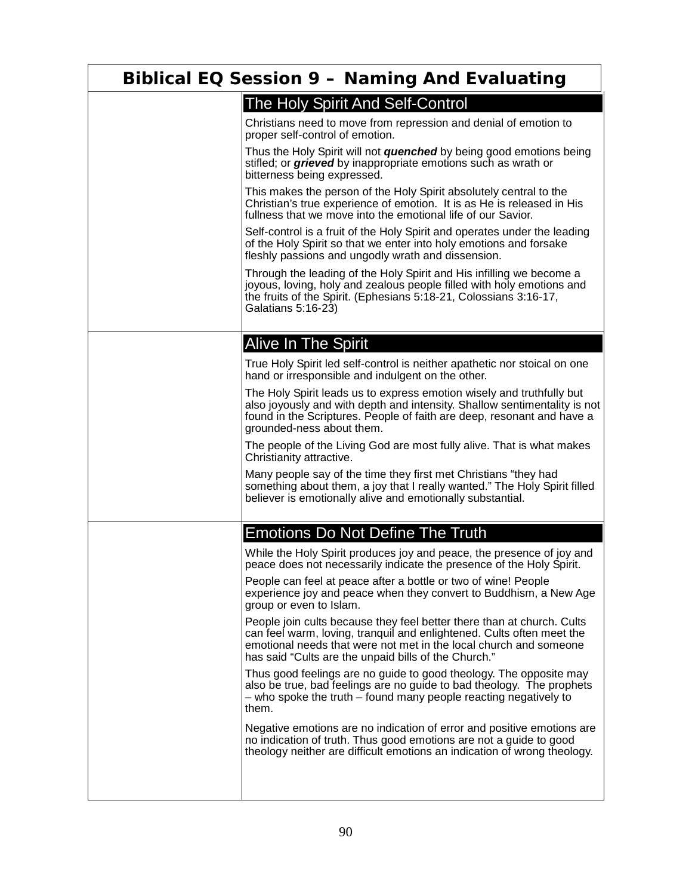# Biblical EQ Session 9 – Naming And Evaluating

## The Holy Spirit And Self-Control

Christians need to move from repression and denial of emotion to proper self-control of emotion.

Thus the Holy Spirit will not ***quenched*** by being good emotions being stifled; or ***grieved*** by inappropriate emotions such as wrath or bitterness being expressed.

This makes the person of the Holy Spirit absolutely central to the Christian's true experience of emotion. It is as He is released in His fullness that we move into the emotional life of our Savior.

Self-control is a fruit of the Holy Spirit and operates under the leading of the Holy Spirit so that we enter into holy emotions and forsake fleshly passions and ungodly wrath and dissension.

Through the leading of the Holy Spirit and His infilling we become a joyous, loving, holy and zealous people filled with holy emotions and the fruits of the Spirit. (Ephesians 5:18-21, Colossians 3:16-17, Galatians 5:16-23)

## Alive In The Spirit

True Holy Spirit led self-control is neither apathetic nor stoical on one hand or irresponsible and indulgent on the other.

The Holy Spirit leads us to express emotion wisely and truthfully but also joyously and with depth and intensity. Shallow sentimentality is not found in the Scriptures. People of faith are deep, resonant and have a grounded-ness about them.

The people of the Living God are most fully alive. That is what makes Christianity attractive.

Many people say of the time they first met Christians "they had something about them, a joy that I really wanted." The Holy Spirit filled believer is emotionally alive and emotionally substantial.

## Emotions Do Not Define The Truth

While the Holy Spirit produces joy and peace, the presence of joy and peace does not necessarily indicate the presence of the Holy Spirit.

People can feel at peace after a bottle or two of wine! People experience joy and peace when they convert to Buddhism, a New Age group or even to Islam.

People join cults because they feel better there than at church. Cults can feel warm, loving, tranquil and enlightened. Cults often meet the emotional needs that were not met in the local church and someone has said "Cults are the unpaid bills of the Church."

Thus good feelings are no guide to good theology. The opposite may also be true, bad feelings are no guide to bad theology. The prophets – who spoke the truth – found many people reacting negatively to them.

Negative emotions are no indication of error and positive emotions are no indication of truth. Thus good emotions are not a guide to good theology neither are difficult emotions an indication of wrong theology.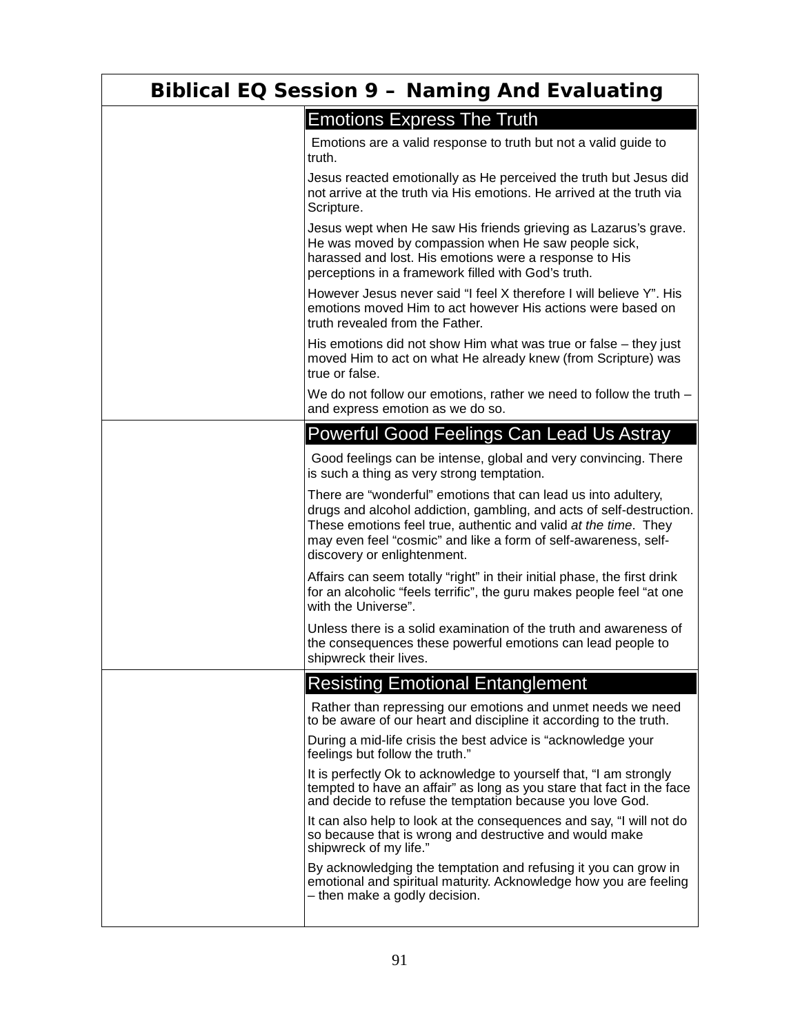# Biblical EQ Session 9 – Naming And Evaluating

## Emotions Express The Truth

Emotions are a valid response to truth but not a valid guide to truth.

Jesus reacted emotionally as He perceived the truth but Jesus did not arrive at the truth via His emotions. He arrived at the truth via Scripture.

Jesus wept when He saw His friends grieving as Lazarus's grave. He was moved by compassion when He saw people sick, harassed and lost. His emotions were a response to His perceptions in a framework filled with God's truth.

However Jesus never said "I feel X therefore I will believe Y". His emotions moved Him to act however His actions were based on truth revealed from the Father.

His emotions did not show Him what was true or false – they just moved Him to act on what He already knew (from Scripture) was true or false.

We do not follow our emotions, rather we need to follow the truth – and express emotion as we do so.

## Powerful Good Feelings Can Lead Us Astray

Good feelings can be intense, global and very convincing. There is such a thing as very strong temptation.

There are "wonderful" emotions that can lead us into adultery, drugs and alcohol addiction, gambling, and acts of self-destruction. These emotions feel true, authentic and valid *at the time*. They may even feel "cosmic" and like a form of self-awareness, self-discovery or enlightenment.

Affairs can seem totally "right" in their initial phase, the first drink for an alcoholic "feels terrific", the guru makes people feel "at one with the Universe".

Unless there is a solid examination of the truth and awareness of the consequences these powerful emotions can lead people to shipwreck their lives.

## Resisting Emotional Entanglement

Rather than repressing our emotions and unmet needs we need to be aware of our heart and discipline it according to the truth.

During a mid-life crisis the best advice is "acknowledge your feelings but follow the truth."

It is perfectly Ok to acknowledge to yourself that, "I am strongly tempted to have an affair" as long as you stare that fact in the face and decide to refuse the temptation because you love God.

It can also help to look at the consequences and say, "I will not do so because that is wrong and destructive and would make shipwreck of my life."

By acknowledging the temptation and refusing it you can grow in emotional and spiritual maturity. Acknowledge how you are feeling – then make a godly decision.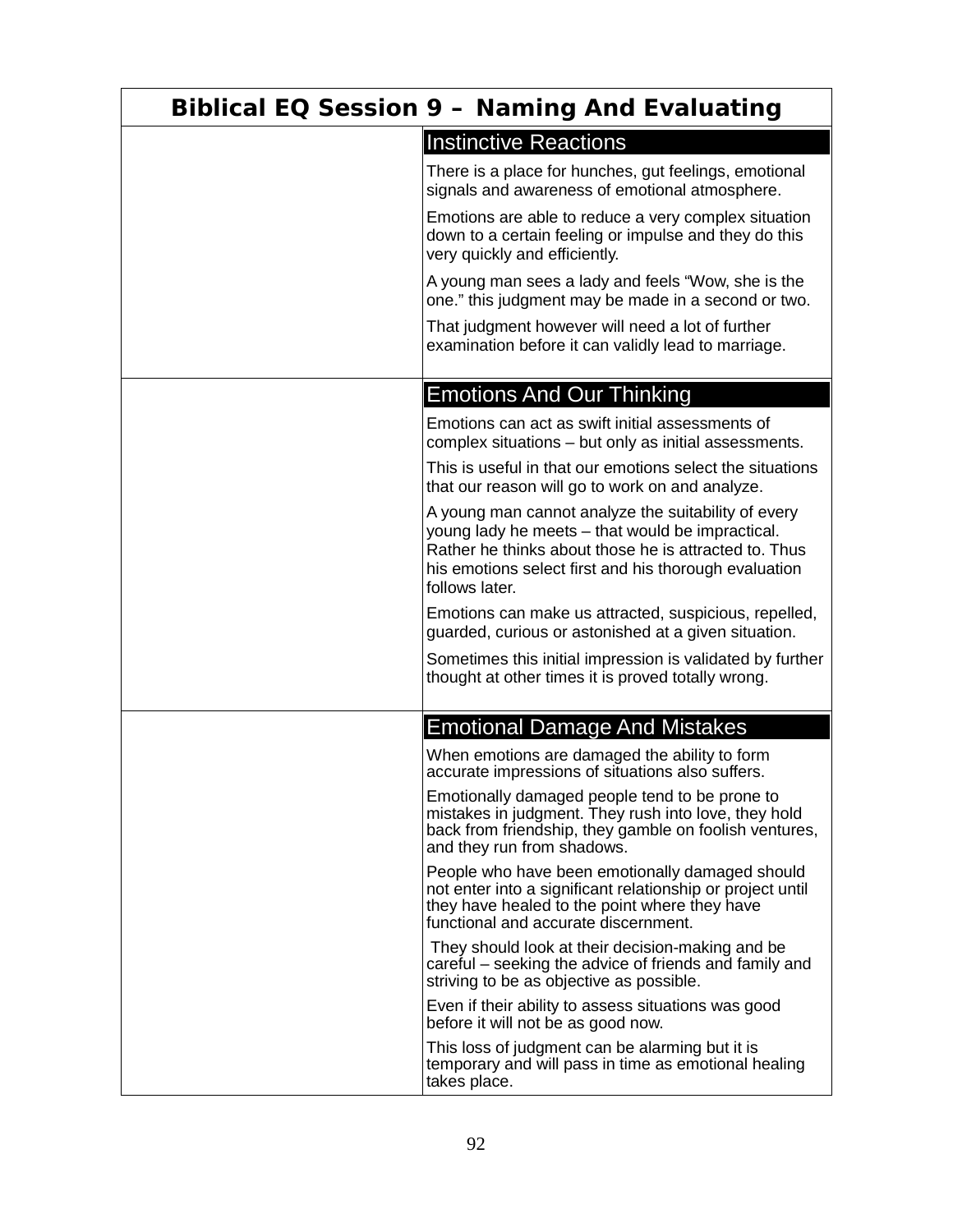# Biblical EQ Session 9 – Naming And Evaluating

## Instinctive Reactions

There is a place for hunches, gut feelings, emotional signals and awareness of emotional atmosphere.

Emotions are able to reduce a very complex situation down to a certain feeling or impulse and they do this very quickly and efficiently.

A young man sees a lady and feels "Wow, she is the one." this judgment may be made in a second or two.

That judgment however will need a lot of further examination before it can validly lead to marriage.

## Emotions And Our Thinking

Emotions can act as swift initial assessments of complex situations – but only as initial assessments.

This is useful in that our emotions select the situations that our reason will go to work on and analyze.

A young man cannot analyze the suitability of every young lady he meets – that would be impractical. Rather he thinks about those he is attracted to. Thus his emotions select first and his thorough evaluation follows later.

Emotions can make us attracted, suspicious, repelled, guarded, curious or astonished at a given situation.

Sometimes this initial impression is validated by further thought at other times it is proved totally wrong.

## Emotional Damage And Mistakes

When emotions are damaged the ability to form accurate impressions of situations also suffers.

Emotionally damaged people tend to be prone to mistakes in judgment. They rush into love, they hold back from friendship, they gamble on foolish ventures, and they run from shadows.

People who have been emotionally damaged should not enter into a significant relationship or project until they have healed to the point where they have functional and accurate discernment.

They should look at their decision-making and be careful – seeking the advice of friends and family and striving to be as objective as possible.

Even if their ability to assess situations was good before it will not be as good now.

This loss of judgment can be alarming but it is temporary and will pass in time as emotional healing takes place.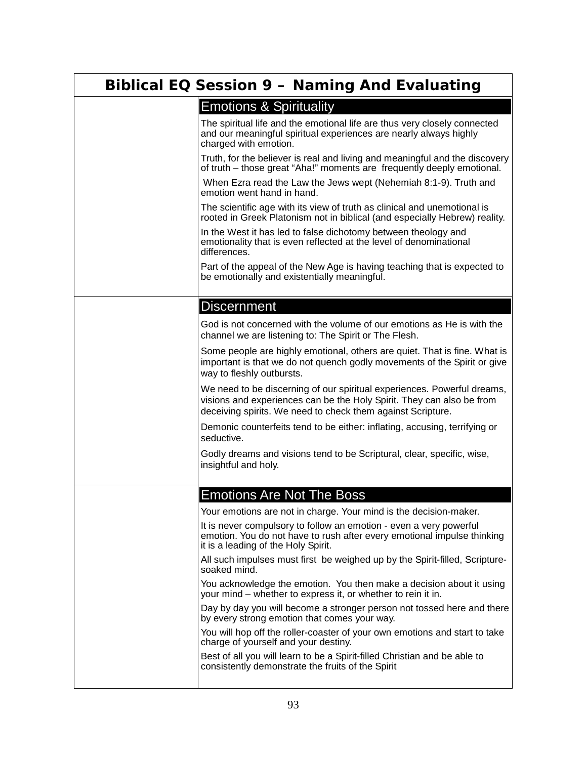# Biblical EQ Session 9 – Naming And Evaluating

## Emotions & Spirituality

The spiritual life and the emotional life are thus very closely connected and our meaningful spiritual experiences are nearly always highly charged with emotion.

Truth, for the believer is real and living and meaningful and the discovery of truth – those great "Aha!" moments are frequently deeply emotional.

When Ezra read the Law the Jews wept (Nehemiah 8:1-9). Truth and emotion went hand in hand.

The scientific age with its view of truth as clinical and unemotional is rooted in Greek Platonism not in biblical (and especially Hebrew) reality.

In the West it has led to false dichotomy between theology and emotionality that is even reflected at the level of denominational differences.

Part of the appeal of the New Age is having teaching that is expected to be emotionally and existentially meaningful.

## Discernment

God is not concerned with the volume of our emotions as He is with the channel we are listening to: The Spirit or The Flesh.

Some people are highly emotional, others are quiet. That is fine. What is important is that we do not quench godly movements of the Spirit or give way to fleshly outbursts.

We need to be discerning of our spiritual experiences. Powerful dreams, visions and experiences can be the Holy Spirit. They can also be from deceiving spirits. We need to check them against Scripture.

Demonic counterfeits tend to be either: inflating, accusing, terrifying or seductive.

Godly dreams and visions tend to be Scriptural, clear, specific, wise, insightful and holy.

## Emotions Are Not The Boss

Your emotions are not in charge. Your mind is the decision-maker.

It is never compulsory to follow an emotion - even a very powerful emotion. You do not have to rush after every emotional impulse thinking it is a leading of the Holy Spirit.

All such impulses must first be weighed up by the Spirit-filled, Scripture-soaked mind.

You acknowledge the emotion. You then make a decision about it using your mind – whether to express it, or whether to rein it in.

Day by day you will become a stronger person not tossed here and there by every strong emotion that comes your way.

You will hop off the roller-coaster of your own emotions and start to take charge of yourself and your destiny.

Best of all you will learn to be a Spirit-filled Christian and be able to consistently demonstrate the fruits of the Spirit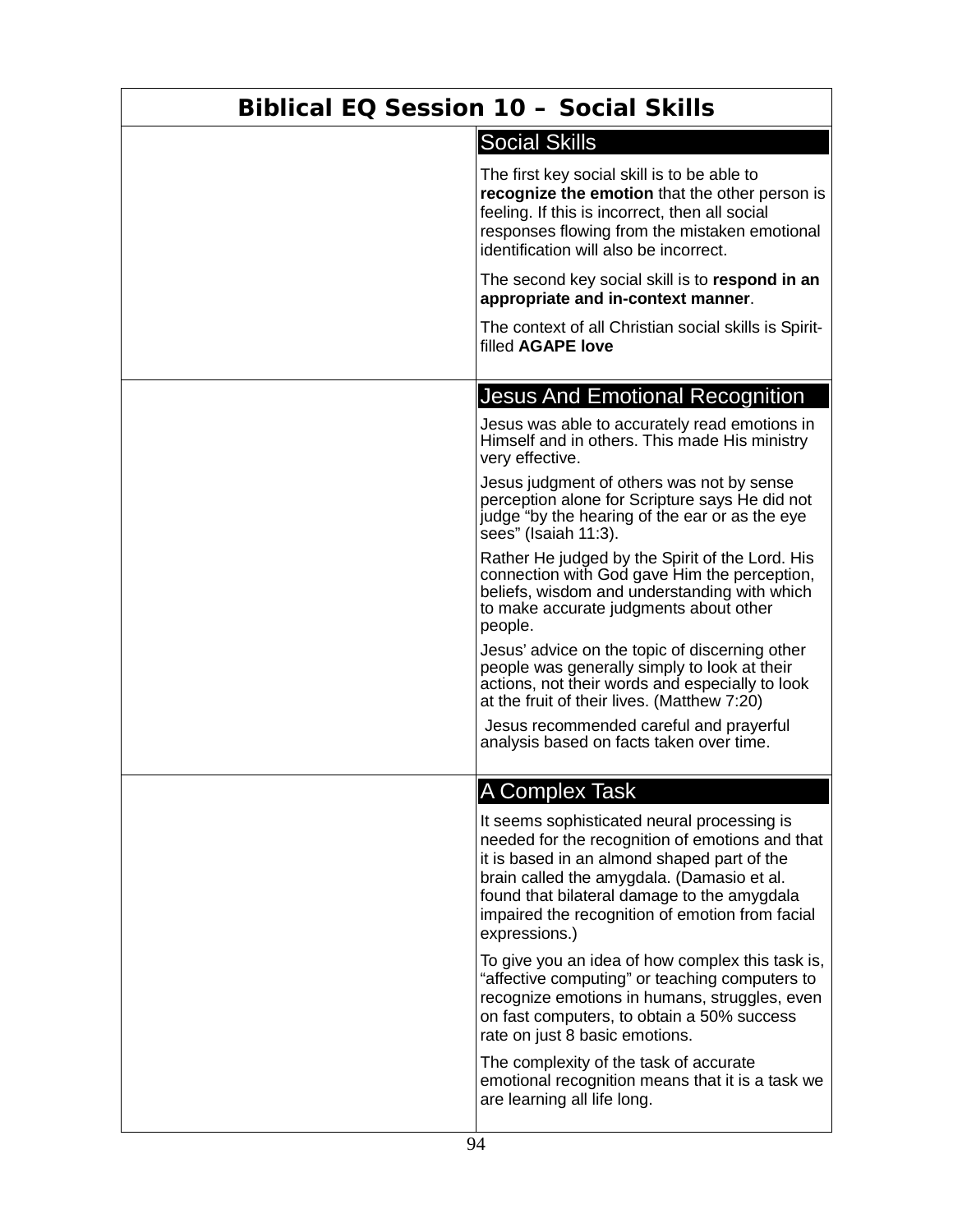# Biblical EQ Session 10 – Social Skills

## Social Skills

The first key social skill is to be able to **recognize the emotion** that the other person is feeling. If this is incorrect, then all social responses flowing from the mistaken emotional identification will also be incorrect.

The second key social skill is to **respond in an appropriate and in-context manner**.

The context of all Christian social skills is Spirit-filled **AGAPE love**

## Jesus And Emotional Recognition

Jesus was able to accurately read emotions in Himself and in others. This made His ministry very effective.

Jesus judgment of others was not by sense perception alone for Scripture says He did not judge "by the hearing of the ear or as the eye sees" (Isaiah 11:3).

Rather He judged by the Spirit of the Lord. His connection with God gave Him the perception, beliefs, wisdom and understanding with which to make accurate judgments about other people.

Jesus' advice on the topic of discerning other people was generally simply to look at their actions, not their words and especially to look at the fruit of their lives. (Matthew 7:20)

Jesus recommended careful and prayerful analysis based on facts taken over time.

## A Complex Task

It seems sophisticated neural processing is needed for the recognition of emotions and that it is based in an almond shaped part of the brain called the amygdala. (Damasio et al. found that bilateral damage to the amygdala impaired the recognition of emotion from facial expressions.)

To give you an idea of how complex this task is, "affective computing" or teaching computers to recognize emotions in humans, struggles, even on fast computers, to obtain a 50% success rate on just 8 basic emotions.

The complexity of the task of accurate emotional recognition means that it is a task we are learning all life long.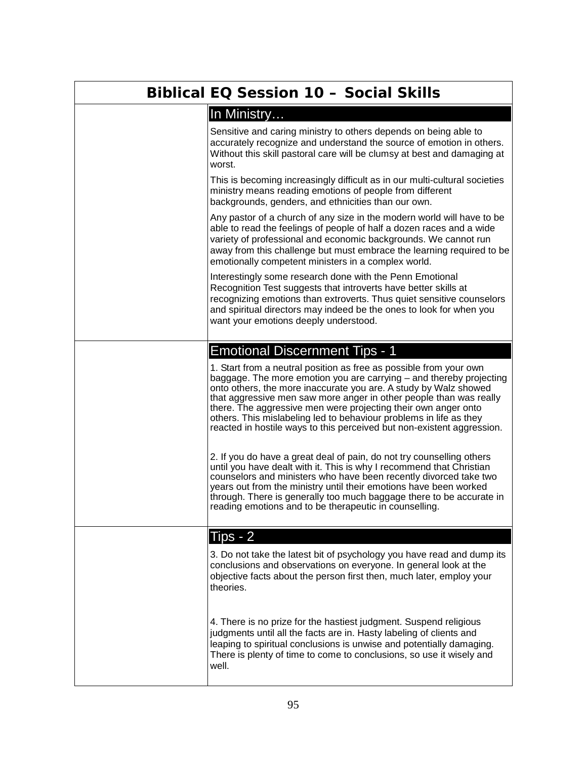# Biblical EQ Session 10 – Social Skills

## In Ministry…

Sensitive and caring ministry to others depends on being able to accurately recognize and understand the source of emotion in others. Without this skill pastoral care will be clumsy at best and damaging at worst.

This is becoming increasingly difficult as in our multi-cultural societies ministry means reading emotions of people from different backgrounds, genders, and ethnicities than our own.

Any pastor of a church of any size in the modern world will have to be able to read the feelings of people of half a dozen races and a wide variety of professional and economic backgrounds. We cannot run away from this challenge but must embrace the learning required to be emotionally competent ministers in a complex world.

Interestingly some research done with the Penn Emotional Recognition Test suggests that introverts have better skills at recognizing emotions than extroverts. Thus quiet sensitive counselors and spiritual directors may indeed be the ones to look for when you want your emotions deeply understood.

## Emotional Discernment Tips - 1

1. Start from a neutral position as free as possible from your own baggage. The more emotion you are carrying – and thereby projecting onto others, the more inaccurate you are. A study by Walz showed that aggressive men saw more anger in other people than was really there. The aggressive men were projecting their own anger onto others. This mislabeling led to behaviour problems in life as they reacted in hostile ways to this perceived but non-existent aggression.

2. If you do have a great deal of pain, do not try counselling others until you have dealt with it. This is why I recommend that Christian counselors and ministers who have been recently divorced take two years out from the ministry until their emotions have been worked through. There is generally too much baggage there to be accurate in reading emotions and to be therapeutic in counselling.

## Tips - 2

3. Do not take the latest bit of psychology you have read and dump its conclusions and observations on everyone. In general look at the objective facts about the person first then, much later, employ your theories.

4. There is no prize for the hastiest judgment. Suspend religious judgments until all the facts are in. Hasty labeling of clients and leaping to spiritual conclusions is unwise and potentially damaging. There is plenty of time to come to conclusions, so use it wisely and well.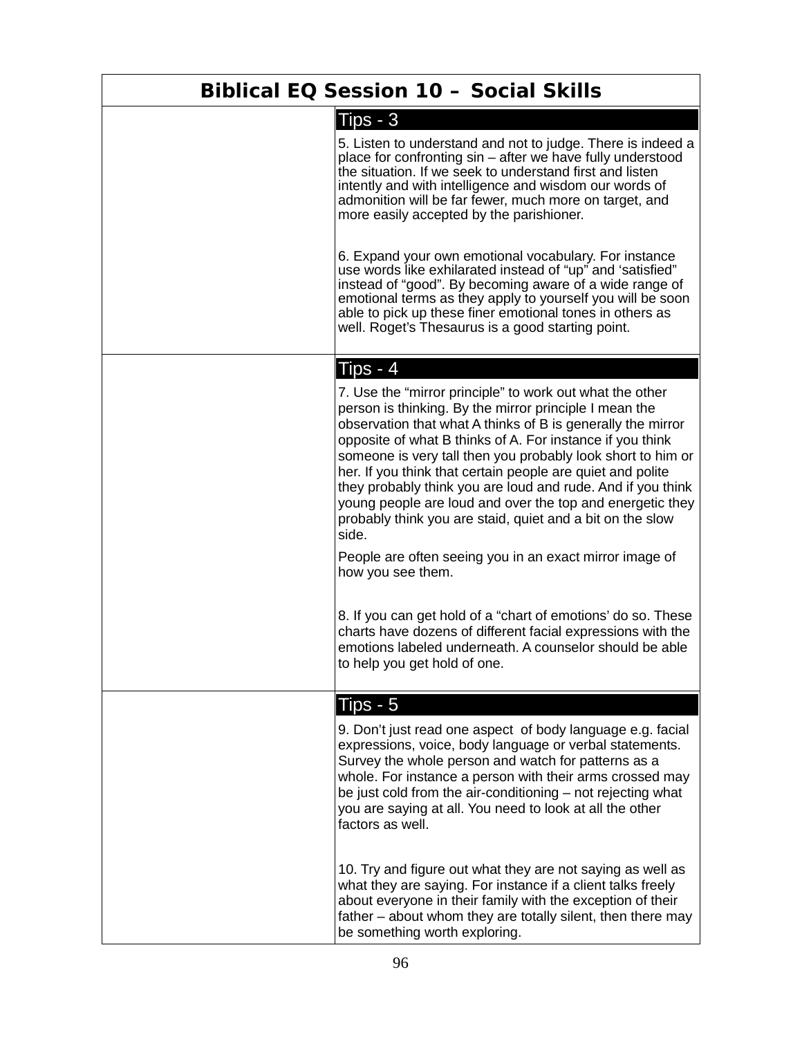# Biblical EQ Session 10 – Social Skills

### Tips - 3

5. Listen to understand and not to judge. There is indeed a place for confronting sin – after we have fully understood the situation. If we seek to understand first and listen intently and with intelligence and wisdom our words of admonition will be far fewer, much more on target, and more easily accepted by the parishioner.

6. Expand your own emotional vocabulary. For instance use words like exhilarated instead of "up" and 'satisfied" instead of "good". By becoming aware of a wide range of emotional terms as they apply to yourself you will be soon able to pick up these finer emotional tones in others as well. Roget's Thesaurus is a good starting point.

### Tips - 4

7. Use the "mirror principle" to work out what the other person is thinking. By the mirror principle I mean the observation that what A thinks of B is generally the mirror opposite of what B thinks of A. For instance if you think someone is very tall then you probably look short to him or her. If you think that certain people are quiet and polite they probably think you are loud and rude. And if you think young people are loud and over the top and energetic they probably think you are staid, quiet and a bit on the slow side.

People are often seeing you in an exact mirror image of how you see them.

8. If you can get hold of a "chart of emotions' do so. These charts have dozens of different facial expressions with the emotions labeled underneath. A counselor should be able to help you get hold of one.

### Tips - 5

9. Don't just read one aspect of body language e.g. facial expressions, voice, body language or verbal statements. Survey the whole person and watch for patterns as a whole. For instance a person with their arms crossed may be just cold from the air-conditioning – not rejecting what you are saying at all. You need to look at all the other factors as well.

10. Try and figure out what they are not saying as well as what they are saying. For instance if a client talks freely about everyone in their family with the exception of their father – about whom they are totally silent, then there may be something worth exploring.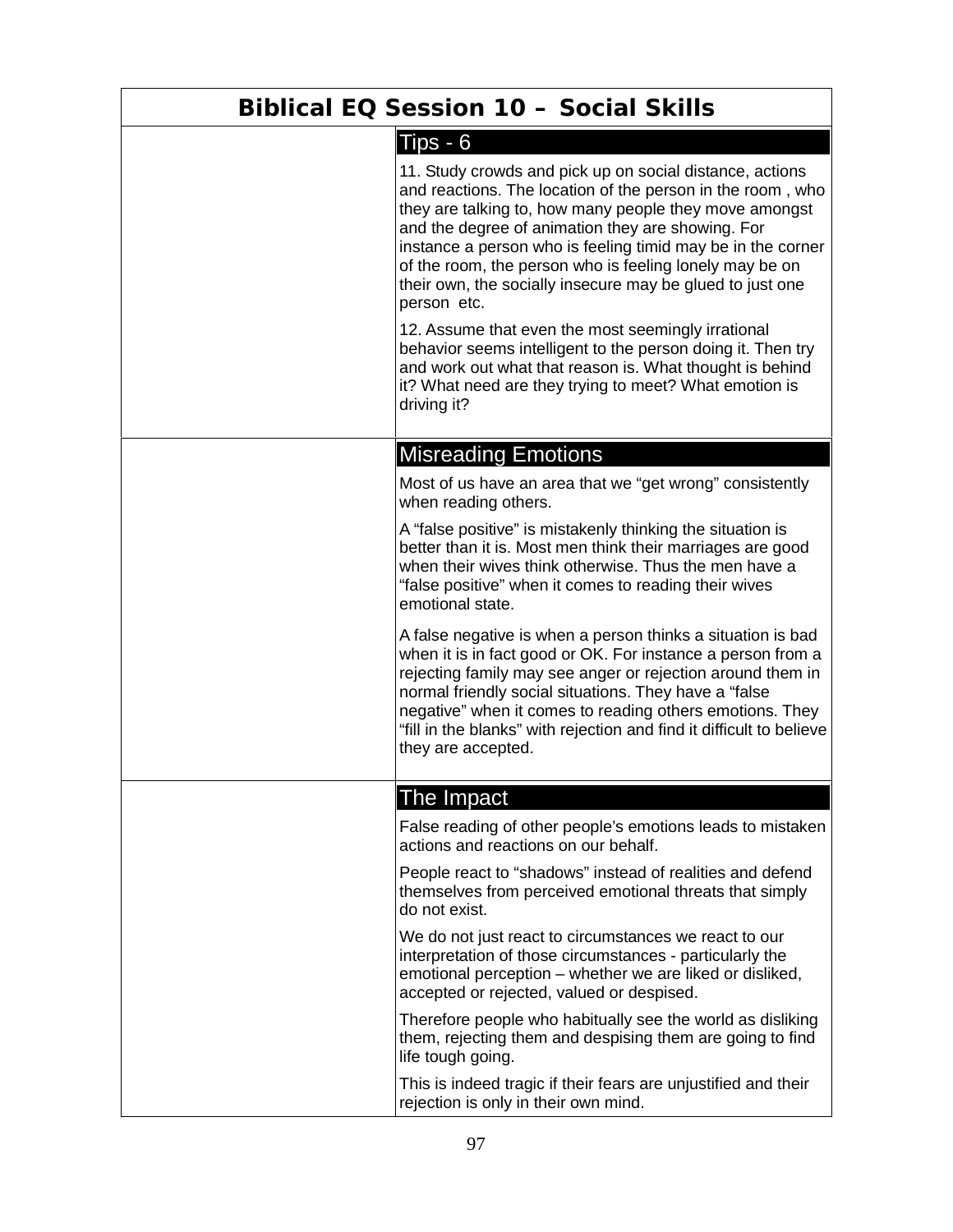# Biblical EQ Session 10 – Social Skills

## Tips - 6

11. Study crowds and pick up on social distance, actions and reactions. The location of the person in the room , who they are talking to, how many people they move amongst and the degree of animation they are showing. For instance a person who is feeling timid may be in the corner of the room, the person who is feeling lonely may be on their own, the socially insecure may be glued to just one person etc.

12. Assume that even the most seemingly irrational behavior seems intelligent to the person doing it. Then try and work out what that reason is. What thought is behind it? What need are they trying to meet? What emotion is driving it?

## Misreading Emotions

Most of us have an area that we "get wrong" consistently when reading others.

A "false positive" is mistakenly thinking the situation is better than it is. Most men think their marriages are good when their wives think otherwise. Thus the men have a "false positive" when it comes to reading their wives emotional state.

A false negative is when a person thinks a situation is bad when it is in fact good or OK. For instance a person from a rejecting family may see anger or rejection around them in normal friendly social situations. They have a "false negative" when it comes to reading others emotions. They "fill in the blanks" with rejection and find it difficult to believe they are accepted.

## The Impact

False reading of other people's emotions leads to mistaken actions and reactions on our behalf.

People react to "shadows" instead of realities and defend themselves from perceived emotional threats that simply do not exist.

We do not just react to circumstances we react to our interpretation of those circumstances - particularly the emotional perception – whether we are liked or disliked, accepted or rejected, valued or despised.

Therefore people who habitually see the world as disliking them, rejecting them and despising them are going to find life tough going.

This is indeed tragic if their fears are unjustified and their rejection is only in their own mind.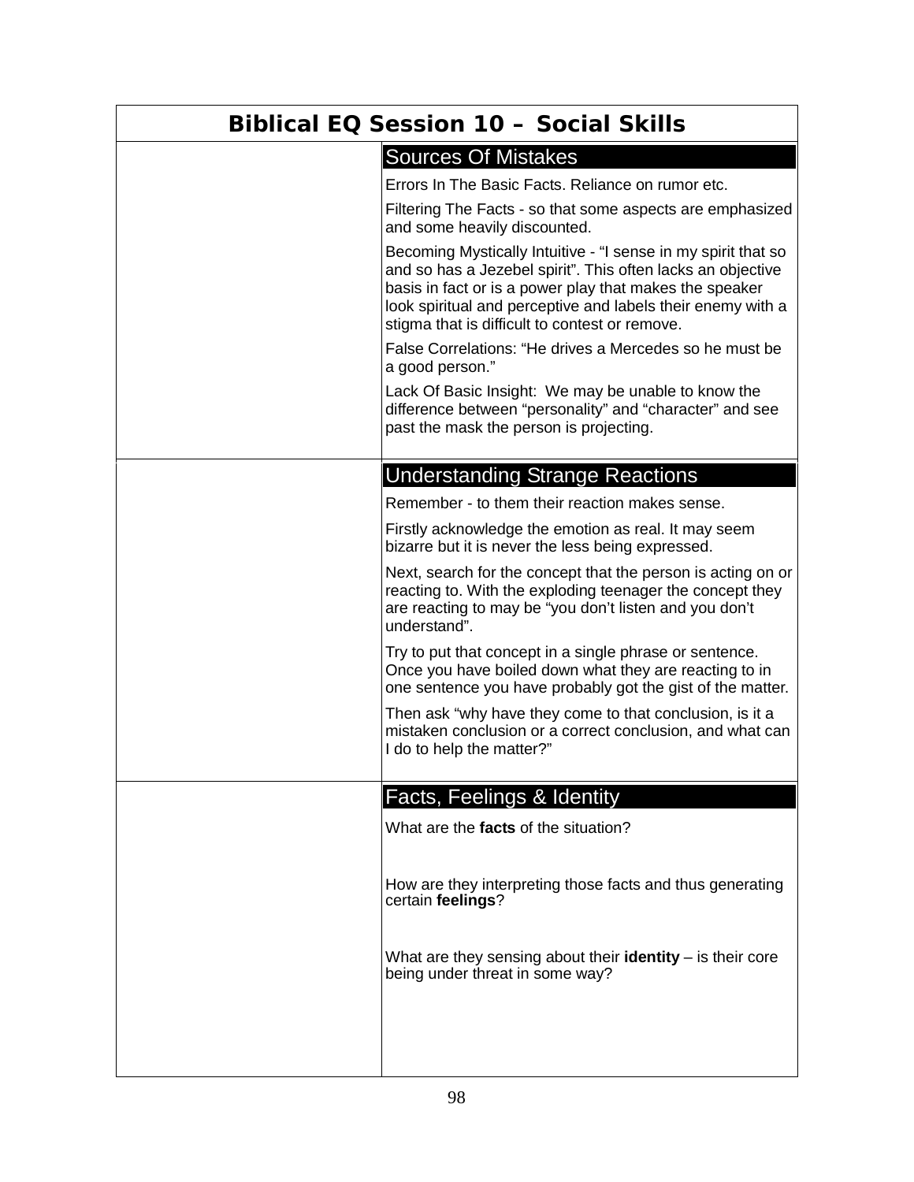# Biblical EQ Session 10 – Social Skills

## Sources Of Mistakes

Errors In The Basic Facts. Reliance on rumor etc.

Filtering The Facts - so that some aspects are emphasized and some heavily discounted.

Becoming Mystically Intuitive - "I sense in my spirit that so and so has a Jezebel spirit". This often lacks an objective basis in fact or is a power play that makes the speaker look spiritual and perceptive and labels their enemy with a stigma that is difficult to contest or remove.

False Correlations: "He drives a Mercedes so he must be a good person."

Lack Of Basic Insight: We may be unable to know the difference between "personality" and "character" and see past the mask the person is projecting.

## Understanding Strange Reactions

Remember - to them their reaction makes sense.

Firstly acknowledge the emotion as real. It may seem bizarre but it is never the less being expressed.

Next, search for the concept that the person is acting on or reacting to. With the exploding teenager the concept they are reacting to may be "you don't listen and you don't understand".

Try to put that concept in a single phrase or sentence. Once you have boiled down what they are reacting to in one sentence you have probably got the gist of the matter.

Then ask "why have they come to that conclusion, is it a mistaken conclusion or a correct conclusion, and what can I do to help the matter?"

## Facts, Feelings & Identity

What are the **facts** of the situation?

How are they interpreting those facts and thus generating certain **feelings**?

What are they sensing about their **identity** – is their core being under threat in some way?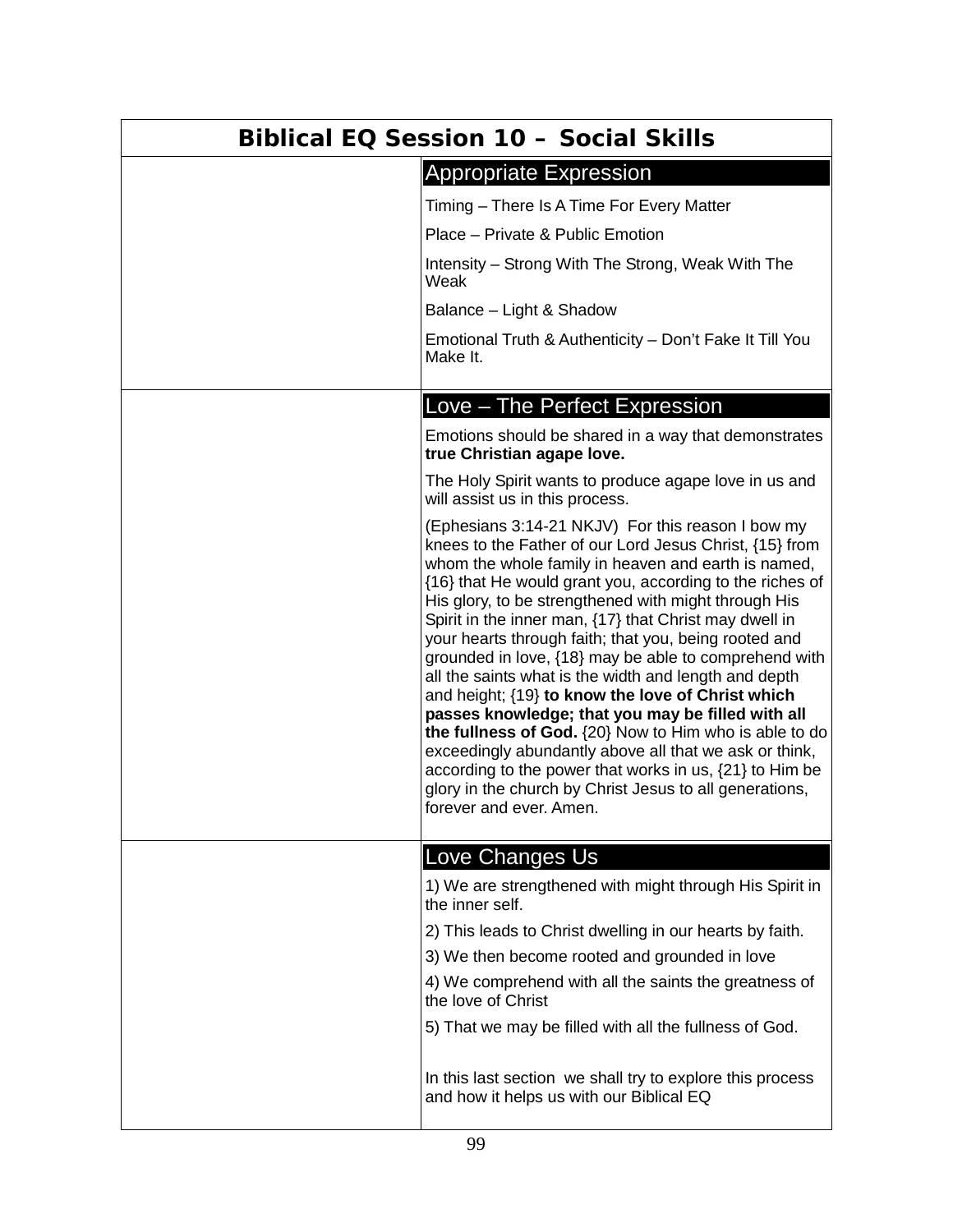# Biblical EQ Session 10 – Social Skills

## Appropriate Expression

Timing – There Is A Time For Every Matter

Place – Private & Public Emotion

Intensity – Strong With The Strong, Weak With The Weak

Balance – Light & Shadow

Emotional Truth & Authenticity – Don't Fake It Till You Make It.

## Love – The Perfect Expression

Emotions should be shared in a way that demonstrates **true Christian agape love.**

The Holy Spirit wants to produce agape love in us and will assist us in this process.

(Ephesians 3:14-21 NKJV) For this reason I bow my knees to the Father of our Lord Jesus Christ, {15} from whom the whole family in heaven and earth is named, {16} that He would grant you, according to the riches of His glory, to be strengthened with might through His Spirit in the inner man, {17} that Christ may dwell in your hearts through faith; that you, being rooted and grounded in love, {18} may be able to comprehend with all the saints what is the width and length and depth and height; {19} **to know the love of Christ which passes knowledge; that you may be filled with all the fullness of God.** {20} Now to Him who is able to do exceedingly abundantly above all that we ask or think, according to the power that works in us, {21} to Him be glory in the church by Christ Jesus to all generations, forever and ever. Amen.

## Love Changes Us

1) We are strengthened with might through His Spirit in the inner self.

2) This leads to Christ dwelling in our hearts by faith.

3) We then become rooted and grounded in love

4) We comprehend with all the saints the greatness of the love of Christ

5) That we may be filled with all the fullness of God.

In this last section we shall try to explore this process and how it helps us with our Biblical EQ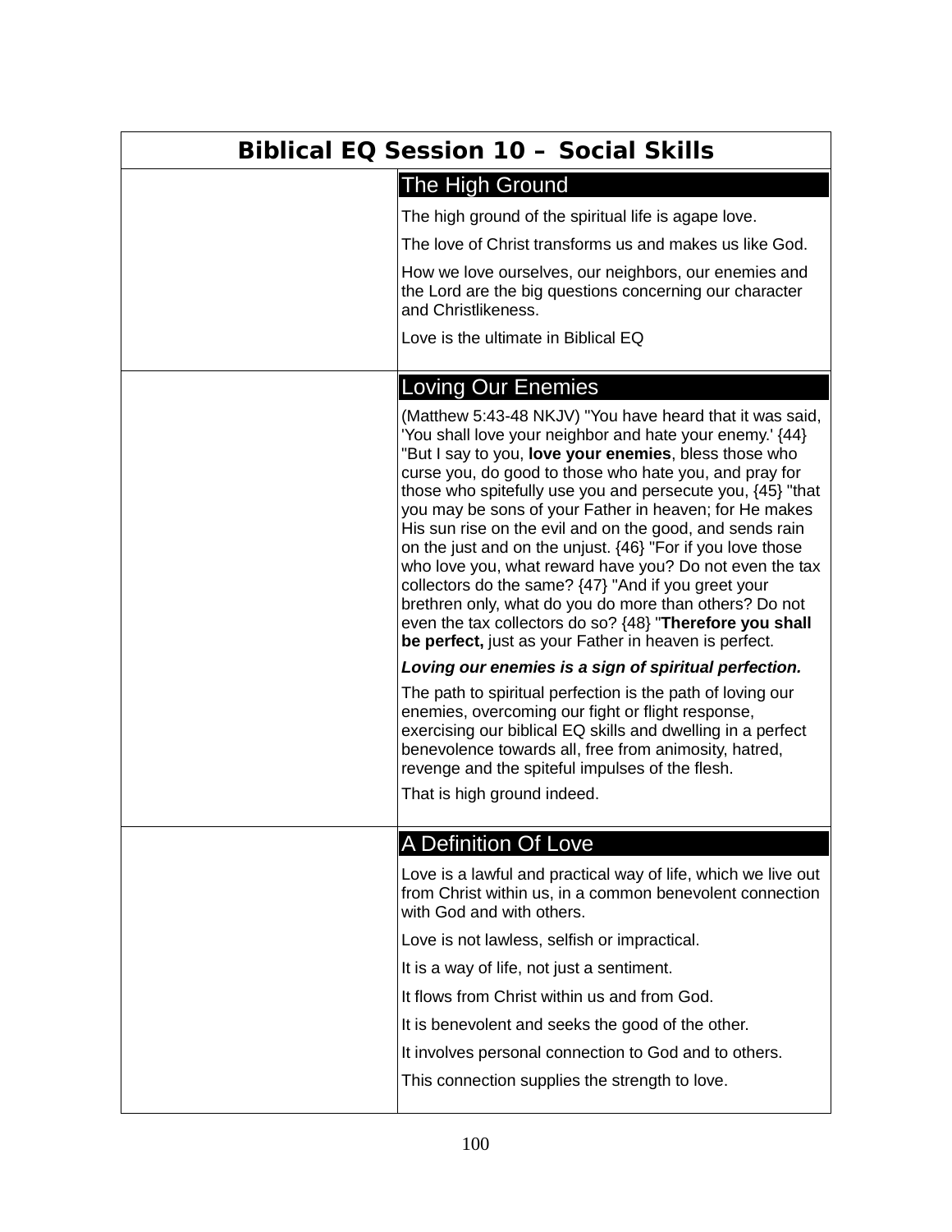# Biblical EQ Session 10 – Social Skills

## The High Ground

The high ground of the spiritual life is agape love.

The love of Christ transforms us and makes us like God.

How we love ourselves, our neighbors, our enemies and the Lord are the big questions concerning our character and Christlikeness.

Love is the ultimate in Biblical EQ

## Loving Our Enemies

(Matthew 5:43-48 NKJV) "You have heard that it was said, 'You shall love your neighbor and hate your enemy.' {44} "But I say to you, **love your enemies**, bless those who curse you, do good to those who hate you, and pray for those who spitefully use you and persecute you, {45} "that you may be sons of your Father in heaven; for He makes His sun rise on the evil and on the good, and sends rain on the just and on the unjust. {46} "For if you love those who love you, what reward have you? Do not even the tax collectors do the same? {47} "And if you greet your brethren only, what do you do more than others? Do not even the tax collectors do so? {48} "**Therefore you shall be perfect,** just as your Father in heaven is perfect.

***Loving our enemies is a sign of spiritual perfection.***

The path to spiritual perfection is the path of loving our enemies, overcoming our fight or flight response, exercising our biblical EQ skills and dwelling in a perfect benevolence towards all, free from animosity, hatred, revenge and the spiteful impulses of the flesh.

That is high ground indeed.

## A Definition Of Love

Love is a lawful and practical way of life, which we live out from Christ within us, in a common benevolent connection with God and with others.

Love is not lawless, selfish or impractical.

It is a way of life, not just a sentiment.

It flows from Christ within us and from God.

It is benevolent and seeks the good of the other.

It involves personal connection to God and to others.

This connection supplies the strength to love.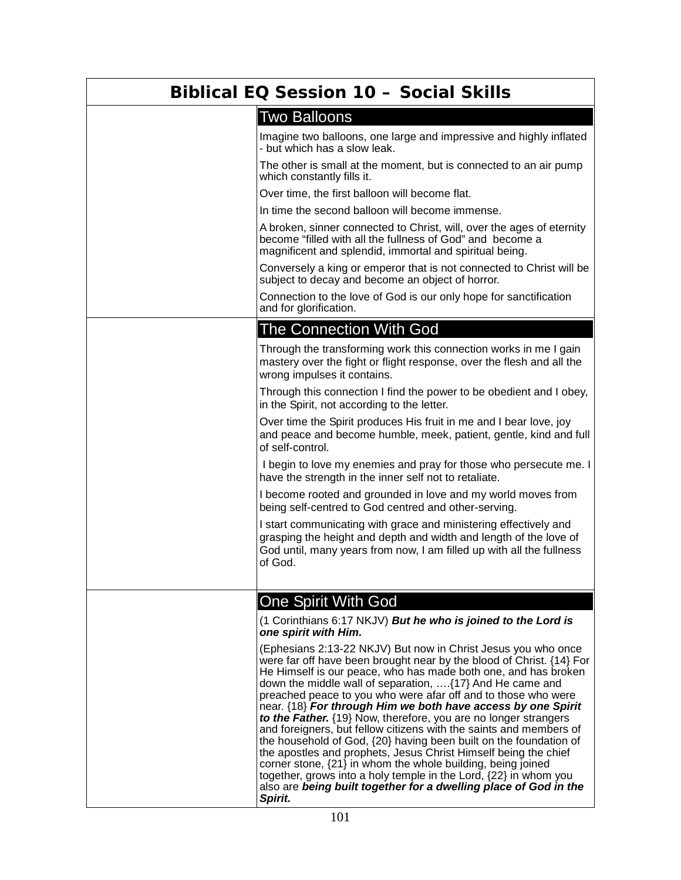# Biblical EQ Session 10 – Social Skills

## Two Balloons

Imagine two balloons, one large and impressive and highly inflated - but which has a slow leak.

The other is small at the moment, but is connected to an air pump which constantly fills it.

Over time, the first balloon will become flat.

In time the second balloon will become immense.

A broken, sinner connected to Christ, will, over the ages of eternity become "filled with all the fullness of God" and become a magnificent and splendid, immortal and spiritual being.

Conversely a king or emperor that is not connected to Christ will be subject to decay and become an object of horror.

Connection to the love of God is our only hope for sanctification and for glorification.

## The Connection With God

Through the transforming work this connection works in me I gain mastery over the fight or flight response, over the flesh and all the wrong impulses it contains.

Through this connection I find the power to be obedient and I obey, in the Spirit, not according to the letter.

Over time the Spirit produces His fruit in me and I bear love, joy and peace and become humble, meek, patient, gentle, kind and full of self-control.

I begin to love my enemies and pray for those who persecute me. I have the strength in the inner self not to retaliate.

I become rooted and grounded in love and my world moves from being self-centred to God centred and other-serving.

I start communicating with grace and ministering effectively and grasping the height and depth and width and length of the love of God until, many years from now, I am filled up with all the fullness of God.

## One Spirit With God

(1 Corinthians 6:17 NKJV) ***But he who is joined to the Lord is one spirit with Him.***

(Ephesians 2:13-22 NKJV) But now in Christ Jesus you who once were far off have been brought near by the blood of Christ. {14} For He Himself is our peace, who has made both one, and has broken down the middle wall of separation, ….{17} And He came and preached peace to you who were afar off and to those who were near. {18} ***For through Him we both have access by one Spirit to the Father.*** {19} Now, therefore, you are no longer strangers and foreigners, but fellow citizens with the saints and members of the household of God, {20} having been built on the foundation of the apostles and prophets, Jesus Christ Himself being the chief corner stone, {21} in whom the whole building, being joined together, grows into a holy temple in the Lord, {22} in whom you also are ***being built together for a dwelling place of God in the Spirit.***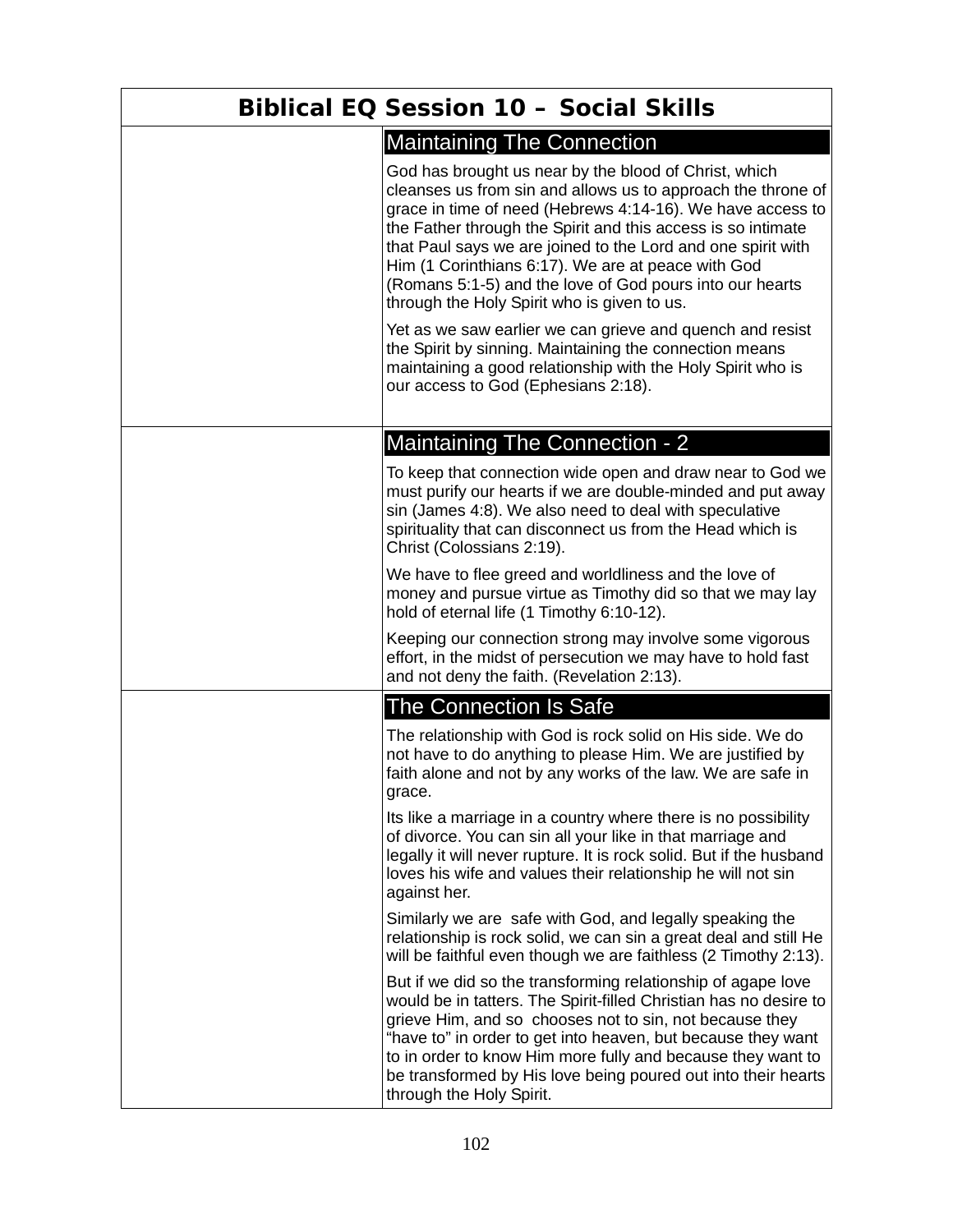# Biblical EQ Session 10 – Social Skills

## Maintaining The Connection

God has brought us near by the blood of Christ, which cleanses us from sin and allows us to approach the throne of grace in time of need (Hebrews 4:14-16). We have access to the Father through the Spirit and this access is so intimate that Paul says we are joined to the Lord and one spirit with Him (1 Corinthians 6:17). We are at peace with God (Romans 5:1-5) and the love of God pours into our hearts through the Holy Spirit who is given to us.

Yet as we saw earlier we can grieve and quench and resist the Spirit by sinning. Maintaining the connection means maintaining a good relationship with the Holy Spirit who is our access to God (Ephesians 2:18).

## Maintaining The Connection - 2

To keep that connection wide open and draw near to God we must purify our hearts if we are double-minded and put away sin (James 4:8). We also need to deal with speculative spirituality that can disconnect us from the Head which is Christ (Colossians 2:19).

We have to flee greed and worldliness and the love of money and pursue virtue as Timothy did so that we may lay hold of eternal life (1 Timothy 6:10-12).

Keeping our connection strong may involve some vigorous effort, in the midst of persecution we may have to hold fast and not deny the faith. (Revelation 2:13).

## The Connection Is Safe

The relationship with God is rock solid on His side. We do not have to do anything to please Him. We are justified by faith alone and not by any works of the law. We are safe in grace.

Its like a marriage in a country where there is no possibility of divorce. You can sin all your like in that marriage and legally it will never rupture. It is rock solid. But if the husband loves his wife and values their relationship he will not sin against her.

Similarly we are safe with God, and legally speaking the relationship is rock solid, we can sin a great deal and still He will be faithful even though we are faithless (2 Timothy 2:13).

But if we did so the transforming relationship of agape love would be in tatters. The Spirit-filled Christian has no desire to grieve Him, and so chooses not to sin, not because they "have to" in order to get into heaven, but because they want to in order to know Him more fully and because they want to be transformed by His love being poured out into their hearts through the Holy Spirit.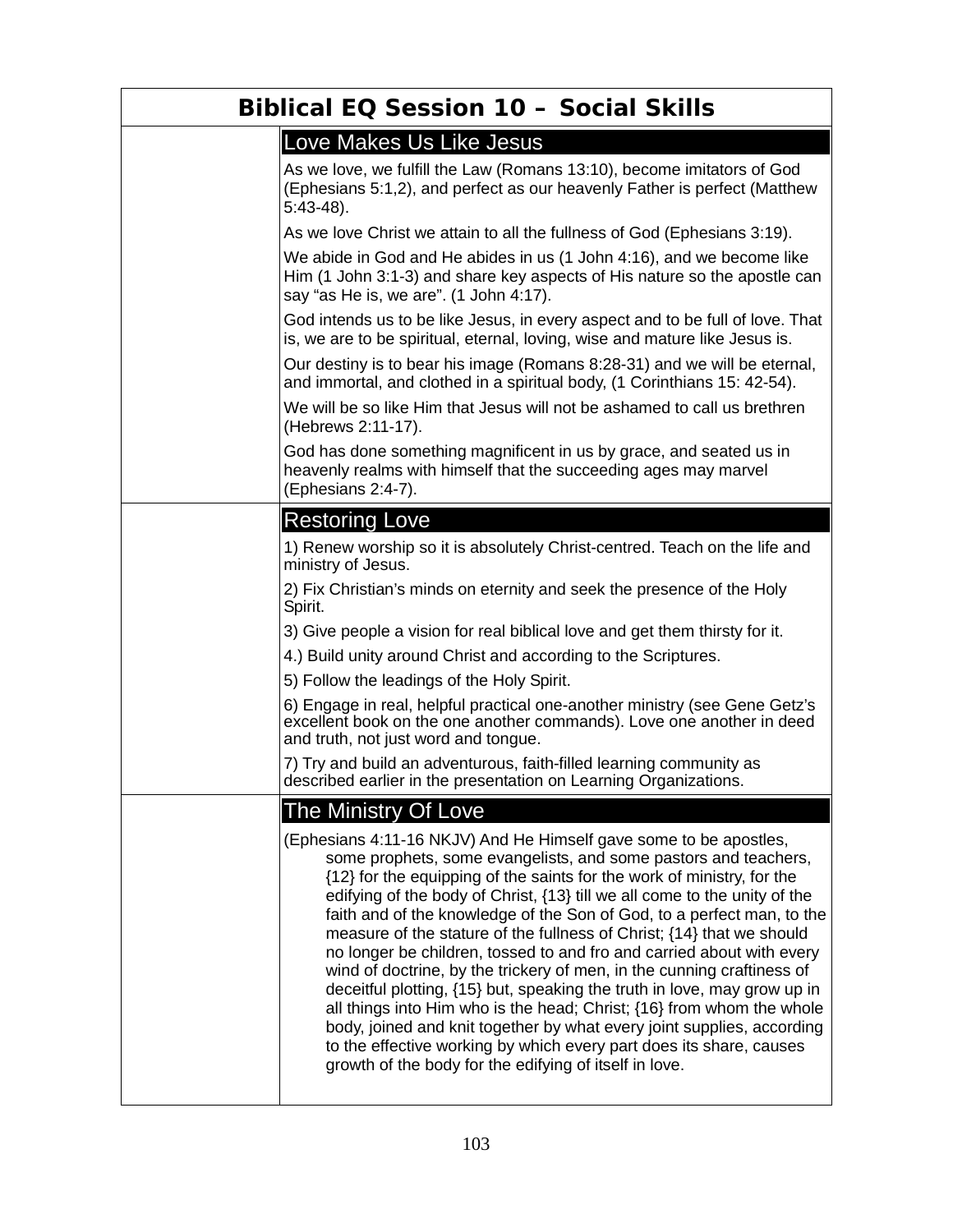# Biblical EQ Session 10 – Social Skills

## Love Makes Us Like Jesus

As we love, we fulfill the Law (Romans 13:10), become imitators of God (Ephesians 5:1,2), and perfect as our heavenly Father is perfect (Matthew 5:43-48).

As we love Christ we attain to all the fullness of God (Ephesians 3:19).

We abide in God and He abides in us (1 John 4:16), and we become like Him (1 John 3:1-3) and share key aspects of His nature so the apostle can say "as He is, we are". (1 John 4:17).

God intends us to be like Jesus, in every aspect and to be full of love. That is, we are to be spiritual, eternal, loving, wise and mature like Jesus is.

Our destiny is to bear his image (Romans 8:28-31) and we will be eternal, and immortal, and clothed in a spiritual body, (1 Corinthians 15: 42-54).

We will be so like Him that Jesus will not be ashamed to call us brethren (Hebrews 2:11-17).

God has done something magnificent in us by grace, and seated us in heavenly realms with himself that the succeeding ages may marvel (Ephesians 2:4-7).

## Restoring Love

1) Renew worship so it is absolutely Christ-centred. Teach on the life and ministry of Jesus.

2) Fix Christian's minds on eternity and seek the presence of the Holy Spirit.

3) Give people a vision for real biblical love and get them thirsty for it.

4.) Build unity around Christ and according to the Scriptures.

5) Follow the leadings of the Holy Spirit.

6) Engage in real, helpful practical one-another ministry (see Gene Getz's excellent book on the one another commands). Love one another in deed and truth, not just word and tongue.

7) Try and build an adventurous, faith-filled learning community as described earlier in the presentation on Learning Organizations.

## The Ministry Of Love

(Ephesians 4:11-16 NKJV) And He Himself gave some to be apostles, some prophets, some evangelists, and some pastors and teachers, {12} for the equipping of the saints for the work of ministry, for the edifying of the body of Christ, {13} till we all come to the unity of the faith and of the knowledge of the Son of God, to a perfect man, to the measure of the stature of the fullness of Christ; {14} that we should no longer be children, tossed to and fro and carried about with every wind of doctrine, by the trickery of men, in the cunning craftiness of deceitful plotting, {15} but, speaking the truth in love, may grow up in all things into Him who is the head; Christ; {16} from whom the whole body, joined and knit together by what every joint supplies, according to the effective working by which every part does its share, causes growth of the body for the edifying of itself in love.